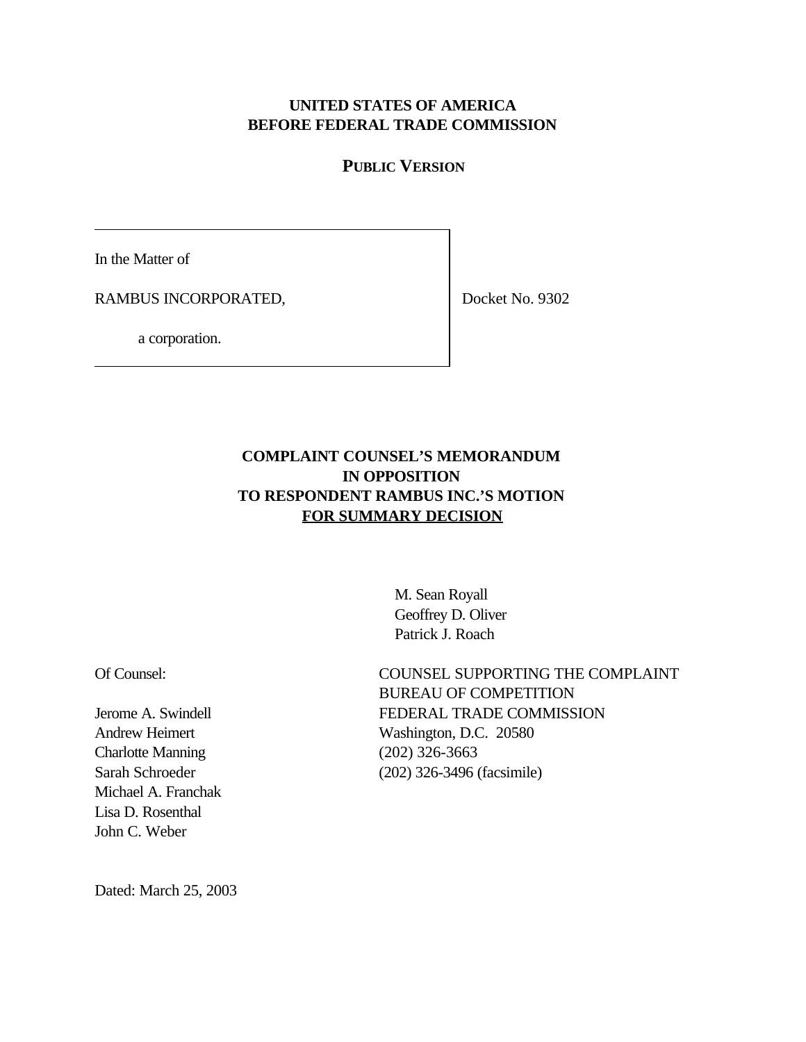**UNITED STATES OF AMERICA**
**BEFORE FEDERAL TRADE COMMISSION**

**PUBLIC VERSION**

| In the Matter of<br><br>RAMBUS INCORPORATED,<br><br>a corporation. | Docket No. 9302 |
|---|---|

# COMPLAINT COUNSEL'S MEMORANDUM IN OPPOSITION TO RESPONDENT RAMBUS INC.'S MOTION FOR SUMMARY DECISION

M. Sean Royall
Geoffrey D. Oliver
Patrick J. Roach

COUNSEL SUPPORTING THE COMPLAINT
BUREAU OF COMPETITION
FEDERAL TRADE COMMISSION
Washington, D.C. 20580
(202) 326-3663
(202) 326-3496 (facsimile)

Of Counsel:

Jerome A. Swindell
Andrew Heimert
Charlotte Manning
Sarah Schroeder
Michael A. Franchak
Lisa D. Rosenthal
John C. Weber

Dated: March 25, 2003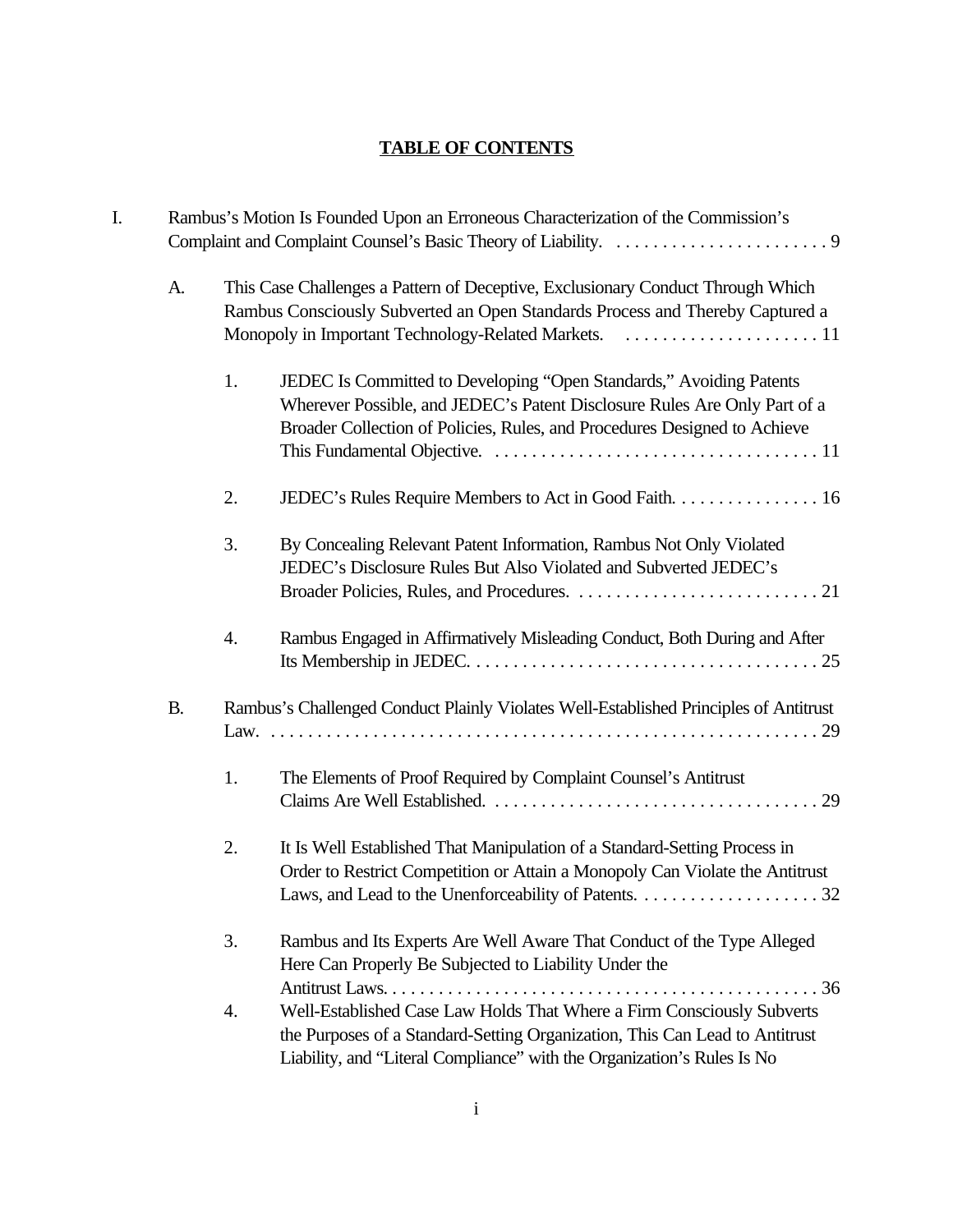## TABLE OF CONTENTS

I. Rambus's Motion Is Founded Upon an Erroneous Characterization of the Commission's Complaint and Complaint Counsel's Basic Theory of Liability. . . . . . . . . . . . . . . . . . . . . . . . 9

   A. This Case Challenges a Pattern of Deceptive, Exclusionary Conduct Through Which Rambus Consciously Subverted an Open Standards Process and Thereby Captured a Monopoly in Important Technology-Related Markets. . . . . . . . . . . . . . . . . . . . . . 11

      1. JEDEC Is Committed to Developing "Open Standards," Avoiding Patents Wherever Possible, and JEDEC's Patent Disclosure Rules Are Only Part of a Broader Collection of Policies, Rules, and Procedures Designed to Achieve This Fundamental Objective. . . . . . . . . . . . . . . . . . . . . . . . . . . . . . . . . . . . . 11

      2. JEDEC's Rules Require Members to Act in Good Faith. . . . . . . . . . . . . . . . 16

      3. By Concealing Relevant Patent Information, Rambus Not Only Violated JEDEC's Disclosure Rules But Also Violated and Subverted JEDEC's Broader Policies, Rules, and Procedures. . . . . . . . . . . . . . . . . . . . . . . . . . . 21

      4. Rambus Engaged in Affirmatively Misleading Conduct, Both During and After Its Membership in JEDEC. . . . . . . . . . . . . . . . . . . . . . . . . . . . . . . . . . . . . . 25

   B. Rambus's Challenged Conduct Plainly Violates Well-Established Principles of Antitrust Law. . . . . . . . . . . . . . . . . . . . . . . . . . . . . . . . . . . . . . . . . . . . . . . . . . . . . . . . . . . 29

      1. The Elements of Proof Required by Complaint Counsel's Antitrust Claims Are Well Established. . . . . . . . . . . . . . . . . . . . . . . . . . . . . . . . . . . . 29

      2. It Is Well Established That Manipulation of a Standard-Setting Process in Order to Restrict Competition or Attain a Monopoly Can Violate the Antitrust Laws, and Lead to the Unenforceability of Patents. . . . . . . . . . . . . . . . . . . . 32

      3. Rambus and Its Experts Are Well Aware That Conduct of the Type Alleged Here Can Properly Be Subjected to Liability Under the Antitrust Laws. . . . . . . . . . . . . . . . . . . . . . . . . . . . . . . . . . . . . . . . . . . . . . . 36

      4. Well-Established Case Law Holds That Where a Firm Consciously Subverts the Purposes of a Standard-Setting Organization, This Can Lead to Antitrust Liability, and "Literal Compliance" with the Organization's Rules Is No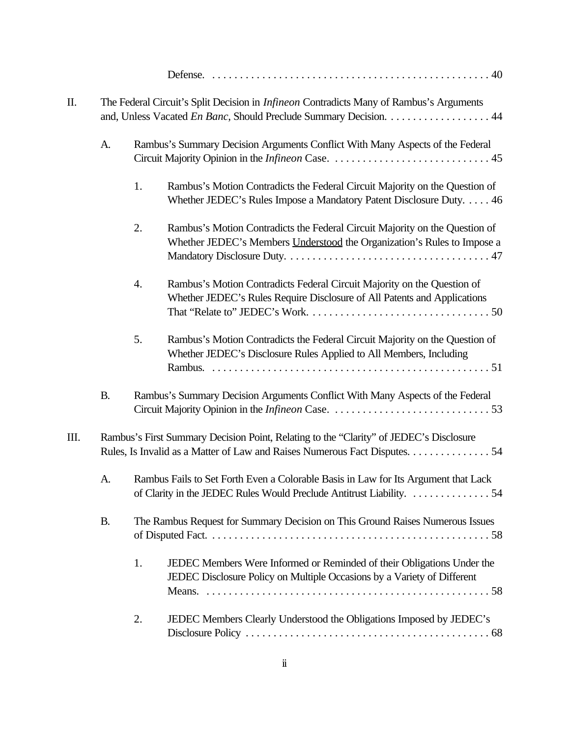Defense. . . . . . . . . . . . . . . . . . . . . . . . . . . . . . . . . . . . . . . . . . . . . . . . . . 40

II. The Federal Circuit's Split Decision in *Infineon* Contradicts Many of Rambus's Arguments and, Unless Vacated *En Banc*, Should Preclude Summary Decision. . . . . . . . . . . . . . . . . . . 44

A. Rambus's Summary Decision Arguments Conflict With Many Aspects of the Federal Circuit Majority Opinion in the *Infineon* Case. . . . . . . . . . . . . . . . . . . . . . . . . . . . . 45

1. Rambus's Motion Contradicts the Federal Circuit Majority on the Question of Whether JEDEC's Rules Impose a Mandatory Patent Disclosure Duty. . . . . 46

2. Rambus's Motion Contradicts the Federal Circuit Majority on the Question of Whether JEDEC's Members Understood the Organization's Rules to Impose a Mandatory Disclosure Duty. . . . . . . . . . . . . . . . . . . . . . . . . . . . . . . . . . . . 47

4. Rambus's Motion Contradicts Federal Circuit Majority on the Question of Whether JEDEC's Rules Require Disclosure of All Patents and Applications That "Relate to" JEDEC's Work. . . . . . . . . . . . . . . . . . . . . . . . . . . . . . . . 50

5. Rambus's Motion Contradicts the Federal Circuit Majority on the Question of Whether JEDEC's Disclosure Rules Applied to All Members, Including Rambus. . . . . . . . . . . . . . . . . . . . . . . . . . . . . . . . . . . . . . . . . . . . . . . . . 51

B. Rambus's Summary Decision Arguments Conflict With Many Aspects of the Federal Circuit Majority Opinion in the *Infineon* Case. . . . . . . . . . . . . . . . . . . . . . . . . . . . . 53

III. Rambus's First Summary Decision Point, Relating to the "Clarity" of JEDEC's Disclosure Rules, Is Invalid as a Matter of Law and Raises Numerous Fact Disputes. . . . . . . . . . . . . . . 54

A. Rambus Fails to Set Forth Even a Colorable Basis in Law for Its Argument that Lack of Clarity in the JEDEC Rules Would Preclude Antitrust Liability. . . . . . . . . . . . . . . 54

B. The Rambus Request for Summary Decision on This Ground Raises Numerous Issues of Disputed Fact. . . . . . . . . . . . . . . . . . . . . . . . . . . . . . . . . . . . . . . . . . . . . . . . . . . 58

1. JEDEC Members Were Informed or Reminded of their Obligations Under the JEDEC Disclosure Policy on Multiple Occasions by a Variety of Different Means. . . . . . . . . . . . . . . . . . . . . . . . . . . . . . . . . . . . . . . . . . . . . . . . . . . 58

2. JEDEC Members Clearly Understood the Obligations Imposed by JEDEC's Disclosure Policy . . . . . . . . . . . . . . . . . . . . . . . . . . . . . . . . . . . . . . . . . . . . 68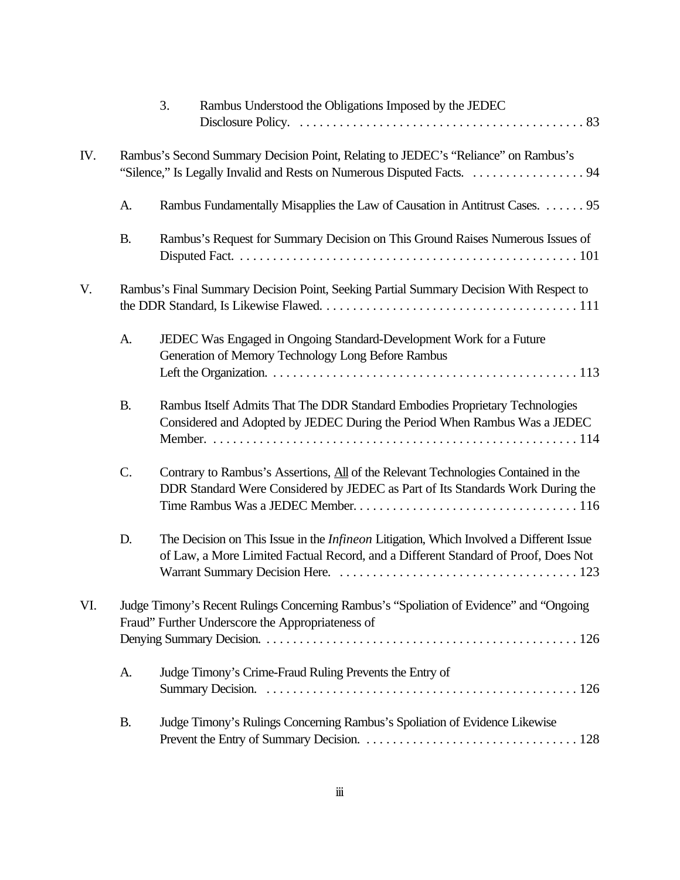3. Rambus Understood the Obligations Imposed by the JEDEC Disclosure Policy. . . . . . . . . . . . . . . . . . . . . . . . . . . . . . . . . . . . . . . . . . . 83

IV. Rambus's Second Summary Decision Point, Relating to JEDEC's "Reliance" on Rambus's "Silence," Is Legally Invalid and Rests on Numerous Disputed Facts. . . . . . . . . . . . . . . . . . 94

A. Rambus Fundamentally Misapplies the Law of Causation in Antitrust Cases. . . . . . . 95

B. Rambus's Request for Summary Decision on This Ground Raises Numerous Issues of Disputed Fact. . . . . . . . . . . . . . . . . . . . . . . . . . . . . . . . . . . . . . . . . . . . . . . . . . . 101

V. Rambus's Final Summary Decision Point, Seeking Partial Summary Decision With Respect to the DDR Standard, Is Likewise Flawed. . . . . . . . . . . . . . . . . . . . . . . . . . . . . . . . . . . . . . 111

A. JEDEC Was Engaged in Ongoing Standard-Development Work for a Future Generation of Memory Technology Long Before Rambus Left the Organization. . . . . . . . . . . . . . . . . . . . . . . . . . . . . . . . . . . . . . . . . . . . . . 113

B. Rambus Itself Admits That The DDR Standard Embodies Proprietary Technologies Considered and Adopted by JEDEC During the Period When Rambus Was a JEDEC Member. . . . . . . . . . . . . . . . . . . . . . . . . . . . . . . . . . . . . . . . . . . . . . . . . . . . . . . 114

C. Contrary to Rambus's Assertions, All of the Relevant Technologies Contained in the DDR Standard Were Considered by JEDEC as Part of Its Standards Work During the Time Rambus Was a JEDEC Member. . . . . . . . . . . . . . . . . . . . . . . . . . . . . . . . . . 116

D. The Decision on This Issue in the *Infineon* Litigation, Which Involved a Different Issue of Law, a More Limited Factual Record, and a Different Standard of Proof, Does Not Warrant Summary Decision Here. . . . . . . . . . . . . . . . . . . . . . . . . . . . . . . . . . . . . 123

VI. Judge Timony's Recent Rulings Concerning Rambus's "Spoliation of Evidence" and "Ongoing Fraud" Further Underscore the Appropriateness of Denying Summary Decision. . . . . . . . . . . . . . . . . . . . . . . . . . . . . . . . . . . . . . . . . . . . . . . . 126

A. Judge Timony's Crime-Fraud Ruling Prevents the Entry of Summary Decision. . . . . . . . . . . . . . . . . . . . . . . . . . . . . . . . . . . . . . . . . . . . . . . . . 126

B. Judge Timony's Rulings Concerning Rambus's Spoliation of Evidence Likewise Prevent the Entry of Summary Decision. . . . . . . . . . . . . . . . . . . . . . . . . . . . . . . . . 128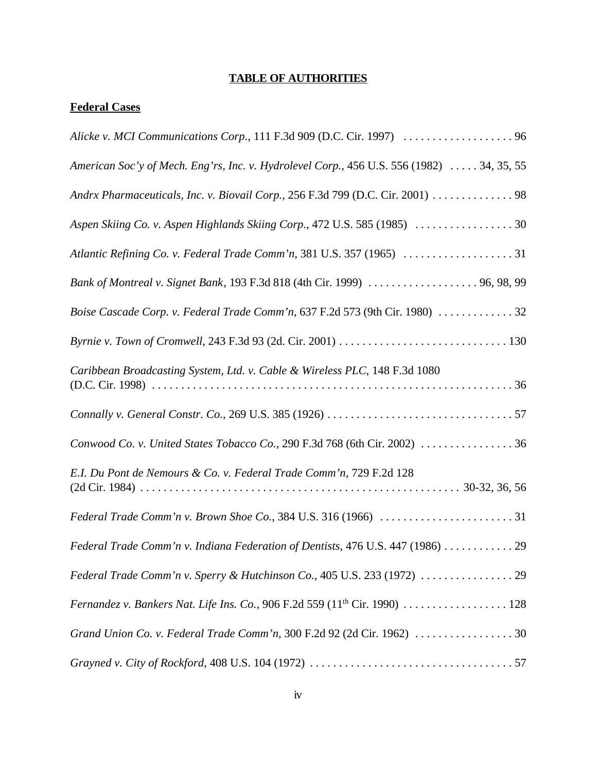## TABLE OF AUTHORITIES

### Federal Cases

*Alicke v. MCI Communications Corp.*, 111 F.3d 909 (D.C. Cir. 1997) . . . . . . . . . . . . . . . . . . . 96

*American Soc'y of Mech. Eng'rs, Inc. v. Hydrolevel Corp.*, 456 U.S. 556 (1982) . . . . . 34, 35, 55

*Andrx Pharmaceuticals, Inc. v. Biovail Corp.*, 256 F.3d 799 (D.C. Cir. 2001) . . . . . . . . . . . . . 98

*Aspen Skiing Co. v. Aspen Highlands Skiing Corp.*, 472 U.S. 585 (1985) . . . . . . . . . . . . . . . . . 30

*Atlantic Refining Co. v. Federal Trade Comm'n*, 381 U.S. 357 (1965) . . . . . . . . . . . . . . . . . . . 31

*Bank of Montreal v. Signet Bank*, 193 F.3d 818 (4th Cir. 1999) . . . . . . . . . . . . . . . . . . . 96, 98, 99

*Boise Cascade Corp. v. Federal Trade Comm'n*, 637 F.2d 573 (9th Cir. 1980) . . . . . . . . . . . . . 32

*Byrnie v. Town of Cromwell*, 243 F.3d 93 (2d. Cir. 2001) . . . . . . . . . . . . . . . . . . . . . . . . . . . . . 130

*Caribbean Broadcasting System, Ltd. v. Cable & Wireless PLC*, 148 F.3d 1080 (D.C. Cir. 1998) . . . . . . . . . . . . . . . . . . . . . . . . . . . . . . . . . . . . . . . . . . . . . . . . . . . . . . . . . . . . . . . 36

*Connally v. General Constr. Co.*, 269 U.S. 385 (1926) . . . . . . . . . . . . . . . . . . . . . . . . . . . . . . . . 57

*Conwood Co. v. United States Tobacco Co.*, 290 F.3d 768 (6th Cir. 2002) . . . . . . . . . . . . . . . . 36

*E.I. Du Pont de Nemours & Co. v. Federal Trade Comm'n*, 729 F.2d 128 (2d Cir. 1984) . . . . . . . . . . . . . . . . . . . . . . . . . . . . . . . . . . . . . . . . . . . . . . . . . . . . . 30-32, 36, 56

*Federal Trade Comm'n v. Brown Shoe Co.*, 384 U.S. 316 (1966) . . . . . . . . . . . . . . . . . . . . . . . 31

*Federal Trade Comm'n v. Indiana Federation of Dentists*, 476 U.S. 447 (1986) . . . . . . . . . . . . 29

*Federal Trade Comm'n v. Sperry & Hutchinson Co.*, 405 U.S. 233 (1972) . . . . . . . . . . . . . . . . 29

*Fernandez v. Bankers Nat. Life Ins. Co.*, 906 F.2d 559 (11th Cir. 1990) . . . . . . . . . . . . . . . . . . 128

*Grand Union Co. v. Federal Trade Comm'n*, 300 F.2d 92 (2d Cir. 1962) . . . . . . . . . . . . . . . . . 30

*Grayned v. City of Rockford*, 408 U.S. 104 (1972) . . . . . . . . . . . . . . . . . . . . . . . . . . . . . . . . . . . 57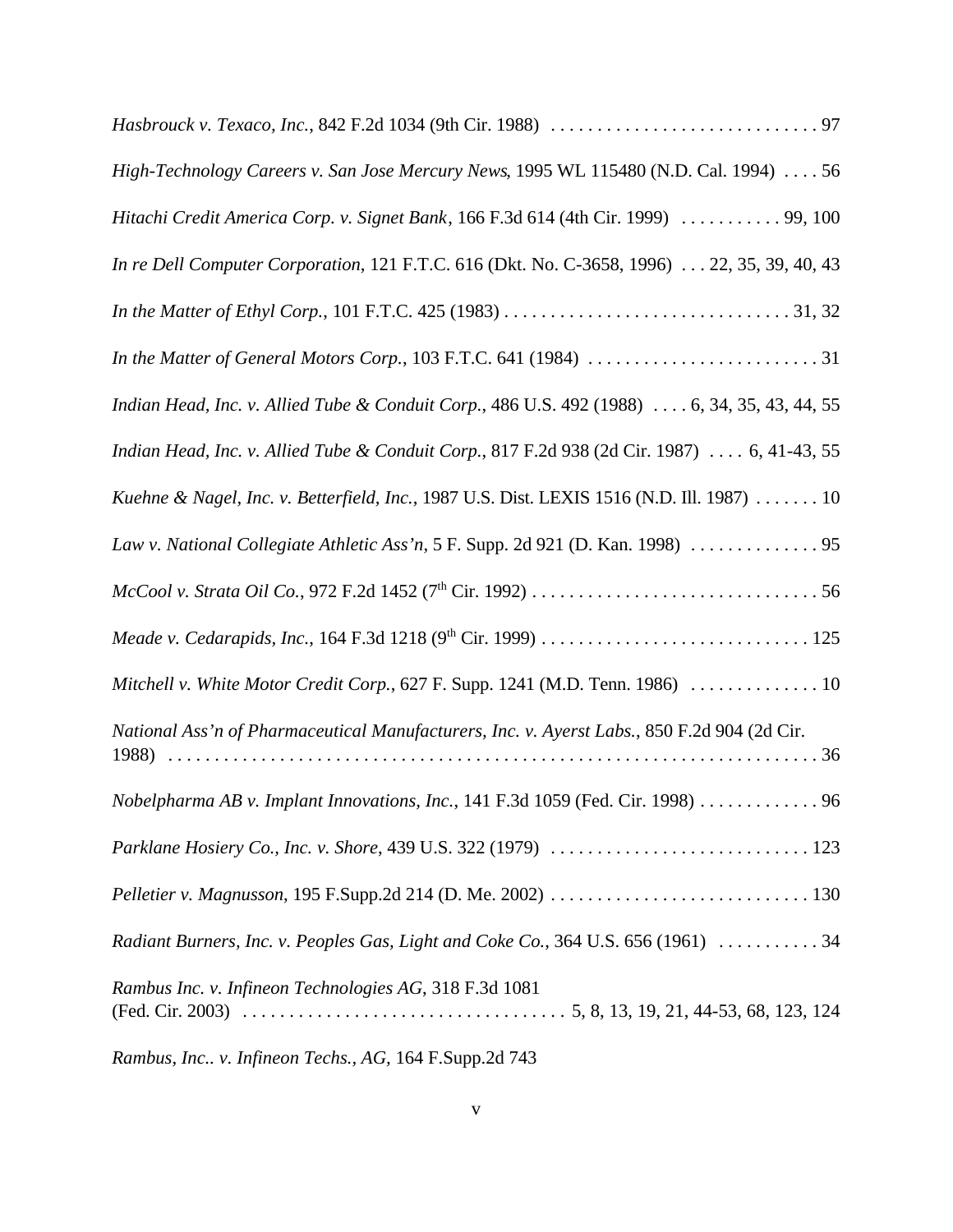*Hasbrouck v. Texaco, Inc.*, 842 F.2d 1034 (9th Cir. 1988) . . . . . . . . . . . . . . . . . . . . . . . . . . . . . 97

*High-Technology Careers v. San Jose Mercury News*, 1995 WL 115480 (N.D. Cal. 1994) . . . . 56

*Hitachi Credit America Corp. v. Signet Bank*, 166 F.3d 614 (4th Cir. 1999) . . . . . . . . . . . 99, 100

*In re Dell Computer Corporation*, 121 F.T.C. 616 (Dkt. No. C-3658, 1996) . . . 22, 35, 39, 40, 43

*In the Matter of Ethyl Corp.*, 101 F.T.C. 425 (1983) . . . . . . . . . . . . . . . . . . . . . . . . . . . . . . . 31, 32

*In the Matter of General Motors Corp.*, 103 F.T.C. 641 (1984) . . . . . . . . . . . . . . . . . . . . . . . . . 31

*Indian Head, Inc. v. Allied Tube & Conduit Corp.*, 486 U.S. 492 (1988) . . . . 6, 34, 35, 43, 44, 55

*Indian Head, Inc. v. Allied Tube & Conduit Corp.*, 817 F.2d 938 (2d Cir. 1987) . . . . 6, 41-43, 55

*Kuehne & Nagel, Inc. v. Betterfield, Inc.*, 1987 U.S. Dist. LEXIS 1516 (N.D. Ill. 1987) . . . . . . . 10

*Law v. National Collegiate Athletic Ass'n*, 5 F. Supp. 2d 921 (D. Kan. 1998) . . . . . . . . . . . . . . 95

*McCool v. Strata Oil Co.*, 972 F.2d 1452 (7th Cir. 1992) . . . . . . . . . . . . . . . . . . . . . . . . . . . . . . . 56

*Meade v. Cedarapids, Inc.*, 164 F.3d 1218 (9th Cir. 1999) . . . . . . . . . . . . . . . . . . . . . . . . . . . . . 125

*Mitchell v. White Motor Credit Corp.*, 627 F. Supp. 1241 (M.D. Tenn. 1986) . . . . . . . . . . . . . . 10

*National Ass'n of Pharmaceutical Manufacturers, Inc. v. Ayerst Labs.*, 850 F.2d 904 (2d Cir. 1988) . . . . . . . . . . . . . . . . . . . . . . . . . . . . . . . . . . . . . . . . . . . . . . . . . . . . . . . . . . . . . . . . . 36

*Nobelpharma AB v. Implant Innovations, Inc.*, 141 F.3d 1059 (Fed. Cir. 1998) . . . . . . . . . . . . . 96

*Parklane Hosiery Co., Inc. v. Shore*, 439 U.S. 322 (1979) . . . . . . . . . . . . . . . . . . . . . . . . . . . . 123

*Pelletier v. Magnusson*, 195 F.Supp.2d 214 (D. Me. 2002) . . . . . . . . . . . . . . . . . . . . . . . . . . . . 130

*Radiant Burners, Inc. v. Peoples Gas, Light and Coke Co.*, 364 U.S. 656 (1961) . . . . . . . . . . . 34

*Rambus Inc. v. Infineon Technologies AG*, 318 F.3d 1081 (Fed. Cir. 2003) . . . . . . . . . . . . . . . . . . . . . . . . . . . . . . . . . . . 5, 8, 13, 19, 21, 44-53, 68, 123, 124

*Rambus, Inc.. v. Infineon Techs., AG*, 164 F.Supp.2d 743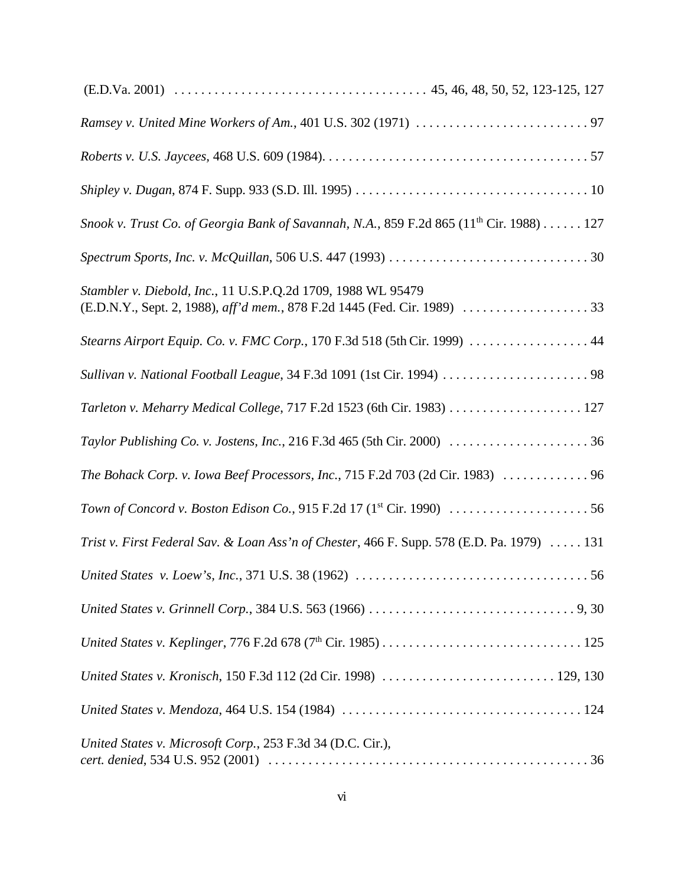(E.D.Va. 2001) . . . . . . . . . . . . . . . . . . . . . . . . . . . . . . . . . . . . . . 45, 46, 48, 50, 52, 123-125, 127

*Ramsey v. United Mine Workers of Am.*, 401 U.S. 302 (1971) . . . . . . . . . . . . . . . . . . . . . . . . . . 97

*Roberts v. U.S. Jaycees,* 468 U.S. 609 (1984). . . . . . . . . . . . . . . . . . . . . . . . . . . . . . . . . . . . . . . . 57

*Shipley v. Dugan*, 874 F. Supp. 933 (S.D. Ill. 1995) . . . . . . . . . . . . . . . . . . . . . . . . . . . . . . . . . . . 10

*Snook v. Trust Co. of Georgia Bank of Savannah, N.A.*, 859 F.2d 865 (11th Cir. 1988) . . . . . . 127

*Spectrum Sports, Inc. v. McQuillan*, 506 U.S. 447 (1993) . . . . . . . . . . . . . . . . . . . . . . . . . . . . . . 30

*Stambler v. Diebold, Inc.*, 11 U.S.P.Q.2d 1709, 1988 WL 95479
(E.D.N.Y., Sept. 2, 1988), *aff'd mem.*, 878 F.2d 1445 (Fed. Cir. 1989) . . . . . . . . . . . . . . . . . . . 33

*Stearns Airport Equip. Co. v. FMC Corp.*, 170 F.3d 518 (5th Cir. 1999) . . . . . . . . . . . . . . . . . . 44

*Sullivan v. National Football League*, 34 F.3d 1091 (1st Cir. 1994) . . . . . . . . . . . . . . . . . . . . . . 98

*Tarleton v. Meharry Medical College*, 717 F.2d 1523 (6th Cir. 1983) . . . . . . . . . . . . . . . . . . . . 127

*Taylor Publishing Co. v. Jostens, Inc.*, 216 F.3d 465 (5th Cir. 2000) . . . . . . . . . . . . . . . . . . . . . 36

*The Bohack Corp. v. Iowa Beef Processors, Inc.*, 715 F.2d 703 (2d Cir. 1983) . . . . . . . . . . . . . 96

*Town of Concord v. Boston Edison Co.*, 915 F.2d 17 (1st Cir. 1990) . . . . . . . . . . . . . . . . . . . . . 56

*Trist v. First Federal Sav. & Loan Ass'n of Chester*, 466 F. Supp. 578 (E.D. Pa. 1979) . . . . . 131

*United States v. Loew's, Inc.*, 371 U.S. 38 (1962) . . . . . . . . . . . . . . . . . . . . . . . . . . . . . . . . . . . 56

*United States v. Grinnell Corp.*, 384 U.S. 563 (1966) . . . . . . . . . . . . . . . . . . . . . . . . . . . . . . . 9, 30

*United States v. Keplinger*, 776 F.2d 678 (7th Cir. 1985) . . . . . . . . . . . . . . . . . . . . . . . . . . . . . . 125

*United States v. Kronisch*, 150 F.3d 112 (2d Cir. 1998) . . . . . . . . . . . . . . . . . . . . . . . . . . 129, 130

*United States v. Mendoza*, 464 U.S. 154 (1984) . . . . . . . . . . . . . . . . . . . . . . . . . . . . . . . . . . . . 124

*United States v. Microsoft Corp.*, 253 F.3d 34 (D.C. Cir.),
*cert. denied*, 534 U.S. 952 (2001) . . . . . . . . . . . . . . . . . . . . . . . . . . . . . . . . . . . . . . . . . . . . . . . . 36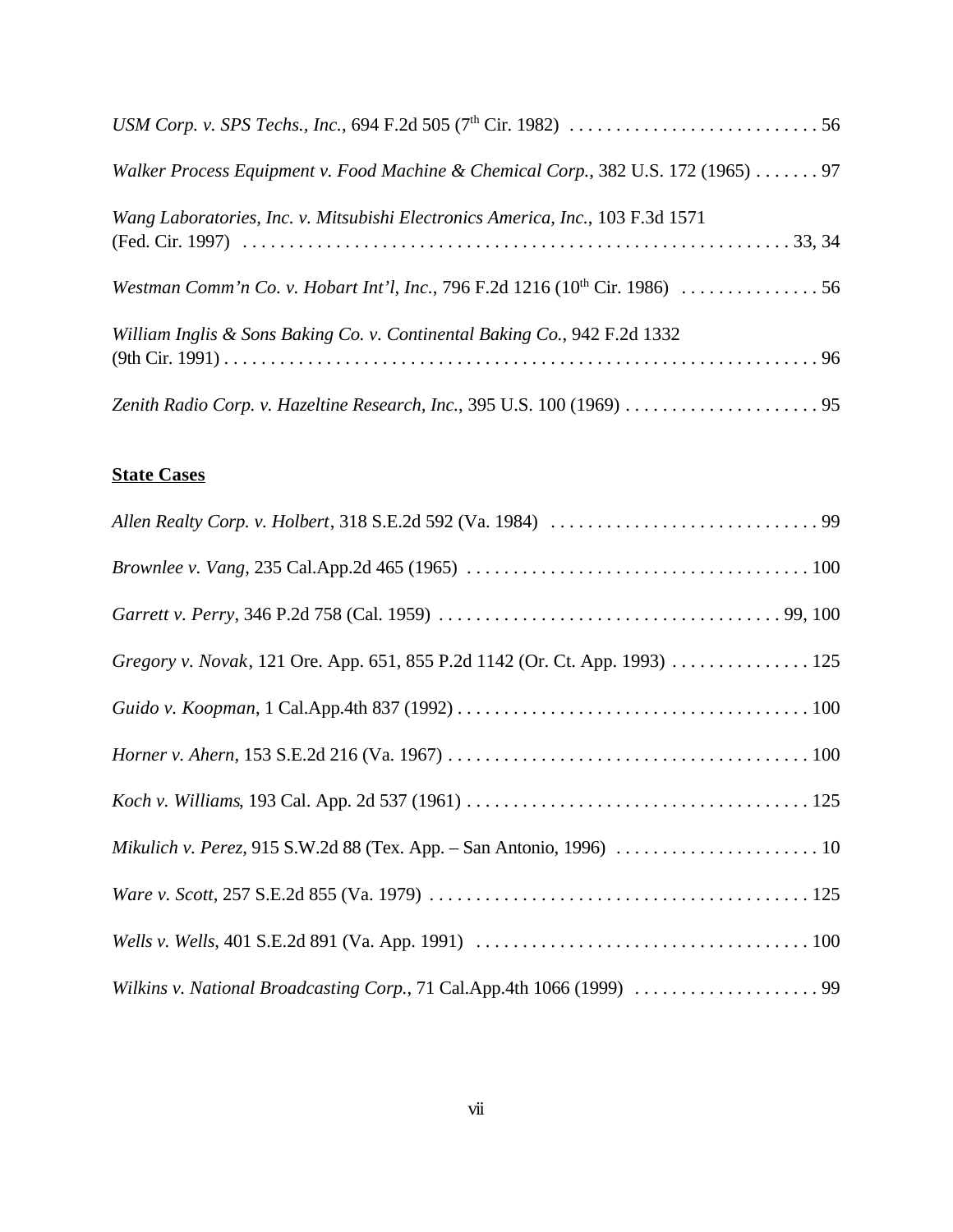*USM Corp. v. SPS Techs., Inc.*, 694 F.2d 505 (7th Cir. 1982) . . . . . . . . . . . . . . . . . . . . . . . . . . . 56

*Walker Process Equipment v. Food Machine & Chemical Corp.*, 382 U.S. 172 (1965) . . . . . . . 97

*Wang Laboratories, Inc. v. Mitsubishi Electronics America, Inc.*, 103 F.3d 1571 (Fed. Cir. 1997) . . . . . . . . . . . . . . . . . . . . . . . . . . . . . . . . . . . . . . . . . . . . . . . . . . . . . . . 33, 34

*Westman Comm'n Co. v. Hobart Int'l, Inc.*, 796 F.2d 1216 (10th Cir. 1986) . . . . . . . . . . . . . . . 56

*William Inglis & Sons Baking Co. v. Continental Baking Co.*, 942 F.2d 1332 (9th Cir. 1991) . . . . . . . . . . . . . . . . . . . . . . . . . . . . . . . . . . . . . . . . . . . . . . . . . . . . . . . . . . . . . . . 96

*Zenith Radio Corp. v. Hazeltine Research, Inc.*, 395 U.S. 100 (1969) . . . . . . . . . . . . . . . . . . . . . 95

**State Cases**

*Allen Realty Corp. v. Holbert*, 318 S.E.2d 592 (Va. 1984) . . . . . . . . . . . . . . . . . . . . . . . . . . . . . 99

*Brownlee v. Vang*, 235 Cal.App.2d 465 (1965) . . . . . . . . . . . . . . . . . . . . . . . . . . . . . . . . . . . . . 100

*Garrett v. Perry*, 346 P.2d 758 (Cal. 1959) . . . . . . . . . . . . . . . . . . . . . . . . . . . . . . . . . . . . . 99, 100

*Gregory v. Novak*, 121 Ore. App. 651, 855 P.2d 1142 (Or. Ct. App. 1993) . . . . . . . . . . . . . . . 125

*Guido v. Koopman*, 1 Cal.App.4th 837 (1992) . . . . . . . . . . . . . . . . . . . . . . . . . . . . . . . . . . . . . . 100

*Horner v. Ahern*, 153 S.E.2d 216 (Va. 1967) . . . . . . . . . . . . . . . . . . . . . . . . . . . . . . . . . . . . . . . 100

*Koch v. Williams*, 193 Cal. App. 2d 537 (1961) . . . . . . . . . . . . . . . . . . . . . . . . . . . . . . . . . . . . . 125

*Mikulich v. Perez*, 915 S.W.2d 88 (Tex. App. – San Antonio, 1996) . . . . . . . . . . . . . . . . . . . . . . 10

*Ware v. Scott*, 257 S.E.2d 855 (Va. 1979) . . . . . . . . . . . . . . . . . . . . . . . . . . . . . . . . . . . . . . . . . 125

*Wells v. Wells*, 401 S.E.2d 891 (Va. App. 1991) . . . . . . . . . . . . . . . . . . . . . . . . . . . . . . . . . . . . 100

*Wilkins v. National Broadcasting Corp.*, 71 Cal.App.4th 1066 (1999) . . . . . . . . . . . . . . . . . . . . 99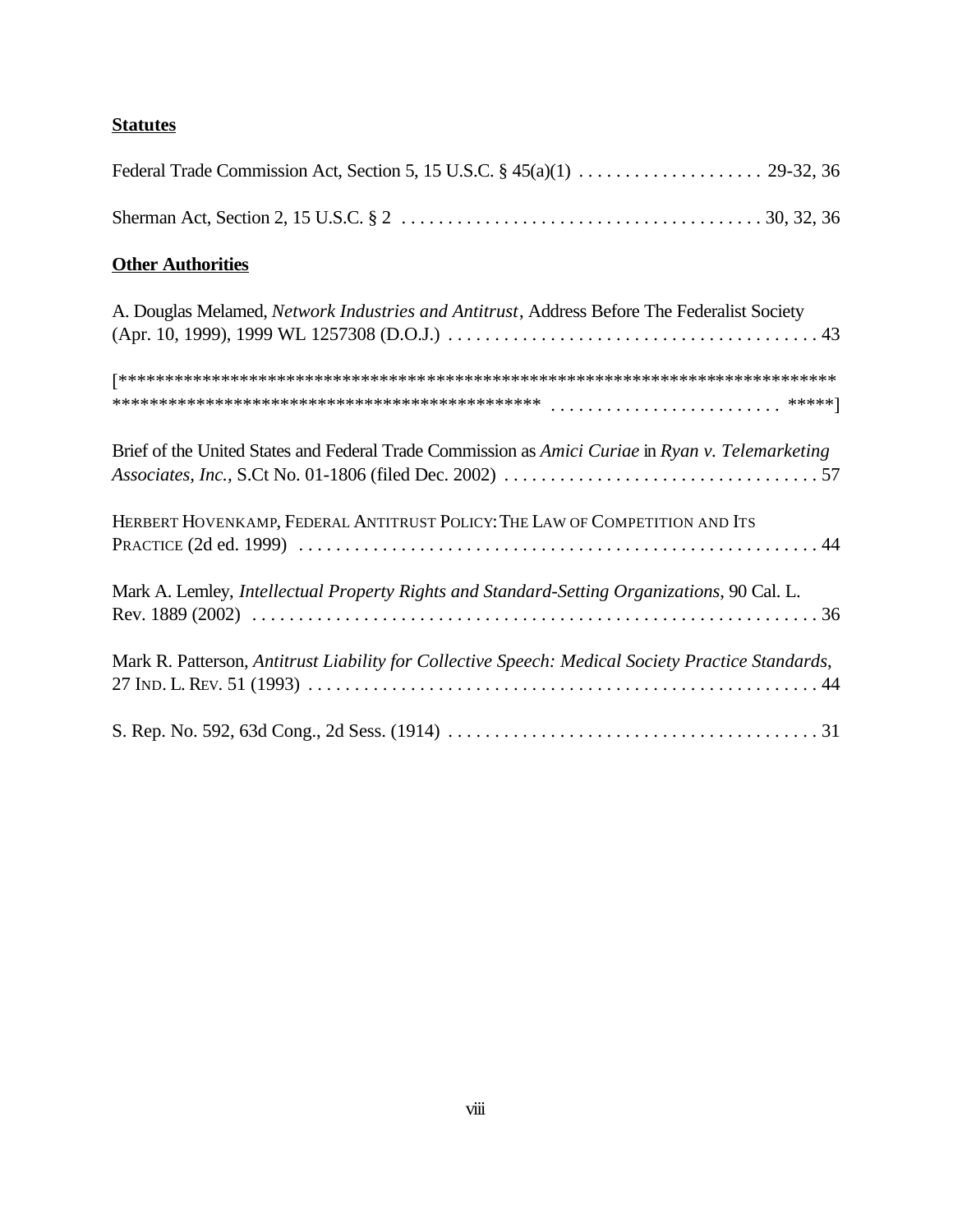**Statutes**

Federal Trade Commission Act, Section 5, 15 U.S.C. § 45(a)(1) . . . . . . . . . . . . . . . . . . . . 29-32, 36

Sherman Act, Section 2, 15 U.S.C. § 2 . . . . . . . . . . . . . . . . . . . . . . . . . . . . . . . . . . . . . . . 30, 32, 36

**Other Authorities**

A. Douglas Melamed, *Network Industries and Antitrust*, Address Before The Federalist Society (Apr. 10, 1999), 1999 WL 1257308 (D.O.J.) . . . . . . . . . . . . . . . . . . . . . . . . . . . . . . . . . . . . . . . 43

[*********************************************************************************
*********************************************** . . . . . . . . . . . . . . . . . . . . . . . . *****]

Brief of the United States and Federal Trade Commission as *Amici Curiae* in *Ryan v. Telemarketing Associates, Inc.*, S.Ct No. 01-1806 (filed Dec. 2002) . . . . . . . . . . . . . . . . . . . . . . . . . . . . . . . . . . 57

HERBERT HOVENKAMP, FEDERAL ANTITRUST POLICY: THE LAW OF COMPETITION AND ITS PRACTICE (2d ed. 1999) . . . . . . . . . . . . . . . . . . . . . . . . . . . . . . . . . . . . . . . . . . . . . . . . . . . . . . . 44

Mark A. Lemley, *Intellectual Property Rights and Standard-Setting Organizations*, 90 Cal. L. Rev. 1889 (2002) . . . . . . . . . . . . . . . . . . . . . . . . . . . . . . . . . . . . . . . . . . . . . . . . . . . . . . . . . . . 36

Mark R. Patterson, *Antitrust Liability for Collective Speech: Medical Society Practice Standards*, 27 IND. L. REV. 51 (1993) . . . . . . . . . . . . . . . . . . . . . . . . . . . . . . . . . . . . . . . . . . . . . . . . . . . . . 44

S. Rep. No. 592, 63d Cong., 2d Sess. (1914) . . . . . . . . . . . . . . . . . . . . . . . . . . . . . . . . . . . . . . . 31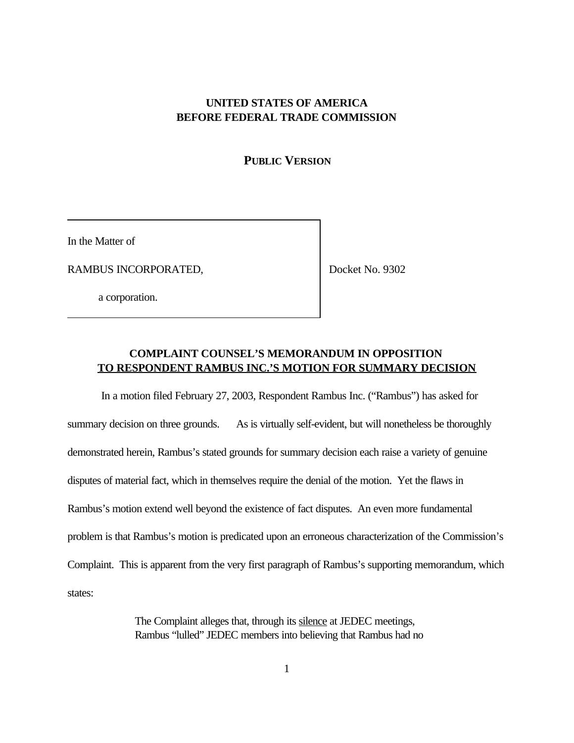**UNITED STATES OF AMERICA**
**BEFORE FEDERAL TRADE COMMISSION**

**PUBLIC VERSION**

| In the Matter of | |
|---|---|
| RAMBUS INCORPORATED, | Docket No. 9302 |
| a corporation. | |

**COMPLAINT COUNSEL'S MEMORANDUM IN OPPOSITION**
**TO RESPONDENT RAMBUS INC.'S MOTION FOR SUMMARY DECISION**

In a motion filed February 27, 2003, Respondent Rambus Inc. ("Rambus") has asked for summary decision on three grounds. As is virtually self-evident, but will nonetheless be thoroughly demonstrated herein, Rambus's stated grounds for summary decision each raise a variety of genuine disputes of material fact, which in themselves require the denial of the motion. Yet the flaws in Rambus's motion extend well beyond the existence of fact disputes. An even more fundamental problem is that Rambus's motion is predicated upon an erroneous characterization of the Commission's Complaint. This is apparent from the very first paragraph of Rambus's supporting memorandum, which states:

> The Complaint alleges that, through its silence at JEDEC meetings, Rambus "lulled" JEDEC members into believing that Rambus had no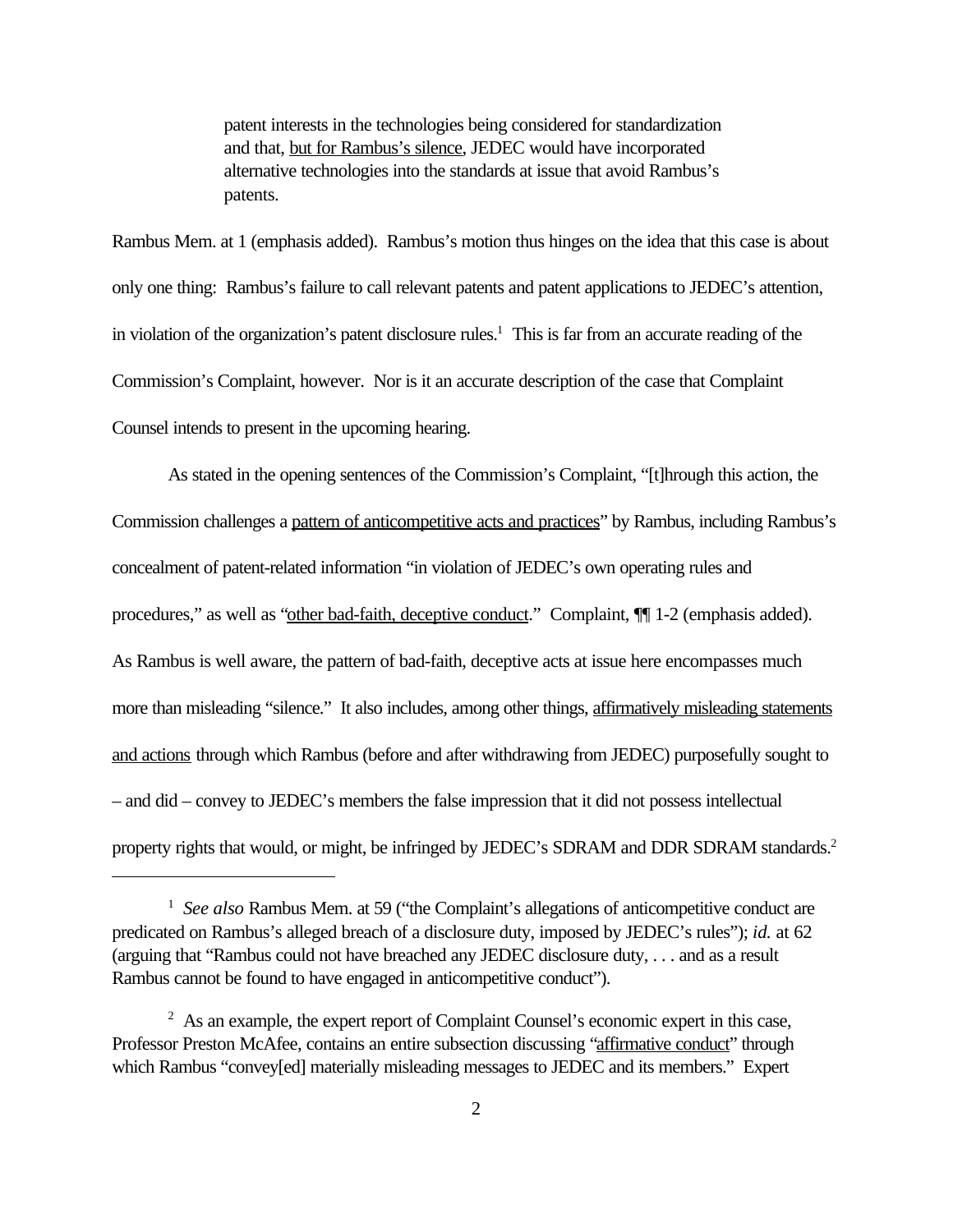> patent interests in the technologies being considered for standardization and that, <u>but for Rambus's silence</u>, JEDEC would have incorporated alternative technologies into the standards at issue that avoid Rambus's patents.

Rambus Mem. at 1 (emphasis added). Rambus's motion thus hinges on the idea that this case is about only one thing: Rambus's failure to call relevant patents and patent applications to JEDEC's attention, in violation of the organization's patent disclosure rules.[1] This is far from an accurate reading of the Commission's Complaint, however. Nor is it an accurate description of the case that Complaint Counsel intends to present in the upcoming hearing.

As stated in the opening sentences of the Commission's Complaint, "[t]hrough this action, the Commission challenges a <u>pattern of anticompetitive acts and practices</u>" by Rambus, including Rambus's concealment of patent-related information "in violation of JEDEC's own operating rules and procedures," as well as "<u>other bad-faith, deceptive conduct</u>." Complaint, ¶¶ 1-2 (emphasis added). As Rambus is well aware, the pattern of bad-faith, deceptive acts at issue here encompasses much more than misleading "silence." It also includes, among other things, <u>affirmatively misleading statements and actions</u> through which Rambus (before and after withdrawing from JEDEC) purposefully sought to – and did – convey to JEDEC's members the false impression that it did not possess intellectual property rights that would, or might, be infringed by JEDEC's SDRAM and DDR SDRAM standards.[2]

---

[1] *See also* Rambus Mem. at 59 ("the Complaint's allegations of anticompetitive conduct are predicated on Rambus's alleged breach of a disclosure duty, imposed by JEDEC's rules"); *id.* at 62 (arguing that "Rambus could not have breached any JEDEC disclosure duty, . . . and as a result Rambus cannot be found to have engaged in anticompetitive conduct").

[2] As an example, the expert report of Complaint Counsel's economic expert in this case, Professor Preston McAfee, contains an entire subsection discussing "<u>affirmative conduct</u>" through which Rambus "convey[ed] materially misleading messages to JEDEC and its members." Expert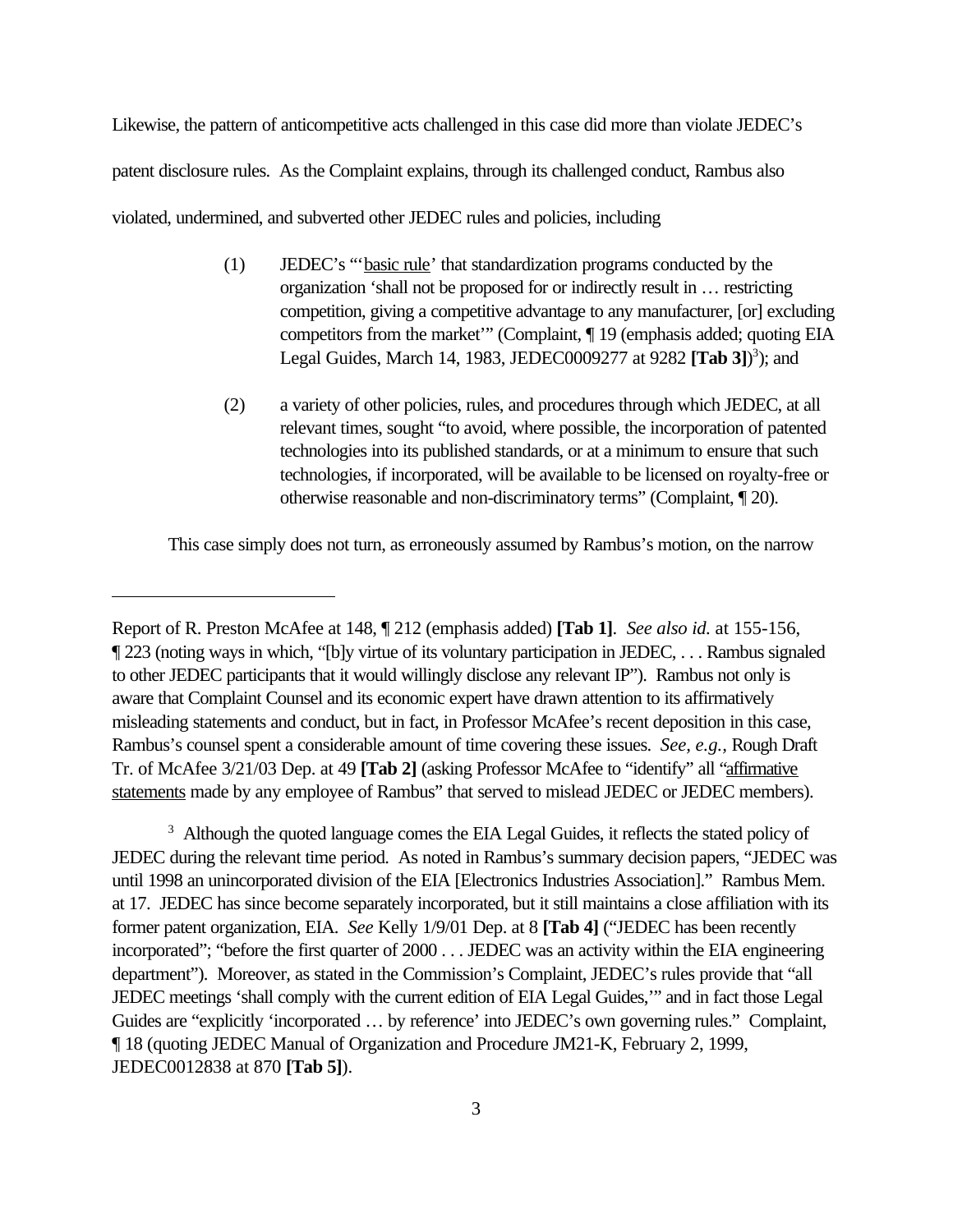Likewise, the pattern of anticompetitive acts challenged in this case did more than violate JEDEC's patent disclosure rules. As the Complaint explains, through its challenged conduct, Rambus also violated, undermined, and subverted other JEDEC rules and policies, including

> (1) JEDEC's "'basic rule' that standardization programs conducted by the organization 'shall not be proposed for or indirectly result in … restricting competition, giving a competitive advantage to any manufacturer, [or] excluding competitors from the market'" (Complaint, ¶ 19 (emphasis added; quoting EIA Legal Guides, March 14, 1983, JEDEC0009277 at 9282 **[Tab 3]**)[3]); and
>
> (2) a variety of other policies, rules, and procedures through which JEDEC, at all relevant times, sought "to avoid, where possible, the incorporation of patented technologies into its published standards, or at a minimum to ensure that such technologies, if incorporated, will be available to be licensed on royalty-free or otherwise reasonable and non-discriminatory terms" (Complaint, ¶ 20).

This case simply does not turn, as erroneously assumed by Rambus's motion, on the narrow

---

Report of R. Preston McAfee at 148, ¶ 212 (emphasis added) **[Tab 1]**. *See also id.* at 155-156, ¶ 223 (noting ways in which, "[b]y virtue of its voluntary participation in JEDEC, . . . Rambus signaled to other JEDEC participants that it would willingly disclose any relevant IP"). Rambus not only is aware that Complaint Counsel and its economic expert have drawn attention to its affirmatively misleading statements and conduct, but in fact, in Professor McAfee's recent deposition in this case, Rambus's counsel spent a considerable amount of time covering these issues. *See, e.g.,* Rough Draft Tr. of McAfee 3/21/03 Dep. at 49 **[Tab 2]** (asking Professor McAfee to "identify" all "affirmative statements made by any employee of Rambus" that served to mislead JEDEC or JEDEC members).

[3] Although the quoted language comes the EIA Legal Guides, it reflects the stated policy of JEDEC during the relevant time period. As noted in Rambus's summary decision papers, "JEDEC was until 1998 an unincorporated division of the EIA [Electronics Industries Association]." Rambus Mem. at 17. JEDEC has since become separately incorporated, but it still maintains a close affiliation with its former patent organization, EIA. *See* Kelly 1/9/01 Dep. at 8 **[Tab 4]** ("JEDEC has been recently incorporated"; "before the first quarter of 2000 . . . JEDEC was an activity within the EIA engineering department"). Moreover, as stated in the Commission's Complaint, JEDEC's rules provide that "all JEDEC meetings 'shall comply with the current edition of EIA Legal Guides,'" and in fact those Legal Guides are "explicitly 'incorporated … by reference' into JEDEC's own governing rules." Complaint, ¶ 18 (quoting JEDEC Manual of Organization and Procedure JM21-K, February 2, 1999, JEDEC0012838 at 870 **[Tab 5]**).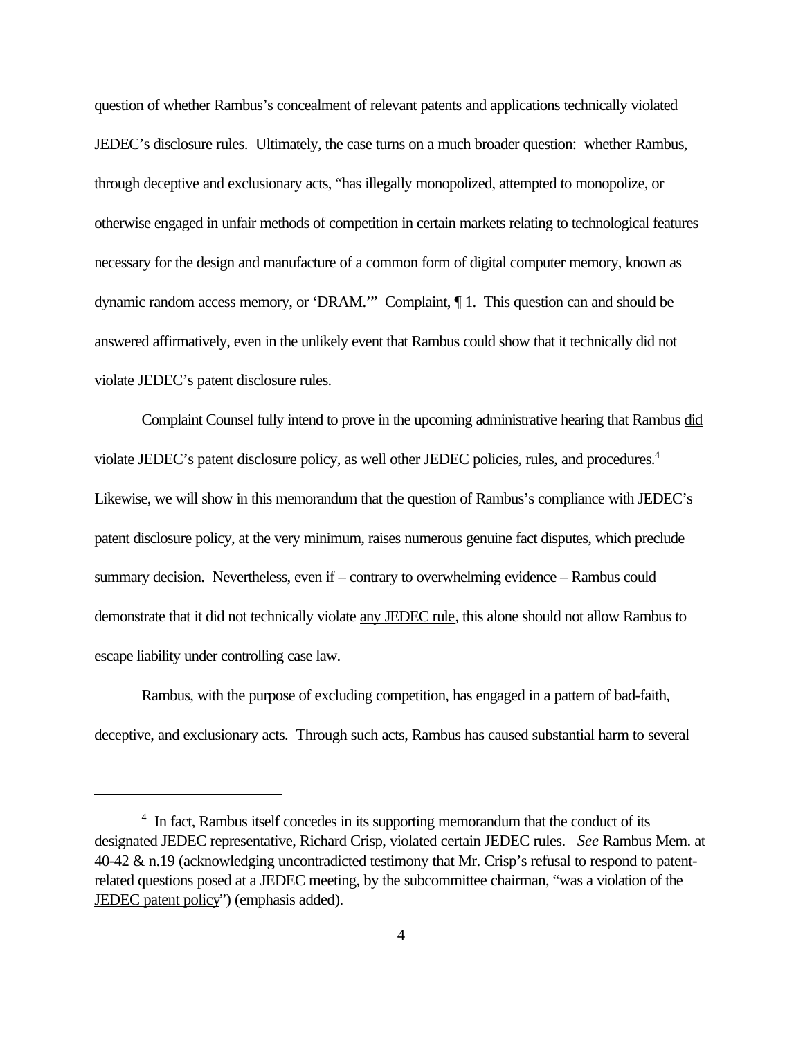question of whether Rambus's concealment of relevant patents and applications technically violated JEDEC's disclosure rules. Ultimately, the case turns on a much broader question: whether Rambus, through deceptive and exclusionary acts, "has illegally monopolized, attempted to monopolize, or otherwise engaged in unfair methods of competition in certain markets relating to technological features necessary for the design and manufacture of a common form of digital computer memory, known as dynamic random access memory, or 'DRAM.'" Complaint, ¶ 1. This question can and should be answered affirmatively, even in the unlikely event that Rambus could show that it technically did not violate JEDEC's patent disclosure rules.

Complaint Counsel fully intend to prove in the upcoming administrative hearing that Rambus <u>did</u> violate JEDEC's patent disclosure policy, as well other JEDEC policies, rules, and procedures.[4] Likewise, we will show in this memorandum that the question of Rambus's compliance with JEDEC's patent disclosure policy, at the very minimum, raises numerous genuine fact disputes, which preclude summary decision. Nevertheless, even if – contrary to overwhelming evidence – Rambus could demonstrate that it did not technically violate <u>any JEDEC rule</u>, this alone should not allow Rambus to escape liability under controlling case law.

Rambus, with the purpose of excluding competition, has engaged in a pattern of bad-faith, deceptive, and exclusionary acts. Through such acts, Rambus has caused substantial harm to several

---

[4] In fact, Rambus itself concedes in its supporting memorandum that the conduct of its designated JEDEC representative, Richard Crisp, violated certain JEDEC rules. *See* Rambus Mem. at 40-42 & n.19 (acknowledging uncontradicted testimony that Mr. Crisp's refusal to respond to patent-related questions posed at a JEDEC meeting, by the subcommittee chairman, "was a <u>violation of the JEDEC patent policy</u>") (emphasis added).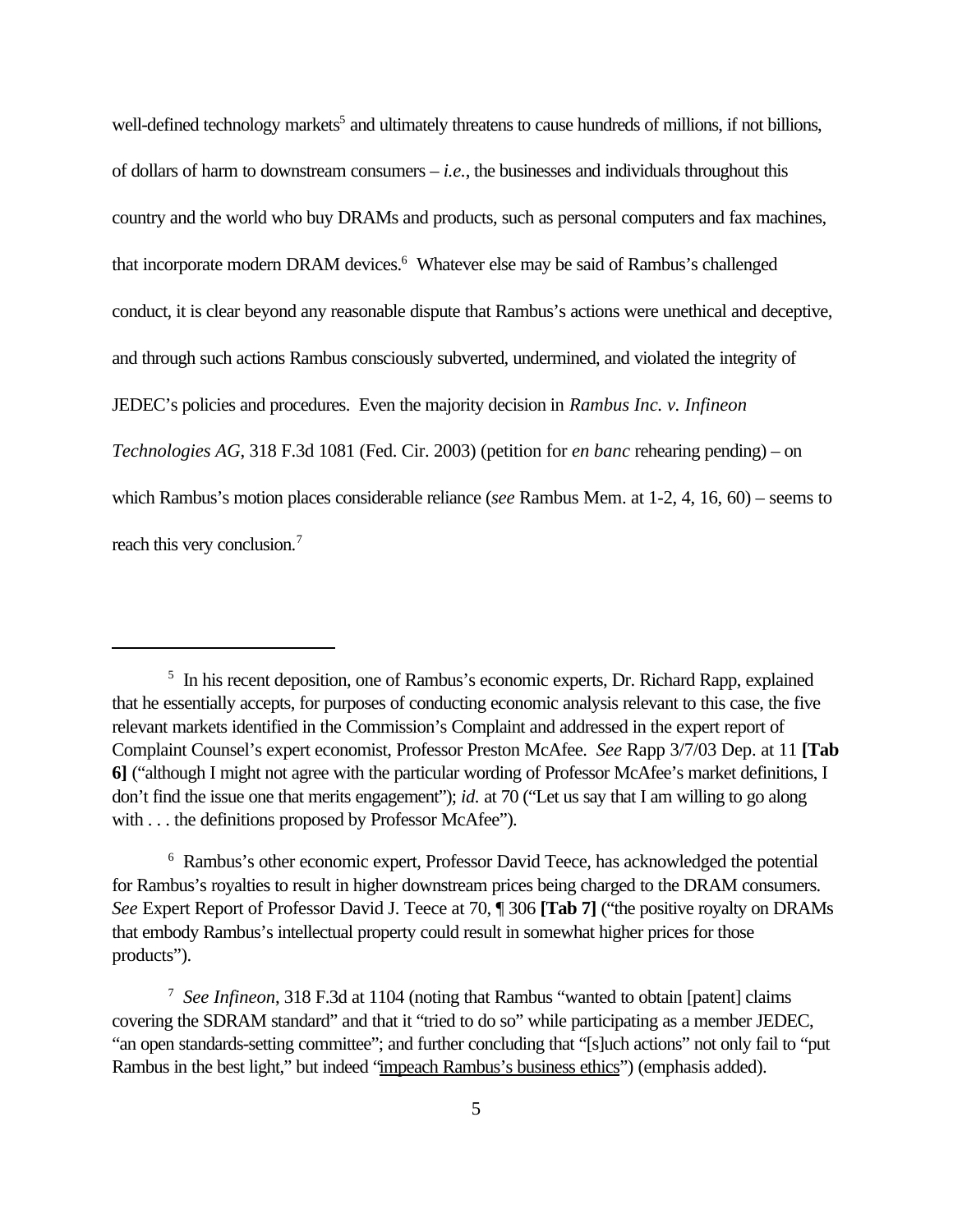well-defined technology markets[5] and ultimately threatens to cause hundreds of millions, if not billions, of dollars of harm to downstream consumers – *i.e.*, the businesses and individuals throughout this country and the world who buy DRAMs and products, such as personal computers and fax machines, that incorporate modern DRAM devices.[6] Whatever else may be said of Rambus's challenged conduct, it is clear beyond any reasonable dispute that Rambus's actions were unethical and deceptive, and through such actions Rambus consciously subverted, undermined, and violated the integrity of JEDEC's policies and procedures. Even the majority decision in *Rambus Inc. v. Infineon Technologies AG*, 318 F.3d 1081 (Fed. Cir. 2003) (petition for *en banc* rehearing pending) – on which Rambus's motion places considerable reliance (*see* Rambus Mem. at 1-2, 4, 16, 60) – seems to reach this very conclusion.[7]

---

[5] In his recent deposition, one of Rambus's economic experts, Dr. Richard Rapp, explained that he essentially accepts, for purposes of conducting economic analysis relevant to this case, the five relevant markets identified in the Commission's Complaint and addressed in the expert report of Complaint Counsel's expert economist, Professor Preston McAfee. *See* Rapp 3/7/03 Dep. at 11 **[Tab 6]** ("although I might not agree with the particular wording of Professor McAfee's market definitions, I don't find the issue one that merits engagement"); *id.* at 70 ("Let us say that I am willing to go along with . . . the definitions proposed by Professor McAfee").

[6] Rambus's other economic expert, Professor David Teece, has acknowledged the potential for Rambus's royalties to result in higher downstream prices being charged to the DRAM consumers. *See* Expert Report of Professor David J. Teece at 70, ¶ 306 **[Tab 7]** ("the positive royalty on DRAMs that embody Rambus's intellectual property could result in somewhat higher prices for those products").

[7] *See Infineon*, 318 F.3d at 1104 (noting that Rambus "wanted to obtain [patent] claims covering the SDRAM standard" and that it "tried to do so" while participating as a member JEDEC, "an open standards-setting committee"; and further concluding that "[s]uch actions" not only fail to "put Rambus in the best light," but indeed "impeach Rambus's business ethics") (emphasis added).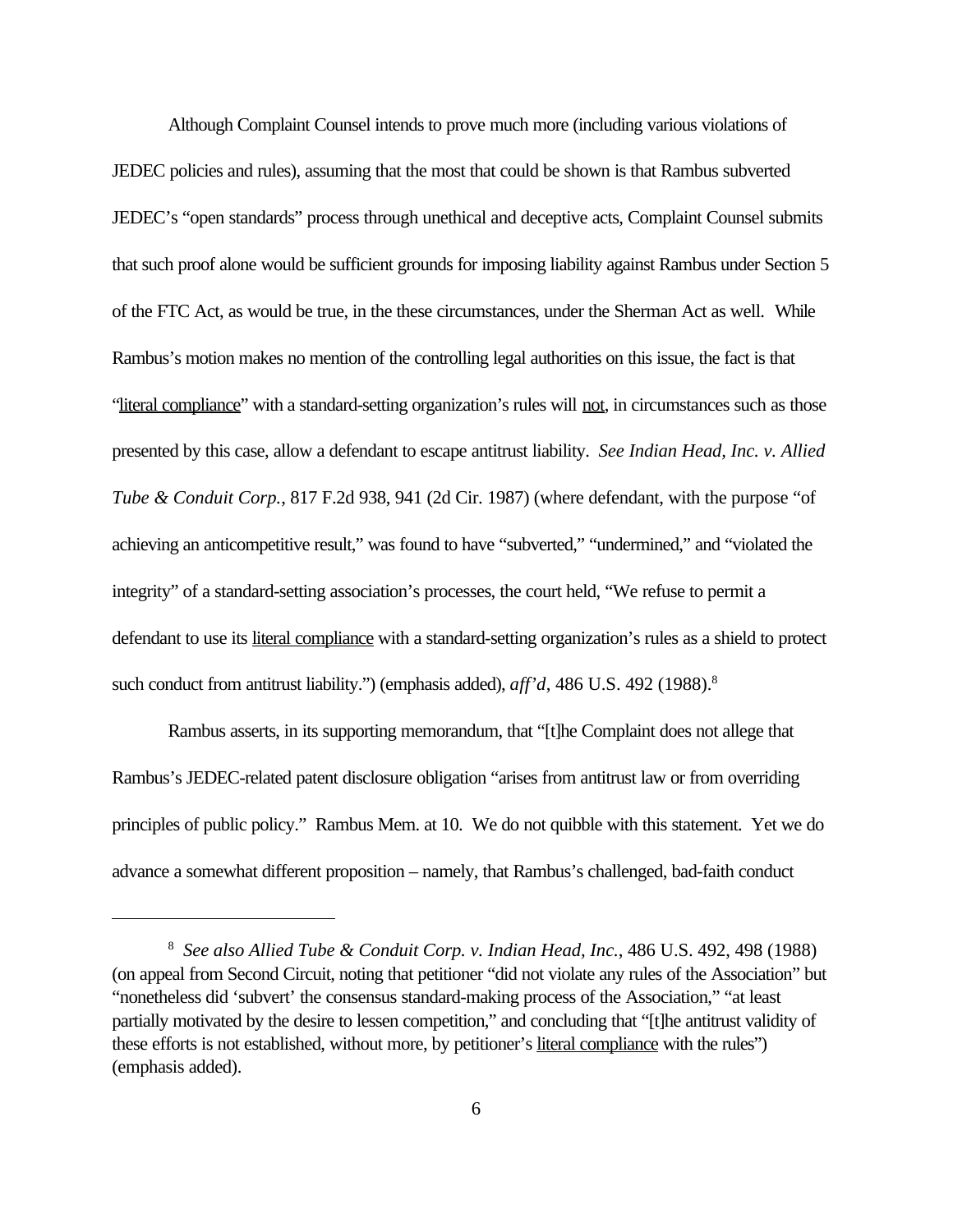Although Complaint Counsel intends to prove much more (including various violations of JEDEC policies and rules), assuming that the most that could be shown is that Rambus subverted JEDEC's "open standards" process through unethical and deceptive acts, Complaint Counsel submits that such proof alone would be sufficient grounds for imposing liability against Rambus under Section 5 of the FTC Act, as would be true, in the these circumstances, under the Sherman Act as well. While Rambus's motion makes no mention of the controlling legal authorities on this issue, the fact is that "<u>literal compliance</u>" with a standard-setting organization's rules will <u>not</u>, in circumstances such as those presented by this case, allow a defendant to escape antitrust liability. *See Indian Head, Inc. v. Allied Tube & Conduit Corp.*, 817 F.2d 938, 941 (2d Cir. 1987) (where defendant, with the purpose "of achieving an anticompetitive result," was found to have "subverted," "undermined," and "violated the integrity" of a standard-setting association's processes, the court held, "We refuse to permit a defendant to use its <u>literal compliance</u> with a standard-setting organization's rules as a shield to protect such conduct from antitrust liability.") (emphasis added), *aff'd*, 486 U.S. 492 (1988).[8]

Rambus asserts, in its supporting memorandum, that "[t]he Complaint does not allege that Rambus's JEDEC-related patent disclosure obligation "arises from antitrust law or from overriding principles of public policy." Rambus Mem. at 10. We do not quibble with this statement. Yet we do advance a somewhat different proposition – namely, that Rambus's challenged, bad-faith conduct

---

[8] *See also Allied Tube & Conduit Corp. v. Indian Head, Inc.*, 486 U.S. 492, 498 (1988) (on appeal from Second Circuit, noting that petitioner "did not violate any rules of the Association" but "nonetheless did 'subvert' the consensus standard-making process of the Association," "at least partially motivated by the desire to lessen competition," and concluding that "[t]he antitrust validity of these efforts is not established, without more, by petitioner's <u>literal compliance</u> with the rules") (emphasis added).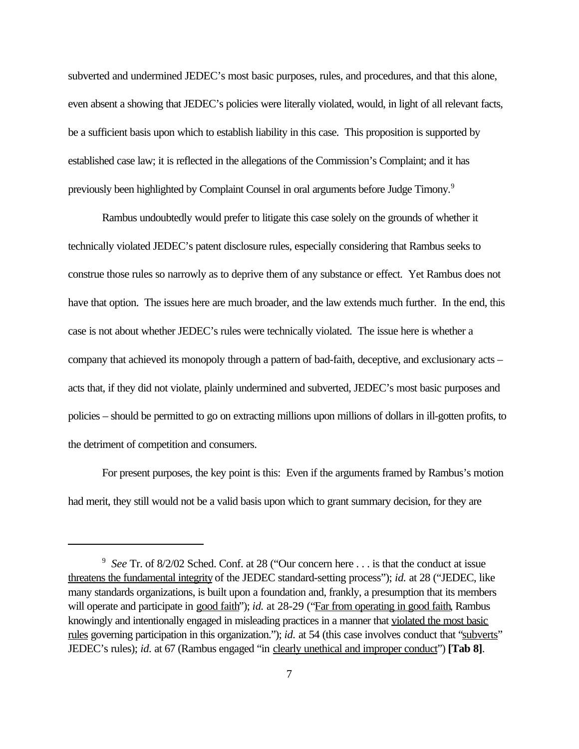subverted and undermined JEDEC's most basic purposes, rules, and procedures, and that this alone, even absent a showing that JEDEC's policies were literally violated, would, in light of all relevant facts, be a sufficient basis upon which to establish liability in this case. This proposition is supported by established case law; it is reflected in the allegations of the Commission's Complaint; and it has previously been highlighted by Complaint Counsel in oral arguments before Judge Timony.[9]

Rambus undoubtedly would prefer to litigate this case solely on the grounds of whether it technically violated JEDEC's patent disclosure rules, especially considering that Rambus seeks to construe those rules so narrowly as to deprive them of any substance or effect. Yet Rambus does not have that option. The issues here are much broader, and the law extends much further. In the end, this case is not about whether JEDEC's rules were technically violated. The issue here is whether a company that achieved its monopoly through a pattern of bad-faith, deceptive, and exclusionary acts – acts that, if they did not violate, plainly undermined and subverted, JEDEC's most basic purposes and policies – should be permitted to go on extracting millions upon millions of dollars in ill-gotten profits, to the detriment of competition and consumers.

For present purposes, the key point is this: Even if the arguments framed by Rambus's motion had merit, they still would not be a valid basis upon which to grant summary decision, for they are

---

[9] *See* Tr. of 8/2/02 Sched. Conf. at 28 ("Our concern here . . . is that the conduct at issue threatens the fundamental integrity of the JEDEC standard-setting process"); *id.* at 28 ("JEDEC, like many standards organizations, is built upon a foundation and, frankly, a presumption that its members will operate and participate in good faith"); *id.* at 28-29 ("Far from operating in good faith, Rambus knowingly and intentionally engaged in misleading practices in a manner that violated the most basic rules governing participation in this organization."); *id.* at 54 (this case involves conduct that "subverts" JEDEC's rules); *id.* at 67 (Rambus engaged "in clearly unethical and improper conduct") **[Tab 8]**.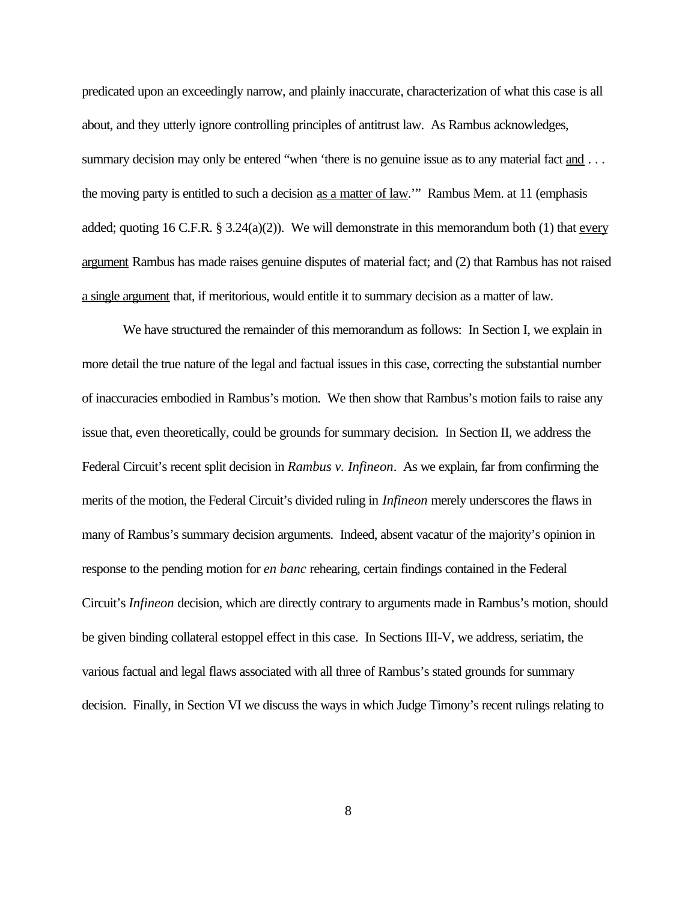predicated upon an exceedingly narrow, and plainly inaccurate, characterization of what this case is all about, and they utterly ignore controlling principles of antitrust law. As Rambus acknowledges, summary decision may only be entered "when 'there is no genuine issue as to any material fact <u>and</u> . . . the moving party is entitled to such a decision <u>as a matter of law</u>.'" Rambus Mem. at 11 (emphasis added; quoting 16 C.F.R. § 3.24(a)(2)). We will demonstrate in this memorandum both (1) that <u>every argument</u> Rambus has made raises genuine disputes of material fact; and (2) that Rambus has not raised <u>a single argument</u> that, if meritorious, would entitle it to summary decision as a matter of law.

We have structured the remainder of this memorandum as follows: In Section I, we explain in more detail the true nature of the legal and factual issues in this case, correcting the substantial number of inaccuracies embodied in Rambus's motion. We then show that Rambus's motion fails to raise any issue that, even theoretically, could be grounds for summary decision. In Section II, we address the Federal Circuit's recent split decision in *Rambus v. Infineon*. As we explain, far from confirming the merits of the motion, the Federal Circuit's divided ruling in *Infineon* merely underscores the flaws in many of Rambus's summary decision arguments. Indeed, absent vacatur of the majority's opinion in response to the pending motion for *en banc* rehearing, certain findings contained in the Federal Circuit's *Infineon* decision, which are directly contrary to arguments made in Rambus's motion, should be given binding collateral estoppel effect in this case. In Sections III-V, we address, seriatim, the various factual and legal flaws associated with all three of Rambus's stated grounds for summary decision. Finally, in Section VI we discuss the ways in which Judge Timony's recent rulings relating to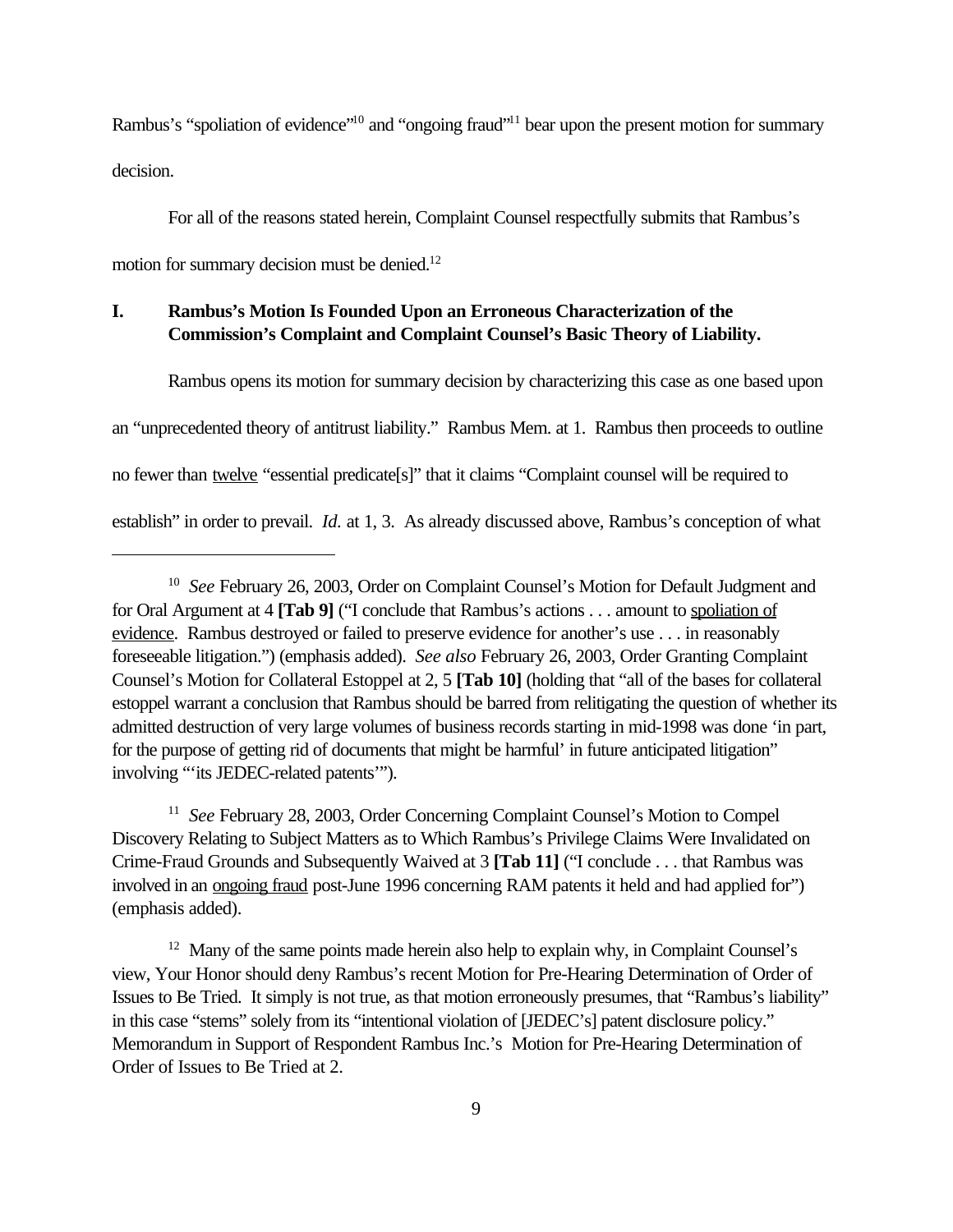Rambus's "spoliation of evidence"[10] and "ongoing fraud"[11] bear upon the present motion for summary decision.

For all of the reasons stated herein, Complaint Counsel respectfully submits that Rambus's motion for summary decision must be denied.[12]

## I. Rambus's Motion Is Founded Upon an Erroneous Characterization of the Commission's Complaint and Complaint Counsel's Basic Theory of Liability.

Rambus opens its motion for summary decision by characterizing this case as one based upon an "unprecedented theory of antitrust liability." Rambus Mem. at 1. Rambus then proceeds to outline no fewer than twelve "essential predicate[s]" that it claims "Complaint counsel will be required to establish" in order to prevail. *Id.* at 1, 3. As already discussed above, Rambus's conception of what

---

[10] *See* February 26, 2003, Order on Complaint Counsel's Motion for Default Judgment and for Oral Argument at 4 **[Tab 9]** ("I conclude that Rambus's actions . . . amount to spoliation of evidence. Rambus destroyed or failed to preserve evidence for another's use . . . in reasonably foreseeable litigation.") (emphasis added). *See also* February 26, 2003, Order Granting Complaint Counsel's Motion for Collateral Estoppel at 2, 5 **[Tab 10]** (holding that "all of the bases for collateral estoppel warrant a conclusion that Rambus should be barred from relitigating the question of whether its admitted destruction of very large volumes of business records starting in mid-1998 was done 'in part, for the purpose of getting rid of documents that might be harmful' in future anticipated litigation" involving "'its JEDEC-related patents'").

[11] *See* February 28, 2003, Order Concerning Complaint Counsel's Motion to Compel Discovery Relating to Subject Matters as to Which Rambus's Privilege Claims Were Invalidated on Crime-Fraud Grounds and Subsequently Waived at 3 **[Tab 11]** ("I conclude . . . that Rambus was involved in an ongoing fraud post-June 1996 concerning RAM patents it held and had applied for") (emphasis added).

[12] Many of the same points made herein also help to explain why, in Complaint Counsel's view, Your Honor should deny Rambus's recent Motion for Pre-Hearing Determination of Order of Issues to Be Tried. It simply is not true, as that motion erroneously presumes, that "Rambus's liability" in this case "stems" solely from its "intentional violation of [JEDEC's] patent disclosure policy." Memorandum in Support of Respondent Rambus Inc.'s Motion for Pre-Hearing Determination of Order of Issues to Be Tried at 2.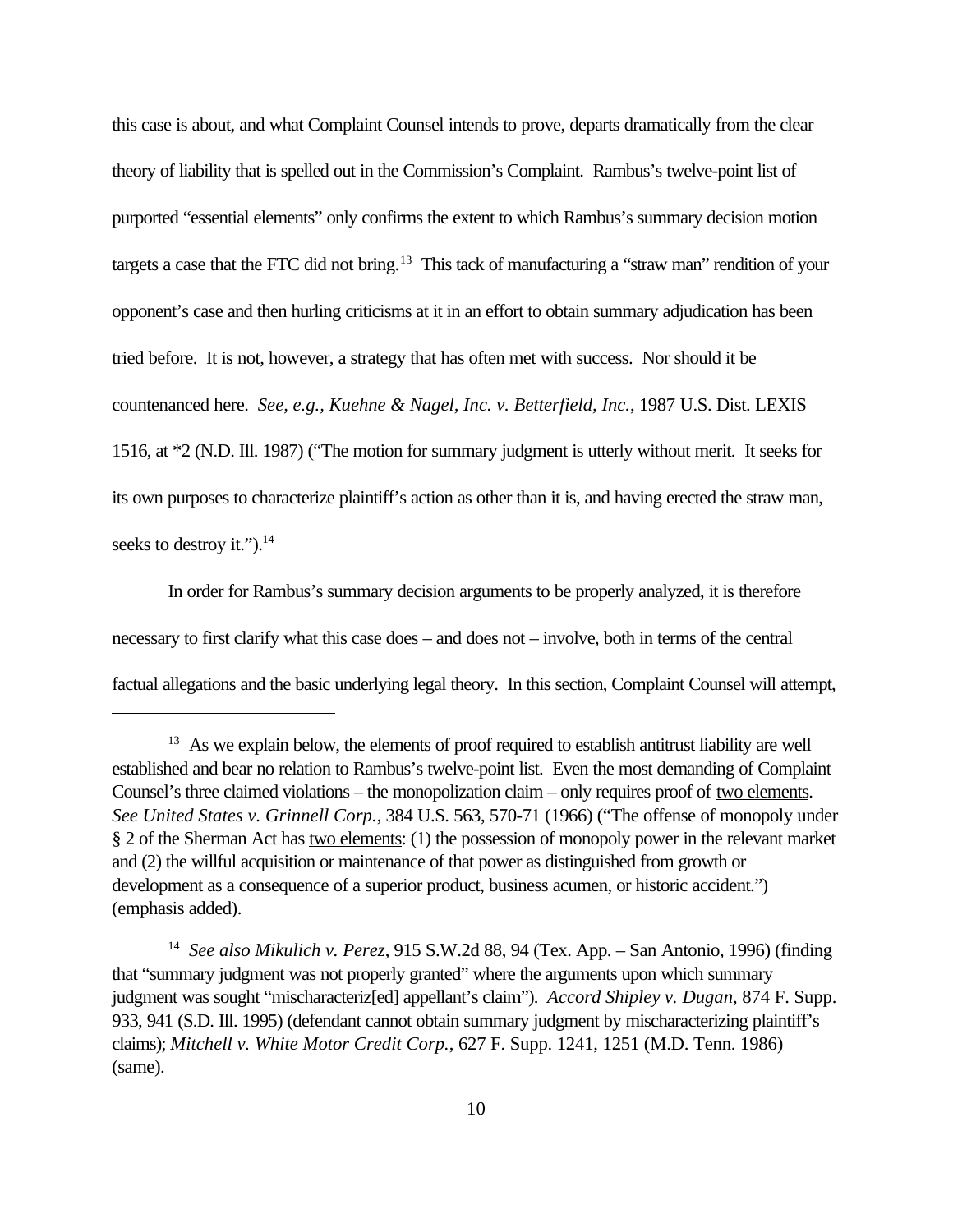this case is about, and what Complaint Counsel intends to prove, departs dramatically from the clear theory of liability that is spelled out in the Commission's Complaint. Rambus's twelve-point list of purported "essential elements" only confirms the extent to which Rambus's summary decision motion targets a case that the FTC did not bring.[13] This tack of manufacturing a "straw man" rendition of your opponent's case and then hurling criticisms at it in an effort to obtain summary adjudication has been tried before. It is not, however, a strategy that has often met with success. Nor should it be countenanced here. *See, e.g., Kuehne & Nagel, Inc. v. Betterfield, Inc.*, 1987 U.S. Dist. LEXIS 1516, at *2 (N.D. Ill. 1987) ("The motion for summary judgment is utterly without merit. It seeks for its own purposes to characterize plaintiff's action as other than it is, and having erected the straw man, seeks to destroy it.").[14]

In order for Rambus's summary decision arguments to be properly analyzed, it is therefore necessary to first clarify what this case does – and does not – involve, both in terms of the central factual allegations and the basic underlying legal theory. In this section, Complaint Counsel will attempt,

---

[13] As we explain below, the elements of proof required to establish antitrust liability are well established and bear no relation to Rambus's twelve-point list. Even the most demanding of Complaint Counsel's three claimed violations – the monopolization claim – only requires proof of <u>two elements</u>. *See United States v. Grinnell Corp.*, 384 U.S. 563, 570-71 (1966) ("The offense of monopoly under § 2 of the Sherman Act has <u>two elements</u>: (1) the possession of monopoly power in the relevant market and (2) the willful acquisition or maintenance of that power as distinguished from growth or development as a consequence of a superior product, business acumen, or historic accident.") (emphasis added).

[14] *See also Mikulich v. Perez*, 915 S.W.2d 88, 94 (Tex. App. – San Antonio, 1996) (finding that "summary judgment was not properly granted" where the arguments upon which summary judgment was sought "mischaracteriz[ed] appellant's claim"). *Accord Shipley v. Dugan*, 874 F. Supp. 933, 941 (S.D. Ill. 1995) (defendant cannot obtain summary judgment by mischaracterizing plaintiff's claims); *Mitchell v. White Motor Credit Corp.*, 627 F. Supp. 1241, 1251 (M.D. Tenn. 1986) (same).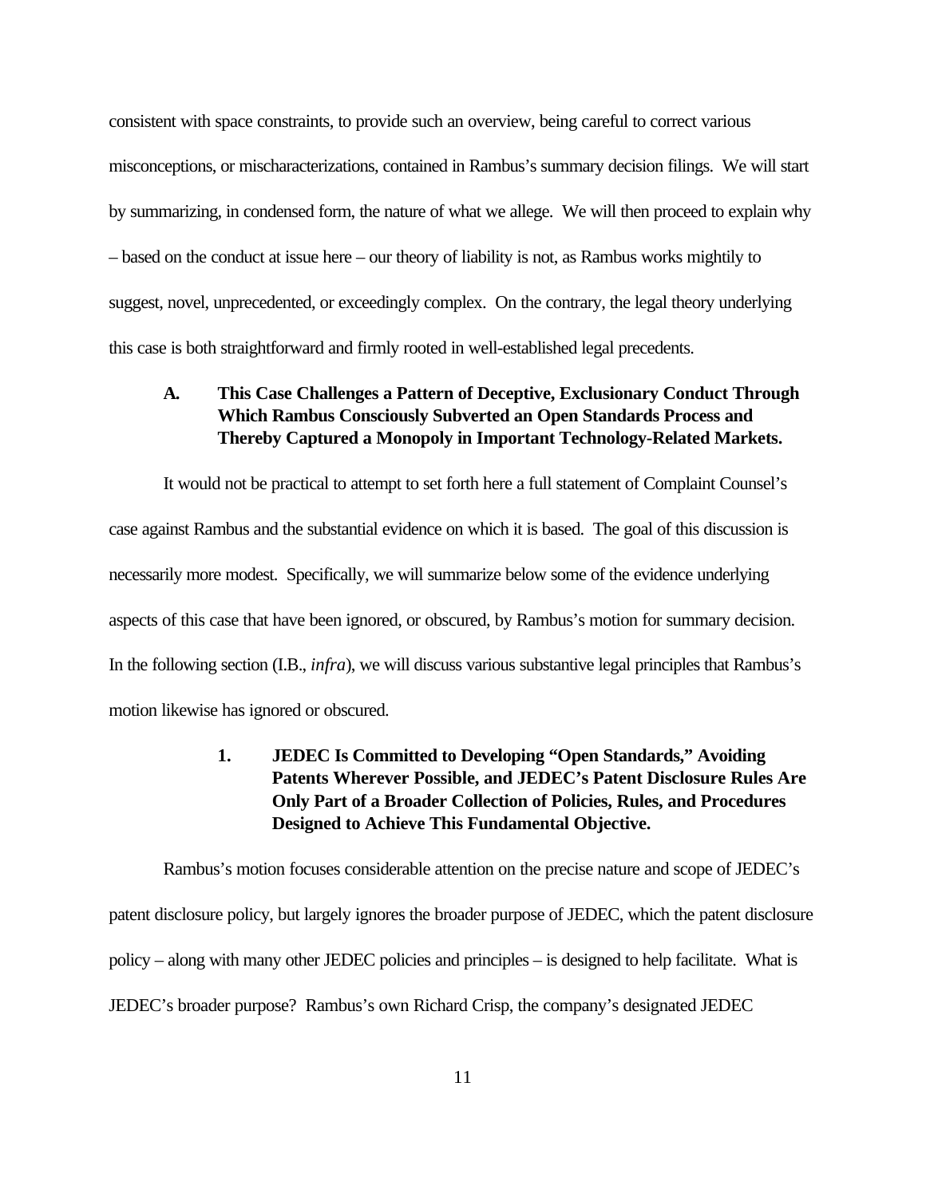consistent with space constraints, to provide such an overview, being careful to correct various misconceptions, or mischaracterizations, contained in Rambus's summary decision filings. We will start by summarizing, in condensed form, the nature of what we allege. We will then proceed to explain why – based on the conduct at issue here – our theory of liability is not, as Rambus works mightily to suggest, novel, unprecedented, or exceedingly complex. On the contrary, the legal theory underlying this case is both straightforward and firmly rooted in well-established legal precedents.

### A. This Case Challenges a Pattern of Deceptive, Exclusionary Conduct Through Which Rambus Consciously Subverted an Open Standards Process and Thereby Captured a Monopoly in Important Technology-Related Markets.

It would not be practical to attempt to set forth here a full statement of Complaint Counsel's case against Rambus and the substantial evidence on which it is based. The goal of this discussion is necessarily more modest. Specifically, we will summarize below some of the evidence underlying aspects of this case that have been ignored, or obscured, by Rambus's motion for summary decision. In the following section (I.B., *infra*), we will discuss various substantive legal principles that Rambus's motion likewise has ignored or obscured.

#### 1. JEDEC Is Committed to Developing "Open Standards," Avoiding Patents Wherever Possible, and JEDEC's Patent Disclosure Rules Are Only Part of a Broader Collection of Policies, Rules, and Procedures Designed to Achieve This Fundamental Objective.

Rambus's motion focuses considerable attention on the precise nature and scope of JEDEC's patent disclosure policy, but largely ignores the broader purpose of JEDEC, which the patent disclosure policy – along with many other JEDEC policies and principles – is designed to help facilitate. What is JEDEC's broader purpose? Rambus's own Richard Crisp, the company's designated JEDEC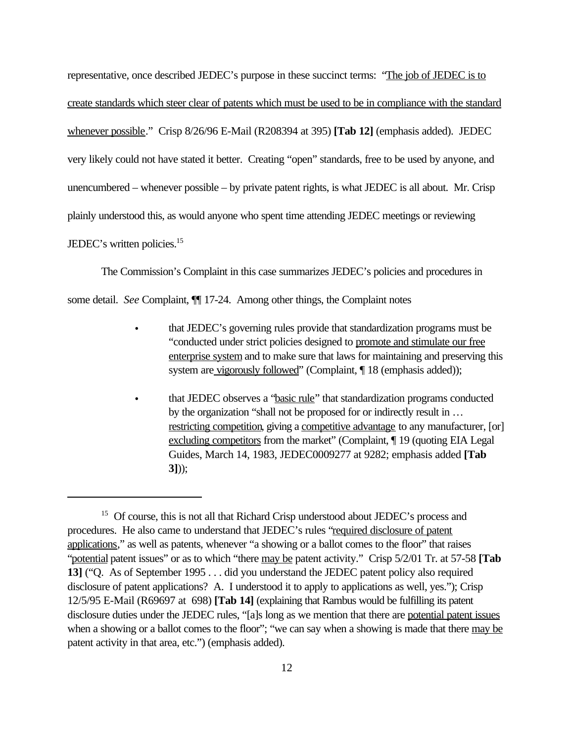representative, once described JEDEC's purpose in these succinct terms: "The job of JEDEC is to create standards which steer clear of patents which must be used to be in compliance with the standard whenever possible." Crisp 8/26/96 E-Mail (R208394 at 395) **[Tab 12]** (emphasis added). JEDEC very likely could not have stated it better. Creating "open" standards, free to be used by anyone, and unencumbered – whenever possible – by private patent rights, is what JEDEC is all about. Mr. Crisp plainly understood this, as would anyone who spent time attending JEDEC meetings or reviewing JEDEC's written policies.[15]

The Commission's Complaint in this case summarizes JEDEC's policies and procedures in some detail. *See* Complaint, ¶¶ 17-24. Among other things, the Complaint notes

- that JEDEC's governing rules provide that standardization programs must be "conducted under strict policies designed to promote and stimulate our free enterprise system and to make sure that laws for maintaining and preserving this system are vigorously followed" (Complaint, ¶ 18 (emphasis added));

- that JEDEC observes a "basic rule" that standardization programs conducted by the organization "shall not be proposed for or indirectly result in … restricting competition, giving a competitive advantage to any manufacturer, [or] excluding competitors from the market" (Complaint, ¶ 19 (quoting EIA Legal Guides, March 14, 1983, JEDEC0009277 at 9282; emphasis added **[Tab 3]**));

---

[15] Of course, this is not all that Richard Crisp understood about JEDEC's process and procedures. He also came to understand that JEDEC's rules "required disclosure of patent applications," as well as patents, whenever "a showing or a ballot comes to the floor" that raises "potential patent issues" or as to which "there may be patent activity." Crisp 5/2/01 Tr. at 57-58 **[Tab 13]** ("Q. As of September 1995 . . . did you understand the JEDEC patent policy also required disclosure of patent applications? A. I understood it to apply to applications as well, yes."); Crisp 12/5/95 E-Mail (R69697 at 698) **[Tab 14]** (explaining that Rambus would be fulfilling its patent disclosure duties under the JEDEC rules, "[a]s long as we mention that there are potential patent issues when a showing or a ballot comes to the floor"; "we can say when a showing is made that there may be patent activity in that area, etc.") (emphasis added).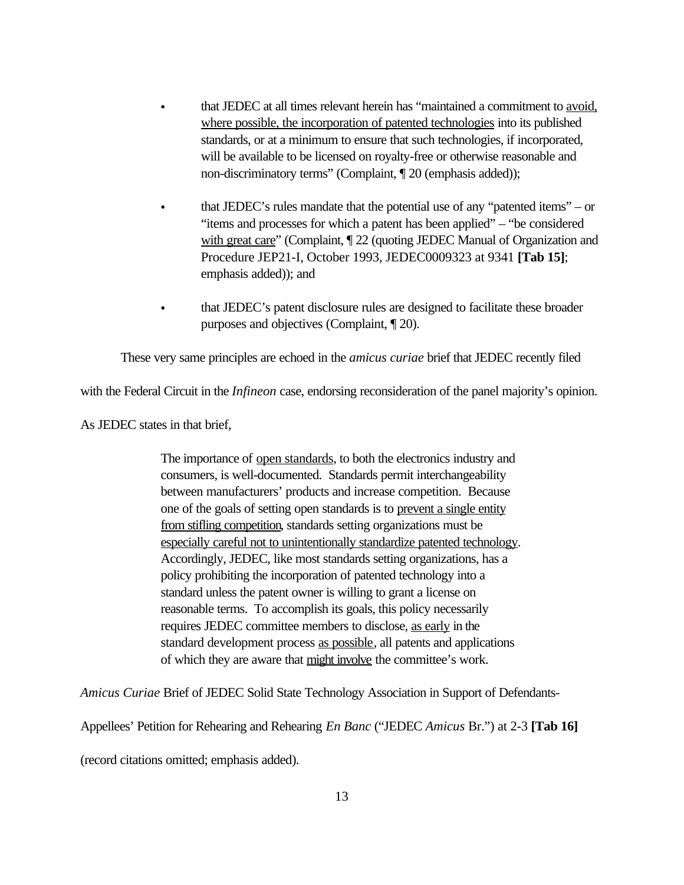- that JEDEC at all times relevant herein has "maintained a commitment to <u>avoid, where possible, the incorporation of patented technologies</u> into its published standards, or at a minimum to ensure that such technologies, if incorporated, will be available to be licensed on royalty-free or otherwise reasonable and non-discriminatory terms" (Complaint, ¶ 20 (emphasis added));

- that JEDEC's rules mandate that the potential use of any "patented items" – or "items and processes for which a patent has been applied" – "be considered <u>with great care</u>" (Complaint, ¶ 22 (quoting JEDEC Manual of Organization and Procedure JEP21-I, October 1993, JEDEC0009323 at 9341 **[Tab 15]**; emphasis added)); and

- that JEDEC's patent disclosure rules are designed to facilitate these broader purposes and objectives (Complaint, ¶ 20).

These very same principles are echoed in the *amicus curiae* brief that JEDEC recently filed with the Federal Circuit in the *Infineon* case, endorsing reconsideration of the panel majority's opinion. As JEDEC states in that brief,

> The importance of <u>open standards</u>, to both the electronics industry and consumers, is well-documented. Standards permit interchangeability between manufacturers' products and increase competition. Because one of the goals of setting open standards is to <u>prevent a single entity from stifling competition</u>, standards setting organizations must be <u>especially careful not to unintentionally standardize patented technology</u>. Accordingly, JEDEC, like most standards setting organizations, has a policy prohibiting the incorporation of patented technology into a standard unless the patent owner is willing to grant a license on reasonable terms. To accomplish its goals, this policy necessarily requires JEDEC committee members to disclose, <u>as early</u> in the standard development process <u>as possible</u>, all patents and applications of which they are aware that <u>might involve</u> the committee's work.

*Amicus Curiae* Brief of JEDEC Solid State Technology Association in Support of Defendants-Appellees' Petition for Rehearing and Rehearing *En Banc* ("JEDEC *Amicus* Br.") at 2-3 **[Tab 16]** (record citations omitted; emphasis added).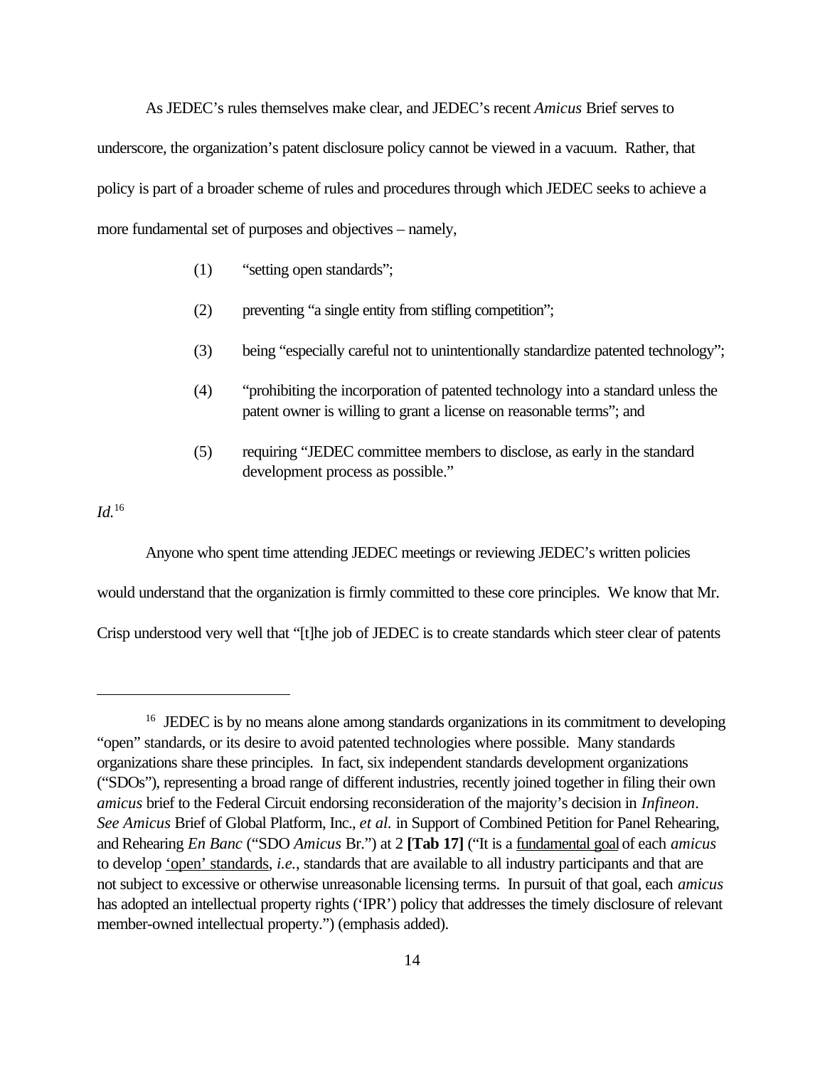As JEDEC's rules themselves make clear, and JEDEC's recent *Amicus* Brief serves to underscore, the organization's patent disclosure policy cannot be viewed in a vacuum. Rather, that policy is part of a broader scheme of rules and procedures through which JEDEC seeks to achieve a more fundamental set of purposes and objectives – namely,

(1) "setting open standards";

(2) preventing "a single entity from stifling competition";

(3) being "especially careful not to unintentionally standardize patented technology";

(4) "prohibiting the incorporation of patented technology into a standard unless the patent owner is willing to grant a license on reasonable terms"; and

(5) requiring "JEDEC committee members to disclose, as early in the standard development process as possible."

*Id.*[16]

Anyone who spent time attending JEDEC meetings or reviewing JEDEC's written policies would understand that the organization is firmly committed to these core principles. We know that Mr. Crisp understood very well that "[t]he job of JEDEC is to create standards which steer clear of patents

---

[16] JEDEC is by no means alone among standards organizations in its commitment to developing "open" standards, or its desire to avoid patented technologies where possible. Many standards organizations share these principles. In fact, six independent standards development organizations ("SDOs"), representing a broad range of different industries, recently joined together in filing their own *amicus* brief to the Federal Circuit endorsing reconsideration of the majority's decision in *Infineon*. *See Amicus* Brief of Global Platform, Inc., *et al.* in Support of Combined Petition for Panel Rehearing, and Rehearing *En Banc* ("SDO *Amicus* Br.") at 2 **[Tab 17]** ("It is a <u>fundamental goal</u> of each *amicus* to develop <u>'open' standards</u>, *i.e.*, standards that are available to all industry participants and that are not subject to excessive or otherwise unreasonable licensing terms. In pursuit of that goal, each *amicus* has adopted an intellectual property rights ('IPR') policy that addresses the timely disclosure of relevant member-owned intellectual property.") (emphasis added).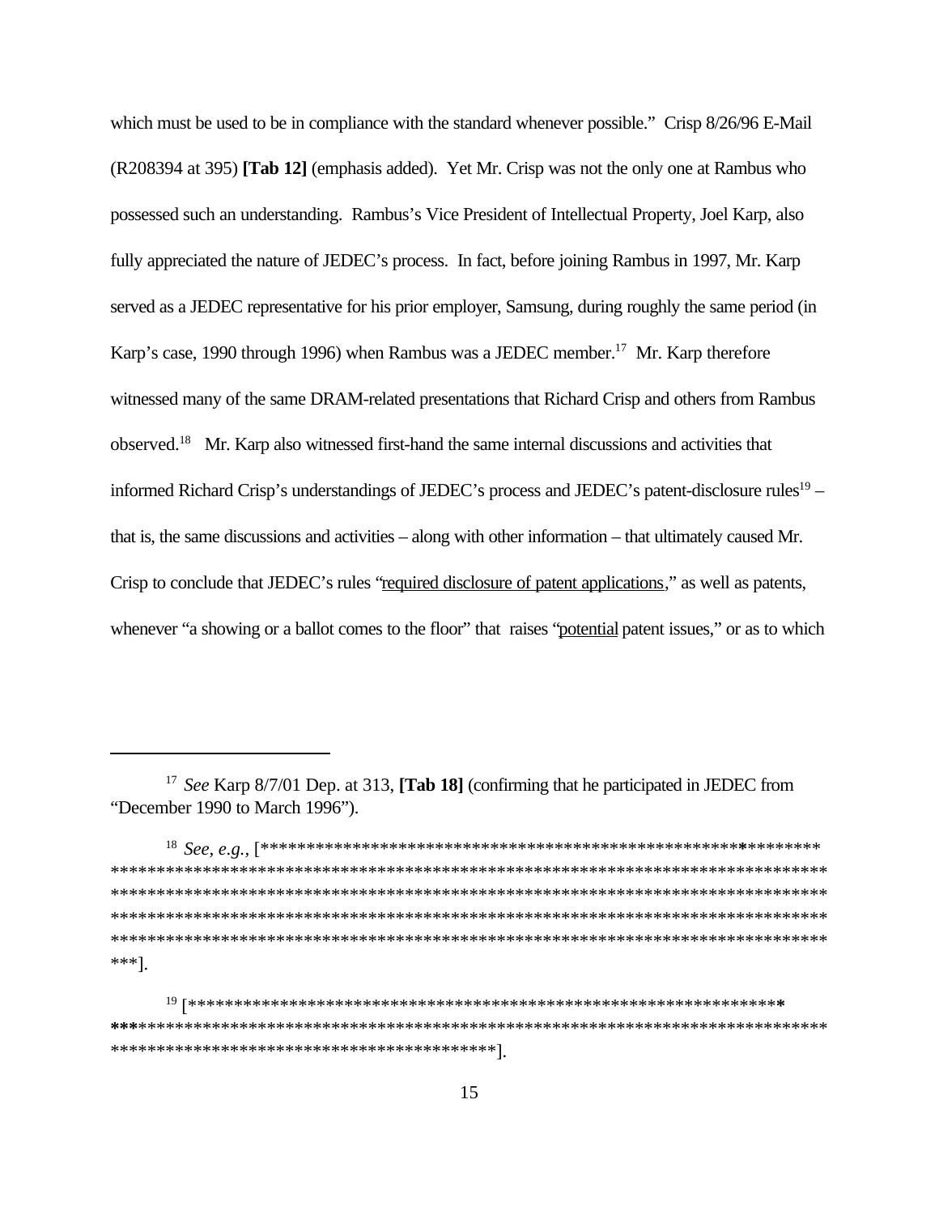which must be used to be in compliance with the standard whenever possible." Crisp 8/26/96 E-Mail (R208394 at 395) **[Tab 12]** (emphasis added). Yet Mr. Crisp was not the only one at Rambus who possessed such an understanding. Rambus's Vice President of Intellectual Property, Joel Karp, also fully appreciated the nature of JEDEC's process. In fact, before joining Rambus in 1997, Mr. Karp served as a JEDEC representative for his prior employer, Samsung, during roughly the same period (in Karp's case, 1990 through 1996) when Rambus was a JEDEC member.[17] Mr. Karp therefore witnessed many of the same DRAM-related presentations that Richard Crisp and others from Rambus observed.[18] Mr. Karp also witnessed first-hand the same internal discussions and activities that informed Richard Crisp's understandings of JEDEC's process and JEDEC's patent-disclosure rules[19] – that is, the same discussions and activities – along with other information – that ultimately caused Mr. Crisp to conclude that JEDEC's rules "required disclosure of patent applications," as well as patents, whenever "a showing or a ballot comes to the floor" that raises "potential patent issues," or as to which

---

[17] *See* Karp 8/7/01 Dep. at 313, **[Tab 18]** (confirming that he participated in JEDEC from "December 1990 to March 1996").

[18] *See, e.g.*, [*****************************************************************************************************************************************************************************************************************************************************************************************************************************************************************************************************].

[19] [****************************************************************************************************************************************************************************************].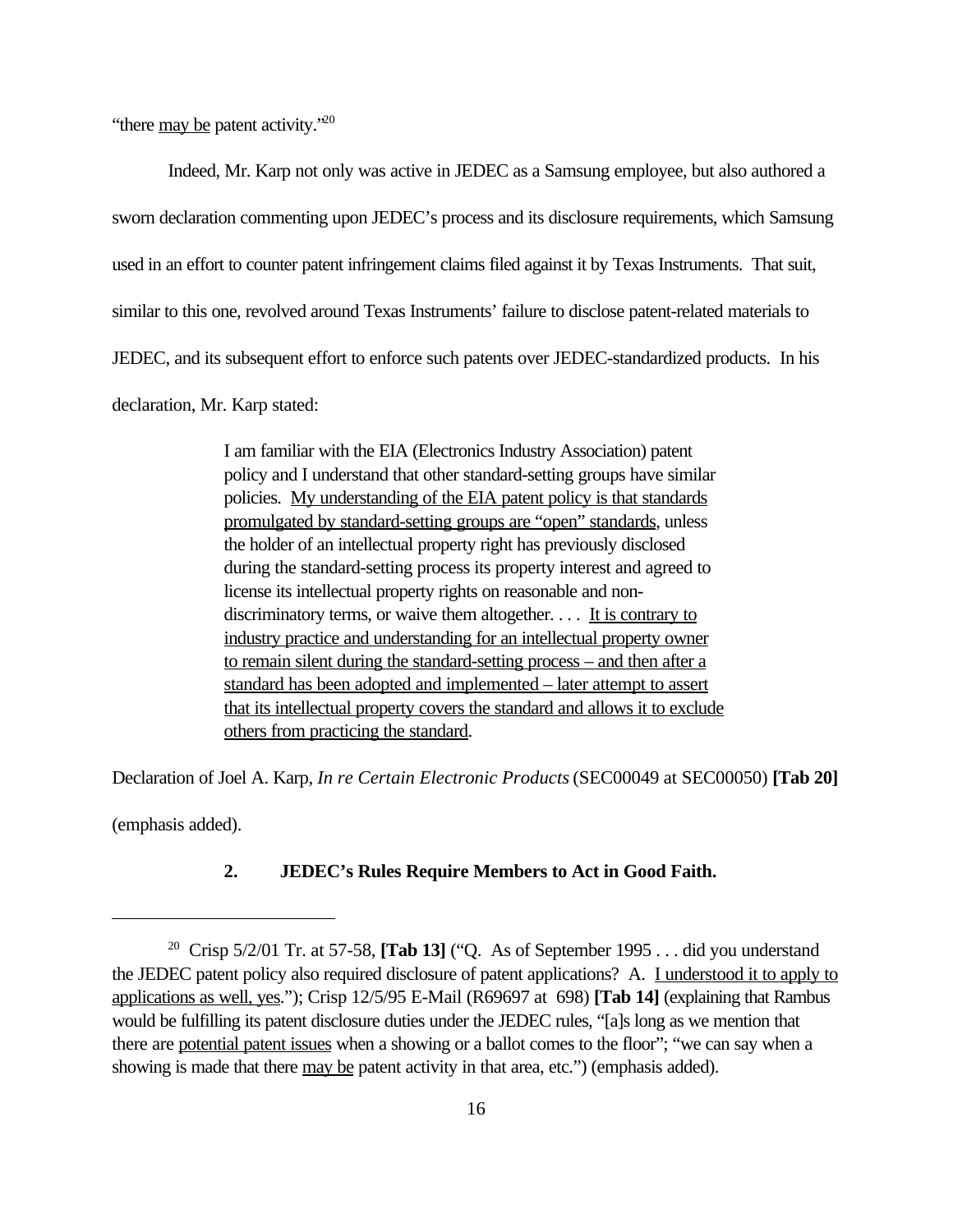"there <u>may be</u> patent activity."[20]

Indeed, Mr. Karp not only was active in JEDEC as a Samsung employee, but also authored a sworn declaration commenting upon JEDEC's process and its disclosure requirements, which Samsung used in an effort to counter patent infringement claims filed against it by Texas Instruments. That suit, similar to this one, revolved around Texas Instruments' failure to disclose patent-related materials to JEDEC, and its subsequent effort to enforce such patents over JEDEC-standardized products. In his declaration, Mr. Karp stated:

> I am familiar with the EIA (Electronics Industry Association) patent policy and I understand that other standard-setting groups have similar policies. <u>My understanding of the EIA patent policy is that standards promulgated by standard-setting groups are "open" standards</u>, unless the holder of an intellectual property right has previously disclosed during the standard-setting process its property interest and agreed to license its intellectual property rights on reasonable and non-discriminatory terms, or waive them altogether. . . . <u>It is contrary to industry practice and understanding for an intellectual property owner to remain silent during the standard-setting process – and then after a standard has been adopted and implemented – later attempt to assert that its intellectual property covers the standard and allows it to exclude others from practicing the standard</u>.

Declaration of Joel A. Karp, *In re Certain Electronic Products* (SEC00049 at SEC00050) **[Tab 20]** (emphasis added).

### 2. JEDEC's Rules Require Members to Act in Good Faith.

---

[20] Crisp 5/2/01 Tr. at 57-58, **[Tab 13]** ("Q. As of September 1995 . . . did you understand the JEDEC patent policy also required disclosure of patent applications? A. <u>I understood it to apply to applications as well, yes</u>."); Crisp 12/5/95 E-Mail (R69697 at 698) **[Tab 14]** (explaining that Rambus would be fulfilling its patent disclosure duties under the JEDEC rules, "[a]s long as we mention that there are <u>potential patent issues</u> when a showing or a ballot comes to the floor"; "we can say when a showing is made that there <u>may be</u> patent activity in that area, etc.") (emphasis added).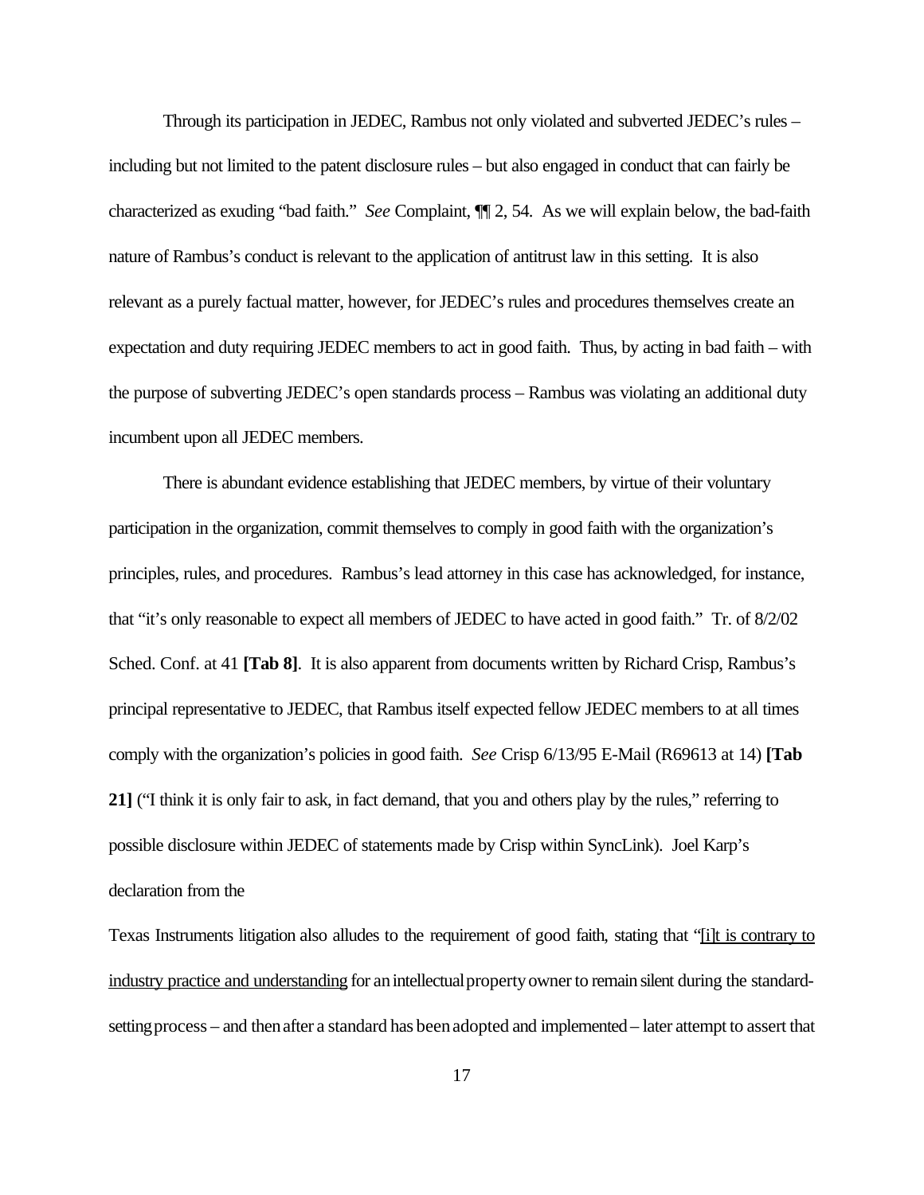Through its participation in JEDEC, Rambus not only violated and subverted JEDEC's rules – including but not limited to the patent disclosure rules – but also engaged in conduct that can fairly be characterized as exuding "bad faith." *See* Complaint, ¶¶ 2, 54. As we will explain below, the bad-faith nature of Rambus's conduct is relevant to the application of antitrust law in this setting. It is also relevant as a purely factual matter, however, for JEDEC's rules and procedures themselves create an expectation and duty requiring JEDEC members to act in good faith. Thus, by acting in bad faith – with the purpose of subverting JEDEC's open standards process – Rambus was violating an additional duty incumbent upon all JEDEC members.

There is abundant evidence establishing that JEDEC members, by virtue of their voluntary participation in the organization, commit themselves to comply in good faith with the organization's principles, rules, and procedures. Rambus's lead attorney in this case has acknowledged, for instance, that "it's only reasonable to expect all members of JEDEC to have acted in good faith." Tr. of 8/2/02 Sched. Conf. at 41 **[Tab 8]**. It is also apparent from documents written by Richard Crisp, Rambus's principal representative to JEDEC, that Rambus itself expected fellow JEDEC members to at all times comply with the organization's policies in good faith. *See* Crisp 6/13/95 E-Mail (R69613 at 14) **[Tab 21]** ("I think it is only fair to ask, in fact demand, that you and others play by the rules," referring to possible disclosure within JEDEC of statements made by Crisp within SyncLink). Joel Karp's declaration from the Texas Instruments litigation also alludes to the requirement of good faith, stating that "[i]t is contrary to industry practice and understanding for an intellectual property owner to remain silent during the standard-setting process – and then after a standard has been adopted and implemented – later attempt to assert that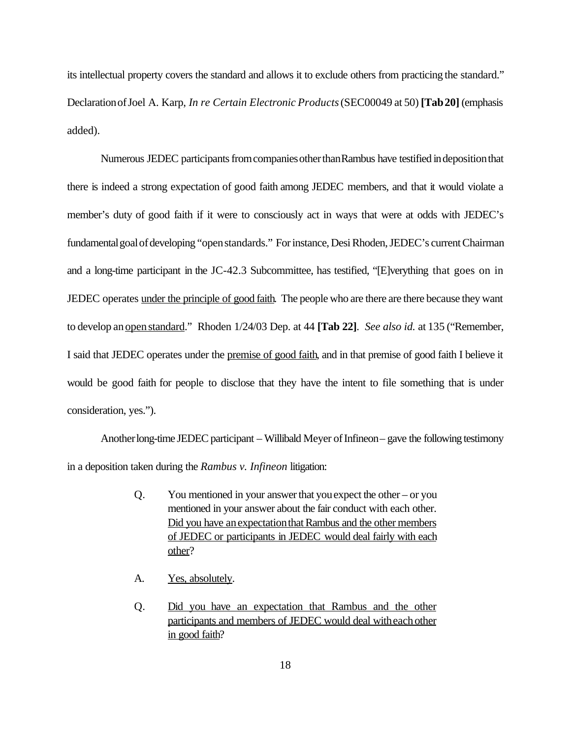its intellectual property covers the standard and allows it to exclude others from practicing the standard." Declaration of Joel A. Karp, *In re Certain Electronic Products* (SEC00049 at 50) **[Tab 20]** (emphasis added).

Numerous JEDEC participants from companies other than Rambus have testified in deposition that there is indeed a strong expectation of good faith among JEDEC members, and that it would violate a member's duty of good faith if it were to consciously act in ways that were at odds with JEDEC's fundamental goal of developing "open standards." For instance, Desi Rhoden, JEDEC's current Chairman and a long-time participant in the JC-42.3 Subcommittee, has testified, "[E]verything that goes on in JEDEC operates <u>under the principle of good faith</u>. The people who are there are there because they want to develop an <u>open standard</u>." Rhoden 1/24/03 Dep. at 44 **[Tab 22]**. *See also id.* at 135 ("Remember, I said that JEDEC operates under the <u>premise of good faith</u>, and in that premise of good faith I believe it would be good faith for people to disclose that they have the intent to file something that is under consideration, yes.").

Another long-time JEDEC participant – Willibald Meyer of Infineon – gave the following testimony in a deposition taken during the *Rambus v. Infineon* litigation:

> Q. You mentioned in your answer that you expect the other – or you mentioned in your answer about the fair conduct with each other. <u>Did you have an expectation that Rambus and the other members of JEDEC or participants in JEDEC would deal fairly with each other</u>?
>
> A. <u>Yes, absolutely</u>.
>
> Q. <u>Did you have an expectation that Rambus and the other participants and members of JEDEC would deal with each other in good faith</u>?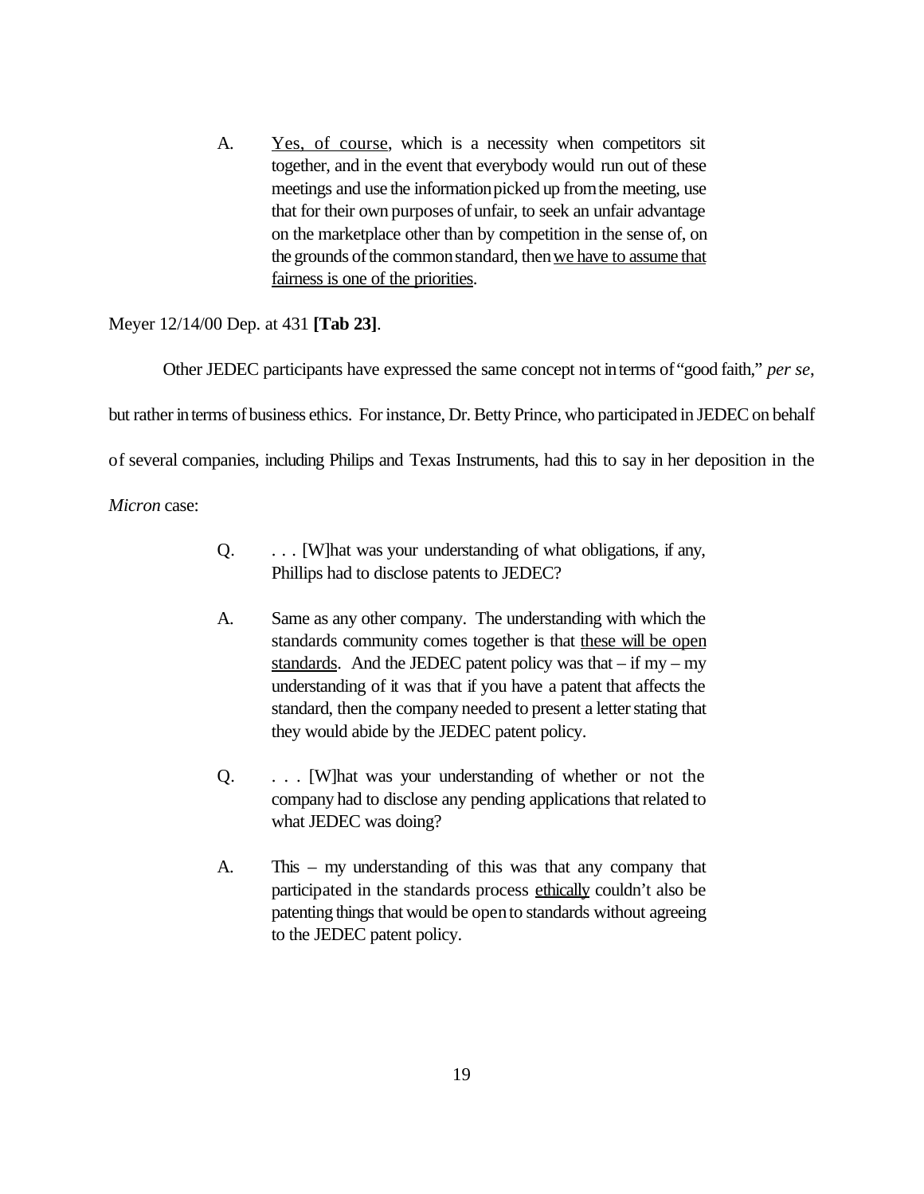> A. <u>Yes, of course</u>, which is a necessity when competitors sit together, and in the event that everybody would run out of these meetings and use the information picked up from the meeting, use that for their own purposes of unfair, to seek an unfair advantage on the marketplace other than by competition in the sense of, on the grounds of the common standard, then <u>we have to assume that fairness is one of the priorities</u>.

Meyer 12/14/00 Dep. at 431 **[Tab 23]**.

Other JEDEC participants have expressed the same concept not in terms of "good faith," *per se*, but rather in terms of business ethics. For instance, Dr. Betty Prince, who participated in JEDEC on behalf of several companies, including Philips and Texas Instruments, had this to say in her deposition in the *Micron* case:

> Q. . . . [W]hat was your understanding of what obligations, if any, Phillips had to disclose patents to JEDEC?
>
> A. Same as any other company. The understanding with which the standards community comes together is that <u>these will be open standards</u>. And the JEDEC patent policy was that – if my – my understanding of it was that if you have a patent that affects the standard, then the company needed to present a letter stating that they would abide by the JEDEC patent policy.
>
> Q. . . . [W]hat was your understanding of whether or not the company had to disclose any pending applications that related to what JEDEC was doing?
>
> A. This – my understanding of this was that any company that participated in the standards process <u>ethically</u> couldn't also be patenting things that would be open to standards without agreeing to the JEDEC patent policy.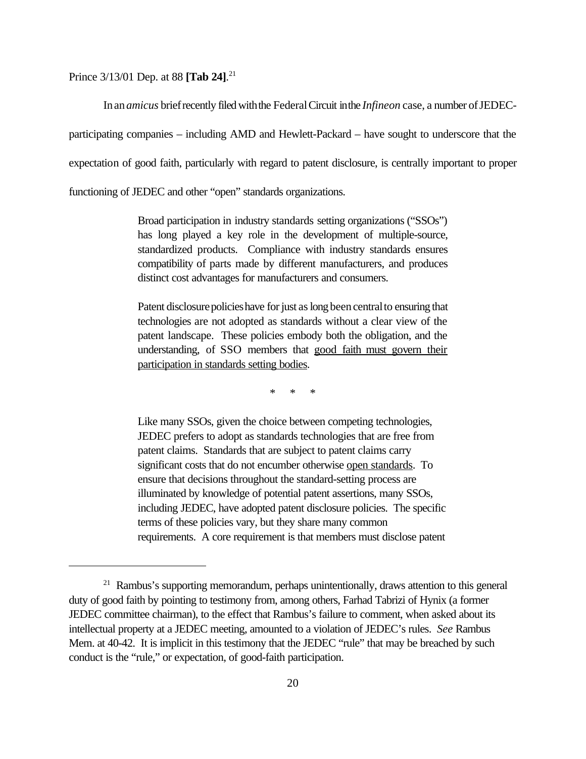Prince 3/13/01 Dep. at 88 **[Tab 24]**.[21]

In an *amicus* brief recently filed with the Federal Circuit in the *Infineon* case, a number of JEDEC-participating companies – including AMD and Hewlett-Packard – have sought to underscore that the expectation of good faith, particularly with regard to patent disclosure, is centrally important to proper functioning of JEDEC and other "open" standards organizations.

> Broad participation in industry standards setting organizations ("SSOs") has long played a key role in the development of multiple-source, standardized products. Compliance with industry standards ensures compatibility of parts made by different manufacturers, and produces distinct cost advantages for manufacturers and consumers.
>
> Patent disclosure policies have for just as long been central to ensuring that technologies are not adopted as standards without a clear view of the patent landscape. These policies embody both the obligation, and the understanding, of SSO members that <u>good faith must govern their participation in standards setting bodies</u>.
>
> \* \* \*
>
> Like many SSOs, given the choice between competing technologies, JEDEC prefers to adopt as standards technologies that are free from patent claims. Standards that are subject to patent claims carry significant costs that do not encumber otherwise <u>open standards</u>. To ensure that decisions throughout the standard-setting process are illuminated by knowledge of potential patent assertions, many SSOs, including JEDEC, have adopted patent disclosure policies. The specific terms of these policies vary, but they share many common requirements. A core requirement is that members must disclose patent

---

[21] Rambus's supporting memorandum, perhaps unintentionally, draws attention to this general duty of good faith by pointing to testimony from, among others, Farhad Tabrizi of Hynix (a former JEDEC committee chairman), to the effect that Rambus's failure to comment, when asked about its intellectual property at a JEDEC meeting, amounted to a violation of JEDEC's rules. *See* Rambus Mem. at 40-42. It is implicit in this testimony that the JEDEC "rule" that may be breached by such conduct is the "rule," or expectation, of good-faith participation.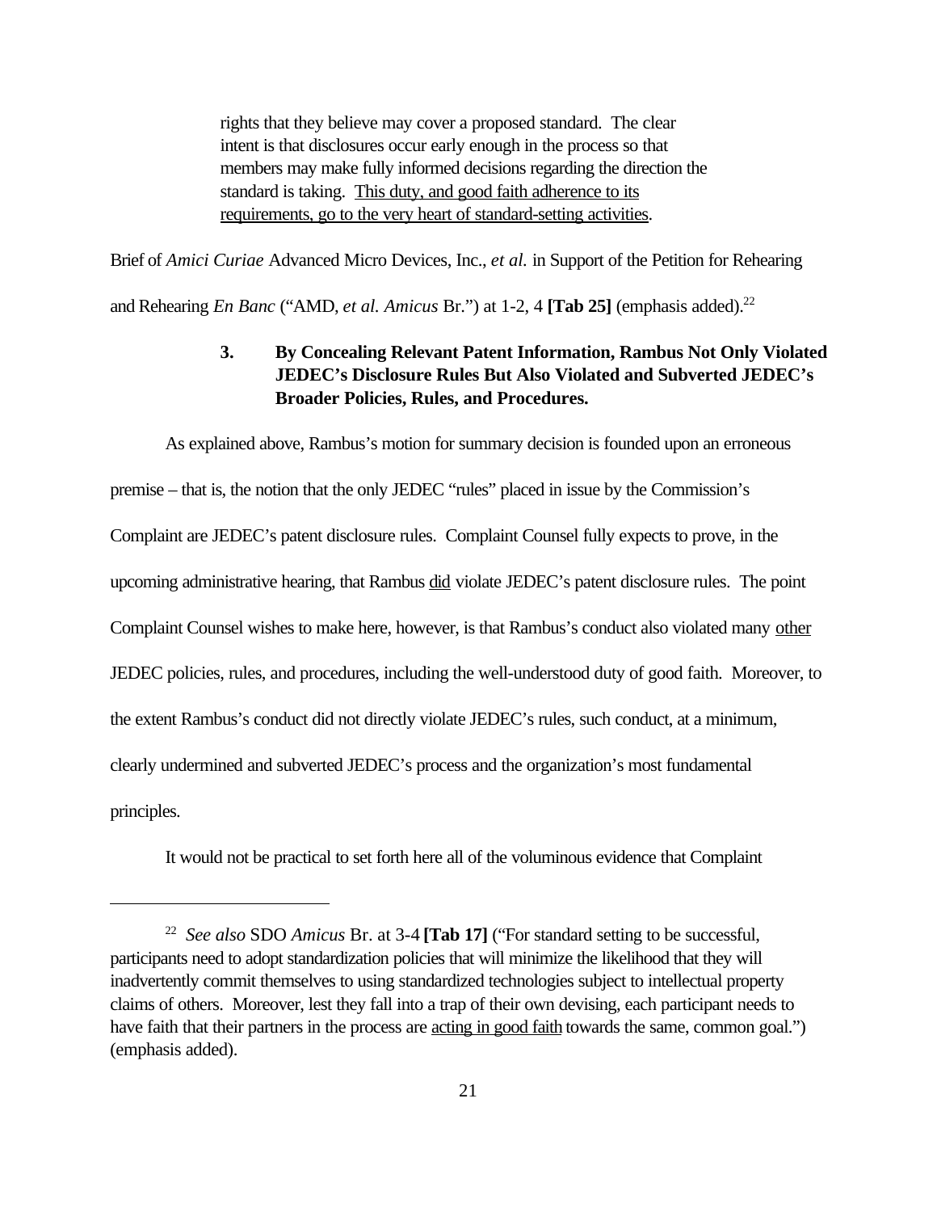> rights that they believe may cover a proposed standard. The clear intent is that disclosures occur early enough in the process so that members may make fully informed decisions regarding the direction the standard is taking. <u>This duty, and good faith adherence to its requirements, go to the very heart of standard-setting activities</u>.

Brief of *Amici Curiae* Advanced Micro Devices, Inc., *et al.* in Support of the Petition for Rehearing and Rehearing *En Banc* ("AMD, *et al. Amicus* Br.") at 1-2, 4 **[Tab 25]** (emphasis added).[22]

### 3. By Concealing Relevant Patent Information, Rambus Not Only Violated JEDEC's Disclosure Rules But Also Violated and Subverted JEDEC's Broader Policies, Rules, and Procedures.

As explained above, Rambus's motion for summary decision is founded upon an erroneous premise – that is, the notion that the only JEDEC "rules" placed in issue by the Commission's Complaint are JEDEC's patent disclosure rules. Complaint Counsel fully expects to prove, in the upcoming administrative hearing, that Rambus <u>did</u> violate JEDEC's patent disclosure rules. The point Complaint Counsel wishes to make here, however, is that Rambus's conduct also violated many <u>other</u> JEDEC policies, rules, and procedures, including the well-understood duty of good faith. Moreover, to the extent Rambus's conduct did not directly violate JEDEC's rules, such conduct, at a minimum, clearly undermined and subverted JEDEC's process and the organization's most fundamental principles.

It would not be practical to set forth here all of the voluminous evidence that Complaint

---

[22] *See also* SDO *Amicus* Br. at 3-4 **[Tab 17]** ("For standard setting to be successful, participants need to adopt standardization policies that will minimize the likelihood that they will inadvertently commit themselves to using standardized technologies subject to intellectual property claims of others. Moreover, lest they fall into a trap of their own devising, each participant needs to have faith that their partners in the process are <u>acting in good faith</u> towards the same, common goal.") (emphasis added).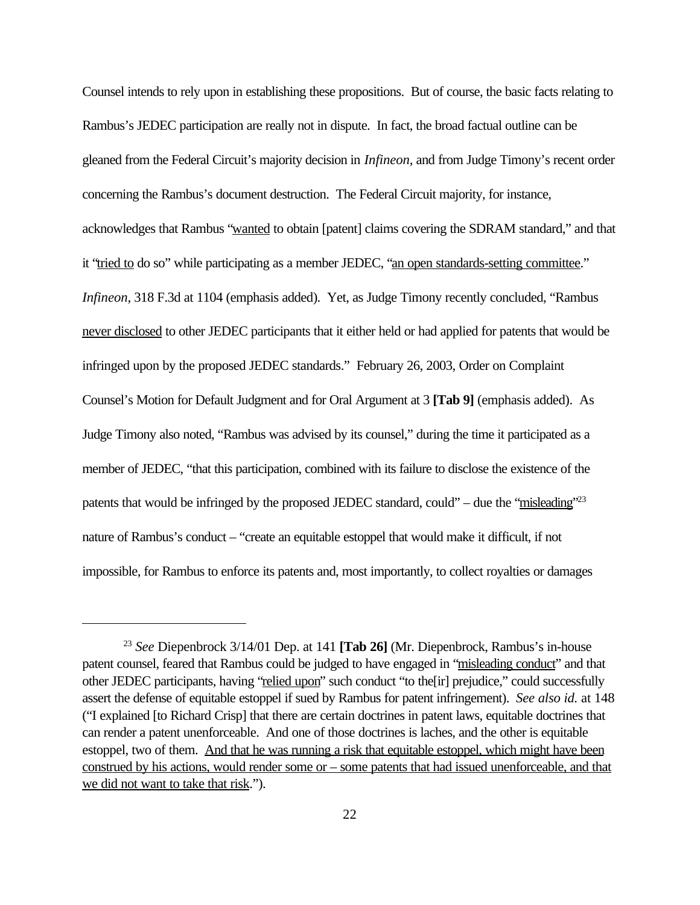Counsel intends to rely upon in establishing these propositions. But of course, the basic facts relating to Rambus's JEDEC participation are really not in dispute. In fact, the broad factual outline can be gleaned from the Federal Circuit's majority decision in *Infineon*, and from Judge Timony's recent order concerning the Rambus's document destruction. The Federal Circuit majority, for instance, acknowledges that Rambus "<u>wanted</u> to obtain [patent] claims covering the SDRAM standard," and that it "<u>tried to</u> do so" while participating as a member JEDEC, "<u>an open standards-setting committee</u>." *Infineon*, 318 F.3d at 1104 (emphasis added). Yet, as Judge Timony recently concluded, "Rambus <u>never disclosed</u> to other JEDEC participants that it either held or had applied for patents that would be infringed upon by the proposed JEDEC standards." February 26, 2003, Order on Complaint Counsel's Motion for Default Judgment and for Oral Argument at 3 **[Tab 9]** (emphasis added). As Judge Timony also noted, "Rambus was advised by its counsel," during the time it participated as a member of JEDEC, "that this participation, combined with its failure to disclose the existence of the patents that would be infringed by the proposed JEDEC standard, could" – due the "<u>misleading</u>"[23] nature of Rambus's conduct – "create an equitable estoppel that would make it difficult, if not impossible, for Rambus to enforce its patents and, most importantly, to collect royalties or damages

---

[23] *See* Diepenbrock 3/14/01 Dep. at 141 **[Tab 26]** (Mr. Diepenbrock, Rambus's in-house patent counsel, feared that Rambus could be judged to have engaged in "<u>misleading conduct</u>" and that other JEDEC participants, having "<u>relied upon</u>" such conduct "to the[ir] prejudice," could successfully assert the defense of equitable estoppel if sued by Rambus for patent infringement). *See also id.* at 148 ("I explained [to Richard Crisp] that there are certain doctrines in patent laws, equitable doctrines that can render a patent unenforceable. And one of those doctrines is laches, and the other is equitable estoppel, two of them. <u>And that he was running a risk that equitable estoppel, which might have been construed by his actions, would render some or – some patents that had issued unenforceable, and that we did not want to take that risk</u>.").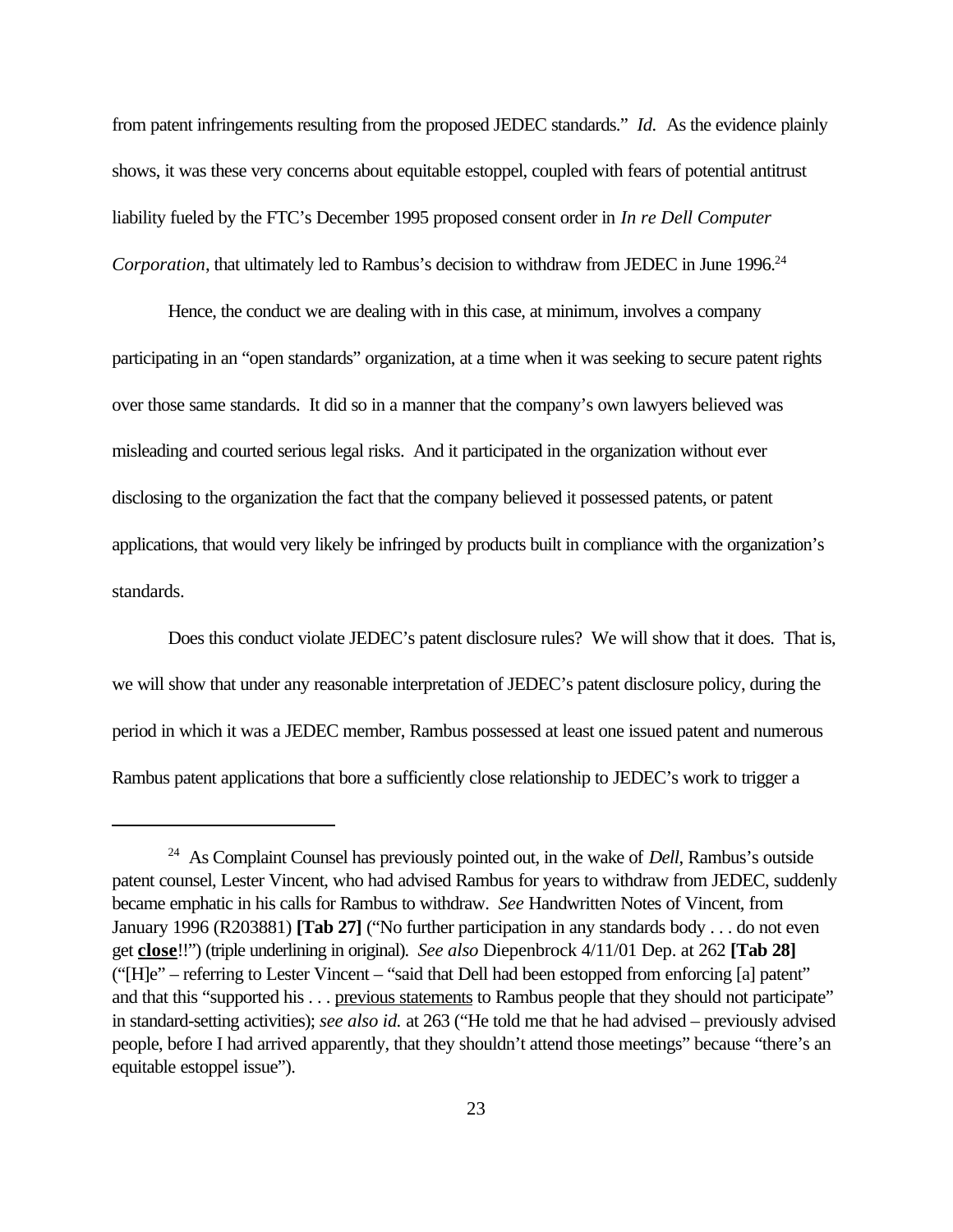from patent infringements resulting from the proposed JEDEC standards." *Id.* As the evidence plainly shows, it was these very concerns about equitable estoppel, coupled with fears of potential antitrust liability fueled by the FTC's December 1995 proposed consent order in *In re Dell Computer Corporation*, that ultimately led to Rambus's decision to withdraw from JEDEC in June 1996.[24]

Hence, the conduct we are dealing with in this case, at minimum, involves a company participating in an "open standards" organization, at a time when it was seeking to secure patent rights over those same standards. It did so in a manner that the company's own lawyers believed was misleading and courted serious legal risks. And it participated in the organization without ever disclosing to the organization the fact that the company believed it possessed patents, or patent applications, that would very likely be infringed by products built in compliance with the organization's standards.

Does this conduct violate JEDEC's patent disclosure rules? We will show that it does. That is, we will show that under any reasonable interpretation of JEDEC's patent disclosure policy, during the period in which it was a JEDEC member, Rambus possessed at least one issued patent and numerous Rambus patent applications that bore a sufficiently close relationship to JEDEC's work to trigger a

---

[24] As Complaint Counsel has previously pointed out, in the wake of *Dell*, Rambus's outside patent counsel, Lester Vincent, who had advised Rambus for years to withdraw from JEDEC, suddenly became emphatic in his calls for Rambus to withdraw. *See* Handwritten Notes of Vincent, from January 1996 (R203881) **[Tab 27]** ("No further participation in any standards body . . . do not even get **<u>close</u>**!!") (triple underlining in original). *See also* Diepenbrock 4/11/01 Dep. at 262 **[Tab 28]** ("[H]e" – referring to Lester Vincent – "said that Dell had been estopped from enforcing [a] patent" and that this "supported his . . . <u>previous statements</u> to Rambus people that they should not participate" in standard-setting activities); *see also id.* at 263 ("He told me that he had advised – previously advised people, before I had arrived apparently, that they shouldn't attend those meetings" because "there's an equitable estoppel issue").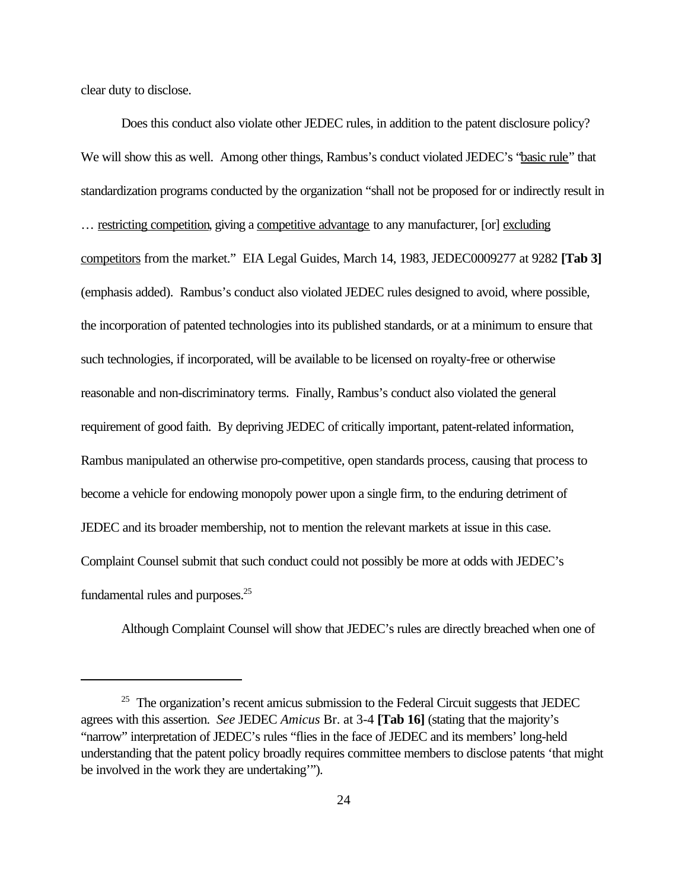clear duty to disclose.

Does this conduct also violate other JEDEC rules, in addition to the patent disclosure policy? We will show this as well. Among other things, Rambus's conduct violated JEDEC's "basic rule" that standardization programs conducted by the organization "shall not be proposed for or indirectly result in … restricting competition, giving a competitive advantage to any manufacturer, [or] excluding competitors from the market." EIA Legal Guides, March 14, 1983, JEDEC0009277 at 9282 **[Tab 3]** (emphasis added). Rambus's conduct also violated JEDEC rules designed to avoid, where possible, the incorporation of patented technologies into its published standards, or at a minimum to ensure that such technologies, if incorporated, will be available to be licensed on royalty-free or otherwise reasonable and non-discriminatory terms. Finally, Rambus's conduct also violated the general requirement of good faith. By depriving JEDEC of critically important, patent-related information, Rambus manipulated an otherwise pro-competitive, open standards process, causing that process to become a vehicle for endowing monopoly power upon a single firm, to the enduring detriment of JEDEC and its broader membership, not to mention the relevant markets at issue in this case. Complaint Counsel submit that such conduct could not possibly be more at odds with JEDEC's fundamental rules and purposes.[25]

Although Complaint Counsel will show that JEDEC's rules are directly breached when one of

---

[25] The organization's recent amicus submission to the Federal Circuit suggests that JEDEC agrees with this assertion. *See* JEDEC *Amicus* Br. at 3-4 **[Tab 16]** (stating that the majority's "narrow" interpretation of JEDEC's rules "flies in the face of JEDEC and its members' long-held understanding that the patent policy broadly requires committee members to disclose patents 'that might be involved in the work they are undertaking'").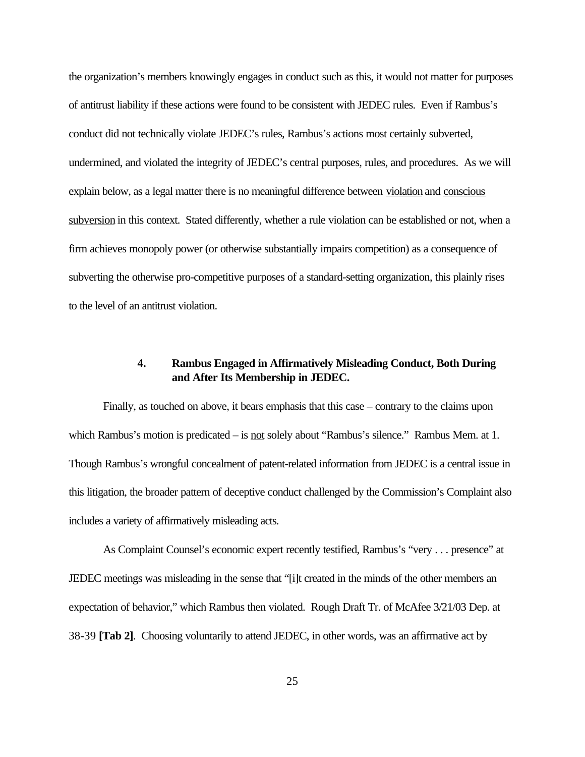the organization's members knowingly engages in conduct such as this, it would not matter for purposes of antitrust liability if these actions were found to be consistent with JEDEC rules. Even if Rambus's conduct did not technically violate JEDEC's rules, Rambus's actions most certainly subverted, undermined, and violated the integrity of JEDEC's central purposes, rules, and procedures. As we will explain below, as a legal matter there is no meaningful difference between <u>violation</u> and <u>conscious subversion</u> in this context. Stated differently, whether a rule violation can be established or not, when a firm achieves monopoly power (or otherwise substantially impairs competition) as a consequence of subverting the otherwise pro-competitive purposes of a standard-setting organization, this plainly rises to the level of an antitrust violation.

### 4. Rambus Engaged in Affirmatively Misleading Conduct, Both During and After Its Membership in JEDEC.

Finally, as touched on above, it bears emphasis that this case – contrary to the claims upon which Rambus's motion is predicated – is <u>not</u> solely about "Rambus's silence." Rambus Mem. at 1. Though Rambus's wrongful concealment of patent-related information from JEDEC is a central issue in this litigation, the broader pattern of deceptive conduct challenged by the Commission's Complaint also includes a variety of affirmatively misleading acts.

As Complaint Counsel's economic expert recently testified, Rambus's "very . . . presence" at JEDEC meetings was misleading in the sense that "[i]t created in the minds of the other members an expectation of behavior," which Rambus then violated. Rough Draft Tr. of McAfee 3/21/03 Dep. at 38-39 **[Tab 2]**. Choosing voluntarily to attend JEDEC, in other words, was an affirmative act by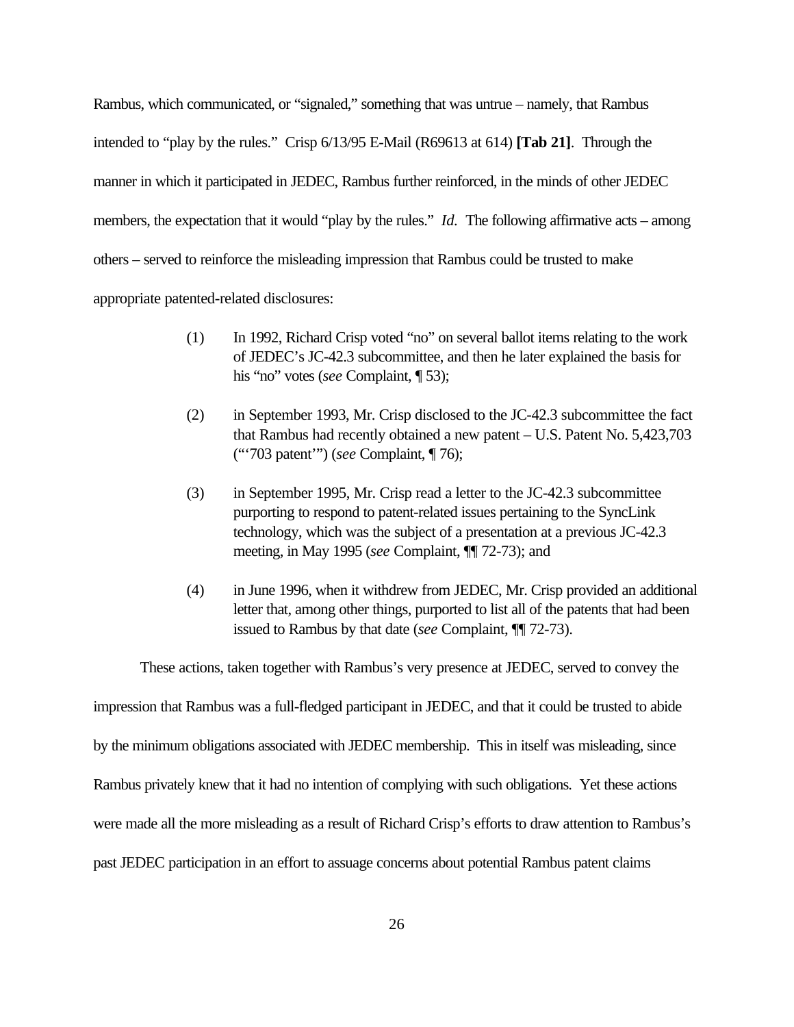Rambus, which communicated, or "signaled," something that was untrue – namely, that Rambus intended to "play by the rules." Crisp 6/13/95 E-Mail (R69613 at 614) **[Tab 21]**. Through the manner in which it participated in JEDEC, Rambus further reinforced, in the minds of other JEDEC members, the expectation that it would "play by the rules." *Id*. The following affirmative acts – among others – served to reinforce the misleading impression that Rambus could be trusted to make appropriate patented-related disclosures:

> (1) In 1992, Richard Crisp voted "no" on several ballot items relating to the work of JEDEC's JC-42.3 subcommittee, and then he later explained the basis for his "no" votes (*see* Complaint, ¶ 53);
>
> (2) in September 1993, Mr. Crisp disclosed to the JC-42.3 subcommittee the fact that Rambus had recently obtained a new patent – U.S. Patent No. 5,423,703 ("'703 patent'") (*see* Complaint, ¶ 76);
>
> (3) in September 1995, Mr. Crisp read a letter to the JC-42.3 subcommittee purporting to respond to patent-related issues pertaining to the SyncLink technology, which was the subject of a presentation at a previous JC-42.3 meeting, in May 1995 (*see* Complaint, ¶¶ 72-73); and
>
> (4) in June 1996, when it withdrew from JEDEC, Mr. Crisp provided an additional letter that, among other things, purported to list all of the patents that had been issued to Rambus by that date (*see* Complaint, ¶¶ 72-73).

These actions, taken together with Rambus's very presence at JEDEC, served to convey the impression that Rambus was a full-fledged participant in JEDEC, and that it could be trusted to abide by the minimum obligations associated with JEDEC membership. This in itself was misleading, since Rambus privately knew that it had no intention of complying with such obligations. Yet these actions were made all the more misleading as a result of Richard Crisp's efforts to draw attention to Rambus's past JEDEC participation in an effort to assuage concerns about potential Rambus patent claims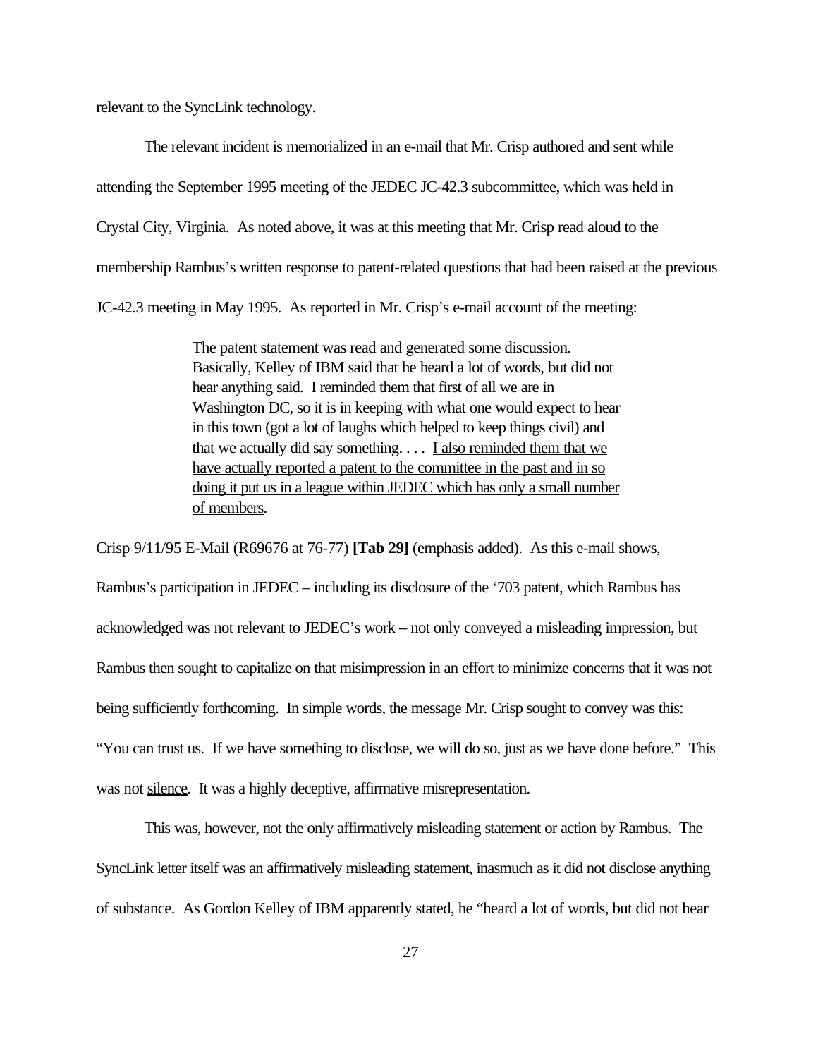relevant to the SyncLink technology.

The relevant incident is memorialized in an e-mail that Mr. Crisp authored and sent while attending the September 1995 meeting of the JEDEC JC-42.3 subcommittee, which was held in Crystal City, Virginia. As noted above, it was at this meeting that Mr. Crisp read aloud to the membership Rambus's written response to patent-related questions that had been raised at the previous JC-42.3 meeting in May 1995. As reported in Mr. Crisp's e-mail account of the meeting:

> The patent statement was read and generated some discussion. Basically, Kelley of IBM said that he heard a lot of words, but did not hear anything said. I reminded them that first of all we are in Washington DC, so it is in keeping with what one would expect to hear in this town (got a lot of laughs which helped to keep things civil) and that we actually did say something. . . . <u>I also reminded them that we have actually reported a patent to the committee in the past and in so doing it put us in a league within JEDEC which has only a small number of members</u>.

Crisp 9/11/95 E-Mail (R69676 at 76-77) **[Tab 29]** (emphasis added). As this e-mail shows, Rambus's participation in JEDEC – including its disclosure of the '703 patent, which Rambus has acknowledged was not relevant to JEDEC's work – not only conveyed a misleading impression, but Rambus then sought to capitalize on that misimpression in an effort to minimize concerns that it was not being sufficiently forthcoming. In simple words, the message Mr. Crisp sought to convey was this: "You can trust us. If we have something to disclose, we will do so, just as we have done before." This was not <u>silence</u>. It was a highly deceptive, affirmative misrepresentation.

This was, however, not the only affirmatively misleading statement or action by Rambus. The SyncLink letter itself was an affirmatively misleading statement, inasmuch as it did not disclose anything of substance. As Gordon Kelley of IBM apparently stated, he "heard a lot of words, but did not hear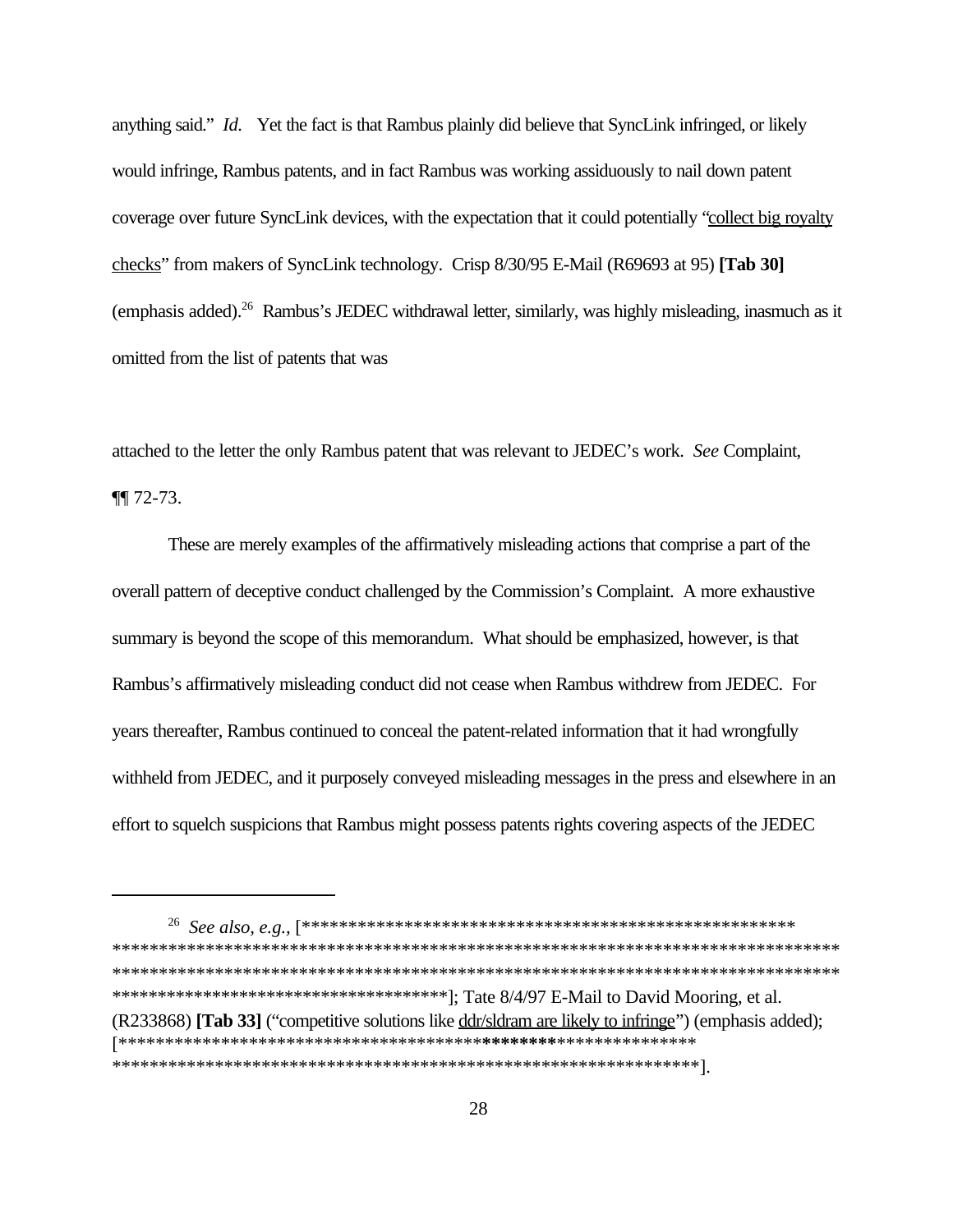anything said." *Id.* Yet the fact is that Rambus plainly did believe that SyncLink infringed, or likely would infringe, Rambus patents, and in fact Rambus was working assiduously to nail down patent coverage over future SyncLink devices, with the expectation that it could potentially "<u>collect big royalty checks</u>" from makers of SyncLink technology. Crisp 8/30/95 E-Mail (R69693 at 95) **[Tab 30]** (emphasis added).[26] Rambus's JEDEC withdrawal letter, similarly, was highly misleading, inasmuch as it omitted from the list of patents that was attached to the letter the only Rambus patent that was relevant to JEDEC's work. *See* Complaint, ¶¶ 72-73.

These are merely examples of the affirmatively misleading actions that comprise a part of the overall pattern of deceptive conduct challenged by the Commission's Complaint. A more exhaustive summary is beyond the scope of this memorandum. What should be emphasized, however, is that Rambus's affirmatively misleading conduct did not cease when Rambus withdrew from JEDEC. For years thereafter, Rambus continued to conceal the patent-related information that it had wrongfully withheld from JEDEC, and it purposely conveyed misleading messages in the press and elsewhere in an effort to squelch suspicions that Rambus might possess patents rights covering aspects of the JEDEC

---

[26] *See also, e.g.*, [*****************************************************
*******************************************************************************
*******************************************************************************
**************************************]; Tate 8/4/97 E-Mail to David Mooring, et al. (R233868) **[Tab 33]** ("competitive solutions like <u>ddr/sldram are likely to infringe</u>") (emphasis added); [****************************************************************
*****************************************************************].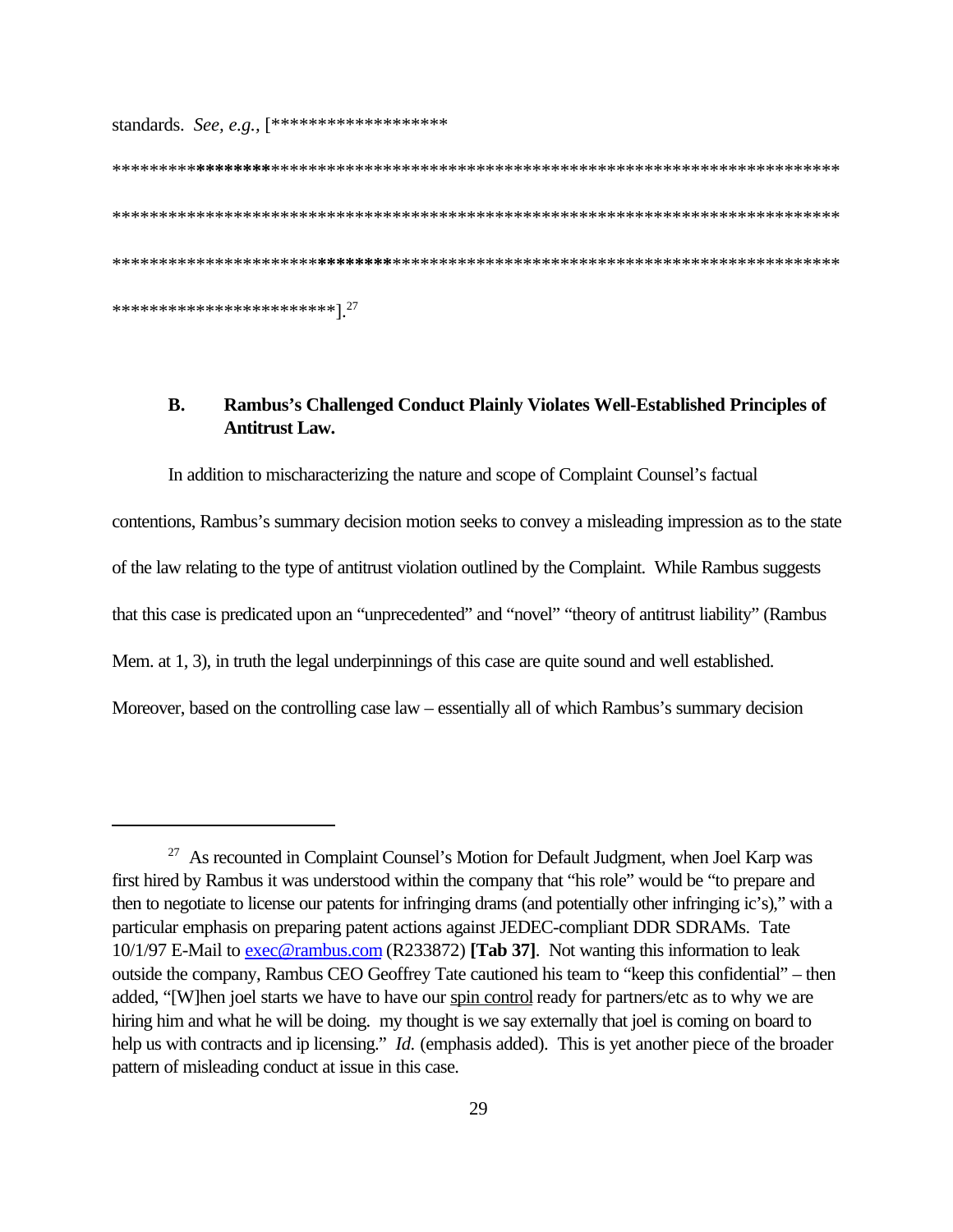standards. *See, e.g.*, [*******************
*********************************************************************************
*********************************************************************************
*********************************************************************************
************************].[27]

## B. Rambus's Challenged Conduct Plainly Violates Well-Established Principles of Antitrust Law.

In addition to mischaracterizing the nature and scope of Complaint Counsel's factual contentions, Rambus's summary decision motion seeks to convey a misleading impression as to the state of the law relating to the type of antitrust violation outlined by the Complaint. While Rambus suggests that this case is predicated upon an "unprecedented" and "novel" "theory of antitrust liability" (Rambus Mem. at 1, 3), in truth the legal underpinnings of this case are quite sound and well established. Moreover, based on the controlling case law – essentially all of which Rambus's summary decision

---

[27] As recounted in Complaint Counsel's Motion for Default Judgment, when Joel Karp was first hired by Rambus it was understood within the company that "his role" would be "to prepare and then to negotiate to license our patents for infringing drams (and potentially other infringing ic's)," with a particular emphasis on preparing patent actions against JEDEC-compliant DDR SDRAMs. Tate 10/1/97 E-Mail to exec@rambus.com (R233872) **[Tab 37]**. Not wanting this information to leak outside the company, Rambus CEO Geoffrey Tate cautioned his team to "keep this confidential" – then added, "[W]hen joel starts we have to have our <u>spin control</u> ready for partners/etc as to why we are hiring him and what he will be doing. my thought is we say externally that joel is coming on board to help us with contracts and ip licensing." *Id.* (emphasis added). This is yet another piece of the broader pattern of misleading conduct at issue in this case.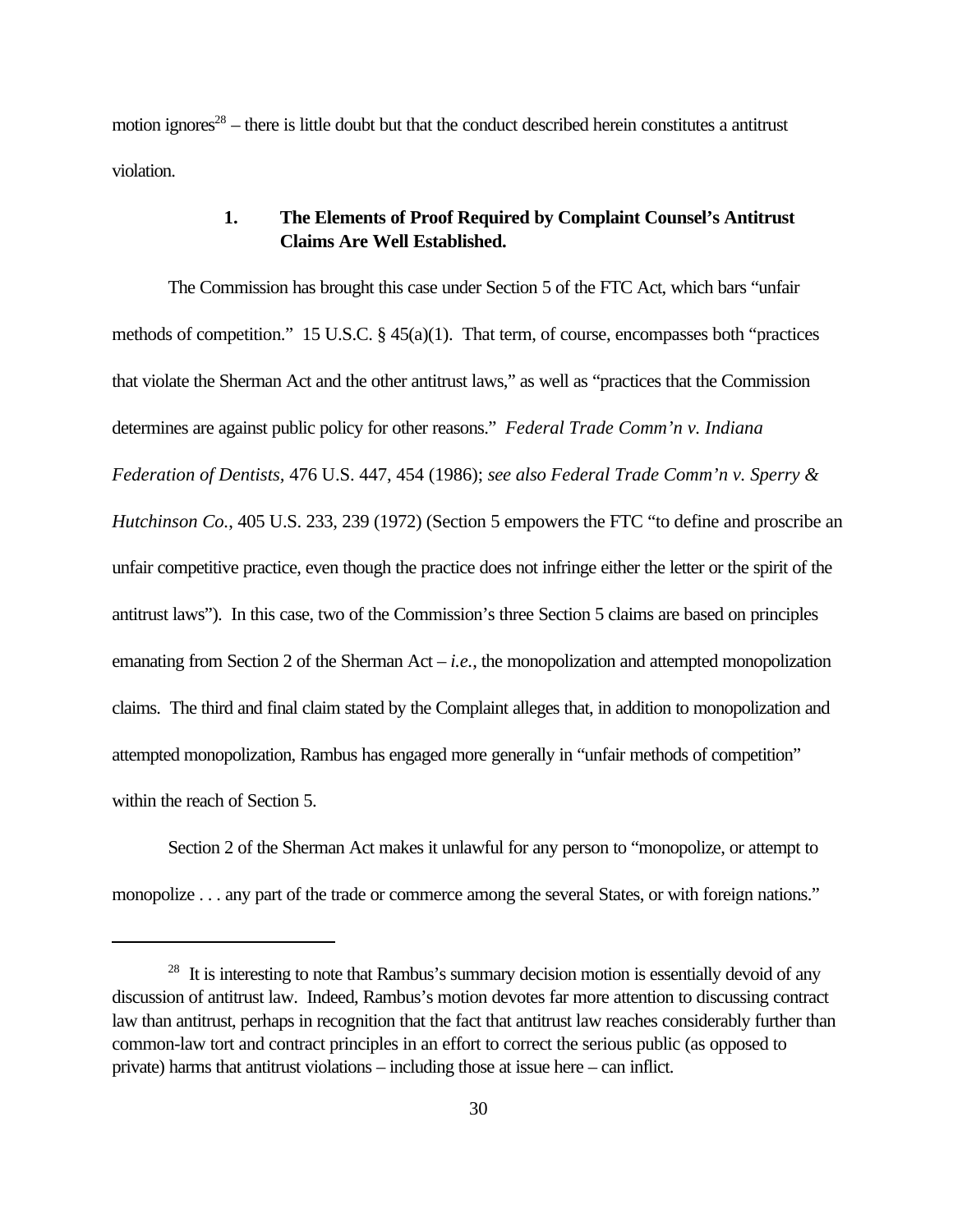motion ignores[28] – there is little doubt but that the conduct described herein constitutes a antitrust violation.

### 1. The Elements of Proof Required by Complaint Counsel's Antitrust Claims Are Well Established.

The Commission has brought this case under Section 5 of the FTC Act, which bars "unfair methods of competition." 15 U.S.C. § 45(a)(1). That term, of course, encompasses both "practices that violate the Sherman Act and the other antitrust laws," as well as "practices that the Commission determines are against public policy for other reasons." *Federal Trade Comm'n v. Indiana Federation of Dentists,* 476 U.S. 447, 454 (1986); *see also Federal Trade Comm'n v. Sperry & Hutchinson Co.*, 405 U.S. 233, 239 (1972) (Section 5 empowers the FTC "to define and proscribe an unfair competitive practice, even though the practice does not infringe either the letter or the spirit of the antitrust laws"). In this case, two of the Commission's three Section 5 claims are based on principles emanating from Section 2 of the Sherman Act – *i.e.*, the monopolization and attempted monopolization claims. The third and final claim stated by the Complaint alleges that, in addition to monopolization and attempted monopolization, Rambus has engaged more generally in "unfair methods of competition" within the reach of Section 5.

Section 2 of the Sherman Act makes it unlawful for any person to "monopolize, or attempt to monopolize . . . any part of the trade or commerce among the several States, or with foreign nations."

---

[28] It is interesting to note that Rambus's summary decision motion is essentially devoid of any discussion of antitrust law. Indeed, Rambus's motion devotes far more attention to discussing contract law than antitrust, perhaps in recognition that the fact that antitrust law reaches considerably further than common-law tort and contract principles in an effort to correct the serious public (as opposed to private) harms that antitrust violations – including those at issue here – can inflict.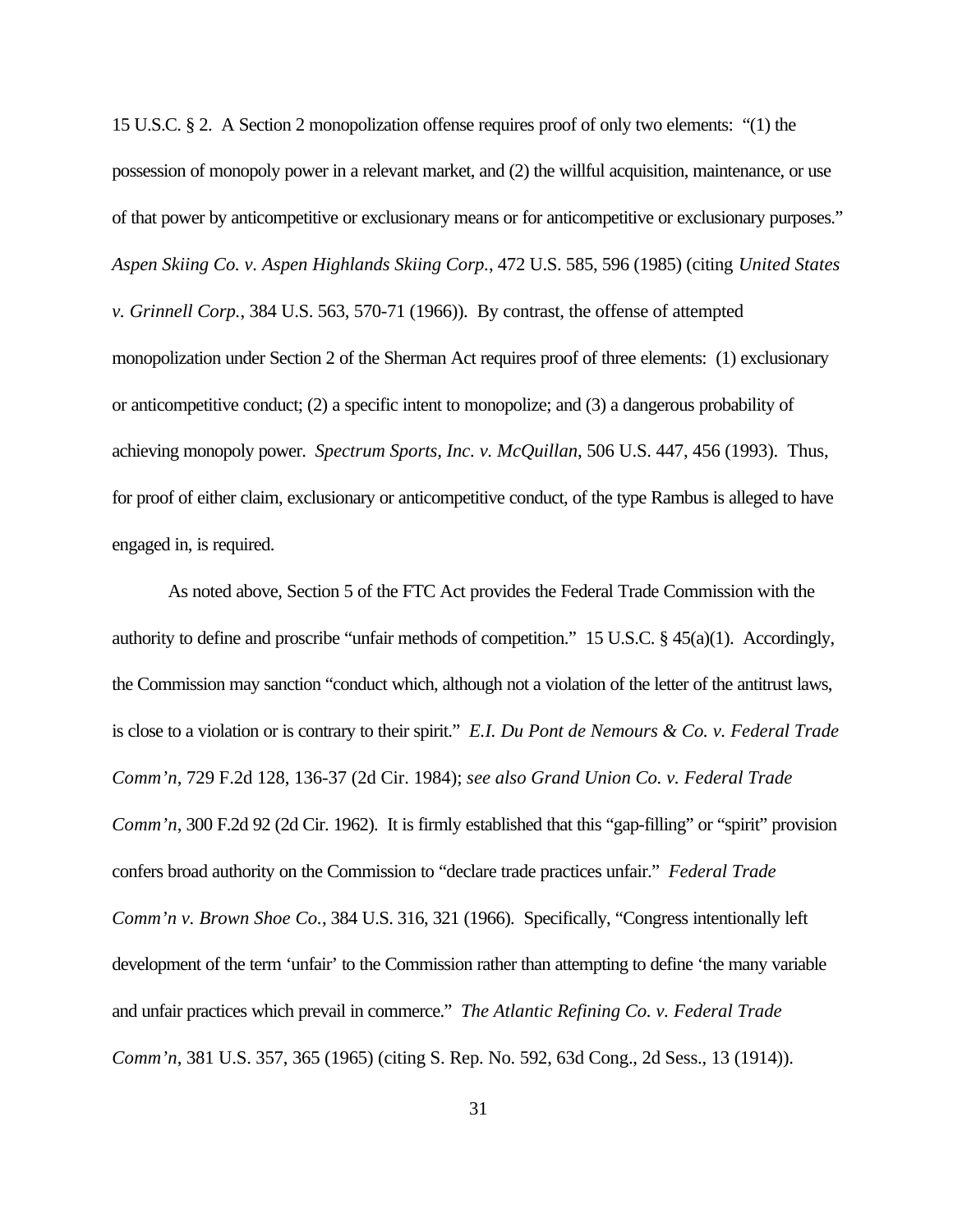15 U.S.C. § 2. A Section 2 monopolization offense requires proof of only two elements: "(1) the possession of monopoly power in a relevant market, and (2) the willful acquisition, maintenance, or use of that power by anticompetitive or exclusionary means or for anticompetitive or exclusionary purposes." *Aspen Skiing Co. v. Aspen Highlands Skiing Corp.*, 472 U.S. 585, 596 (1985) (citing *United States v. Grinnell Corp.*, 384 U.S. 563, 570-71 (1966)). By contrast, the offense of attempted monopolization under Section 2 of the Sherman Act requires proof of three elements: (1) exclusionary or anticompetitive conduct; (2) a specific intent to monopolize; and (3) a dangerous probability of achieving monopoly power. *Spectrum Sports, Inc. v. McQuillan*, 506 U.S. 447, 456 (1993). Thus, for proof of either claim, exclusionary or anticompetitive conduct, of the type Rambus is alleged to have engaged in, is required.

As noted above, Section 5 of the FTC Act provides the Federal Trade Commission with the authority to define and proscribe "unfair methods of competition." 15 U.S.C. § 45(a)(1). Accordingly, the Commission may sanction "conduct which, although not a violation of the letter of the antitrust laws, is close to a violation or is contrary to their spirit." *E.I. Du Pont de Nemours & Co. v. Federal Trade Comm'n*, 729 F.2d 128, 136-37 (2d Cir. 1984); *see also Grand Union Co. v. Federal Trade Comm'n*, 300 F.2d 92 (2d Cir. 1962). It is firmly established that this "gap-filling" or "spirit" provision confers broad authority on the Commission to "declare trade practices unfair." *Federal Trade Comm'n v. Brown Shoe Co.*, 384 U.S. 316, 321 (1966). Specifically, "Congress intentionally left development of the term 'unfair' to the Commission rather than attempting to define 'the many variable and unfair practices which prevail in commerce." *The Atlantic Refining Co. v. Federal Trade Comm'n*, 381 U.S. 357, 365 (1965) (citing S. Rep. No. 592, 63d Cong., 2d Sess., 13 (1914)).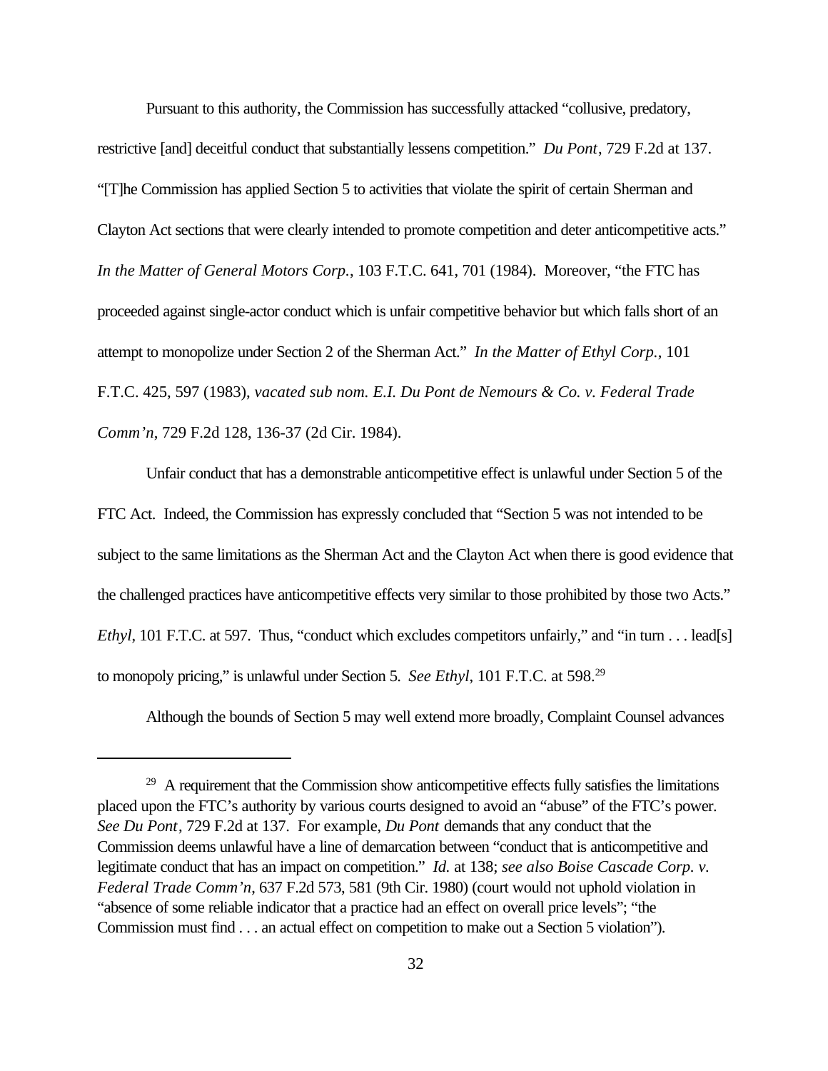Pursuant to this authority, the Commission has successfully attacked "collusive, predatory, restrictive [and] deceitful conduct that substantially lessens competition." *Du Pont*, 729 F.2d at 137. "[T]he Commission has applied Section 5 to activities that violate the spirit of certain Sherman and Clayton Act sections that were clearly intended to promote competition and deter anticompetitive acts." *In the Matter of General Motors Corp.*, 103 F.T.C. 641, 701 (1984). Moreover, "the FTC has proceeded against single-actor conduct which is unfair competitive behavior but which falls short of an attempt to monopolize under Section 2 of the Sherman Act." *In the Matter of Ethyl Corp.*, 101 F.T.C. 425, 597 (1983), *vacated sub nom. E.I. Du Pont de Nemours & Co. v. Federal Trade Comm'n*, 729 F.2d 128, 136-37 (2d Cir. 1984).

Unfair conduct that has a demonstrable anticompetitive effect is unlawful under Section 5 of the FTC Act. Indeed, the Commission has expressly concluded that "Section 5 was not intended to be subject to the same limitations as the Sherman Act and the Clayton Act when there is good evidence that the challenged practices have anticompetitive effects very similar to those prohibited by those two Acts." *Ethyl*, 101 F.T.C. at 597. Thus, "conduct which excludes competitors unfairly," and "in turn . . . lead[s] to monopoly pricing," is unlawful under Section 5. *See Ethyl*, 101 F.T.C. at 598.[29]

Although the bounds of Section 5 may well extend more broadly, Complaint Counsel advances

---

[29] A requirement that the Commission show anticompetitive effects fully satisfies the limitations placed upon the FTC's authority by various courts designed to avoid an "abuse" of the FTC's power. *See Du Pont*, 729 F.2d at 137. For example, *Du Pont* demands that any conduct that the Commission deems unlawful have a line of demarcation between "conduct that is anticompetitive and legitimate conduct that has an impact on competition." *Id.* at 138; *see also Boise Cascade Corp. v. Federal Trade Comm'n*, 637 F.2d 573, 581 (9th Cir. 1980) (court would not uphold violation in "absence of some reliable indicator that a practice had an effect on overall price levels"; "the Commission must find . . . an actual effect on competition to make out a Section 5 violation").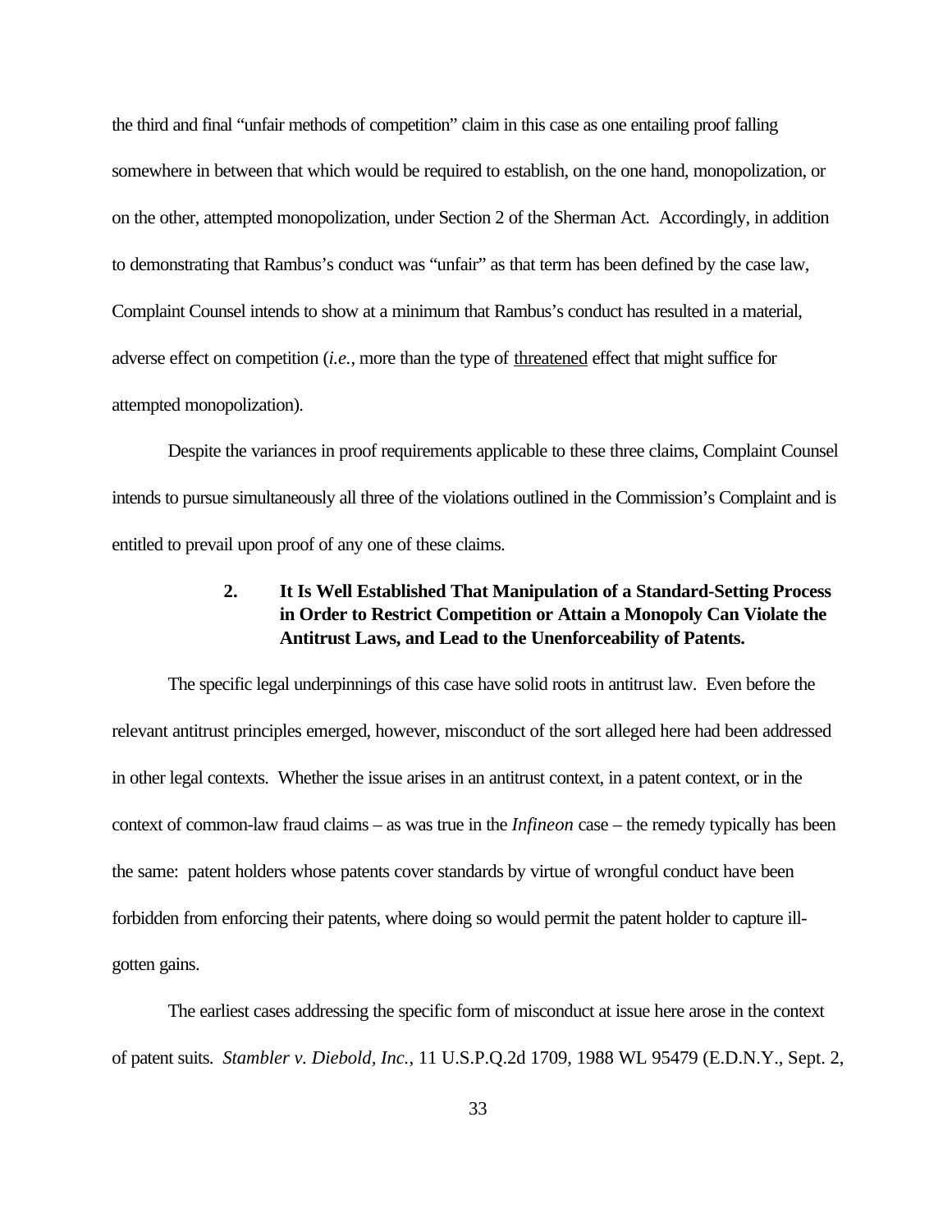the third and final "unfair methods of competition" claim in this case as one entailing proof falling somewhere in between that which would be required to establish, on the one hand, monopolization, or on the other, attempted monopolization, under Section 2 of the Sherman Act. Accordingly, in addition to demonstrating that Rambus's conduct was "unfair" as that term has been defined by the case law, Complaint Counsel intends to show at a minimum that Rambus's conduct has resulted in a material, adverse effect on competition (*i.e.*, more than the type of <u>threatened</u> effect that might suffice for attempted monopolization).

Despite the variances in proof requirements applicable to these three claims, Complaint Counsel intends to pursue simultaneously all three of the violations outlined in the Commission's Complaint and is entitled to prevail upon proof of any one of these claims.

### 2. It Is Well Established That Manipulation of a Standard-Setting Process in Order to Restrict Competition or Attain a Monopoly Can Violate the Antitrust Laws, and Lead to the Unenforceability of Patents.

The specific legal underpinnings of this case have solid roots in antitrust law. Even before the relevant antitrust principles emerged, however, misconduct of the sort alleged here had been addressed in other legal contexts. Whether the issue arises in an antitrust context, in a patent context, or in the context of common-law fraud claims – as was true in the *Infineon* case – the remedy typically has been the same: patent holders whose patents cover standards by virtue of wrongful conduct have been forbidden from enforcing their patents, where doing so would permit the patent holder to capture ill-gotten gains.

The earliest cases addressing the specific form of misconduct at issue here arose in the context of patent suits. *Stambler v. Diebold, Inc.*, 11 U.S.P.Q.2d 1709, 1988 WL 95479 (E.D.N.Y., Sept. 2,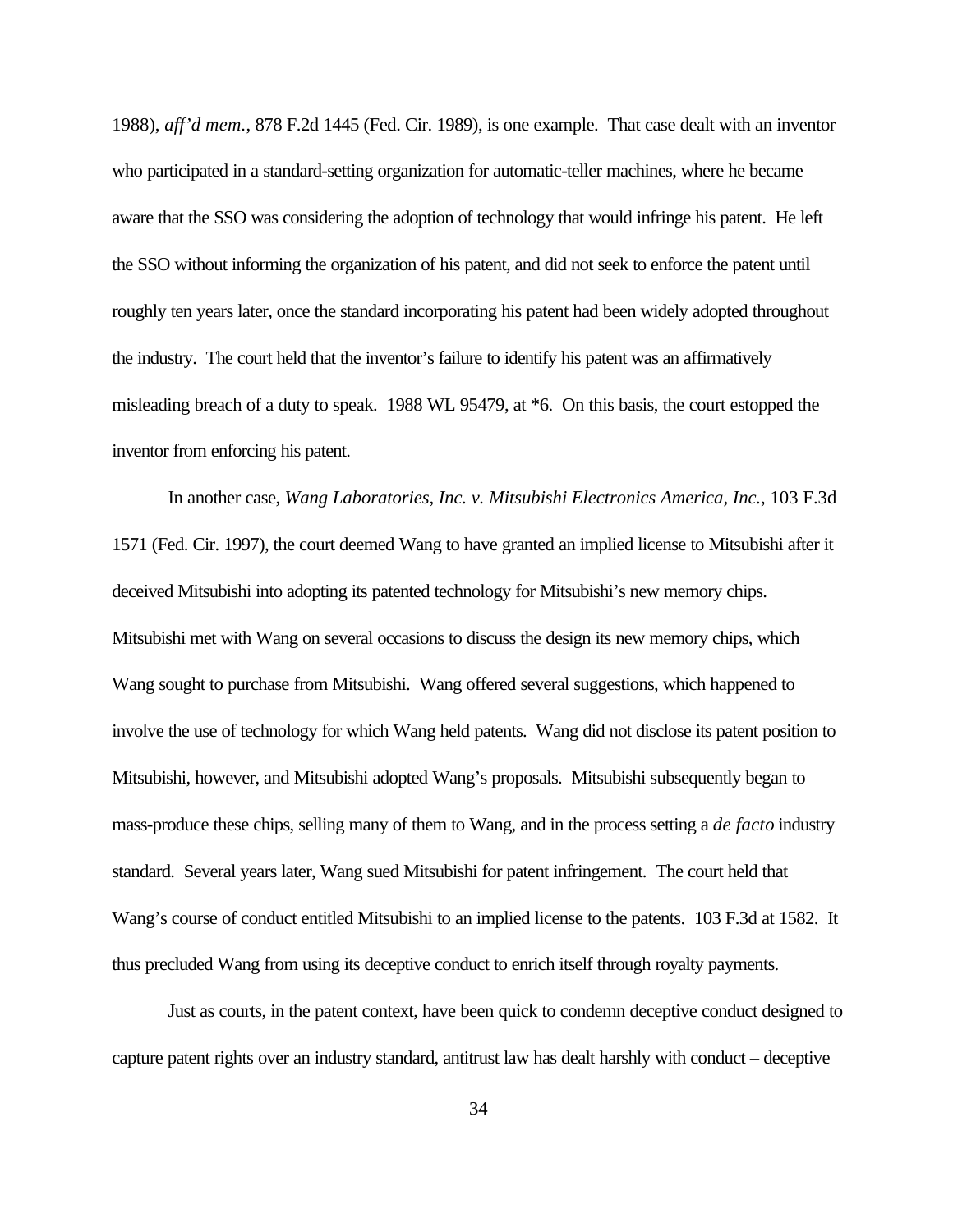1988), *aff'd mem.*, 878 F.2d 1445 (Fed. Cir. 1989), is one example. That case dealt with an inventor who participated in a standard-setting organization for automatic-teller machines, where he became aware that the SSO was considering the adoption of technology that would infringe his patent. He left the SSO without informing the organization of his patent, and did not seek to enforce the patent until roughly ten years later, once the standard incorporating his patent had been widely adopted throughout the industry. The court held that the inventor's failure to identify his patent was an affirmatively misleading breach of a duty to speak. 1988 WL 95479, at *6. On this basis, the court estopped the inventor from enforcing his patent.

In another case, *Wang Laboratories, Inc. v. Mitsubishi Electronics America, Inc.*, 103 F.3d 1571 (Fed. Cir. 1997), the court deemed Wang to have granted an implied license to Mitsubishi after it deceived Mitsubishi into adopting its patented technology for Mitsubishi's new memory chips. Mitsubishi met with Wang on several occasions to discuss the design its new memory chips, which Wang sought to purchase from Mitsubishi. Wang offered several suggestions, which happened to involve the use of technology for which Wang held patents. Wang did not disclose its patent position to Mitsubishi, however, and Mitsubishi adopted Wang's proposals. Mitsubishi subsequently began to mass-produce these chips, selling many of them to Wang, and in the process setting a *de facto* industry standard. Several years later, Wang sued Mitsubishi for patent infringement. The court held that Wang's course of conduct entitled Mitsubishi to an implied license to the patents. 103 F.3d at 1582. It thus precluded Wang from using its deceptive conduct to enrich itself through royalty payments.

Just as courts, in the patent context, have been quick to condemn deceptive conduct designed to capture patent rights over an industry standard, antitrust law has dealt harshly with conduct – deceptive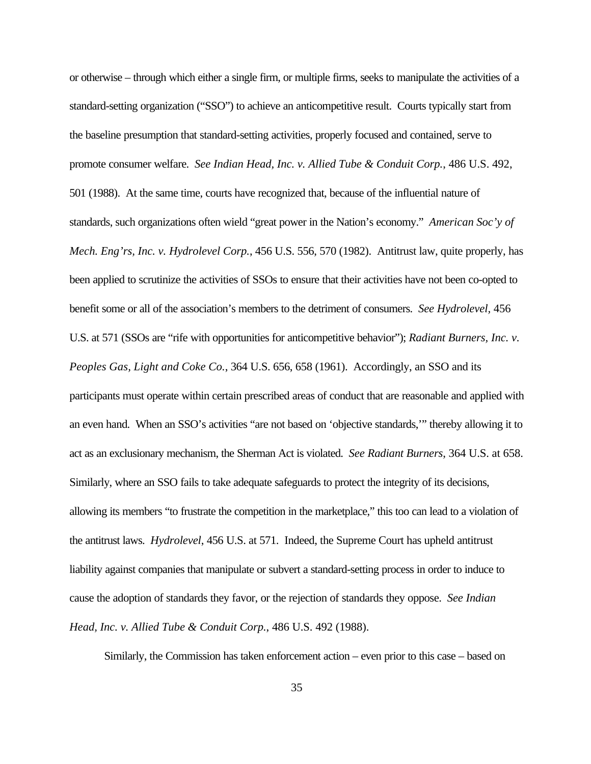or otherwise – through which either a single firm, or multiple firms, seeks to manipulate the activities of a standard-setting organization ("SSO") to achieve an anticompetitive result. Courts typically start from the baseline presumption that standard-setting activities, properly focused and contained, serve to promote consumer welfare. *See Indian Head, Inc. v. Allied Tube & Conduit Corp.*, 486 U.S. 492, 501 (1988). At the same time, courts have recognized that, because of the influential nature of standards, such organizations often wield "great power in the Nation's economy." *American Soc'y of Mech. Eng'rs, Inc. v. Hydrolevel Corp.*, 456 U.S. 556, 570 (1982). Antitrust law, quite properly, has been applied to scrutinize the activities of SSOs to ensure that their activities have not been co-opted to benefit some or all of the association's members to the detriment of consumers. *See Hydrolevel*, 456 U.S. at 571 (SSOs are "rife with opportunities for anticompetitive behavior"); *Radiant Burners, Inc. v. Peoples Gas, Light and Coke Co.*, 364 U.S. 656, 658 (1961). Accordingly, an SSO and its participants must operate within certain prescribed areas of conduct that are reasonable and applied with an even hand. When an SSO's activities "are not based on 'objective standards,'" thereby allowing it to act as an exclusionary mechanism, the Sherman Act is violated. *See Radiant Burners*, 364 U.S. at 658. Similarly, where an SSO fails to take adequate safeguards to protect the integrity of its decisions, allowing its members "to frustrate the competition in the marketplace," this too can lead to a violation of the antitrust laws. *Hydrolevel*, 456 U.S. at 571. Indeed, the Supreme Court has upheld antitrust liability against companies that manipulate or subvert a standard-setting process in order to induce to cause the adoption of standards they favor, or the rejection of standards they oppose. *See Indian Head, Inc. v. Allied Tube & Conduit Corp.*, 486 U.S. 492 (1988).

Similarly, the Commission has taken enforcement action – even prior to this case – based on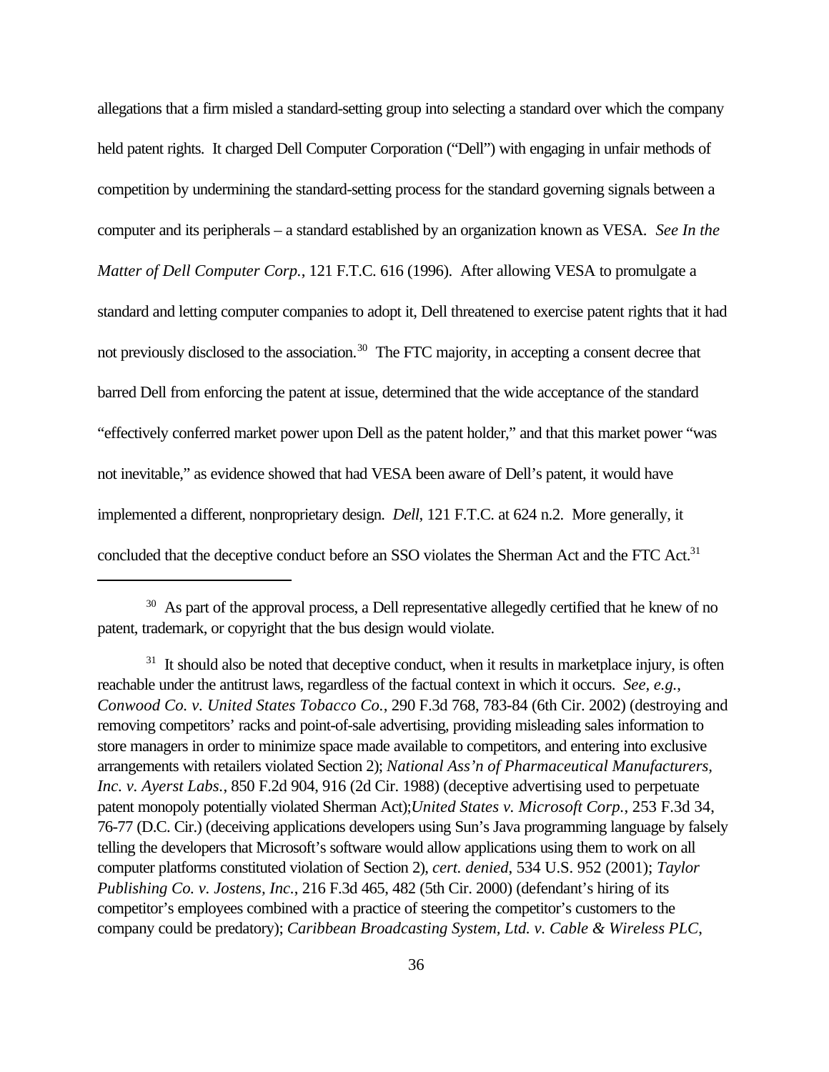allegations that a firm misled a standard-setting group into selecting a standard over which the company held patent rights. It charged Dell Computer Corporation ("Dell") with engaging in unfair methods of competition by undermining the standard-setting process for the standard governing signals between a computer and its peripherals – a standard established by an organization known as VESA. *See In the Matter of Dell Computer Corp.*, 121 F.T.C. 616 (1996). After allowing VESA to promulgate a standard and letting computer companies to adopt it, Dell threatened to exercise patent rights that it had not previously disclosed to the association.[30] The FTC majority, in accepting a consent decree that barred Dell from enforcing the patent at issue, determined that the wide acceptance of the standard "effectively conferred market power upon Dell as the patent holder," and that this market power "was not inevitable," as evidence showed that had VESA been aware of Dell's patent, it would have implemented a different, nonproprietary design. *Dell*, 121 F.T.C. at 624 n.2. More generally, it concluded that the deceptive conduct before an SSO violates the Sherman Act and the FTC Act.[31]

---

[30] As part of the approval process, a Dell representative allegedly certified that he knew of no patent, trademark, or copyright that the bus design would violate.

[31] It should also be noted that deceptive conduct, when it results in marketplace injury, is often reachable under the antitrust laws, regardless of the factual context in which it occurs. *See, e.g.*, *Conwood Co. v. United States Tobacco Co.*, 290 F.3d 768, 783-84 (6th Cir. 2002) (destroying and removing competitors' racks and point-of-sale advertising, providing misleading sales information to store managers in order to minimize space made available to competitors, and entering into exclusive arrangements with retailers violated Section 2); *National Ass'n of Pharmaceutical Manufacturers, Inc. v. Ayerst Labs.*, 850 F.2d 904, 916 (2d Cir. 1988) (deceptive advertising used to perpetuate patent monopoly potentially violated Sherman Act);*United States v. Microsoft Corp.*, 253 F.3d 34, 76-77 (D.C. Cir.) (deceiving applications developers using Sun's Java programming language by falsely telling the developers that Microsoft's software would allow applications using them to work on all computer platforms constituted violation of Section 2), *cert. denied*, 534 U.S. 952 (2001); *Taylor Publishing Co. v. Jostens, Inc.*, 216 F.3d 465, 482 (5th Cir. 2000) (defendant's hiring of its competitor's employees combined with a practice of steering the competitor's customers to the company could be predatory); *Caribbean Broadcasting System, Ltd. v. Cable & Wireless PLC*,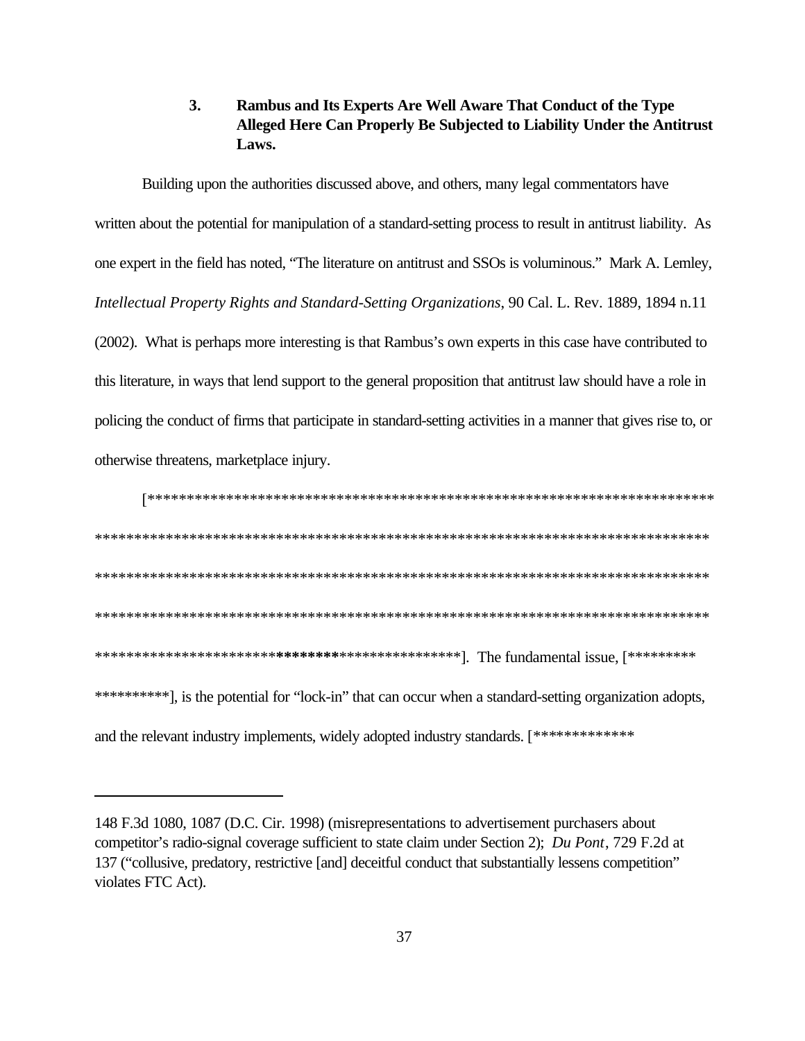### 3. Rambus and Its Experts Are Well Aware That Conduct of the Type Alleged Here Can Properly Be Subjected to Liability Under the Antitrust Laws.

Building upon the authorities discussed above, and others, many legal commentators have written about the potential for manipulation of a standard-setting process to result in antitrust liability. As one expert in the field has noted, "The literature on antitrust and SSOs is voluminous." Mark A. Lemley, *Intellectual Property Rights and Standard-Setting Organizations*, 90 Cal. L. Rev. 1889, 1894 n.11 (2002). What is perhaps more interesting is that Rambus's own experts in this case have contributed to this literature, in ways that lend support to the general proposition that antitrust law should have a role in policing the conduct of firms that participate in standard-setting activities in a manner that gives rise to, or otherwise threatens, marketplace injury.

[*************************************************************************
**************************************************************************************
**************************************************************************************
**************************************************************************************
***************************************************]. The fundamental issue, [*********
**********], is the potential for "lock-in" that can occur when a standard-setting organization adopts, and the relevant industry implements, widely adopted industry standards. [*************

---

148 F.3d 1080, 1087 (D.C. Cir. 1998) (misrepresentations to advertisement purchasers about competitor's radio-signal coverage sufficient to state claim under Section 2); *Du Pont*, 729 F.2d at 137 ("collusive, predatory, restrictive [and] deceitful conduct that substantially lessens competition" violates FTC Act).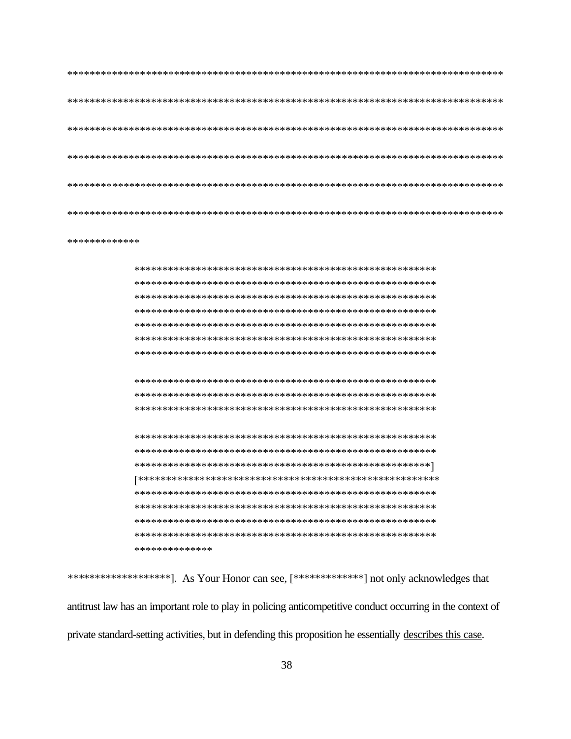****************************************************************************************
****************************************************************************************
****************************************************************************************
****************************************************************************************
****************************************************************************************
****************************************************************************************
*************

> *******************************************************
> *******************************************************
> *******************************************************
> *******************************************************
> *******************************************************
> *******************************************************
> *******************************************************
>
> *******************************************************
> *******************************************************
> *******************************************************
>
> *******************************************************
> *******************************************************
> *******************************************************]
> [*******************************************************
> *******************************************************
> *******************************************************
> *******************************************************
> *******************************************************
> **************

*******************]. As Your Honor can see, [*************] not only acknowledges that antitrust law has an important role to play in policing anticompetitive conduct occurring in the context of private standard-setting activities, but in defending this proposition he essentially <u>describes this case</u>.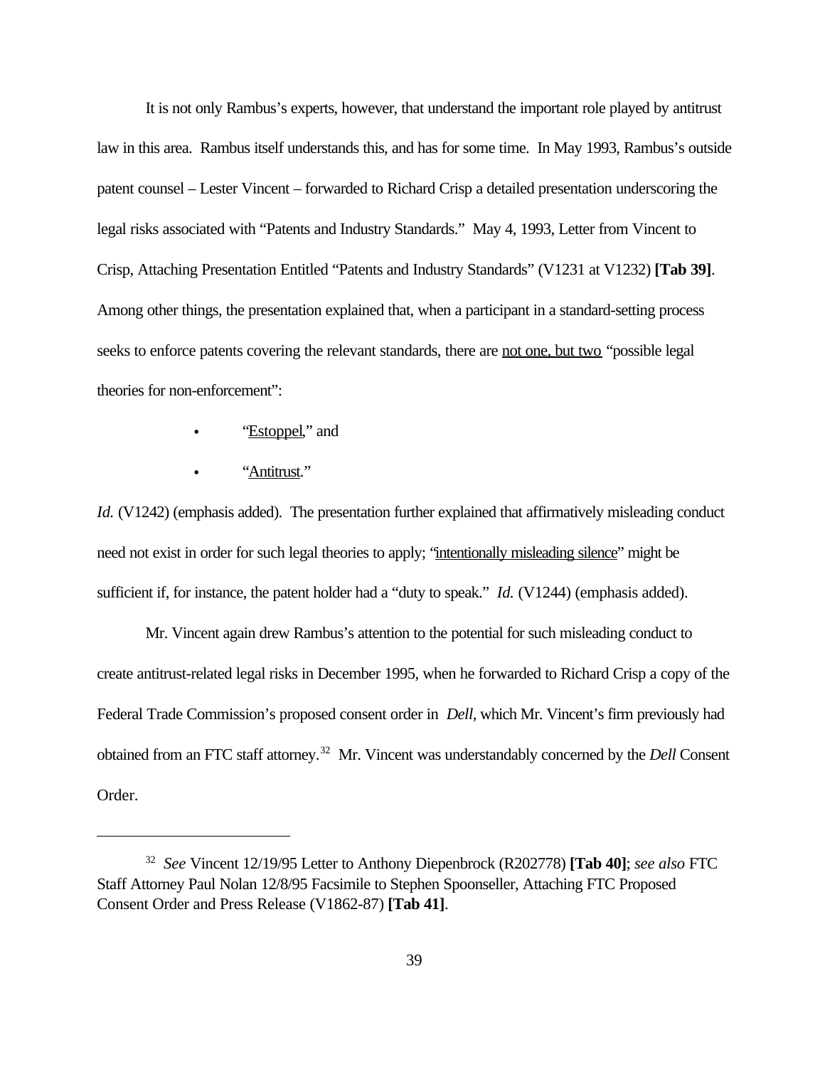It is not only Rambus's experts, however, that understand the important role played by antitrust law in this area. Rambus itself understands this, and has for some time. In May 1993, Rambus's outside patent counsel – Lester Vincent – forwarded to Richard Crisp a detailed presentation underscoring the legal risks associated with "Patents and Industry Standards." May 4, 1993, Letter from Vincent to Crisp, Attaching Presentation Entitled "Patents and Industry Standards" (V1231 at V1232) **[Tab 39]**. Among other things, the presentation explained that, when a participant in a standard-setting process seeks to enforce patents covering the relevant standards, there are <u>not one, but two</u> "possible legal theories for non-enforcement":

- "<u>Estoppel</u>," and
- "<u>Antitrust</u>."

*Id.* (V1242) (emphasis added). The presentation further explained that affirmatively misleading conduct need not exist in order for such legal theories to apply; "<u>intentionally misleading silence</u>" might be sufficient if, for instance, the patent holder had a "duty to speak." *Id.* (V1244) (emphasis added).

Mr. Vincent again drew Rambus's attention to the potential for such misleading conduct to create antitrust-related legal risks in December 1995, when he forwarded to Richard Crisp a copy of the Federal Trade Commission's proposed consent order in *Dell*, which Mr. Vincent's firm previously had obtained from an FTC staff attorney.[32] Mr. Vincent was understandably concerned by the *Dell* Consent Order.

---

[32] *See* Vincent 12/19/95 Letter to Anthony Diepenbrock (R202778) **[Tab 40]**; *see also* FTC Staff Attorney Paul Nolan 12/8/95 Facsimile to Stephen Spoonseller, Attaching FTC Proposed Consent Order and Press Release (V1862-87) **[Tab 41]**.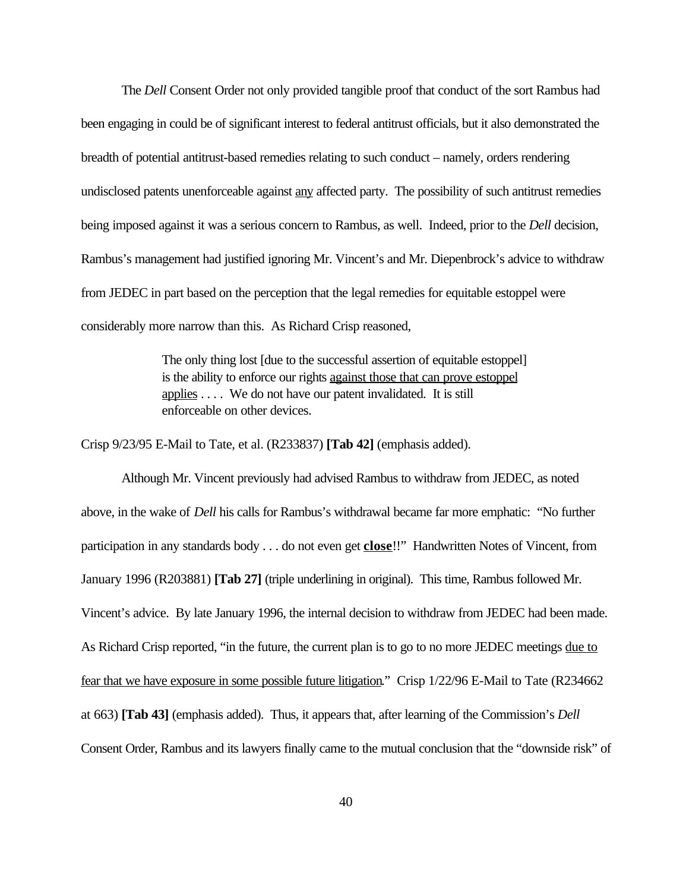The *Dell* Consent Order not only provided tangible proof that conduct of the sort Rambus had been engaging in could be of significant interest to federal antitrust officials, but it also demonstrated the breadth of potential antitrust-based remedies relating to such conduct – namely, orders rendering undisclosed patents unenforceable against <u>any</u> affected party. The possibility of such antitrust remedies being imposed against it was a serious concern to Rambus, as well. Indeed, prior to the *Dell* decision, Rambus's management had justified ignoring Mr. Vincent's and Mr. Diepenbrock's advice to withdraw from JEDEC in part based on the perception that the legal remedies for equitable estoppel were considerably more narrow than this. As Richard Crisp reasoned,

> The only thing lost [due to the successful assertion of equitable estoppel] is the ability to enforce our rights <u>against those that can prove estoppel applies</u> . . . . We do not have our patent invalidated. It is still enforceable on other devices.

Crisp 9/23/95 E-Mail to Tate, et al. (R233837) **[Tab 42]** (emphasis added).

Although Mr. Vincent previously had advised Rambus to withdraw from JEDEC, as noted above, in the wake of *Dell* his calls for Rambus's withdrawal became far more emphatic: "No further participation in any standards body . . . do not even get <u>**close**</u>!!" Handwritten Notes of Vincent, from January 1996 (R203881) **[Tab 27]** (triple underlining in original). This time, Rambus followed Mr. Vincent's advice. By late January 1996, the internal decision to withdraw from JEDEC had been made. As Richard Crisp reported, "in the future, the current plan is to go to no more JEDEC meetings <u>due to fear that we have exposure in some possible future litigation</u>." Crisp 1/22/96 E-Mail to Tate (R234662 at 663) **[Tab 43]** (emphasis added). Thus, it appears that, after learning of the Commission's *Dell* Consent Order, Rambus and its lawyers finally came to the mutual conclusion that the "downside risk" of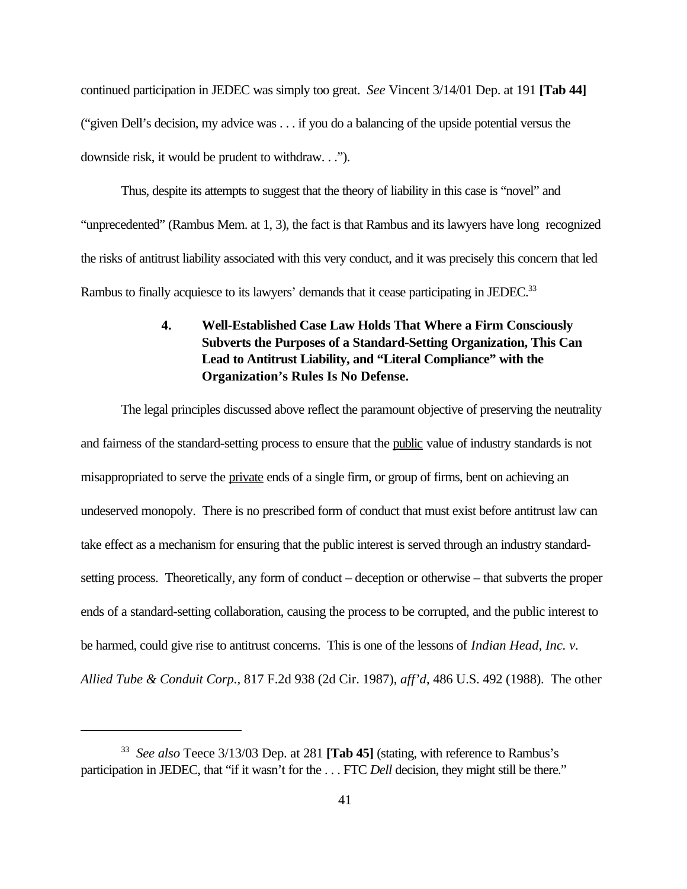continued participation in JEDEC was simply too great. *See* Vincent 3/14/01 Dep. at 191 **[Tab 44]** ("given Dell's decision, my advice was . . . if you do a balancing of the upside potential versus the downside risk, it would be prudent to withdraw. . .").

Thus, despite its attempts to suggest that the theory of liability in this case is "novel" and "unprecedented" (Rambus Mem. at 1, 3), the fact is that Rambus and its lawyers have long recognized the risks of antitrust liability associated with this very conduct, and it was precisely this concern that led Rambus to finally acquiesce to its lawyers' demands that it cease participating in JEDEC.[33]

#### 4. Well-Established Case Law Holds That Where a Firm Consciously Subverts the Purposes of a Standard-Setting Organization, This Can Lead to Antitrust Liability, and "Literal Compliance" with the Organization's Rules Is No Defense.

The legal principles discussed above reflect the paramount objective of preserving the neutrality and fairness of the standard-setting process to ensure that the public value of industry standards is not misappropriated to serve the private ends of a single firm, or group of firms, bent on achieving an undeserved monopoly. There is no prescribed form of conduct that must exist before antitrust law can take effect as a mechanism for ensuring that the public interest is served through an industry standard-setting process. Theoretically, any form of conduct – deception or otherwise – that subverts the proper ends of a standard-setting collaboration, causing the process to be corrupted, and the public interest to be harmed, could give rise to antitrust concerns. This is one of the lessons of *Indian Head, Inc. v. Allied Tube & Conduit Corp.*, 817 F.2d 938 (2d Cir. 1987), *aff'd*, 486 U.S. 492 (1988). The other

---

[33] *See also* Teece 3/13/03 Dep. at 281 **[Tab 45]** (stating, with reference to Rambus's participation in JEDEC, that "if it wasn't for the . . . FTC *Dell* decision, they might still be there."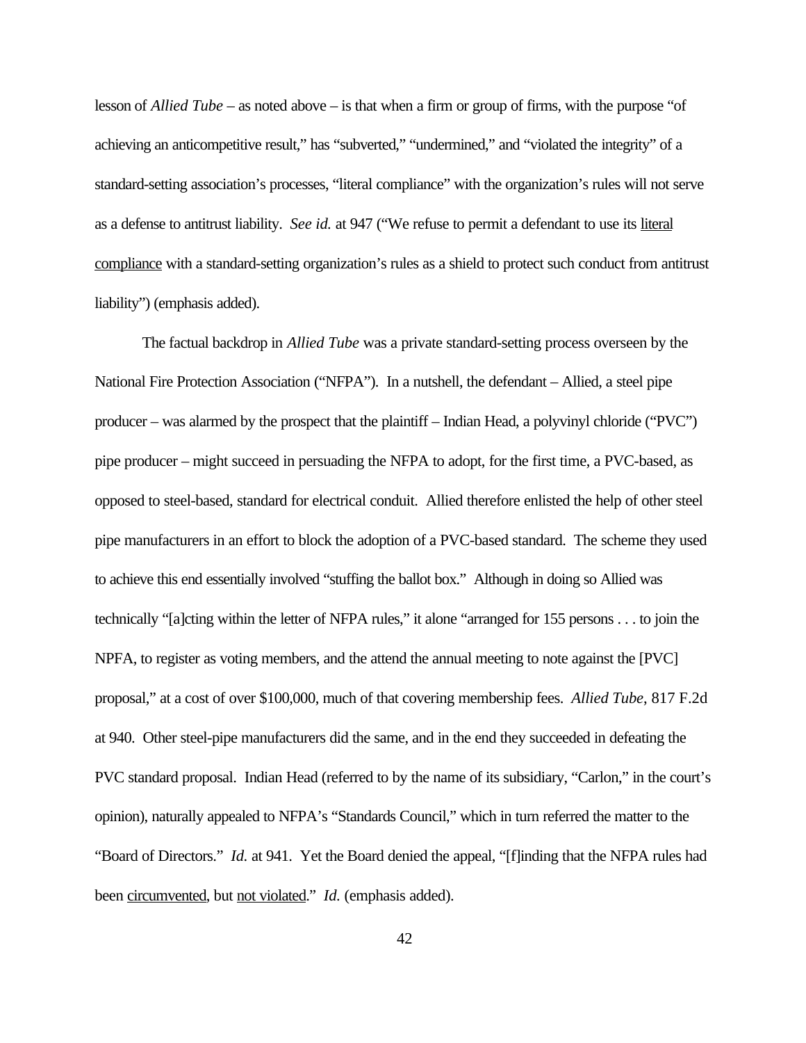lesson of *Allied Tube* – as noted above – is that when a firm or group of firms, with the purpose "of achieving an anticompetitive result," has "subverted," "undermined," and "violated the integrity" of a standard-setting association's processes, "literal compliance" with the organization's rules will not serve as a defense to antitrust liability. *See id.* at 947 ("We refuse to permit a defendant to use its literal compliance with a standard-setting organization's rules as a shield to protect such conduct from antitrust liability") (emphasis added).

The factual backdrop in *Allied Tube* was a private standard-setting process overseen by the National Fire Protection Association ("NFPA"). In a nutshell, the defendant – Allied, a steel pipe producer – was alarmed by the prospect that the plaintiff – Indian Head, a polyvinyl chloride ("PVC") pipe producer – might succeed in persuading the NFPA to adopt, for the first time, a PVC-based, as opposed to steel-based, standard for electrical conduit. Allied therefore enlisted the help of other steel pipe manufacturers in an effort to block the adoption of a PVC-based standard. The scheme they used to achieve this end essentially involved "stuffing the ballot box." Although in doing so Allied was technically "[a]cting within the letter of NFPA rules," it alone "arranged for 155 persons . . . to join the NPFA, to register as voting members, and the attend the annual meeting to note against the [PVC] proposal," at a cost of over $100,000, much of that covering membership fees. *Allied Tube*, 817 F.2d at 940. Other steel-pipe manufacturers did the same, and in the end they succeeded in defeating the PVC standard proposal. Indian Head (referred to by the name of its subsidiary, "Carlon," in the court's opinion), naturally appealed to NFPA's "Standards Council," which in turn referred the matter to the "Board of Directors." *Id.* at 941. Yet the Board denied the appeal, "[f]inding that the NFPA rules had been circumvented, but not violated." *Id.* (emphasis added).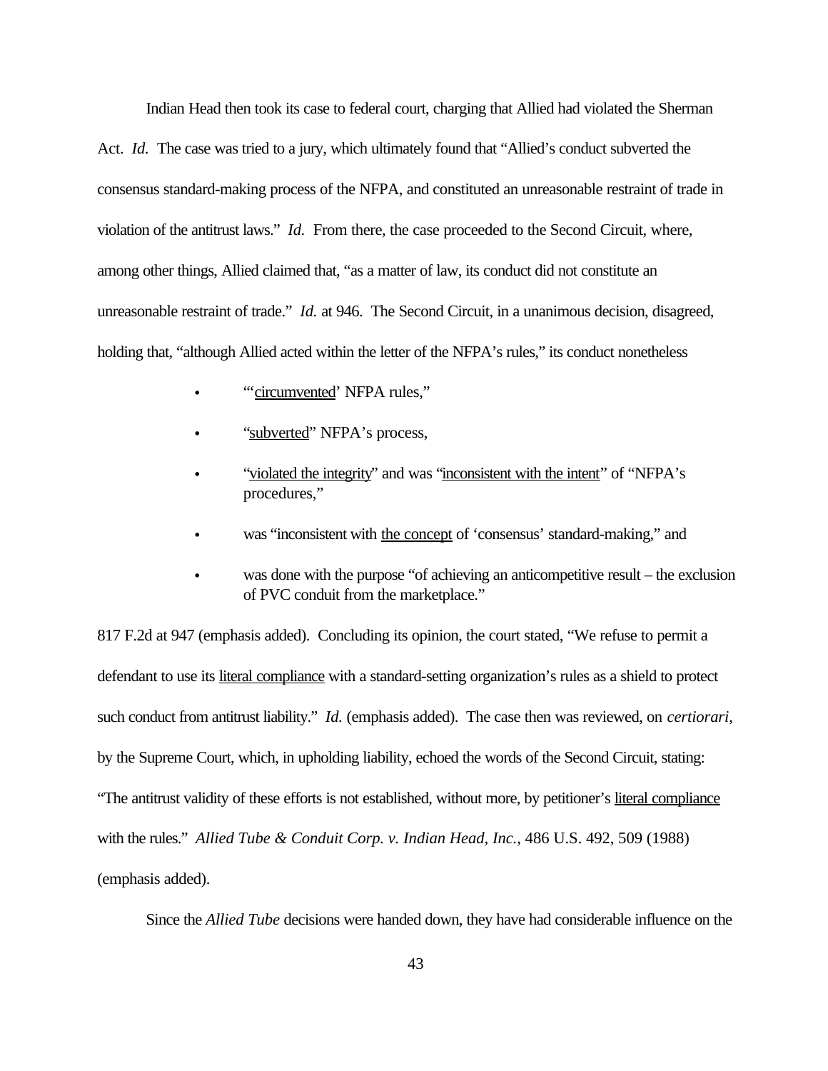Indian Head then took its case to federal court, charging that Allied had violated the Sherman Act. *Id.* The case was tried to a jury, which ultimately found that "Allied's conduct subverted the consensus standard-making process of the NFPA, and constituted an unreasonable restraint of trade in violation of the antitrust laws." *Id.* From there, the case proceeded to the Second Circuit, where, among other things, Allied claimed that, "as a matter of law, its conduct did not constitute an unreasonable restraint of trade." *Id.* at 946. The Second Circuit, in a unanimous decision, disagreed, holding that, "although Allied acted within the letter of the NFPA's rules," its conduct nonetheless

- "'<u>circumvented</u>' NFPA rules,"
- "<u>subverted</u>" NFPA's process,
- "<u>violated the integrity</u>" and was "<u>inconsistent with the intent</u>" of "NFPA's procedures,"
- was "inconsistent with <u>the concept</u> of 'consensus' standard-making," and
- was done with the purpose "of achieving an anticompetitive result – the exclusion of PVC conduit from the marketplace."

817 F.2d at 947 (emphasis added). Concluding its opinion, the court stated, "We refuse to permit a defendant to use its <u>literal compliance</u> with a standard-setting organization's rules as a shield to protect such conduct from antitrust liability." *Id.* (emphasis added). The case then was reviewed, on *certiorari*, by the Supreme Court, which, in upholding liability, echoed the words of the Second Circuit, stating: "The antitrust validity of these efforts is not established, without more, by petitioner's <u>literal compliance</u> with the rules." *Allied Tube & Conduit Corp. v. Indian Head, Inc.*, 486 U.S. 492, 509 (1988) (emphasis added).

Since the *Allied Tube* decisions were handed down, they have had considerable influence on the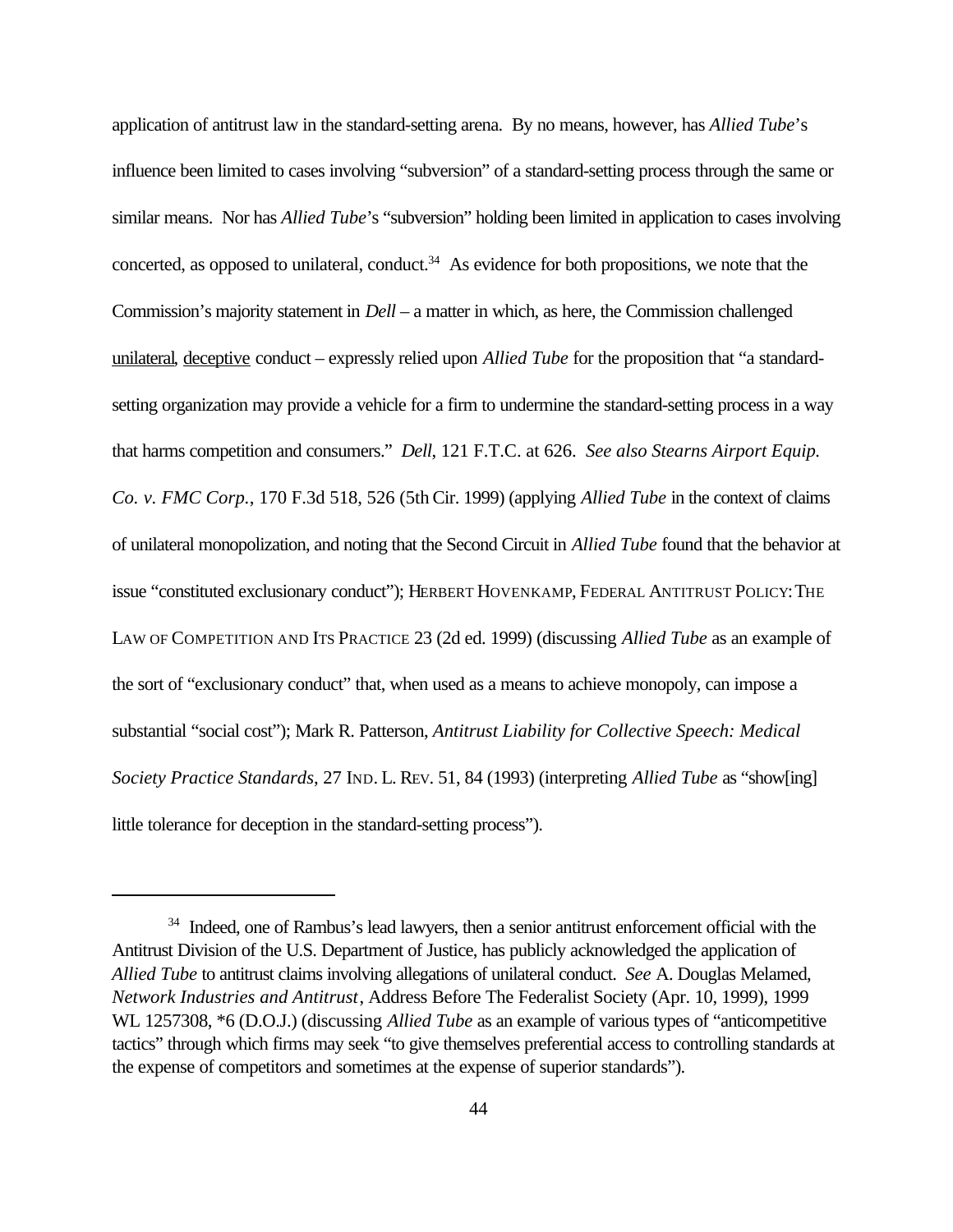application of antitrust law in the standard-setting arena. By no means, however, has *Allied Tube*'s influence been limited to cases involving "subversion" of a standard-setting process through the same or similar means. Nor has *Allied Tube*'s "subversion" holding been limited in application to cases involving concerted, as opposed to unilateral, conduct.[34] As evidence for both propositions, we note that the Commission's majority statement in *Dell* – a matter in which, as here, the Commission challenged unilateral, deceptive conduct – expressly relied upon *Allied Tube* for the proposition that "a standard-setting organization may provide a vehicle for a firm to undermine the standard-setting process in a way that harms competition and consumers." *Dell*, 121 F.T.C. at 626. *See also Stearns Airport Equip. Co. v. FMC Corp.*, 170 F.3d 518, 526 (5th Cir. 1999) (applying *Allied Tube* in the context of claims of unilateral monopolization, and noting that the Second Circuit in *Allied Tube* found that the behavior at issue "constituted exclusionary conduct"); HERBERT HOVENKAMP, FEDERAL ANTITRUST POLICY: THE LAW OF COMPETITION AND ITS PRACTICE 23 (2d ed. 1999) (discussing *Allied Tube* as an example of the sort of "exclusionary conduct" that, when used as a means to achieve monopoly, can impose a substantial "social cost"); Mark R. Patterson, *Antitrust Liability for Collective Speech: Medical Society Practice Standards*, 27 IND. L. REV. 51, 84 (1993) (interpreting *Allied Tube* as "show[ing] little tolerance for deception in the standard-setting process").

---

[34] Indeed, one of Rambus's lead lawyers, then a senior antitrust enforcement official with the Antitrust Division of the U.S. Department of Justice, has publicly acknowledged the application of *Allied Tube* to antitrust claims involving allegations of unilateral conduct. *See* A. Douglas Melamed, *Network Industries and Antitrust*, Address Before The Federalist Society (Apr. 10, 1999), 1999 WL 1257308, *6 (D.O.J.) (discussing *Allied Tube* as an example of various types of "anticompetitive tactics" through which firms may seek "to give themselves preferential access to controlling standards at the expense of competitors and sometimes at the expense of superior standards").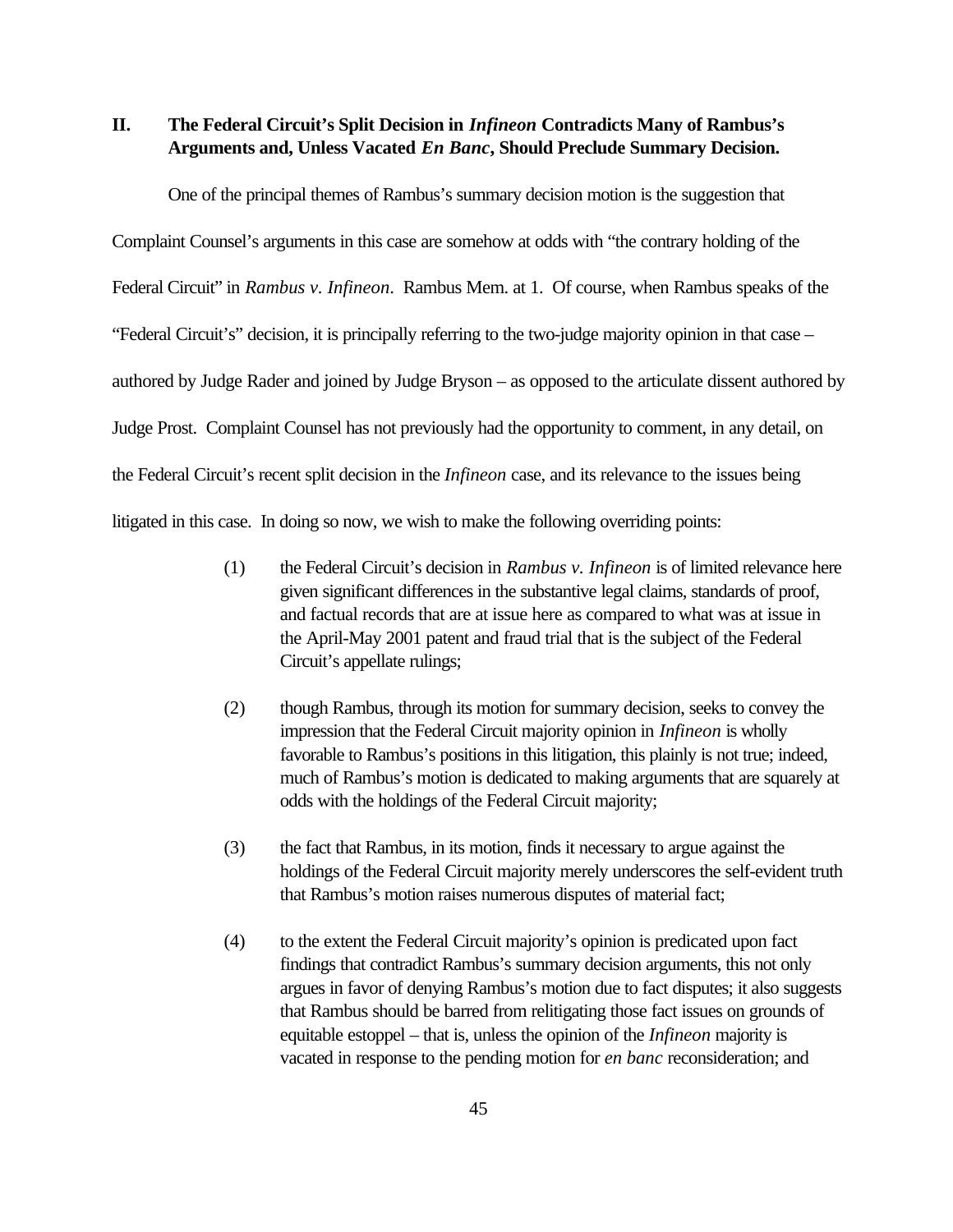## II. The Federal Circuit's Split Decision in *Infineon* Contradicts Many of Rambus's Arguments and, Unless Vacated *En Banc*, Should Preclude Summary Decision.

One of the principal themes of Rambus's summary decision motion is the suggestion that Complaint Counsel's arguments in this case are somehow at odds with "the contrary holding of the Federal Circuit" in *Rambus v. Infineon*. Rambus Mem. at 1. Of course, when Rambus speaks of the "Federal Circuit's" decision, it is principally referring to the two-judge majority opinion in that case – authored by Judge Rader and joined by Judge Bryson – as opposed to the articulate dissent authored by Judge Prost. Complaint Counsel has not previously had the opportunity to comment, in any detail, on the Federal Circuit's recent split decision in the *Infineon* case, and its relevance to the issues being litigated in this case. In doing so now, we wish to make the following overriding points:

(1) the Federal Circuit's decision in *Rambus v. Infineon* is of limited relevance here given significant differences in the substantive legal claims, standards of proof, and factual records that are at issue here as compared to what was at issue in the April-May 2001 patent and fraud trial that is the subject of the Federal Circuit's appellate rulings;

(2) though Rambus, through its motion for summary decision, seeks to convey the impression that the Federal Circuit majority opinion in *Infineon* is wholly favorable to Rambus's positions in this litigation, this plainly is not true; indeed, much of Rambus's motion is dedicated to making arguments that are squarely at odds with the holdings of the Federal Circuit majority;

(3) the fact that Rambus, in its motion, finds it necessary to argue against the holdings of the Federal Circuit majority merely underscores the self-evident truth that Rambus's motion raises numerous disputes of material fact;

(4) to the extent the Federal Circuit majority's opinion is predicated upon fact findings that contradict Rambus's summary decision arguments, this not only argues in favor of denying Rambus's motion due to fact disputes; it also suggests that Rambus should be barred from relitigating those fact issues on grounds of equitable estoppel – that is, unless the opinion of the *Infineon* majority is vacated in response to the pending motion for *en banc* reconsideration; and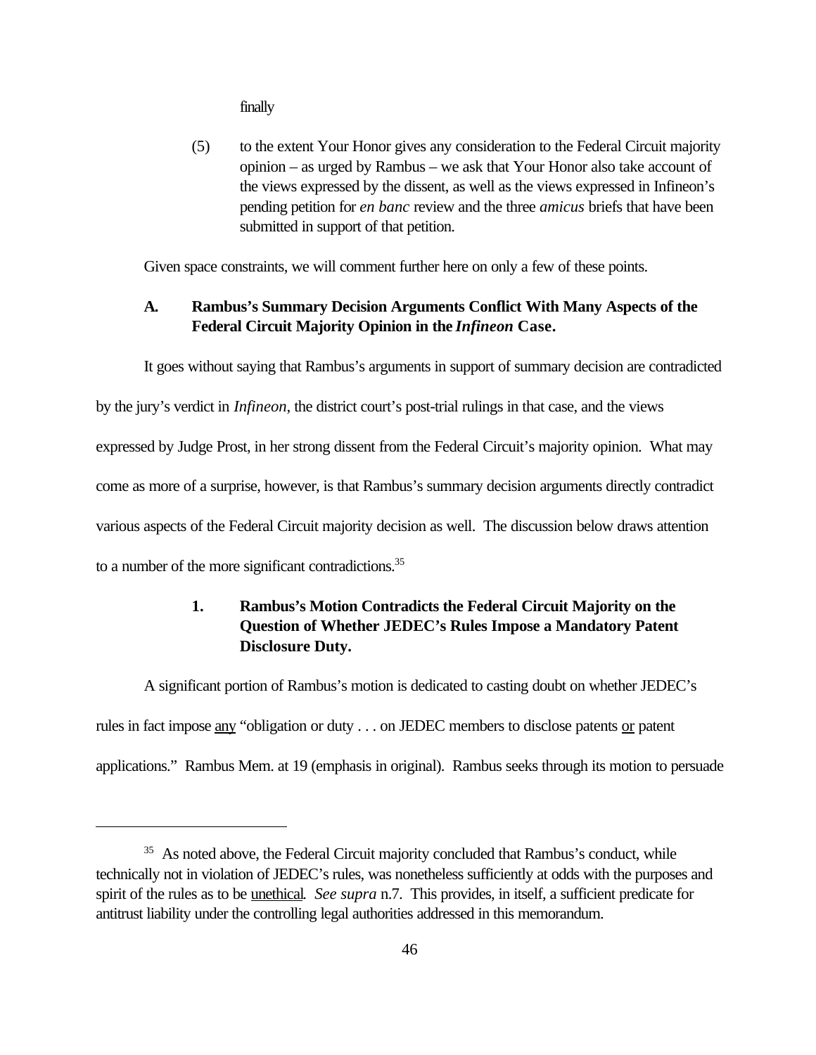finally

(5) to the extent Your Honor gives any consideration to the Federal Circuit majority opinion – as urged by Rambus – we ask that Your Honor also take account of the views expressed by the dissent, as well as the views expressed in Infineon's pending petition for *en banc* review and the three *amicus* briefs that have been submitted in support of that petition.

Given space constraints, we will comment further here on only a few of these points.

### A. Rambus's Summary Decision Arguments Conflict With Many Aspects of the Federal Circuit Majority Opinion in the *Infineon* Case.

It goes without saying that Rambus's arguments in support of summary decision are contradicted by the jury's verdict in *Infineon*, the district court's post-trial rulings in that case, and the views expressed by Judge Prost, in her strong dissent from the Federal Circuit's majority opinion. What may come as more of a surprise, however, is that Rambus's summary decision arguments directly contradict various aspects of the Federal Circuit majority decision as well. The discussion below draws attention to a number of the more significant contradictions.[35]

#### 1. Rambus's Motion Contradicts the Federal Circuit Majority on the Question of Whether JEDEC's Rules Impose a Mandatory Patent Disclosure Duty.

A significant portion of Rambus's motion is dedicated to casting doubt on whether JEDEC's rules in fact impose <u>any</u> "obligation or duty . . . on JEDEC members to disclose patents <u>or</u> patent applications." Rambus Mem. at 19 (emphasis in original). Rambus seeks through its motion to persuade

---

[35] As noted above, the Federal Circuit majority concluded that Rambus's conduct, while technically not in violation of JEDEC's rules, was nonetheless sufficiently at odds with the purposes and spirit of the rules as to be <u>unethical</u>. *See supra* n.7. This provides, in itself, a sufficient predicate for antitrust liability under the controlling legal authorities addressed in this memorandum.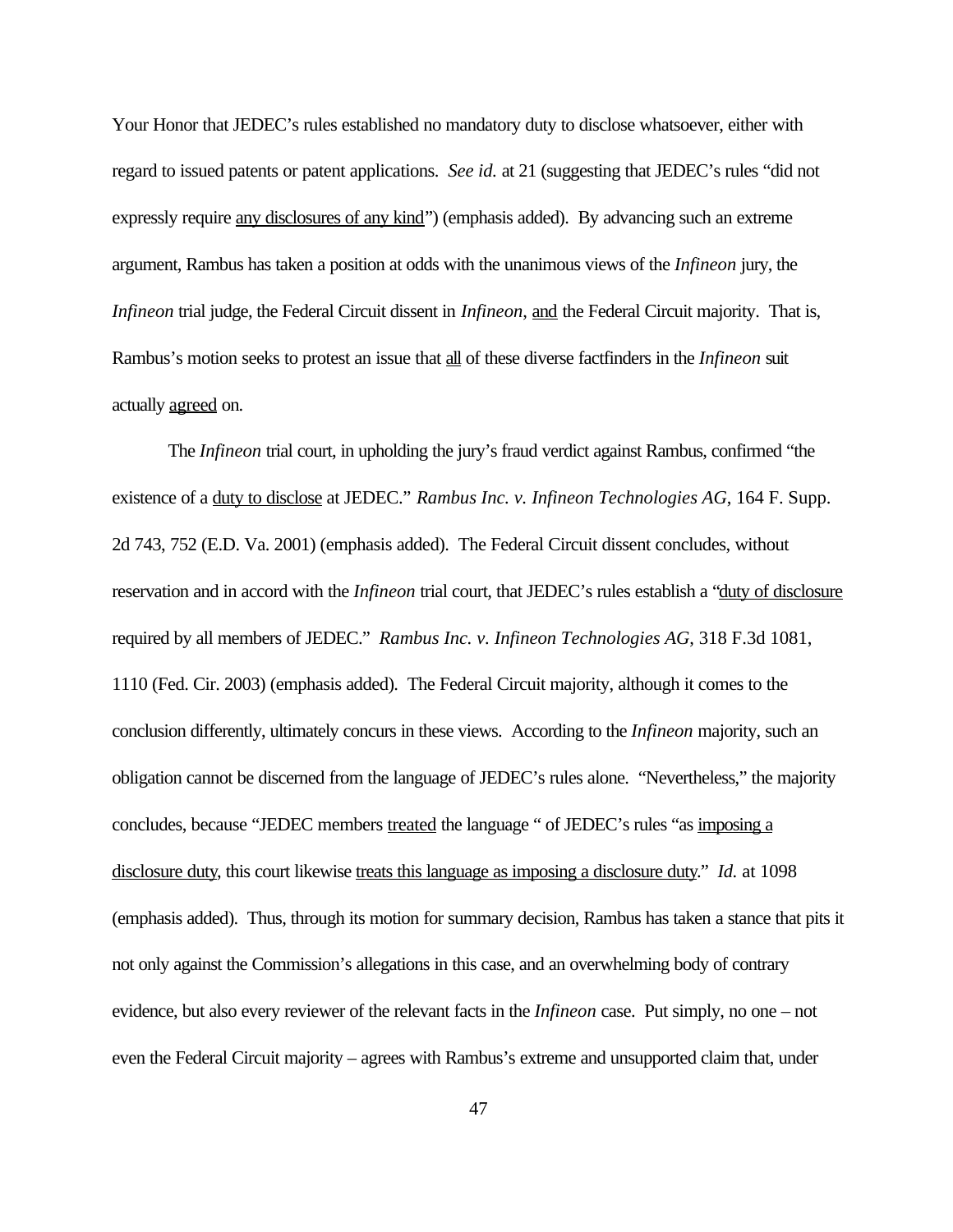Your Honor that JEDEC's rules established no mandatory duty to disclose whatsoever, either with regard to issued patents or patent applications. *See id.* at 21 (suggesting that JEDEC's rules "did not expressly require <u>any disclosures of any kind</u>") (emphasis added). By advancing such an extreme argument, Rambus has taken a position at odds with the unanimous views of the *Infineon* jury, the *Infineon* trial judge, the Federal Circuit dissent in *Infineon*, <u>and</u> the Federal Circuit majority. That is, Rambus's motion seeks to protest an issue that <u>all</u> of these diverse factfinders in the *Infineon* suit actually <u>agreed</u> on.

The *Infineon* trial court, in upholding the jury's fraud verdict against Rambus, confirmed "the existence of a <u>duty to disclose</u> at JEDEC." *Rambus Inc. v. Infineon Technologies AG*, 164 F. Supp. 2d 743, 752 (E.D. Va. 2001) (emphasis added). The Federal Circuit dissent concludes, without reservation and in accord with the *Infineon* trial court, that JEDEC's rules establish a "<u>duty of disclosure</u> required by all members of JEDEC." *Rambus Inc. v. Infineon Technologies AG*, 318 F.3d 1081, 1110 (Fed. Cir. 2003) (emphasis added). The Federal Circuit majority, although it comes to the conclusion differently, ultimately concurs in these views. According to the *Infineon* majority, such an obligation cannot be discerned from the language of JEDEC's rules alone. "Nevertheless," the majority concludes, because "JEDEC members <u>treated</u> the language " of JEDEC's rules "as <u>imposing a disclosure duty</u>, this court likewise <u>treats this language as imposing a disclosure duty</u>." *Id.* at 1098 (emphasis added). Thus, through its motion for summary decision, Rambus has taken a stance that pits it not only against the Commission's allegations in this case, and an overwhelming body of contrary evidence, but also every reviewer of the relevant facts in the *Infineon* case. Put simply, no one – not even the Federal Circuit majority – agrees with Rambus's extreme and unsupported claim that, under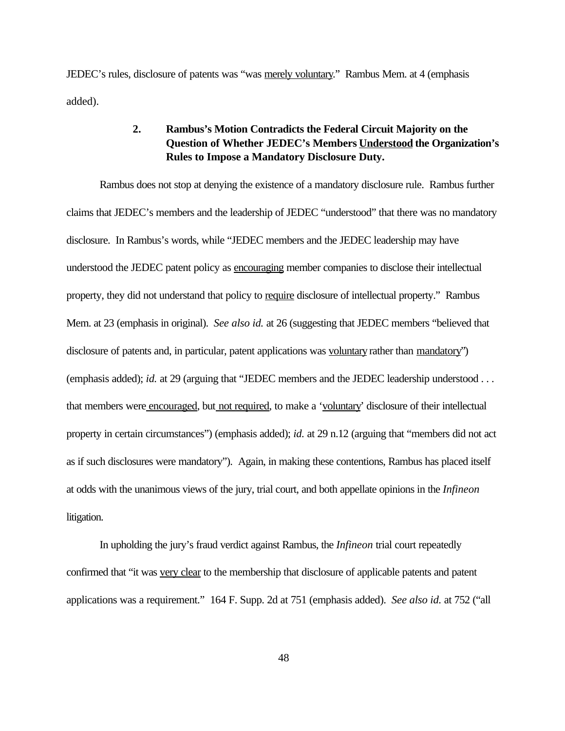JEDEC's rules, disclosure of patents was "was <u>merely voluntary</u>." Rambus Mem. at 4 (emphasis added).

### 2. Rambus's Motion Contradicts the Federal Circuit Majority on the Question of Whether JEDEC's Members <u>Understood</u> the Organization's Rules to Impose a Mandatory Disclosure Duty.

Rambus does not stop at denying the existence of a mandatory disclosure rule. Rambus further claims that JEDEC's members and the leadership of JEDEC "understood" that there was no mandatory disclosure. In Rambus's words, while "JEDEC members and the JEDEC leadership may have understood the JEDEC patent policy as <u>encouraging</u> member companies to disclose their intellectual property, they did not understand that policy to <u>require</u> disclosure of intellectual property." Rambus Mem. at 23 (emphasis in original). *See also id.* at 26 (suggesting that JEDEC members "believed that disclosure of patents and, in particular, patent applications was <u>voluntary</u> rather than <u>mandatory</u>") (emphasis added); *id.* at 29 (arguing that "JEDEC members and the JEDEC leadership understood . . . that members were <u>encouraged</u>, but <u>not required</u>, to make a '<u>voluntary</u>' disclosure of their intellectual property in certain circumstances") (emphasis added); *id.* at 29 n.12 (arguing that "members did not act as if such disclosures were mandatory"). Again, in making these contentions, Rambus has placed itself at odds with the unanimous views of the jury, trial court, and both appellate opinions in the *Infineon* litigation.

In upholding the jury's fraud verdict against Rambus, the *Infineon* trial court repeatedly confirmed that "it was <u>very clear</u> to the membership that disclosure of applicable patents and patent applications was a requirement." 164 F. Supp. 2d at 751 (emphasis added). *See also id.* at 752 ("all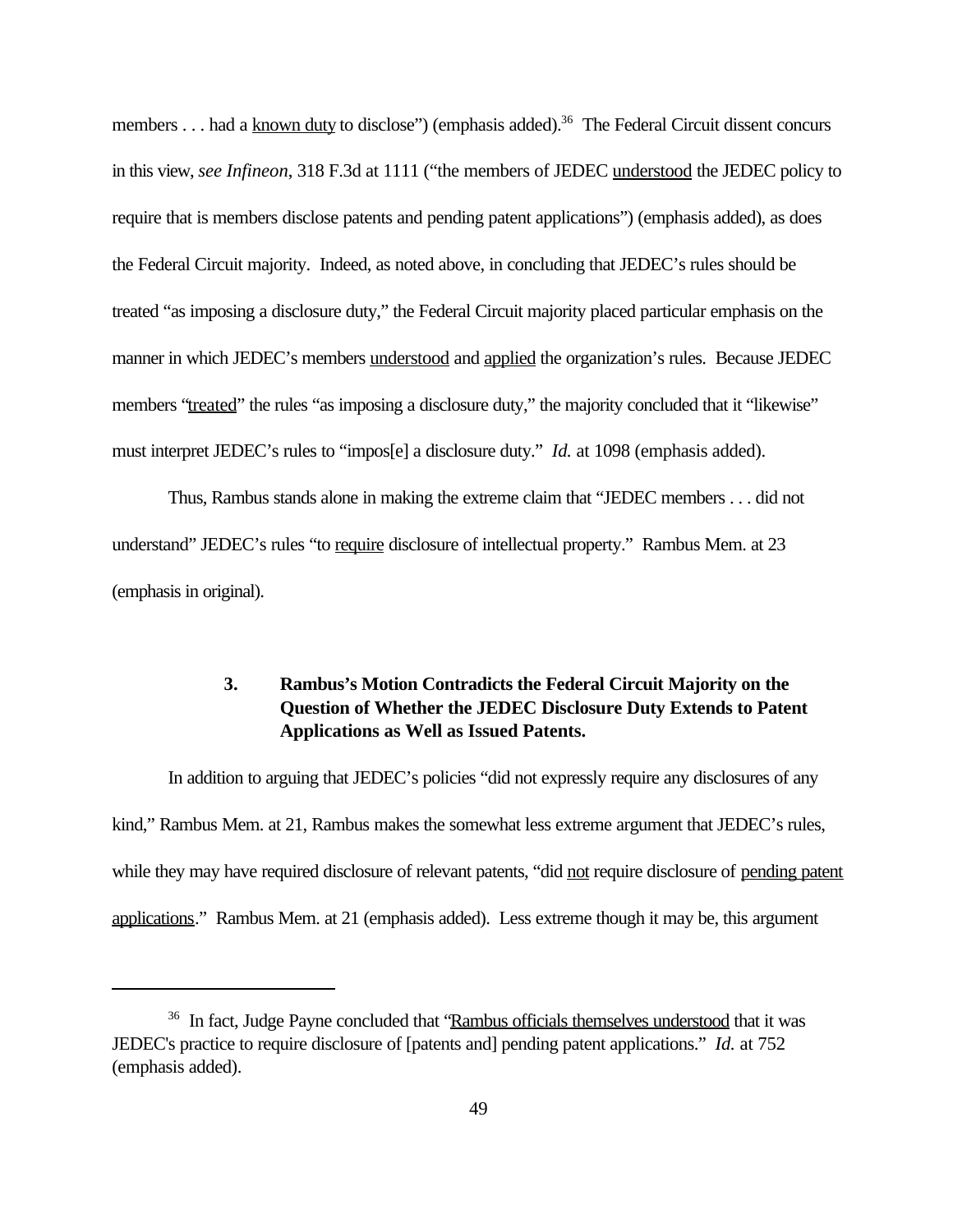members . . . had a <u>known duty</u> to disclose") (emphasis added).[36] The Federal Circuit dissent concurs in this view, *see Infineon*, 318 F.3d at 1111 ("the members of JEDEC <u>understood</u> the JEDEC policy to require that is members disclose patents and pending patent applications") (emphasis added), as does the Federal Circuit majority. Indeed, as noted above, in concluding that JEDEC's rules should be treated "as imposing a disclosure duty," the Federal Circuit majority placed particular emphasis on the manner in which JEDEC's members <u>understood</u> and <u>applied</u> the organization's rules. Because JEDEC members "<u>treated</u>" the rules "as imposing a disclosure duty," the majority concluded that it "likewise" must interpret JEDEC's rules to "impos[e] a disclosure duty." *Id.* at 1098 (emphasis added).

Thus, Rambus stands alone in making the extreme claim that "JEDEC members . . . did not understand" JEDEC's rules "to <u>require</u> disclosure of intellectual property." Rambus Mem. at 23 (emphasis in original).

### 3. Rambus's Motion Contradicts the Federal Circuit Majority on the Question of Whether the JEDEC Disclosure Duty Extends to Patent Applications as Well as Issued Patents.

In addition to arguing that JEDEC's policies "did not expressly require any disclosures of any kind," Rambus Mem. at 21, Rambus makes the somewhat less extreme argument that JEDEC's rules, while they may have required disclosure of relevant patents, "did <u>not</u> require disclosure of <u>pending patent applications</u>." Rambus Mem. at 21 (emphasis added). Less extreme though it may be, this argument

---

[36] In fact, Judge Payne concluded that "<u>Rambus officials themselves understood</u> that it was JEDEC's practice to require disclosure of [patents and] pending patent applications." *Id.* at 752 (emphasis added).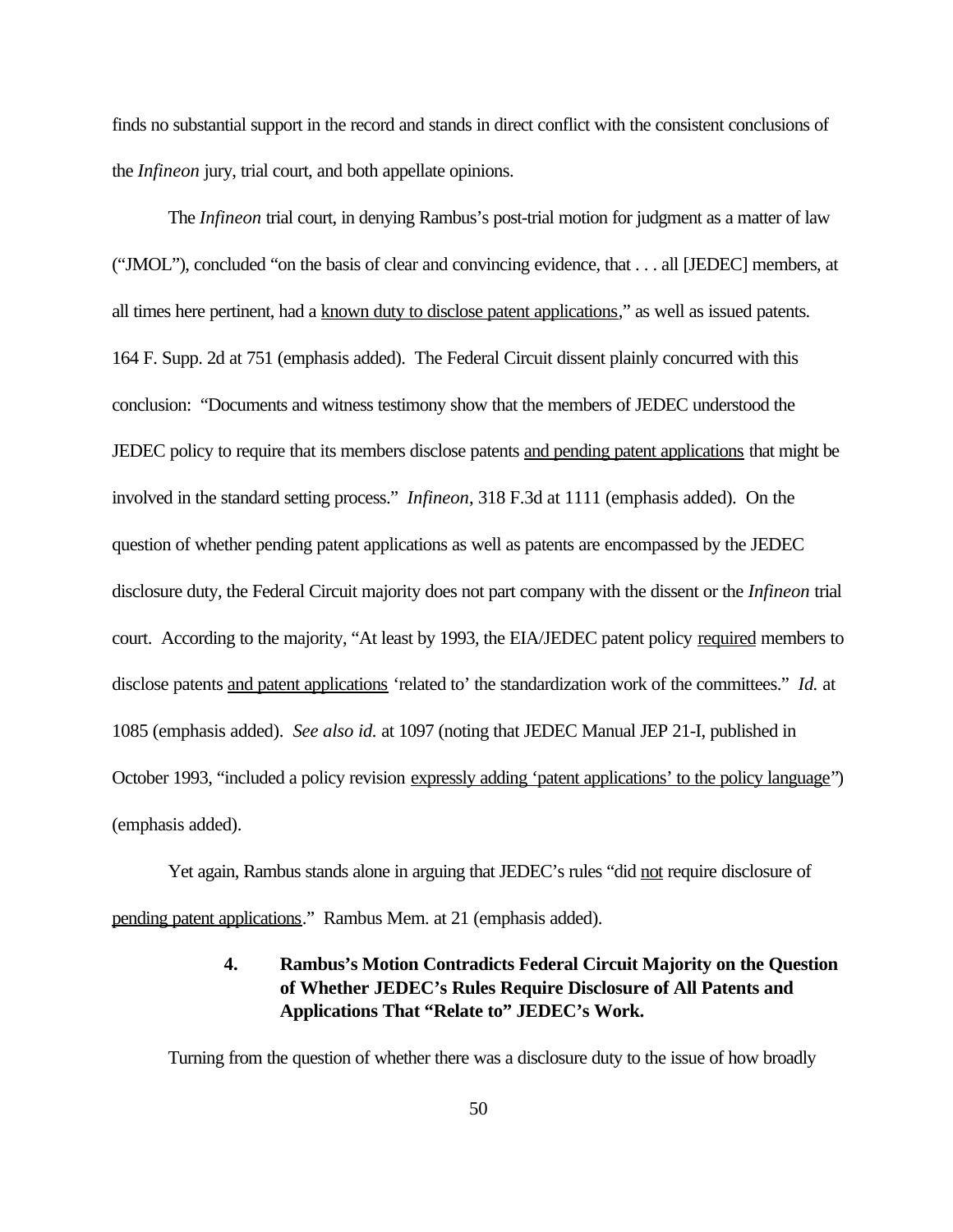finds no substantial support in the record and stands in direct conflict with the consistent conclusions of the *Infineon* jury, trial court, and both appellate opinions.

The *Infineon* trial court, in denying Rambus's post-trial motion for judgment as a matter of law ("JMOL"), concluded "on the basis of clear and convincing evidence, that . . . all [JEDEC] members, at all times here pertinent, had a <u>known duty to disclose patent applications</u>," as well as issued patents. 164 F. Supp. 2d at 751 (emphasis added). The Federal Circuit dissent plainly concurred with this conclusion: "Documents and witness testimony show that the members of JEDEC understood the JEDEC policy to require that its members disclose patents <u>and pending patent applications</u> that might be involved in the standard setting process." *Infineon*, 318 F.3d at 1111 (emphasis added). On the question of whether pending patent applications as well as patents are encompassed by the JEDEC disclosure duty, the Federal Circuit majority does not part company with the dissent or the *Infineon* trial court. According to the majority, "At least by 1993, the EIA/JEDEC patent policy <u>required</u> members to disclose patents <u>and patent applications</u> 'related to' the standardization work of the committees." *Id.* at 1085 (emphasis added). *See also id.* at 1097 (noting that JEDEC Manual JEP 21-I, published in October 1993, "included a policy revision <u>expressly adding 'patent applications' to the policy language</u>") (emphasis added).

Yet again, Rambus stands alone in arguing that JEDEC's rules "did <u>not</u> require disclosure of <u>pending patent applications</u>." Rambus Mem. at 21 (emphasis added).

### 4. Rambus's Motion Contradicts Federal Circuit Majority on the Question of Whether JEDEC's Rules Require Disclosure of All Patents and Applications That "Relate to" JEDEC's Work.

Turning from the question of whether there was a disclosure duty to the issue of how broadly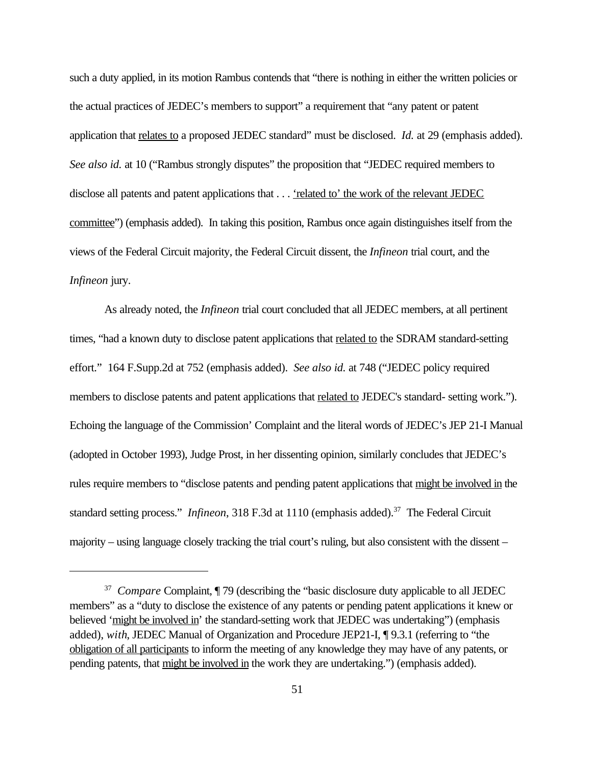such a duty applied, in its motion Rambus contends that "there is nothing in either the written policies or the actual practices of JEDEC's members to support" a requirement that "any patent or patent application that <u>relates to</u> a proposed JEDEC standard" must be disclosed. *Id.* at 29 (emphasis added). *See also id.* at 10 ("Rambus strongly disputes" the proposition that "JEDEC required members to disclose all patents and patent applications that . . . <u>'related to' the work of the relevant JEDEC committee</u>") (emphasis added). In taking this position, Rambus once again distinguishes itself from the views of the Federal Circuit majority, the Federal Circuit dissent, the *Infineon* trial court, and the *Infineon* jury.

As already noted, the *Infineon* trial court concluded that all JEDEC members, at all pertinent times, "had a known duty to disclose patent applications that <u>related to</u> the SDRAM standard-setting effort." 164 F.Supp.2d at 752 (emphasis added). *See also id.* at 748 ("JEDEC policy required members to disclose patents and patent applications that <u>related to</u> JEDEC's standard- setting work."). Echoing the language of the Commission' Complaint and the literal words of JEDEC's JEP 21-I Manual (adopted in October 1993), Judge Prost, in her dissenting opinion, similarly concludes that JEDEC's rules require members to "disclose patents and pending patent applications that <u>might be involved in</u> the standard setting process." *Infineon*, 318 F.3d at 1110 (emphasis added).[37] The Federal Circuit majority – using language closely tracking the trial court's ruling, but also consistent with the dissent –

---

[37] *Compare* Complaint, ¶ 79 (describing the "basic disclosure duty applicable to all JEDEC members" as a "duty to disclose the existence of any patents or pending patent applications it knew or believed '<u>might be involved in</u>' the standard-setting work that JEDEC was undertaking") (emphasis added), *with*, JEDEC Manual of Organization and Procedure JEP21-I, ¶ 9.3.1 (referring to "the <u>obligation of all participants</u> to inform the meeting of any knowledge they may have of any patents, or pending patents, that <u>might be involved in</u> the work they are undertaking.") (emphasis added).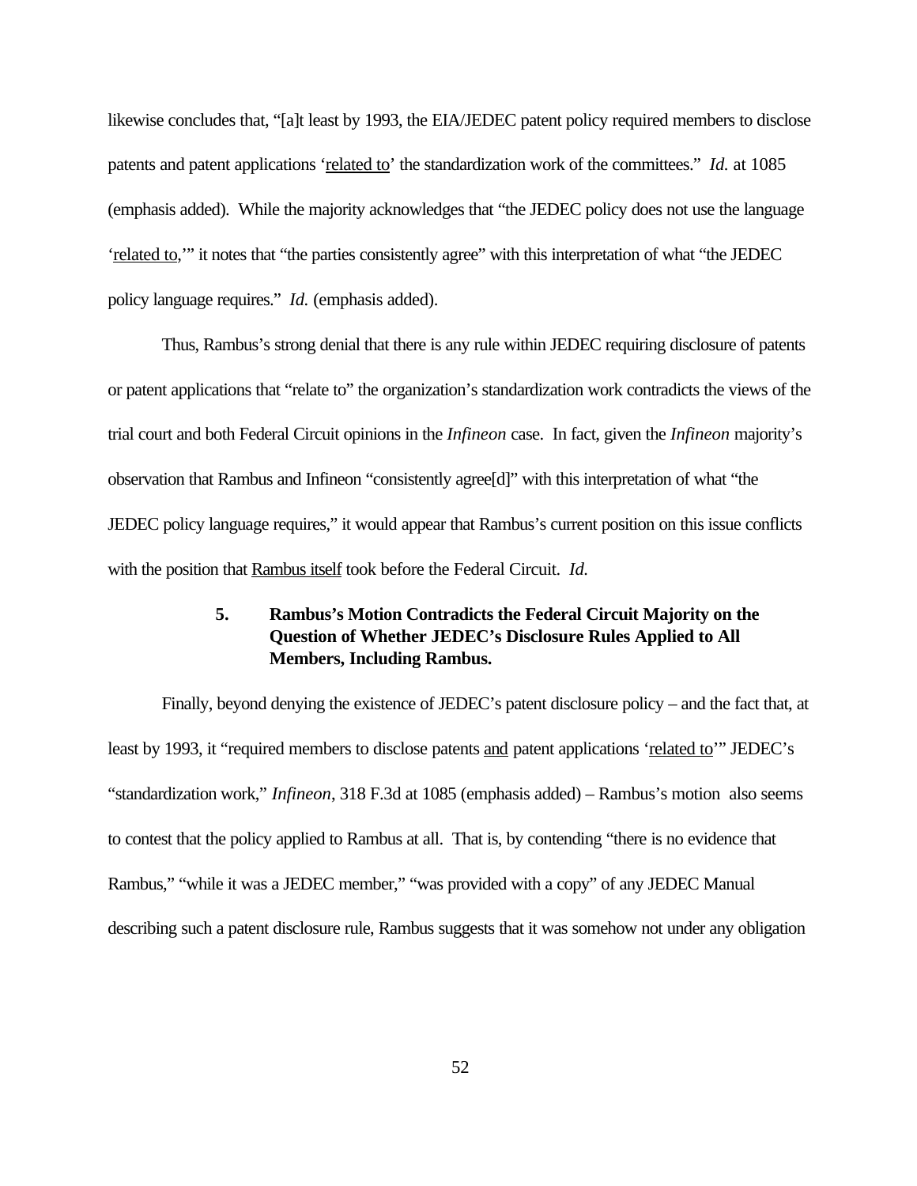likewise concludes that, "[a]t least by 1993, the EIA/JEDEC patent policy required members to disclose patents and patent applications '<u>related to</u>' the standardization work of the committees." *Id.* at 1085 (emphasis added). While the majority acknowledges that "the JEDEC policy does not use the language '<u>related to</u>,'" it notes that "the parties consistently agree" with this interpretation of what "the JEDEC policy language requires." *Id.* (emphasis added).

Thus, Rambus's strong denial that there is any rule within JEDEC requiring disclosure of patents or patent applications that "relate to" the organization's standardization work contradicts the views of the trial court and both Federal Circuit opinions in the *Infineon* case. In fact, given the *Infineon* majority's observation that Rambus and Infineon "consistently agree[d]" with this interpretation of what "the JEDEC policy language requires," it would appear that Rambus's current position on this issue conflicts with the position that <u>Rambus itself</u> took before the Federal Circuit. *Id.*

### 5. Rambus's Motion Contradicts the Federal Circuit Majority on the Question of Whether JEDEC's Disclosure Rules Applied to All Members, Including Rambus.

Finally, beyond denying the existence of JEDEC's patent disclosure policy – and the fact that, at least by 1993, it "required members to disclose patents <u>and</u> patent applications '<u>related to</u>'" JEDEC's "standardization work," *Infineon*, 318 F.3d at 1085 (emphasis added) – Rambus's motion also seems to contest that the policy applied to Rambus at all. That is, by contending "there is no evidence that Rambus," "while it was a JEDEC member," "was provided with a copy" of any JEDEC Manual describing such a patent disclosure rule, Rambus suggests that it was somehow not under any obligation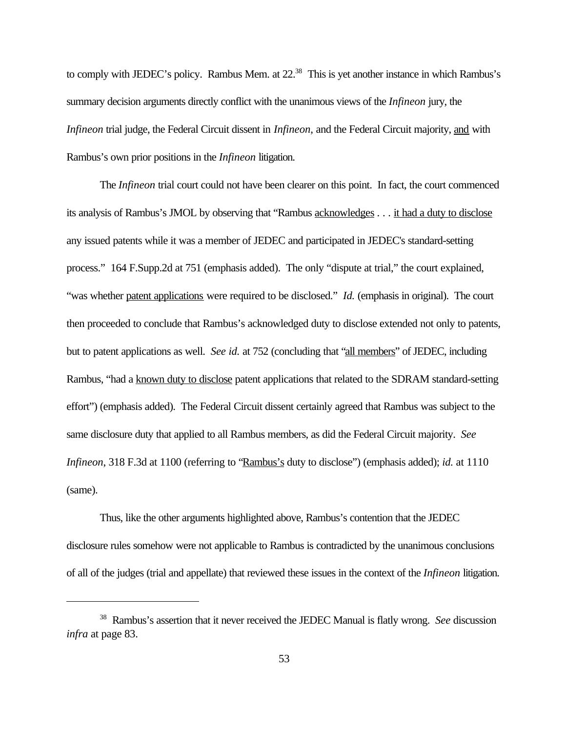to comply with JEDEC's policy. Rambus Mem. at 22.[38] This is yet another instance in which Rambus's summary decision arguments directly conflict with the unanimous views of the *Infineon* jury, the *Infineon* trial judge, the Federal Circuit dissent in *Infineon*, and the Federal Circuit majority, <u>and</u> with Rambus's own prior positions in the *Infineon* litigation.

The *Infineon* trial court could not have been clearer on this point. In fact, the court commenced its analysis of Rambus's JMOL by observing that "Rambus <u>acknowledges</u> . . . <u>it had a duty to disclose</u> any issued patents while it was a member of JEDEC and participated in JEDEC's standard-setting process." 164 F.Supp.2d at 751 (emphasis added). The only "dispute at trial," the court explained, "was whether <u>patent applications</u> were required to be disclosed." *Id.* (emphasis in original). The court then proceeded to conclude that Rambus's acknowledged duty to disclose extended not only to patents, but to patent applications as well. *See id.* at 752 (concluding that "<u>all members</u>" of JEDEC, including Rambus, "had a <u>known duty to disclose</u> patent applications that related to the SDRAM standard-setting effort") (emphasis added). The Federal Circuit dissent certainly agreed that Rambus was subject to the same disclosure duty that applied to all Rambus members, as did the Federal Circuit majority. *See Infineon*, 318 F.3d at 1100 (referring to "<u>Rambus's</u> duty to disclose") (emphasis added); *id.* at 1110 (same).

Thus, like the other arguments highlighted above, Rambus's contention that the JEDEC disclosure rules somehow were not applicable to Rambus is contradicted by the unanimous conclusions of all of the judges (trial and appellate) that reviewed these issues in the context of the *Infineon* litigation.

---

[38] Rambus's assertion that it never received the JEDEC Manual is flatly wrong. *See* discussion *infra* at page 83.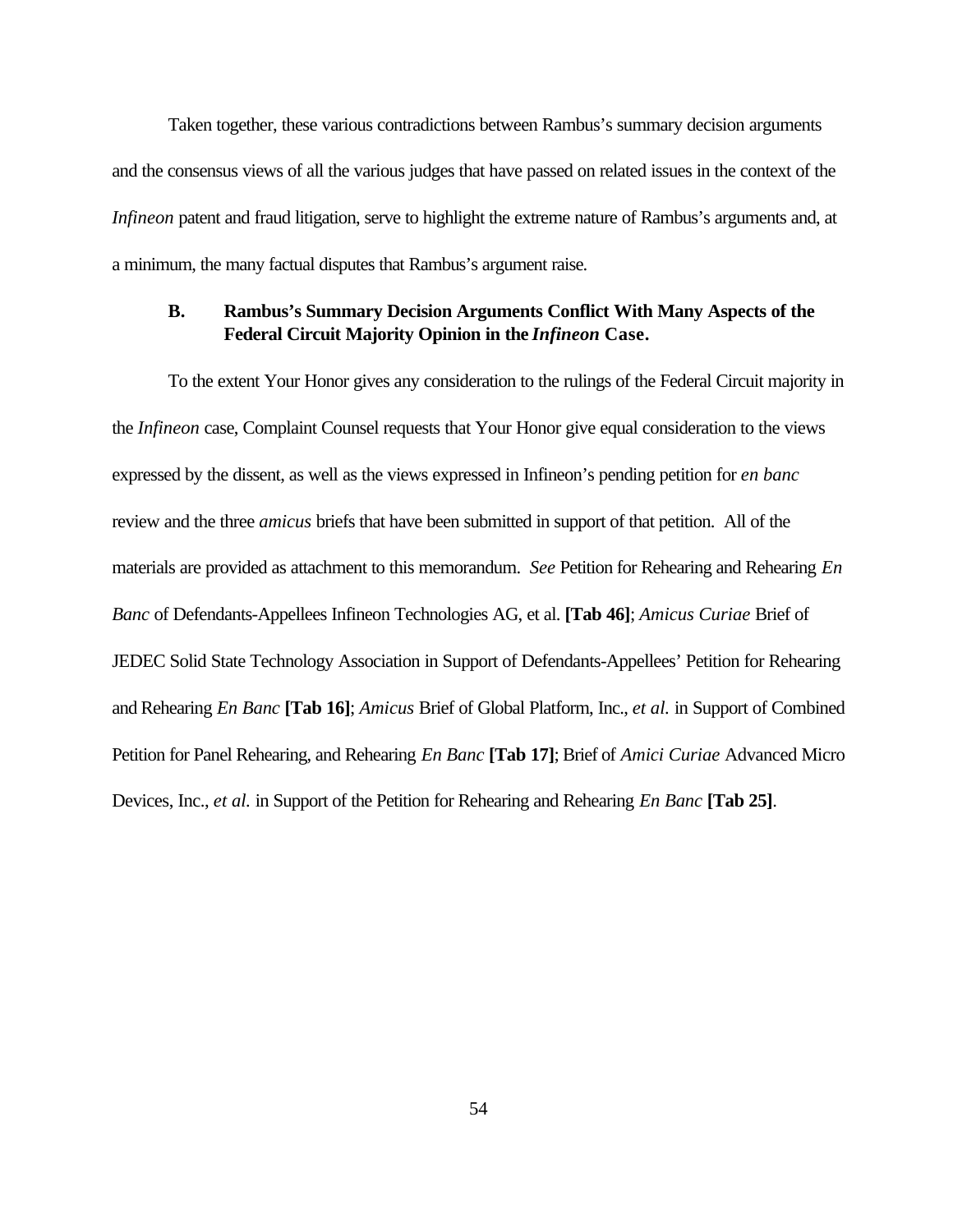Taken together, these various contradictions between Rambus's summary decision arguments and the consensus views of all the various judges that have passed on related issues in the context of the *Infineon* patent and fraud litigation, serve to highlight the extreme nature of Rambus's arguments and, at a minimum, the many factual disputes that Rambus's argument raise.

### B. Rambus's Summary Decision Arguments Conflict With Many Aspects of the Federal Circuit Majority Opinion in the *Infineon* Case.

To the extent Your Honor gives any consideration to the rulings of the Federal Circuit majority in the *Infineon* case, Complaint Counsel requests that Your Honor give equal consideration to the views expressed by the dissent, as well as the views expressed in Infineon's pending petition for *en banc* review and the three *amicus* briefs that have been submitted in support of that petition. All of the materials are provided as attachment to this memorandum. *See* Petition for Rehearing and Rehearing *En Banc* of Defendants-Appellees Infineon Technologies AG, et al. **[Tab 46]**; *Amicus Curiae* Brief of JEDEC Solid State Technology Association in Support of Defendants-Appellees' Petition for Rehearing and Rehearing *En Banc* **[Tab 16]**; *Amicus* Brief of Global Platform, Inc., *et al.* in Support of Combined Petition for Panel Rehearing, and Rehearing *En Banc* **[Tab 17]**; Brief of *Amici Curiae* Advanced Micro Devices, Inc., *et al.* in Support of the Petition for Rehearing and Rehearing *En Banc* **[Tab 25]**.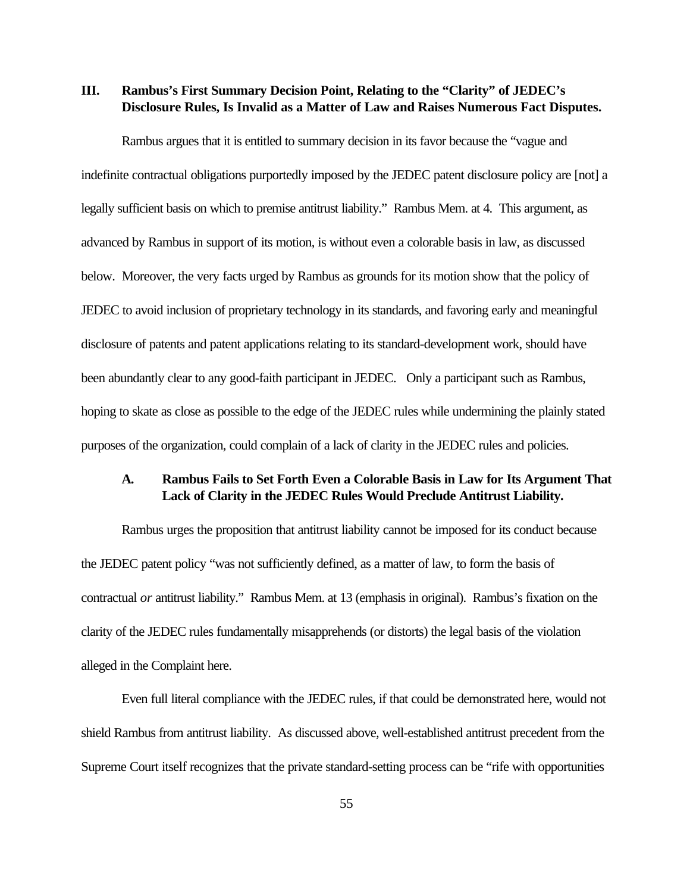## III. Rambus's First Summary Decision Point, Relating to the "Clarity" of JEDEC's Disclosure Rules, Is Invalid as a Matter of Law and Raises Numerous Fact Disputes.

Rambus argues that it is entitled to summary decision in its favor because the "vague and indefinite contractual obligations purportedly imposed by the JEDEC patent disclosure policy are [not] a legally sufficient basis on which to premise antitrust liability." Rambus Mem. at 4. This argument, as advanced by Rambus in support of its motion, is without even a colorable basis in law, as discussed below. Moreover, the very facts urged by Rambus as grounds for its motion show that the policy of JEDEC to avoid inclusion of proprietary technology in its standards, and favoring early and meaningful disclosure of patents and patent applications relating to its standard-development work, should have been abundantly clear to any good-faith participant in JEDEC. Only a participant such as Rambus, hoping to skate as close as possible to the edge of the JEDEC rules while undermining the plainly stated purposes of the organization, could complain of a lack of clarity in the JEDEC rules and policies.

### A. Rambus Fails to Set Forth Even a Colorable Basis in Law for Its Argument That Lack of Clarity in the JEDEC Rules Would Preclude Antitrust Liability.

Rambus urges the proposition that antitrust liability cannot be imposed for its conduct because the JEDEC patent policy "was not sufficiently defined, as a matter of law, to form the basis of contractual *or* antitrust liability." Rambus Mem. at 13 (emphasis in original). Rambus's fixation on the clarity of the JEDEC rules fundamentally misapprehends (or distorts) the legal basis of the violation alleged in the Complaint here.

Even full literal compliance with the JEDEC rules, if that could be demonstrated here, would not shield Rambus from antitrust liability. As discussed above, well-established antitrust precedent from the Supreme Court itself recognizes that the private standard-setting process can be "rife with opportunities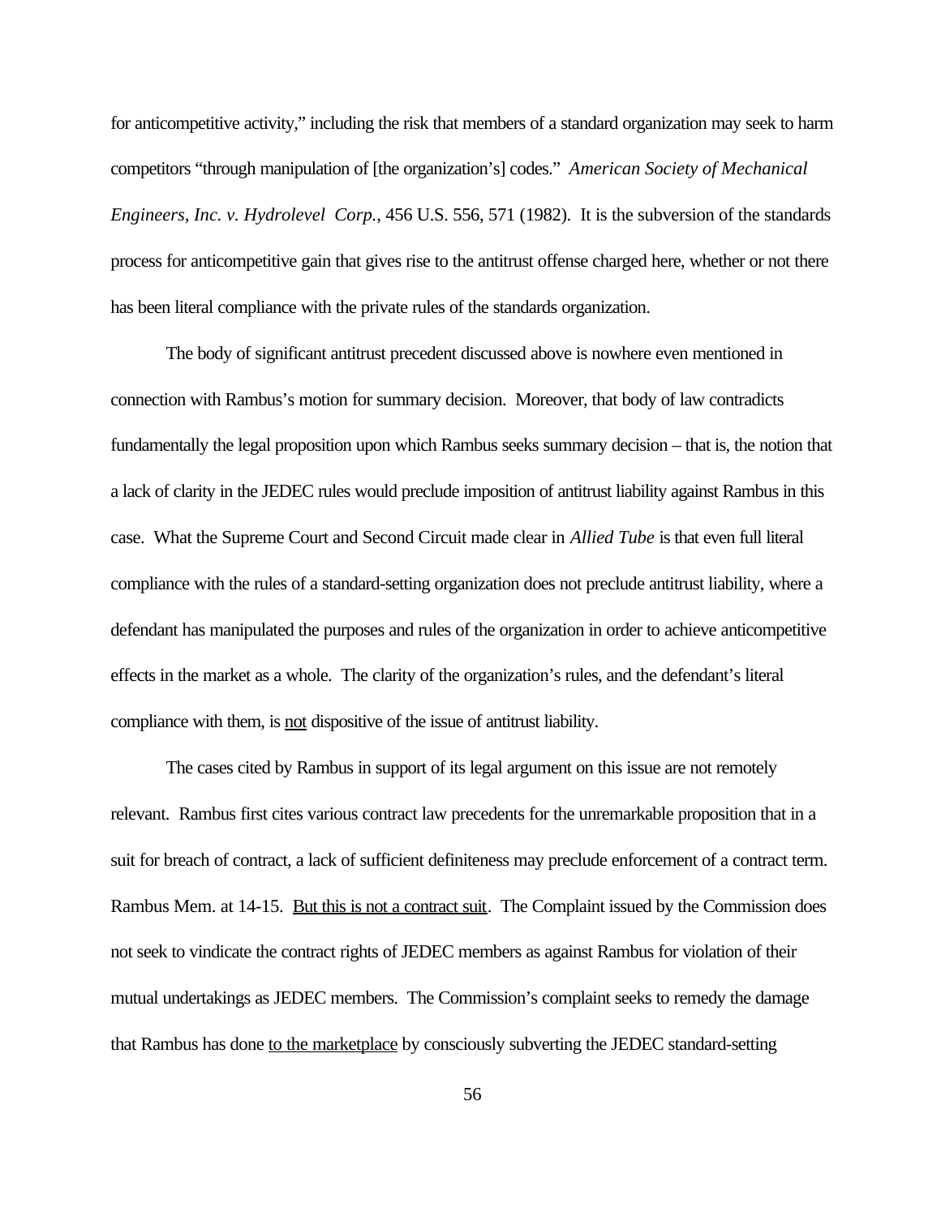for anticompetitive activity," including the risk that members of a standard organization may seek to harm competitors "through manipulation of [the organization's] codes." *American Society of Mechanical Engineers, Inc. v. Hydrolevel Corp.*, 456 U.S. 556, 571 (1982). It is the subversion of the standards process for anticompetitive gain that gives rise to the antitrust offense charged here, whether or not there has been literal compliance with the private rules of the standards organization.

The body of significant antitrust precedent discussed above is nowhere even mentioned in connection with Rambus's motion for summary decision. Moreover, that body of law contradicts fundamentally the legal proposition upon which Rambus seeks summary decision – that is, the notion that a lack of clarity in the JEDEC rules would preclude imposition of antitrust liability against Rambus in this case. What the Supreme Court and Second Circuit made clear in *Allied Tube* is that even full literal compliance with the rules of a standard-setting organization does not preclude antitrust liability, where a defendant has manipulated the purposes and rules of the organization in order to achieve anticompetitive effects in the market as a whole. The clarity of the organization's rules, and the defendant's literal compliance with them, is <u>not</u> dispositive of the issue of antitrust liability.

The cases cited by Rambus in support of its legal argument on this issue are not remotely relevant. Rambus first cites various contract law precedents for the unremarkable proposition that in a suit for breach of contract, a lack of sufficient definiteness may preclude enforcement of a contract term. Rambus Mem. at 14-15. <u>But this is not a contract suit</u>. The Complaint issued by the Commission does not seek to vindicate the contract rights of JEDEC members as against Rambus for violation of their mutual undertakings as JEDEC members. The Commission's complaint seeks to remedy the damage that Rambus has done <u>to the marketplace</u> by consciously subverting the JEDEC standard-setting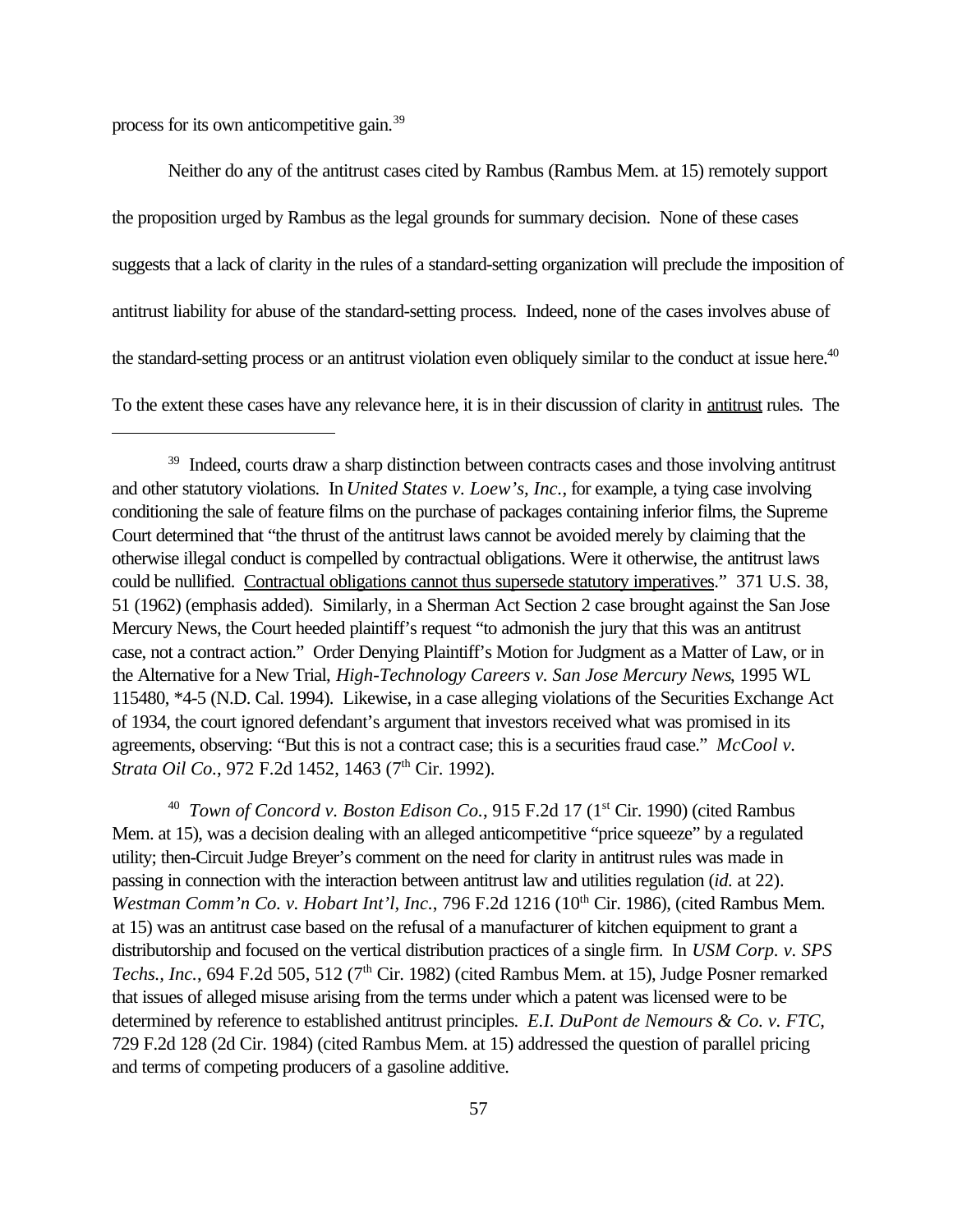process for its own anticompetitive gain.[39]

Neither do any of the antitrust cases cited by Rambus (Rambus Mem. at 15) remotely support the proposition urged by Rambus as the legal grounds for summary decision. None of these cases suggests that a lack of clarity in the rules of a standard-setting organization will preclude the imposition of antitrust liability for abuse of the standard-setting process. Indeed, none of the cases involves abuse of the standard-setting process or an antitrust violation even obliquely similar to the conduct at issue here.[40] To the extent these cases have any relevance here, it is in their discussion of clarity in antitrust rules. The

---

[39] Indeed, courts draw a sharp distinction between contracts cases and those involving antitrust and other statutory violations. In *United States v. Loew's, Inc.*, for example, a tying case involving conditioning the sale of feature films on the purchase of packages containing inferior films, the Supreme Court determined that "the thrust of the antitrust laws cannot be avoided merely by claiming that the otherwise illegal conduct is compelled by contractual obligations. Were it otherwise, the antitrust laws could be nullified. Contractual obligations cannot thus supersede statutory imperatives." 371 U.S. 38, 51 (1962) (emphasis added). Similarly, in a Sherman Act Section 2 case brought against the San Jose Mercury News, the Court heeded plaintiff's request "to admonish the jury that this was an antitrust case, not a contract action." Order Denying Plaintiff's Motion for Judgment as a Matter of Law, or in the Alternative for a New Trial, *High-Technology Careers v. San Jose Mercury News*, 1995 WL 115480, *4-5 (N.D. Cal. 1994). Likewise, in a case alleging violations of the Securities Exchange Act of 1934, the court ignored defendant's argument that investors received what was promised in its agreements, observing: "But this is not a contract case; this is a securities fraud case." *McCool v. Strata Oil Co.*, 972 F.2d 1452, 1463 (7th Cir. 1992).

[40] *Town of Concord v. Boston Edison Co.*, 915 F.2d 17 (1st Cir. 1990) (cited Rambus Mem. at 15), was a decision dealing with an alleged anticompetitive "price squeeze" by a regulated utility; then-Circuit Judge Breyer's comment on the need for clarity in antitrust rules was made in passing in connection with the interaction between antitrust law and utilities regulation (*id.* at 22). *Westman Comm'n Co. v. Hobart Int'l, Inc.*, 796 F.2d 1216 (10th Cir. 1986), (cited Rambus Mem. at 15) was an antitrust case based on the refusal of a manufacturer of kitchen equipment to grant a distributorship and focused on the vertical distribution practices of a single firm. In *USM Corp. v. SPS Techs., Inc.*, 694 F.2d 505, 512 (7th Cir. 1982) (cited Rambus Mem. at 15), Judge Posner remarked that issues of alleged misuse arising from the terms under which a patent was licensed were to be determined by reference to established antitrust principles. *E.I. DuPont de Nemours & Co. v. FTC,* 729 F.2d 128 (2d Cir. 1984) (cited Rambus Mem. at 15) addressed the question of parallel pricing and terms of competing producers of a gasoline additive.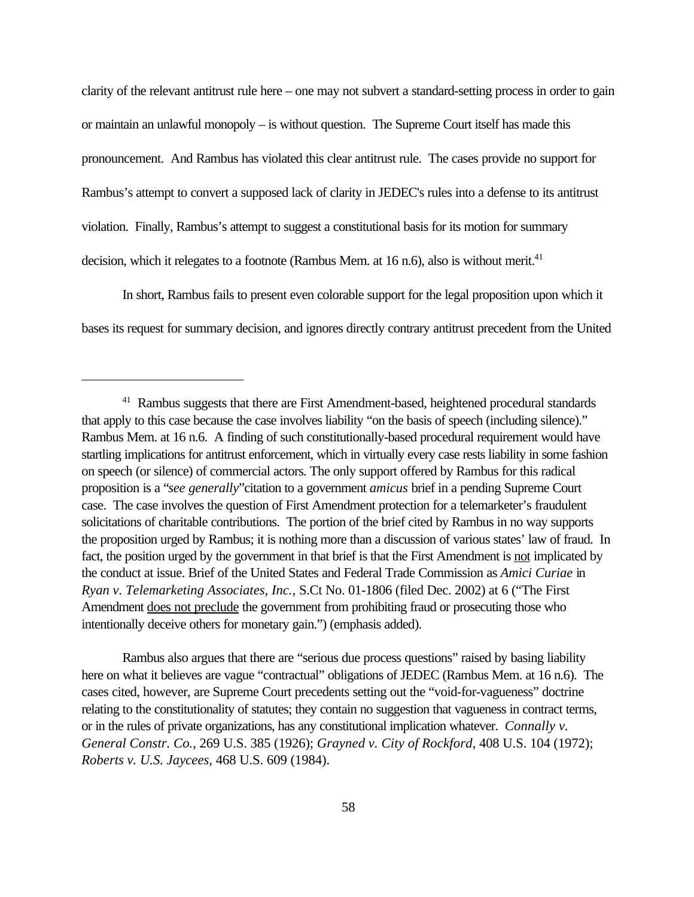clarity of the relevant antitrust rule here – one may not subvert a standard-setting process in order to gain or maintain an unlawful monopoly – is without question. The Supreme Court itself has made this pronouncement. And Rambus has violated this clear antitrust rule. The cases provide no support for Rambus's attempt to convert a supposed lack of clarity in JEDEC's rules into a defense to its antitrust violation. Finally, Rambus's attempt to suggest a constitutional basis for its motion for summary decision, which it relegates to a footnote (Rambus Mem. at 16 n.6), also is without merit.[41]

In short, Rambus fails to present even colorable support for the legal proposition upon which it bases its request for summary decision, and ignores directly contrary antitrust precedent from the United

---

[41] Rambus suggests that there are First Amendment-based, heightened procedural standards that apply to this case because the case involves liability "on the basis of speech (including silence)." Rambus Mem. at 16 n.6. A finding of such constitutionally-based procedural requirement would have startling implications for antitrust enforcement, which in virtually every case rests liability in some fashion on speech (or silence) of commercial actors. The only support offered by Rambus for this radical proposition is a "*see generally*"citation to a government *amicus* brief in a pending Supreme Court case. The case involves the question of First Amendment protection for a telemarketer's fraudulent solicitations of charitable contributions. The portion of the brief cited by Rambus in no way supports the proposition urged by Rambus; it is nothing more than a discussion of various states' law of fraud. In fact, the position urged by the government in that brief is that the First Amendment is <u>not</u> implicated by the conduct at issue. Brief of the United States and Federal Trade Commission as *Amici Curiae* in *Ryan v. Telemarketing Associates, Inc.,* S.Ct No. 01-1806 (filed Dec. 2002) at 6 ("The First Amendment <u>does not preclude</u> the government from prohibiting fraud or prosecuting those who intentionally deceive others for monetary gain.") (emphasis added).

Rambus also argues that there are "serious due process questions" raised by basing liability here on what it believes are vague "contractual" obligations of JEDEC (Rambus Mem. at 16 n.6). The cases cited, however, are Supreme Court precedents setting out the "void-for-vagueness" doctrine relating to the constitutionality of statutes; they contain no suggestion that vagueness in contract terms, or in the rules of private organizations, has any constitutional implication whatever. *Connally v. General Constr. Co.*, 269 U.S. 385 (1926); *Grayned v. City of Rockford*, 408 U.S. 104 (1972); *Roberts v. U.S. Jaycees*, 468 U.S. 609 (1984).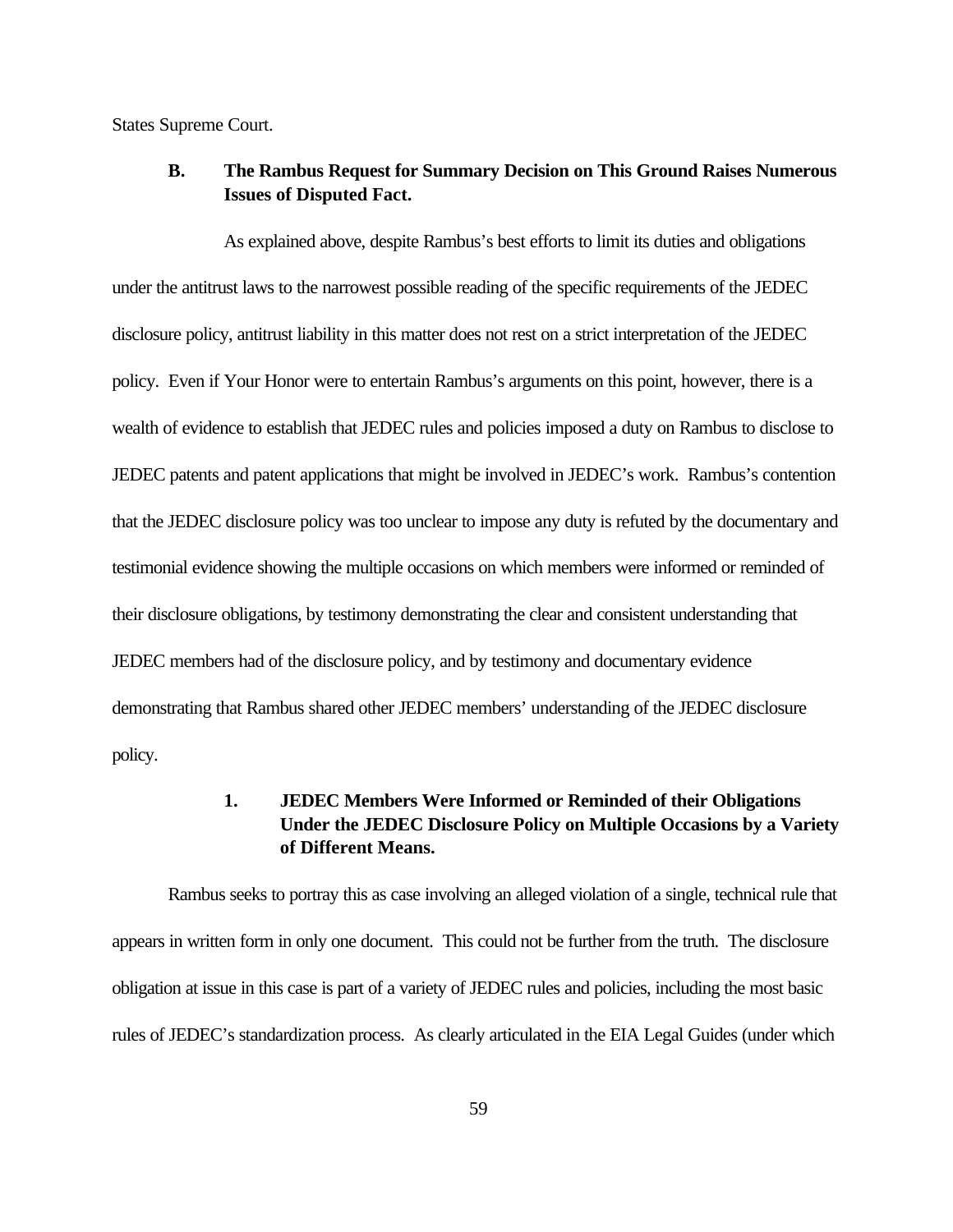States Supreme Court.

### B. The Rambus Request for Summary Decision on This Ground Raises Numerous Issues of Disputed Fact.

As explained above, despite Rambus's best efforts to limit its duties and obligations under the antitrust laws to the narrowest possible reading of the specific requirements of the JEDEC disclosure policy, antitrust liability in this matter does not rest on a strict interpretation of the JEDEC policy. Even if Your Honor were to entertain Rambus's arguments on this point, however, there is a wealth of evidence to establish that JEDEC rules and policies imposed a duty on Rambus to disclose to JEDEC patents and patent applications that might be involved in JEDEC's work. Rambus's contention that the JEDEC disclosure policy was too unclear to impose any duty is refuted by the documentary and testimonial evidence showing the multiple occasions on which members were informed or reminded of their disclosure obligations, by testimony demonstrating the clear and consistent understanding that JEDEC members had of the disclosure policy, and by testimony and documentary evidence demonstrating that Rambus shared other JEDEC members' understanding of the JEDEC disclosure policy.

#### 1. JEDEC Members Were Informed or Reminded of their Obligations Under the JEDEC Disclosure Policy on Multiple Occasions by a Variety of Different Means.

Rambus seeks to portray this as case involving an alleged violation of a single, technical rule that appears in written form in only one document. This could not be further from the truth. The disclosure obligation at issue in this case is part of a variety of JEDEC rules and policies, including the most basic rules of JEDEC's standardization process. As clearly articulated in the EIA Legal Guides (under which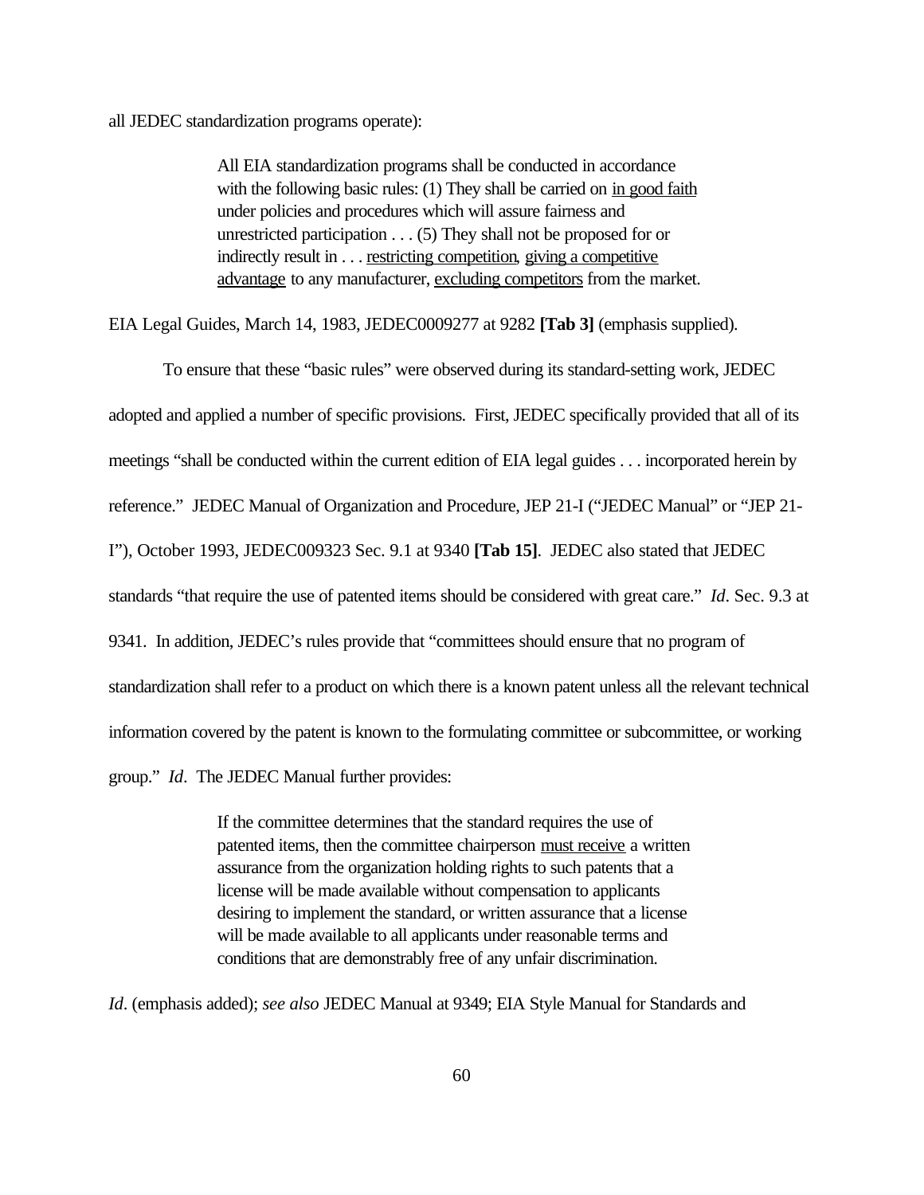all JEDEC standardization programs operate):

> All EIA standardization programs shall be conducted in accordance with the following basic rules: (1) They shall be carried on <u>in good faith</u> under policies and procedures which will assure fairness and unrestricted participation . . . (5) They shall not be proposed for or indirectly result in . . . <u>restricting competition</u>, <u>giving a competitive advantage</u> to any manufacturer, <u>excluding competitors</u> from the market.

EIA Legal Guides, March 14, 1983, JEDEC0009277 at 9282 **[Tab 3]** (emphasis supplied).

To ensure that these "basic rules" were observed during its standard-setting work, JEDEC adopted and applied a number of specific provisions. First, JEDEC specifically provided that all of its meetings "shall be conducted within the current edition of EIA legal guides . . . incorporated herein by reference." JEDEC Manual of Organization and Procedure, JEP 21-I ("JEDEC Manual" or "JEP 21-I"), October 1993, JEDEC009323 Sec. 9.1 at 9340 **[Tab 15]**. JEDEC also stated that JEDEC standards "that require the use of patented items should be considered with great care." *Id*. Sec. 9.3 at 9341. In addition, JEDEC's rules provide that "committees should ensure that no program of standardization shall refer to a product on which there is a known patent unless all the relevant technical information covered by the patent is known to the formulating committee or subcommittee, or working group." *Id*. The JEDEC Manual further provides:

> If the committee determines that the standard requires the use of patented items, then the committee chairperson <u>must receive</u> a written assurance from the organization holding rights to such patents that a license will be made available without compensation to applicants desiring to implement the standard, or written assurance that a license will be made available to all applicants under reasonable terms and conditions that are demonstrably free of any unfair discrimination.

*Id*. (emphasis added); *see also* JEDEC Manual at 9349; EIA Style Manual for Standards and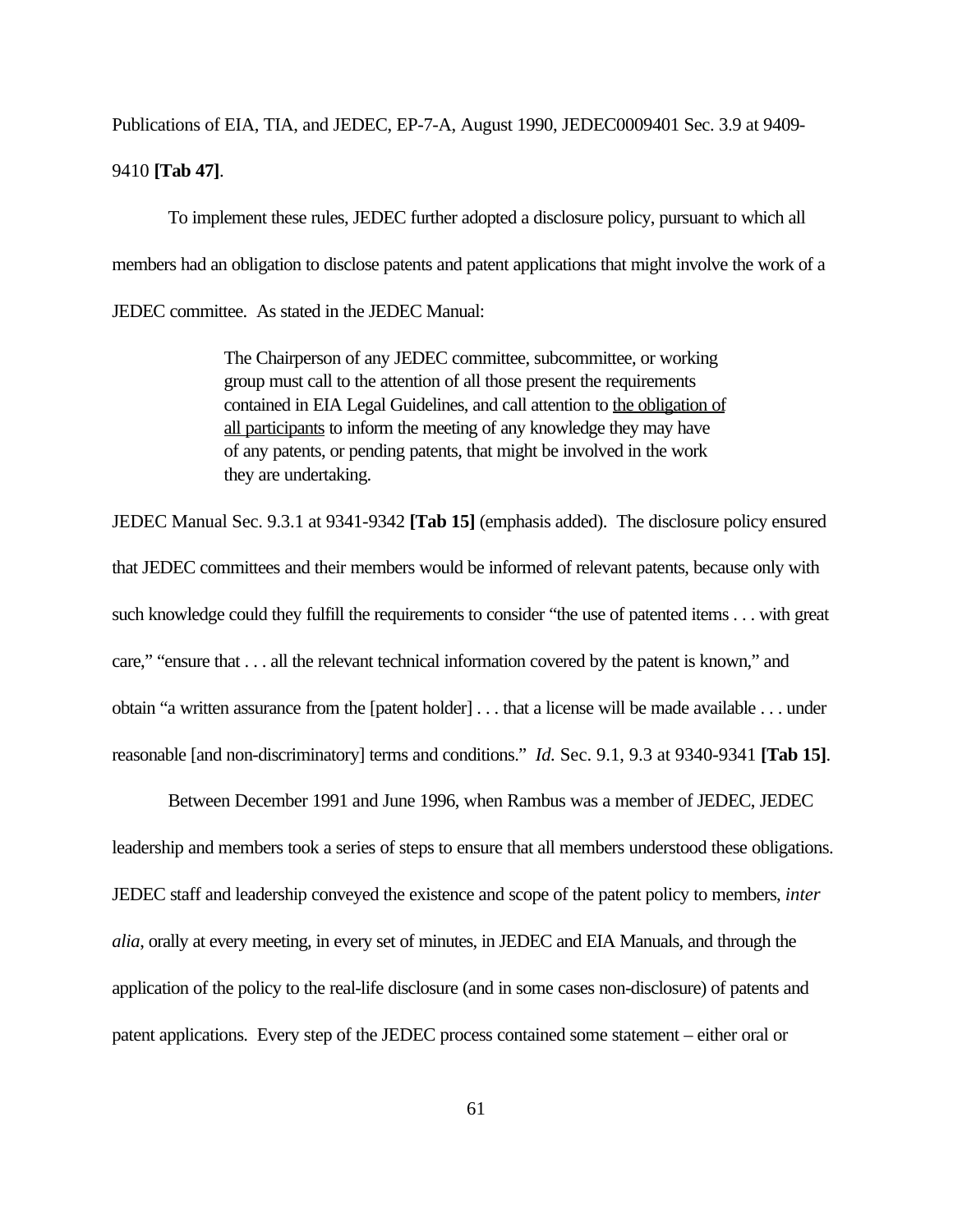Publications of EIA, TIA, and JEDEC, EP-7-A, August 1990, JEDEC0009401 Sec. 3.9 at 9409-9410 **[Tab 47]**.

To implement these rules, JEDEC further adopted a disclosure policy, pursuant to which all members had an obligation to disclose patents and patent applications that might involve the work of a JEDEC committee. As stated in the JEDEC Manual:

> The Chairperson of any JEDEC committee, subcommittee, or working group must call to the attention of all those present the requirements contained in EIA Legal Guidelines, and call attention to <u>the obligation of all participants</u> to inform the meeting of any knowledge they may have of any patents, or pending patents, that might be involved in the work they are undertaking.

JEDEC Manual Sec. 9.3.1 at 9341-9342 **[Tab 15]** (emphasis added). The disclosure policy ensured that JEDEC committees and their members would be informed of relevant patents, because only with such knowledge could they fulfill the requirements to consider "the use of patented items . . . with great care," "ensure that . . . all the relevant technical information covered by the patent is known," and obtain "a written assurance from the [patent holder] . . . that a license will be made available . . . under reasonable [and non-discriminatory] terms and conditions." *Id.* Sec. 9.1, 9.3 at 9340-9341 **[Tab 15]**.

Between December 1991 and June 1996, when Rambus was a member of JEDEC, JEDEC leadership and members took a series of steps to ensure that all members understood these obligations. JEDEC staff and leadership conveyed the existence and scope of the patent policy to members, *inter alia*, orally at every meeting, in every set of minutes, in JEDEC and EIA Manuals, and through the application of the policy to the real-life disclosure (and in some cases non-disclosure) of patents and patent applications. Every step of the JEDEC process contained some statement – either oral or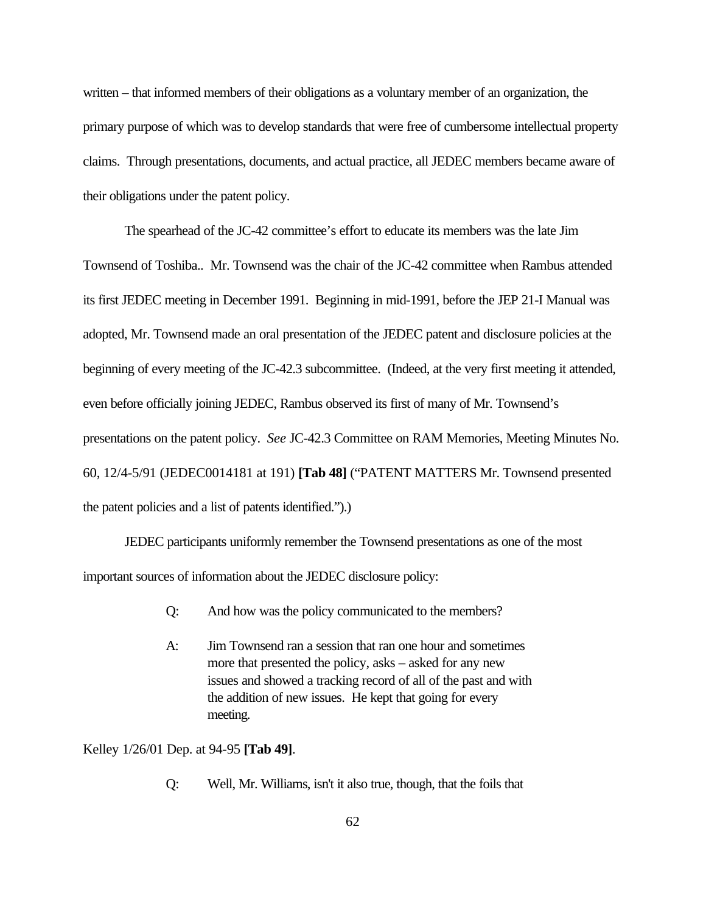written – that informed members of their obligations as a voluntary member of an organization, the primary purpose of which was to develop standards that were free of cumbersome intellectual property claims. Through presentations, documents, and actual practice, all JEDEC members became aware of their obligations under the patent policy.

The spearhead of the JC-42 committee's effort to educate its members was the late Jim Townsend of Toshiba.. Mr. Townsend was the chair of the JC-42 committee when Rambus attended its first JEDEC meeting in December 1991. Beginning in mid-1991, before the JEP 21-I Manual was adopted, Mr. Townsend made an oral presentation of the JEDEC patent and disclosure policies at the beginning of every meeting of the JC-42.3 subcommittee. (Indeed, at the very first meeting it attended, even before officially joining JEDEC, Rambus observed its first of many of Mr. Townsend's presentations on the patent policy. *See* JC-42.3 Committee on RAM Memories, Meeting Minutes No. 60, 12/4-5/91 (JEDEC0014181 at 191) **[Tab 48]** ("PATENT MATTERS Mr. Townsend presented the patent policies and a list of patents identified.").)

JEDEC participants uniformly remember the Townsend presentations as one of the most important sources of information about the JEDEC disclosure policy:

> Q: And how was the policy communicated to the members?
>
> A: Jim Townsend ran a session that ran one hour and sometimes more that presented the policy, asks – asked for any new issues and showed a tracking record of all of the past and with the addition of new issues. He kept that going for every meeting.

Kelley 1/26/01 Dep. at 94-95 **[Tab 49]**.

> Q: Well, Mr. Williams, isn't it also true, though, that the foils that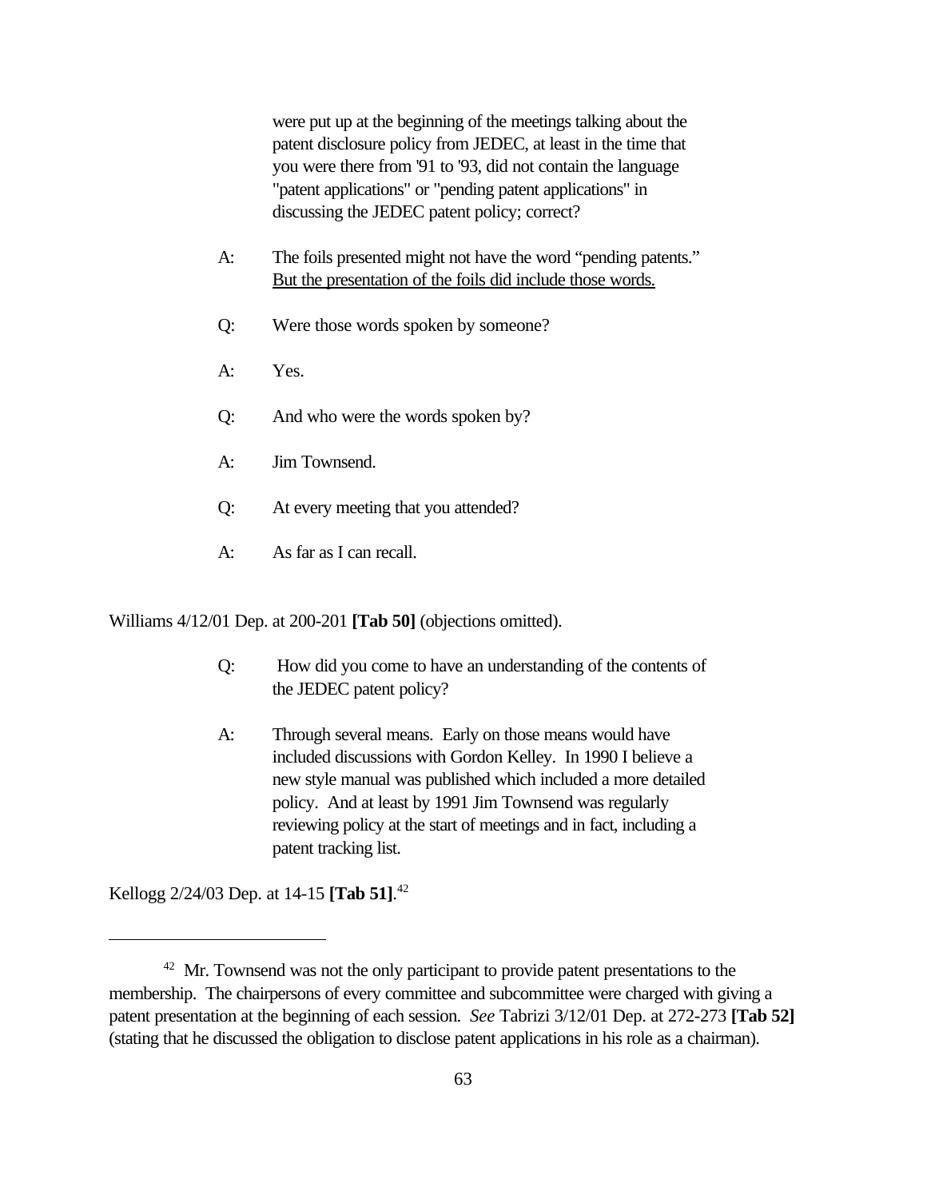were put up at the beginning of the meetings talking about the patent disclosure policy from JEDEC, at least in the time that you were there from '91 to '93, did not contain the language "patent applications" or "pending patent applications" in discussing the JEDEC patent policy; correct?

A: The foils presented might not have the word "pending patents." <u>But the presentation of the foils did include those words.</u>

Q: Were those words spoken by someone?

A: Yes.

Q: And who were the words spoken by?

A: Jim Townsend.

Q: At every meeting that you attended?

A: As far as I can recall.

Williams 4/12/01 Dep. at 200-201 **[Tab 50]** (objections omitted).

Q: How did you come to have an understanding of the contents of the JEDEC patent policy?

A: Through several means. Early on those means would have included discussions with Gordon Kelley. In 1990 I believe a new style manual was published which included a more detailed policy. And at least by 1991 Jim Townsend was regularly reviewing policy at the start of meetings and in fact, including a patent tracking list.

Kellogg 2/24/03 Dep. at 14-15 **[Tab 51]**.[42]

---

[42] Mr. Townsend was not the only participant to provide patent presentations to the membership. The chairpersons of every committee and subcommittee were charged with giving a patent presentation at the beginning of each session. *See* Tabrizi 3/12/01 Dep. at 272-273 **[Tab 52]** (stating that he discussed the obligation to disclose patent applications in his role as a chairman).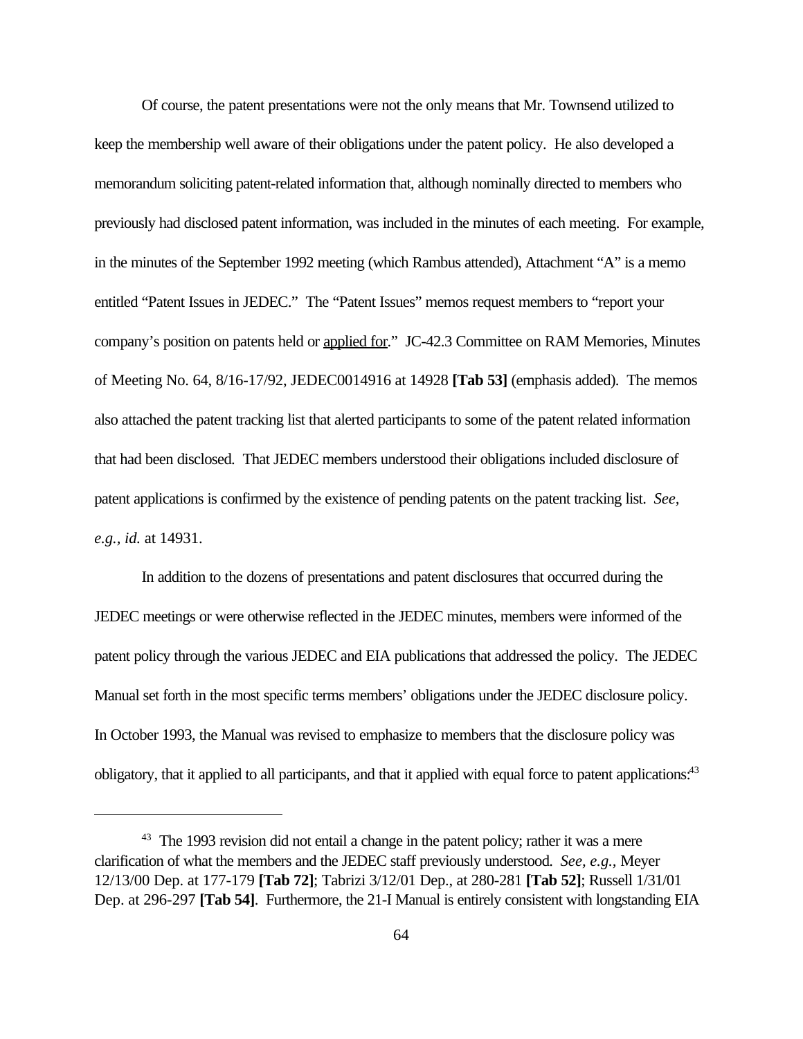Of course, the patent presentations were not the only means that Mr. Townsend utilized to keep the membership well aware of their obligations under the patent policy. He also developed a memorandum soliciting patent-related information that, although nominally directed to members who previously had disclosed patent information, was included in the minutes of each meeting. For example, in the minutes of the September 1992 meeting (which Rambus attended), Attachment "A" is a memo entitled "Patent Issues in JEDEC." The "Patent Issues" memos request members to "report your company's position on patents held or <u>applied for</u>." JC-42.3 Committee on RAM Memories, Minutes of Meeting No. 64, 8/16-17/92, JEDEC0014916 at 14928 **[Tab 53]** (emphasis added). The memos also attached the patent tracking list that alerted participants to some of the patent related information that had been disclosed. That JEDEC members understood their obligations included disclosure of patent applications is confirmed by the existence of pending patents on the patent tracking list. *See, e.g., id.* at 14931.

In addition to the dozens of presentations and patent disclosures that occurred during the JEDEC meetings or were otherwise reflected in the JEDEC minutes, members were informed of the patent policy through the various JEDEC and EIA publications that addressed the policy. The JEDEC Manual set forth in the most specific terms members' obligations under the JEDEC disclosure policy. In October 1993, the Manual was revised to emphasize to members that the disclosure policy was obligatory, that it applied to all participants, and that it applied with equal force to patent applications:[43]

---

[43] The 1993 revision did not entail a change in the patent policy; rather it was a mere clarification of what the members and the JEDEC staff previously understood. *See, e.g.,* Meyer 12/13/00 Dep. at 177-179 **[Tab 72]**; Tabrizi 3/12/01 Dep., at 280-281 **[Tab 52]**; Russell 1/31/01 Dep. at 296-297 **[Tab 54]**. Furthermore, the 21-I Manual is entirely consistent with longstanding EIA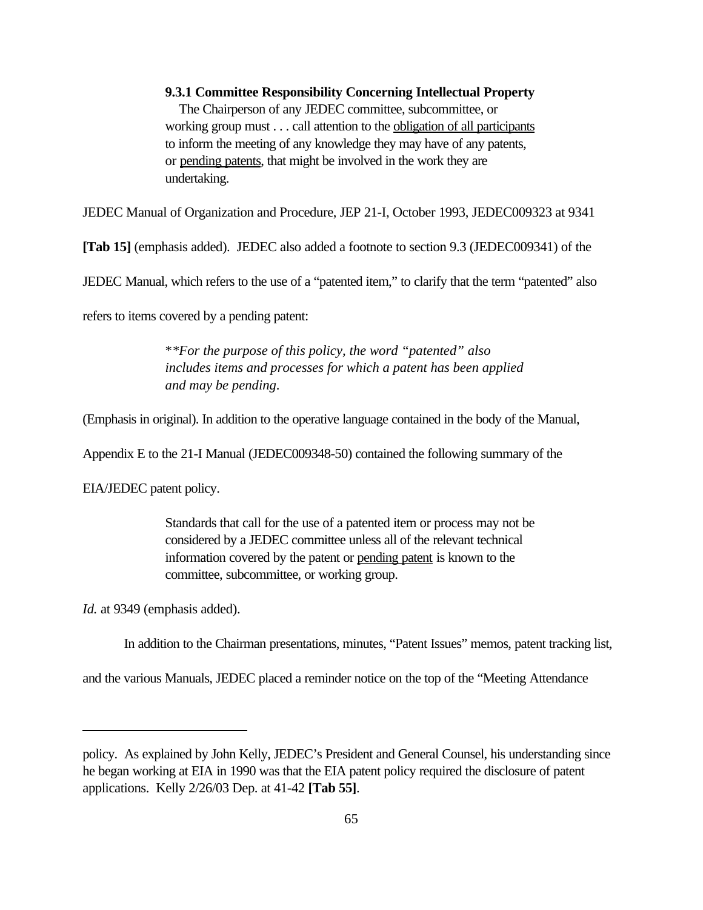> **9.3.1 Committee Responsibility Concerning Intellectual Property**
>
> The Chairperson of any JEDEC committee, subcommittee, or working group must . . . call attention to the <u>obligation of all participants</u> to inform the meeting of any knowledge they may have of any patents, or <u>pending patents</u>, that might be involved in the work they are undertaking.

JEDEC Manual of Organization and Procedure, JEP 21-I, October 1993, JEDEC009323 at 9341 **[Tab 15]** (emphasis added). JEDEC also added a footnote to section 9.3 (JEDEC009341) of the JEDEC Manual, which refers to the use of a "patented item," to clarify that the term "patented" also refers to items covered by a pending patent:

> *\*\*For the purpose of this policy, the word "patented" also includes items and processes for which a patent has been applied and may be pending.*

(Emphasis in original). In addition to the operative language contained in the body of the Manual, Appendix E to the 21-I Manual (JEDEC009348-50) contained the following summary of the EIA/JEDEC patent policy.

> Standards that call for the use of a patented item or process may not be considered by a JEDEC committee unless all of the relevant technical information covered by the patent or <u>pending patent</u> is known to the committee, subcommittee, or working group.

*Id.* at 9349 (emphasis added).

In addition to the Chairman presentations, minutes, "Patent Issues" memos, patent tracking list, and the various Manuals, JEDEC placed a reminder notice on the top of the "Meeting Attendance

---

policy. As explained by John Kelly, JEDEC's President and General Counsel, his understanding since he began working at EIA in 1990 was that the EIA patent policy required the disclosure of patent applications. Kelly 2/26/03 Dep. at 41-42 **[Tab 55]**.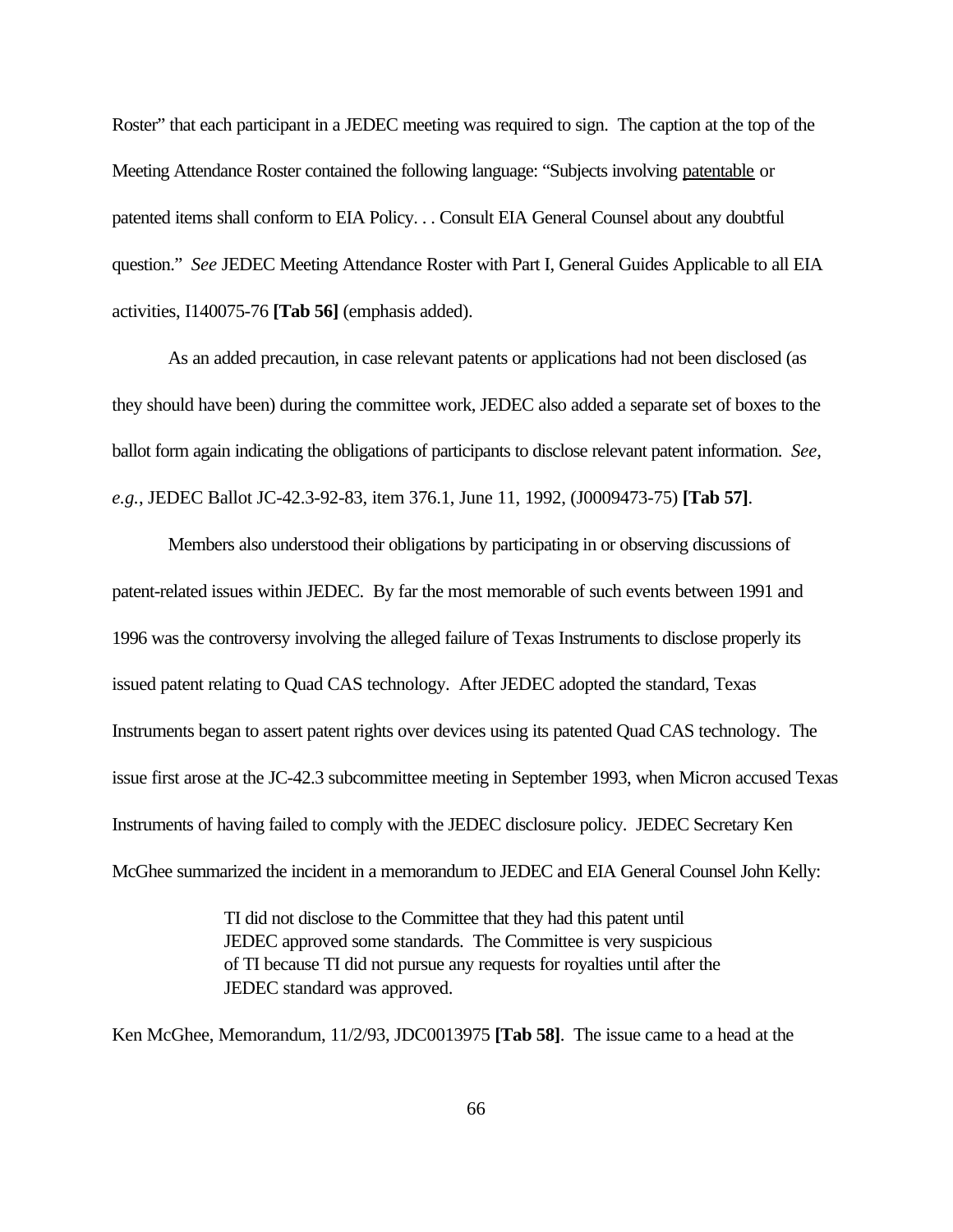Roster" that each participant in a JEDEC meeting was required to sign. The caption at the top of the Meeting Attendance Roster contained the following language: "Subjects involving <u>patentable</u> or patented items shall conform to EIA Policy. . . Consult EIA General Counsel about any doubtful question." *See* JEDEC Meeting Attendance Roster with Part I, General Guides Applicable to all EIA activities, I140075-76 **[Tab 56]** (emphasis added).

As an added precaution, in case relevant patents or applications had not been disclosed (as they should have been) during the committee work, JEDEC also added a separate set of boxes to the ballot form again indicating the obligations of participants to disclose relevant patent information. *See, e.g.*, JEDEC Ballot JC-42.3-92-83, item 376.1, June 11, 1992, (J0009473-75) **[Tab 57]**.

Members also understood their obligations by participating in or observing discussions of patent-related issues within JEDEC. By far the most memorable of such events between 1991 and 1996 was the controversy involving the alleged failure of Texas Instruments to disclose properly its issued patent relating to Quad CAS technology. After JEDEC adopted the standard, Texas Instruments began to assert patent rights over devices using its patented Quad CAS technology. The issue first arose at the JC-42.3 subcommittee meeting in September 1993, when Micron accused Texas Instruments of having failed to comply with the JEDEC disclosure policy. JEDEC Secretary Ken McGhee summarized the incident in a memorandum to JEDEC and EIA General Counsel John Kelly:

> TI did not disclose to the Committee that they had this patent until JEDEC approved some standards. The Committee is very suspicious of TI because TI did not pursue any requests for royalties until after the JEDEC standard was approved.

Ken McGhee, Memorandum, 11/2/93, JDC0013975 **[Tab 58]**. The issue came to a head at the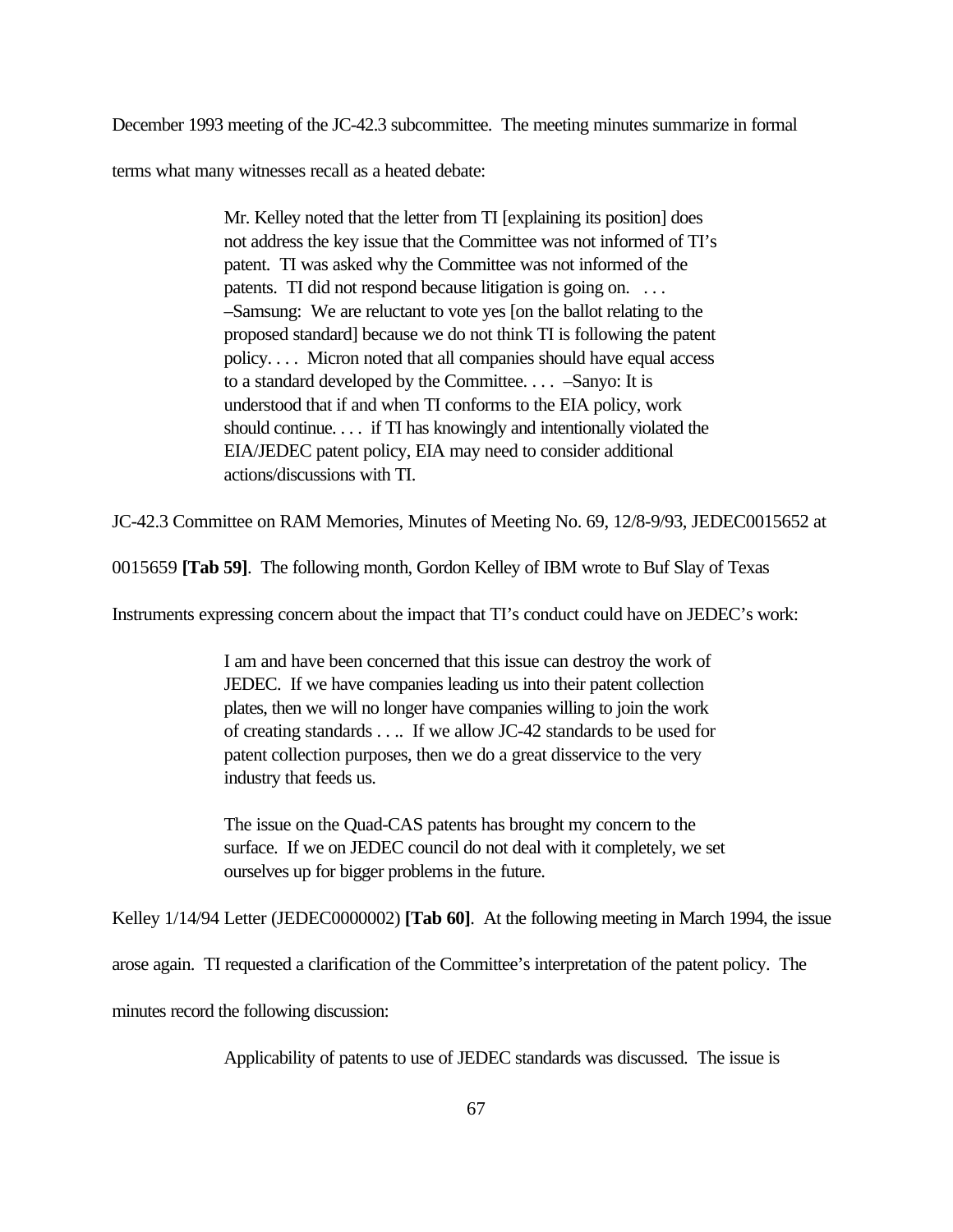December 1993 meeting of the JC-42.3 subcommittee. The meeting minutes summarize in formal terms what many witnesses recall as a heated debate:

> Mr. Kelley noted that the letter from TI [explaining its position] does not address the key issue that the Committee was not informed of TI's patent. TI was asked why the Committee was not informed of the patents. TI did not respond because litigation is going on. . . . –Samsung: We are reluctant to vote yes [on the ballot relating to the proposed standard] because we do not think TI is following the patent policy. . . . Micron noted that all companies should have equal access to a standard developed by the Committee. . . . –Sanyo: It is understood that if and when TI conforms to the EIA policy, work should continue. . . . if TI has knowingly and intentionally violated the EIA/JEDEC patent policy, EIA may need to consider additional actions/discussions with TI.

JC-42.3 Committee on RAM Memories, Minutes of Meeting No. 69, 12/8-9/93, JEDEC0015652 at 0015659 **[Tab 59]**. The following month, Gordon Kelley of IBM wrote to Buf Slay of Texas Instruments expressing concern about the impact that TI's conduct could have on JEDEC's work:

> I am and have been concerned that this issue can destroy the work of JEDEC. If we have companies leading us into their patent collection plates, then we will no longer have companies willing to join the work of creating standards . . .. If we allow JC-42 standards to be used for patent collection purposes, then we do a great disservice to the very industry that feeds us.
>
> The issue on the Quad-CAS patents has brought my concern to the surface. If we on JEDEC council do not deal with it completely, we set ourselves up for bigger problems in the future.

Kelley 1/14/94 Letter (JEDEC0000002) **[Tab 60]**. At the following meeting in March 1994, the issue arose again. TI requested a clarification of the Committee's interpretation of the patent policy. The minutes record the following discussion:

> Applicability of patents to use of JEDEC standards was discussed. The issue is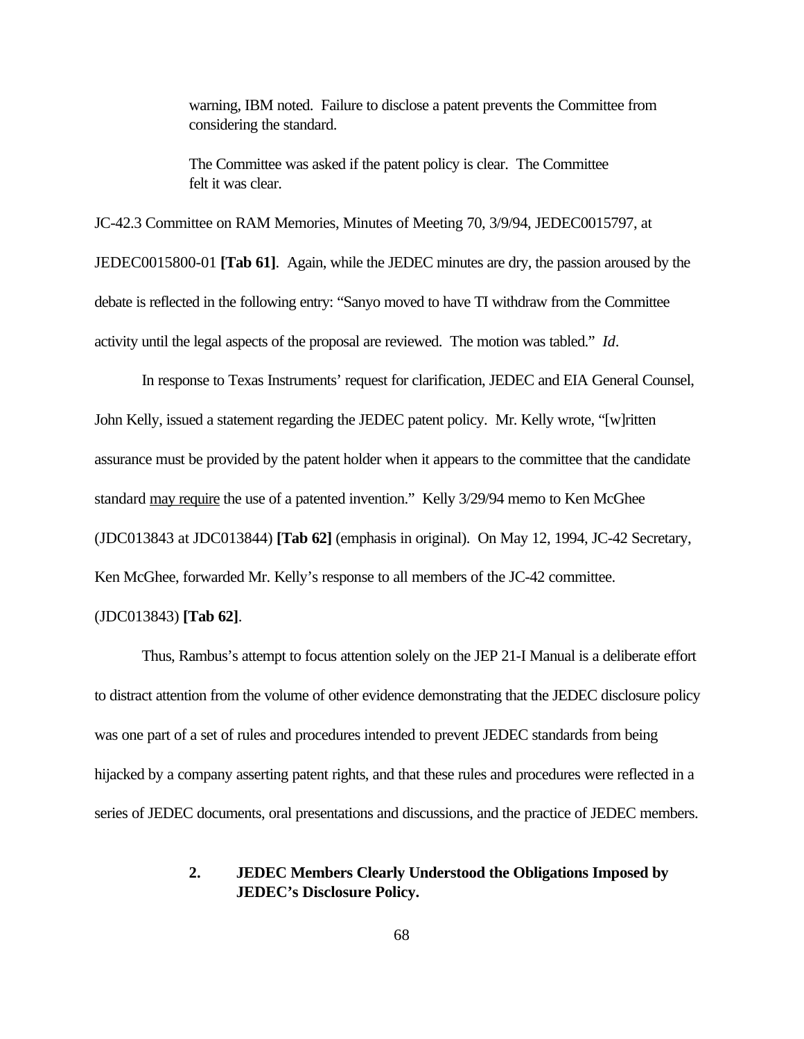> warning, IBM noted. Failure to disclose a patent prevents the Committee from considering the standard.
>
> The Committee was asked if the patent policy is clear. The Committee felt it was clear.

JC-42.3 Committee on RAM Memories, Minutes of Meeting 70, 3/9/94, JEDEC0015797, at JEDEC0015800-01 **[Tab 61]**. Again, while the JEDEC minutes are dry, the passion aroused by the debate is reflected in the following entry: "Sanyo moved to have TI withdraw from the Committee activity until the legal aspects of the proposal are reviewed. The motion was tabled." *Id*.

In response to Texas Instruments' request for clarification, JEDEC and EIA General Counsel, John Kelly, issued a statement regarding the JEDEC patent policy. Mr. Kelly wrote, "[w]ritten assurance must be provided by the patent holder when it appears to the committee that the candidate standard <u>may require</u> the use of a patented invention." Kelly 3/29/94 memo to Ken McGhee (JDC013843 at JDC013844) **[Tab 62]** (emphasis in original). On May 12, 1994, JC-42 Secretary, Ken McGhee, forwarded Mr. Kelly's response to all members of the JC-42 committee. (JDC013843) **[Tab 62]**.

Thus, Rambus's attempt to focus attention solely on the JEP 21-I Manual is a deliberate effort to distract attention from the volume of other evidence demonstrating that the JEDEC disclosure policy was one part of a set of rules and procedures intended to prevent JEDEC standards from being hijacked by a company asserting patent rights, and that these rules and procedures were reflected in a series of JEDEC documents, oral presentations and discussions, and the practice of JEDEC members.

### 2. JEDEC Members Clearly Understood the Obligations Imposed by JEDEC's Disclosure Policy.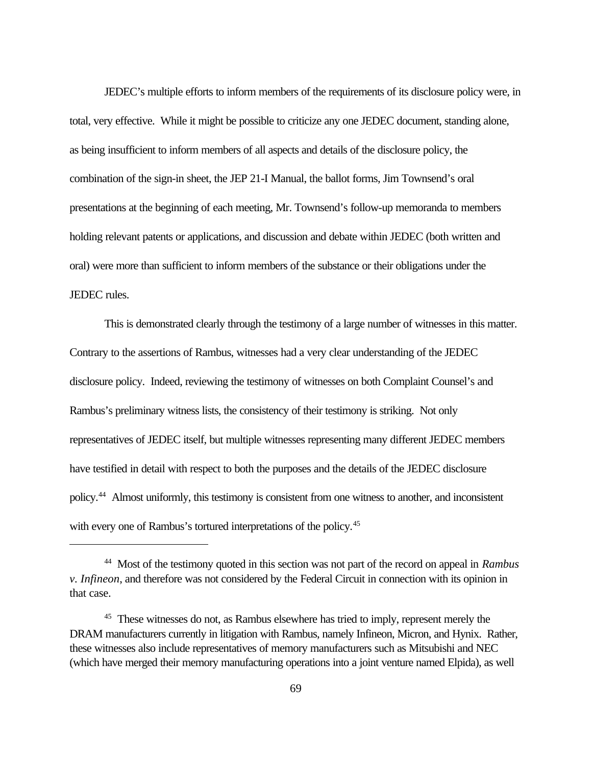JEDEC's multiple efforts to inform members of the requirements of its disclosure policy were, in total, very effective. While it might be possible to criticize any one JEDEC document, standing alone, as being insufficient to inform members of all aspects and details of the disclosure policy, the combination of the sign-in sheet, the JEP 21-I Manual, the ballot forms, Jim Townsend's oral presentations at the beginning of each meeting, Mr. Townsend's follow-up memoranda to members holding relevant patents or applications, and discussion and debate within JEDEC (both written and oral) were more than sufficient to inform members of the substance or their obligations under the JEDEC rules.

This is demonstrated clearly through the testimony of a large number of witnesses in this matter. Contrary to the assertions of Rambus, witnesses had a very clear understanding of the JEDEC disclosure policy. Indeed, reviewing the testimony of witnesses on both Complaint Counsel's and Rambus's preliminary witness lists, the consistency of their testimony is striking. Not only representatives of JEDEC itself, but multiple witnesses representing many different JEDEC members have testified in detail with respect to both the purposes and the details of the JEDEC disclosure policy.[44] Almost uniformly, this testimony is consistent from one witness to another, and inconsistent with every one of Rambus's tortured interpretations of the policy.[45]

---

[44] Most of the testimony quoted in this section was not part of the record on appeal in *Rambus v. Infineon*, and therefore was not considered by the Federal Circuit in connection with its opinion in that case.

[45] These witnesses do not, as Rambus elsewhere has tried to imply, represent merely the DRAM manufacturers currently in litigation with Rambus, namely Infineon, Micron, and Hynix. Rather, these witnesses also include representatives of memory manufacturers such as Mitsubishi and NEC (which have merged their memory manufacturing operations into a joint venture named Elpida), as well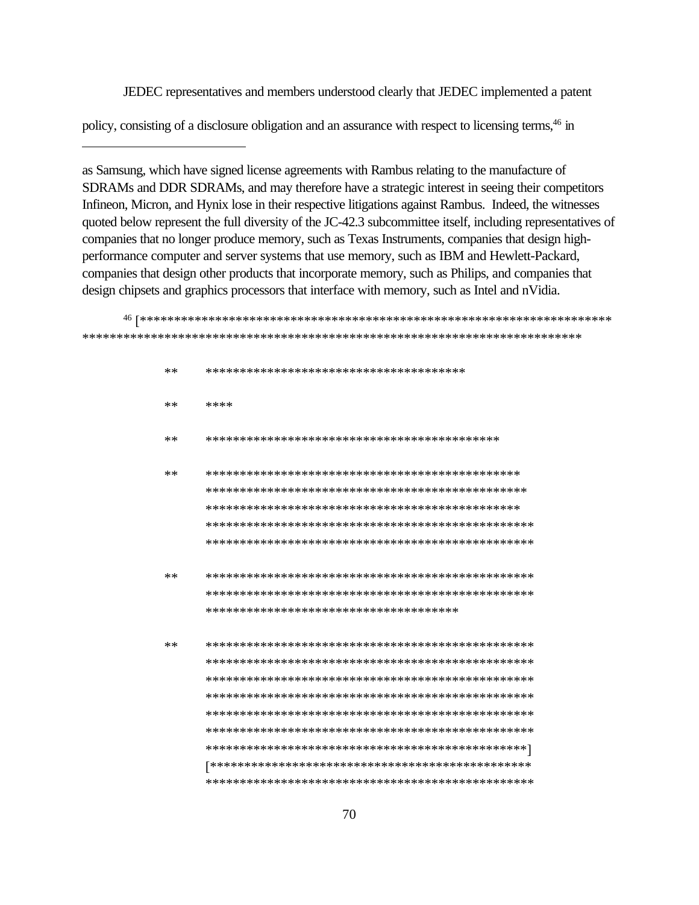JEDEC representatives and members understood clearly that JEDEC implemented a patent policy, consisting of a disclosure obligation and an assurance with respect to licensing terms,[46] in

---

as Samsung, which have signed license agreements with Rambus relating to the manufacture of SDRAMs and DDR SDRAMs, and may therefore have a strategic interest in seeing their competitors Infineon, Micron, and Hynix lose in their respective litigations against Rambus. Indeed, the witnesses quoted below represent the full diversity of the JC-42.3 subcommittee itself, including representatives of companies that no longer produce memory, such as Texas Instruments, companies that design high-performance computer and server systems that use memory, such as IBM and Hewlett-Packard, companies that design other products that incorporate memory, such as Philips, and companies that design chipsets and graphics processors that interface with memory, such as Intel and nVidia.

[46] [*************************************************************************
****************************************************************************

** ***************************************

** ****

** ********************************************

** ************************************************
*************************************************
************************************************
**************************************************
**************************************************

** **************************************************
**************************************************
**************************************

** **************************************************
**************************************************
**************************************************
**************************************************
**************************************************
**************************************************
*************************************************]
[************************************************
**************************************************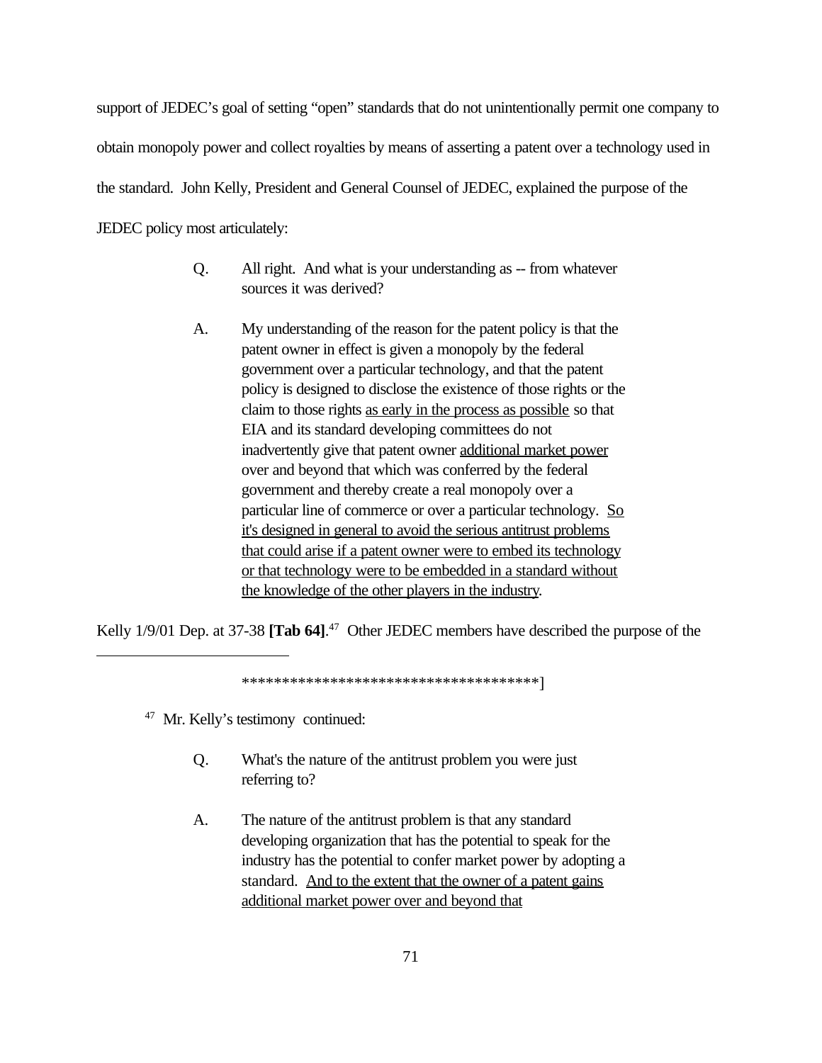support of JEDEC's goal of setting "open" standards that do not unintentionally permit one company to obtain monopoly power and collect royalties by means of asserting a patent over a technology used in the standard. John Kelly, President and General Counsel of JEDEC, explained the purpose of the JEDEC policy most articulately:

> Q. All right. And what is your understanding as -- from whatever sources it was derived?
>
> A. My understanding of the reason for the patent policy is that the patent owner in effect is given a monopoly by the federal government over a particular technology, and that the patent policy is designed to disclose the existence of those rights or the claim to those rights <u>as early in the process as possible</u> so that EIA and its standard developing committees do not inadvertently give that patent owner <u>additional market power</u> over and beyond that which was conferred by the federal government and thereby create a real monopoly over a particular line of commerce or over a particular technology. <u>So it's designed in general to avoid the serious antitrust problems that could arise if a patent owner were to embed its technology or that technology were to be embedded in a standard without the knowledge of the other players in the industry</u>.

Kelly 1/9/01 Dep. at 37-38 **[Tab 64]**.[47] Other JEDEC members have described the purpose of the

---

\*\*\*\*\*\*\*\*\*\*\*\*\*\*\*\*\*\*\*\*\*\*\*\*\*\*\*\*\*\*\*\*\*\*\*\*\*\*]

[47] Mr. Kelly's testimony continued:

> Q. What's the nature of the antitrust problem you were just referring to?
>
> A. The nature of the antitrust problem is that any standard developing organization that has the potential to speak for the industry has the potential to confer market power by adopting a standard. <u>And to the extent that the owner of a patent gains additional market power over and beyond that</u>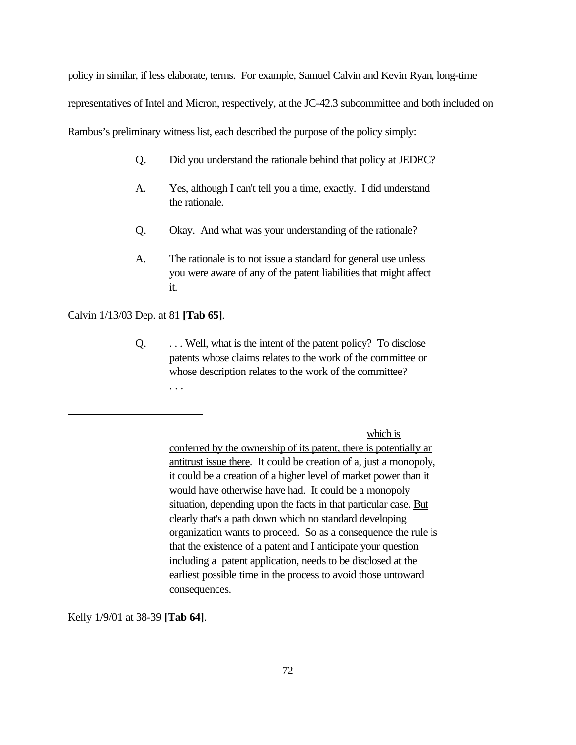policy in similar, if less elaborate, terms. For example, Samuel Calvin and Kevin Ryan, long-time representatives of Intel and Micron, respectively, at the JC-42.3 subcommittee and both included on Rambus's preliminary witness list, each described the purpose of the policy simply:

> Q. Did you understand the rationale behind that policy at JEDEC?
>
> A. Yes, although I can't tell you a time, exactly. I did understand the rationale.
>
> Q. Okay. And what was your understanding of the rationale?
>
> A. The rationale is to not issue a standard for general use unless you were aware of any of the patent liabilities that might affect it.

Calvin 1/13/03 Dep. at 81 **[Tab 65]**.

> Q. . . . Well, what is the intent of the patent policy? To disclose patents whose claims relates to the work of the committee or whose description relates to the work of the committee?
>
> . . .

---

> which is conferred by the ownership of its patent, there is potentially an antitrust issue there. It could be creation of a, just a monopoly, it could be a creation of a higher level of market power than it would have otherwise have had. It could be a monopoly situation, depending upon the facts in that particular case. But clearly that's a path down which no standard developing organization wants to proceed. So as a consequence the rule is that the existence of a patent and I anticipate your question including a patent application, needs to be disclosed at the earliest possible time in the process to avoid those untoward consequences.

Kelly 1/9/01 at 38-39 **[Tab 64]**.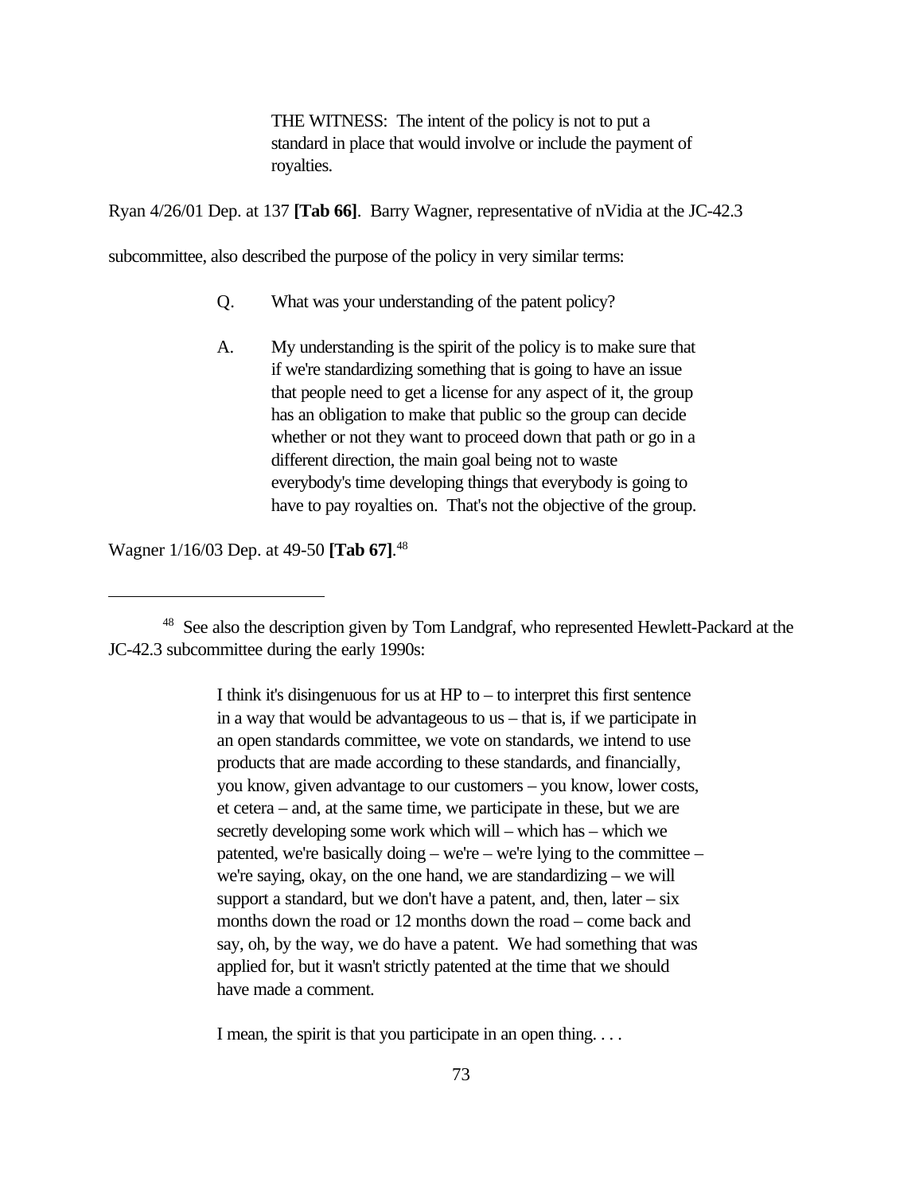> THE WITNESS: The intent of the policy is not to put a standard in place that would involve or include the payment of royalties.

Ryan 4/26/01 Dep. at 137 **[Tab 66]**. Barry Wagner, representative of nVidia at the JC-42.3 subcommittee, also described the purpose of the policy in very similar terms:

> Q. What was your understanding of the patent policy?
>
> A. My understanding is the spirit of the policy is to make sure that if we're standardizing something that is going to have an issue that people need to get a license for any aspect of it, the group has an obligation to make that public so the group can decide whether or not they want to proceed down that path or go in a different direction, the main goal being not to waste everybody's time developing things that everybody is going to have to pay royalties on. That's not the objective of the group.

Wagner 1/16/03 Dep. at 49-50 **[Tab 67]**.[48]

---

[48] See also the description given by Tom Landgraf, who represented Hewlett-Packard at the JC-42.3 subcommittee during the early 1990s:

> I think it's disingenuous for us at HP to – to interpret this first sentence in a way that would be advantageous to us – that is, if we participate in an open standards committee, we vote on standards, we intend to use products that are made according to these standards, and financially, you know, given advantage to our customers – you know, lower costs, et cetera – and, at the same time, we participate in these, but we are secretly developing some work which will – which has – which we patented, we're basically doing – we're – we're lying to the committee – we're saying, okay, on the one hand, we are standardizing – we will support a standard, but we don't have a patent, and, then, later – six months down the road or 12 months down the road – come back and say, oh, by the way, we do have a patent. We had something that was applied for, but it wasn't strictly patented at the time that we should have made a comment.
>
> I mean, the spirit is that you participate in an open thing. . . .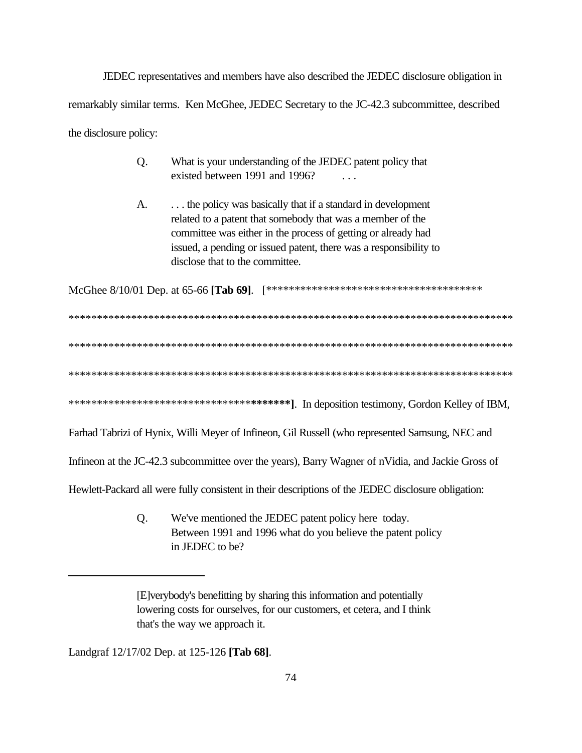JEDEC representatives and members have also described the JEDEC disclosure obligation in remarkably similar terms. Ken McGhee, JEDEC Secretary to the JC-42.3 subcommittee, described the disclosure policy:

> Q. What is your understanding of the JEDEC patent policy that existed between 1991 and 1996? . . .
>
> A. . . . the policy was basically that if a standard in development related to a patent that somebody that was a member of the committee was either in the process of getting or already had issued, a pending or issued patent, there was a responsibility to disclose that to the committee.

McGhee 8/10/01 Dep. at 65-66 **[Tab 69]**. [**************************************
********************************************************************************
********************************************************************************
********************************************************************************
***************************************]. In deposition testimony, Gordon Kelley of IBM, Farhad Tabrizi of Hynix, Willi Meyer of Infineon, Gil Russell (who represented Samsung, NEC and Infineon at the JC-42.3 subcommittee over the years), Barry Wagner of nVidia, and Jackie Gross of Hewlett-Packard all were fully consistent in their descriptions of the JEDEC disclosure obligation:

> Q. We've mentioned the JEDEC patent policy here today. Between 1991 and 1996 what do you believe the patent policy in JEDEC to be?

---

> [E]verybody's benefitting by sharing this information and potentially lowering costs for ourselves, for our customers, et cetera, and I think that's the way we approach it.

Landgraf 12/17/02 Dep. at 125-126 **[Tab 68]**.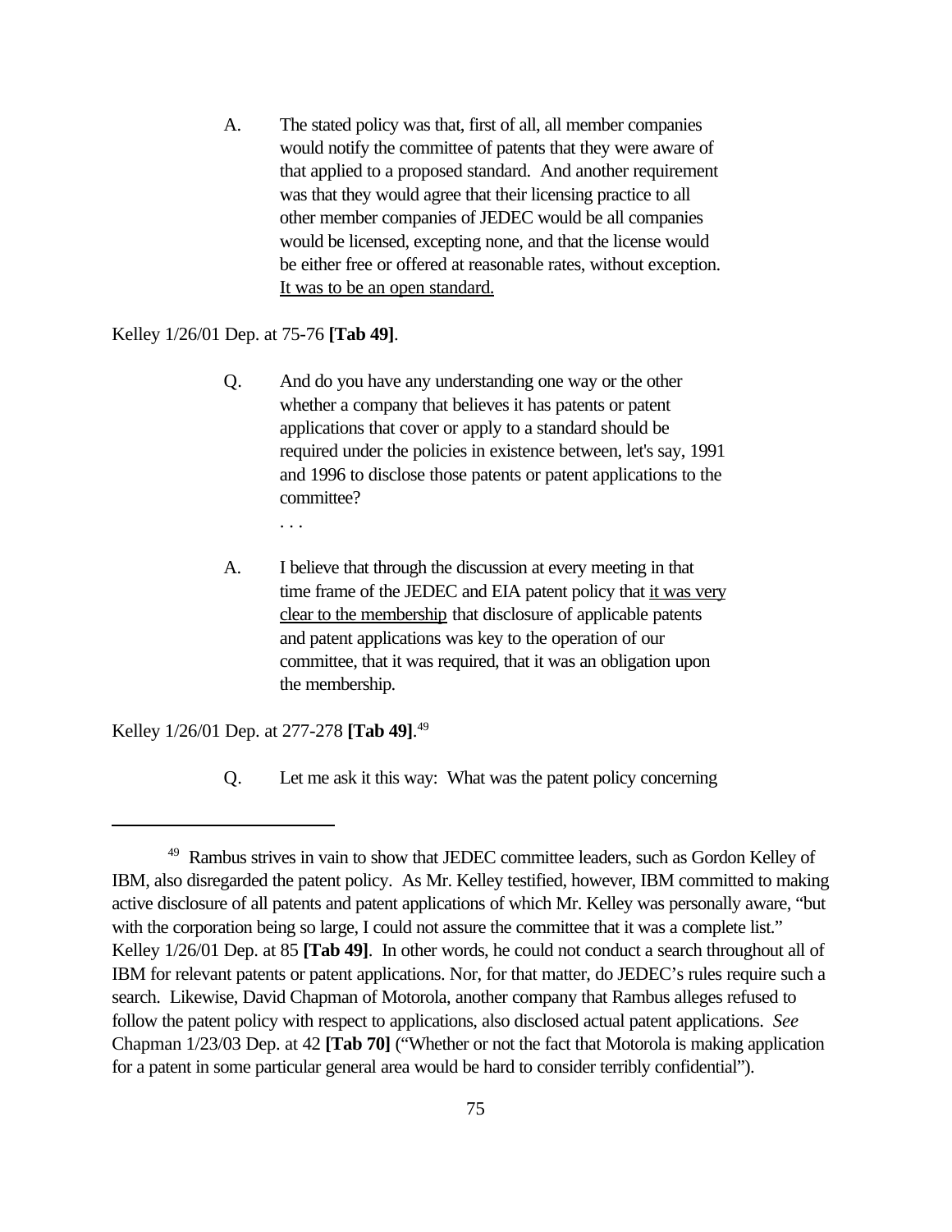> A. The stated policy was that, first of all, all member companies would notify the committee of patents that they were aware of that applied to a proposed standard. And another requirement was that they would agree that their licensing practice to all other member companies of JEDEC would be all companies would be licensed, excepting none, and that the license would be either free or offered at reasonable rates, without exception. <u>It was to be an open standard.</u>

Kelley 1/26/01 Dep. at 75-76 **[Tab 49]**.

> Q. And do you have any understanding one way or the other whether a company that believes it has patents or patent applications that cover or apply to a standard should be required under the policies in existence between, let's say, 1991 and 1996 to disclose those patents or patent applications to the committee?
>
> . . .
>
> A. I believe that through the discussion at every meeting in that time frame of the JEDEC and EIA patent policy that <u>it was very clear to the membership</u> that disclosure of applicable patents and patent applications was key to the operation of our committee, that it was required, that it was an obligation upon the membership.

Kelley 1/26/01 Dep. at 277-278 **[Tab 49]**.[49]

> Q. Let me ask it this way: What was the patent policy concerning

---

[49] Rambus strives in vain to show that JEDEC committee leaders, such as Gordon Kelley of IBM, also disregarded the patent policy. As Mr. Kelley testified, however, IBM committed to making active disclosure of all patents and patent applications of which Mr. Kelley was personally aware, "but with the corporation being so large, I could not assure the committee that it was a complete list." Kelley 1/26/01 Dep. at 85 **[Tab 49]**. In other words, he could not conduct a search throughout all of IBM for relevant patents or patent applications. Nor, for that matter, do JEDEC's rules require such a search. Likewise, David Chapman of Motorola, another company that Rambus alleges refused to follow the patent policy with respect to applications, also disclosed actual patent applications. *See* Chapman 1/23/03 Dep. at 42 **[Tab 70]** ("Whether or not the fact that Motorola is making application for a patent in some particular general area would be hard to consider terribly confidential").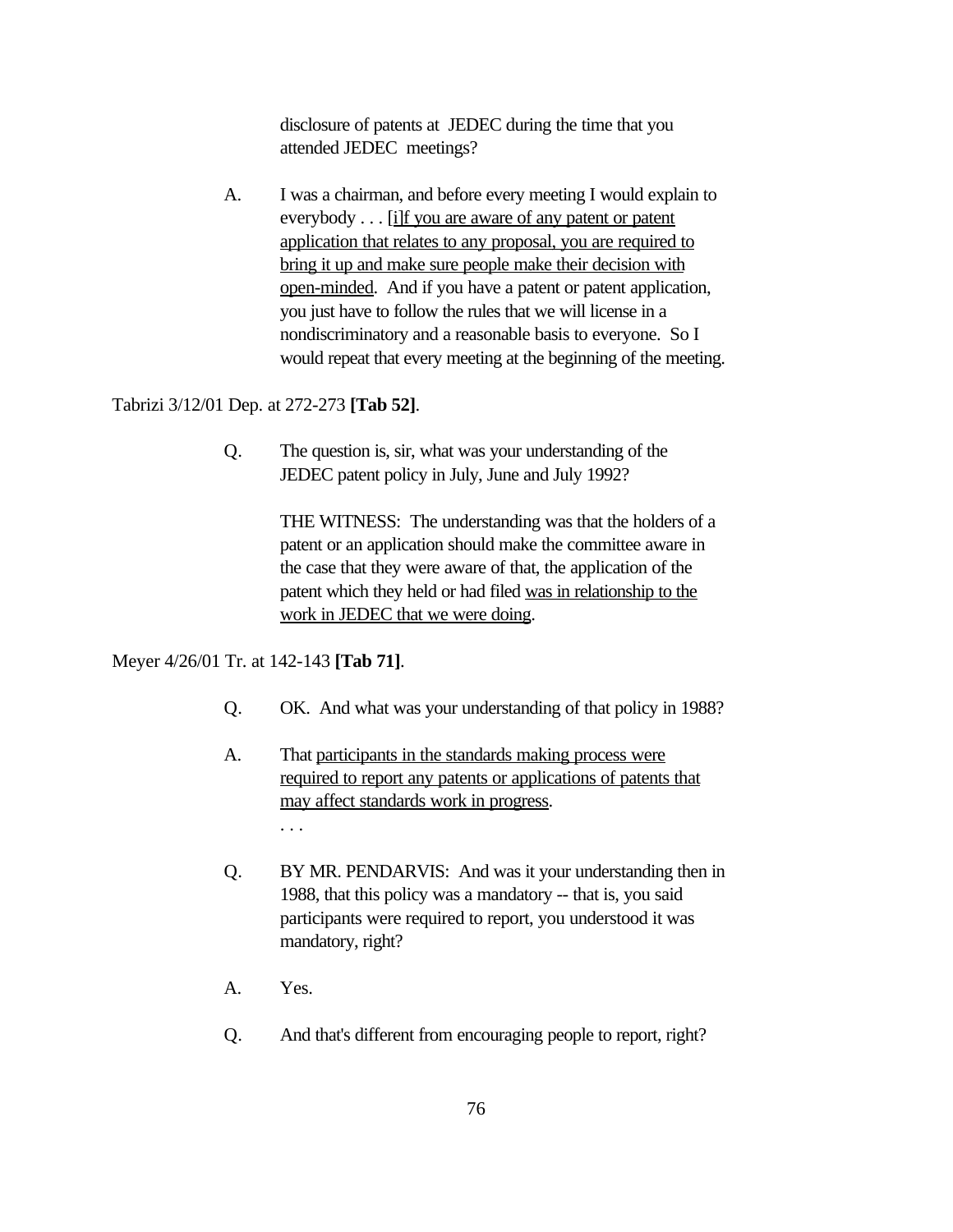disclosure of patents at JEDEC during the time that you attended JEDEC meetings?

A. I was a chairman, and before every meeting I would explain to everybody . . . <u>[i]f you are aware of any patent or patent application that relates to any proposal, you are required to bring it up and make sure people make their decision with open-minded</u>. And if you have a patent or patent application, you just have to follow the rules that we will license in a nondiscriminatory and a reasonable basis to everyone. So I would repeat that every meeting at the beginning of the meeting.

Tabrizi 3/12/01 Dep. at 272-273 **[Tab 52]**.

Q. The question is, sir, what was your understanding of the JEDEC patent policy in July, June and July 1992?

THE WITNESS: The understanding was that the holders of a patent or an application should make the committee aware in the case that they were aware of that, the application of the patent which they held or had filed <u>was in relationship to the work in JEDEC that we were doing</u>.

Meyer 4/26/01 Tr. at 142-143 **[Tab 71]**.

Q. OK. And what was your understanding of that policy in 1988?

A. That <u>participants in the standards making process were required to report any patents or applications of patents that may affect standards work in progress</u>.

. . .

Q. BY MR. PENDARVIS: And was it your understanding then in 1988, that this policy was a mandatory -- that is, you said participants were required to report, you understood it was mandatory, right?

A. Yes.

Q. And that's different from encouraging people to report, right?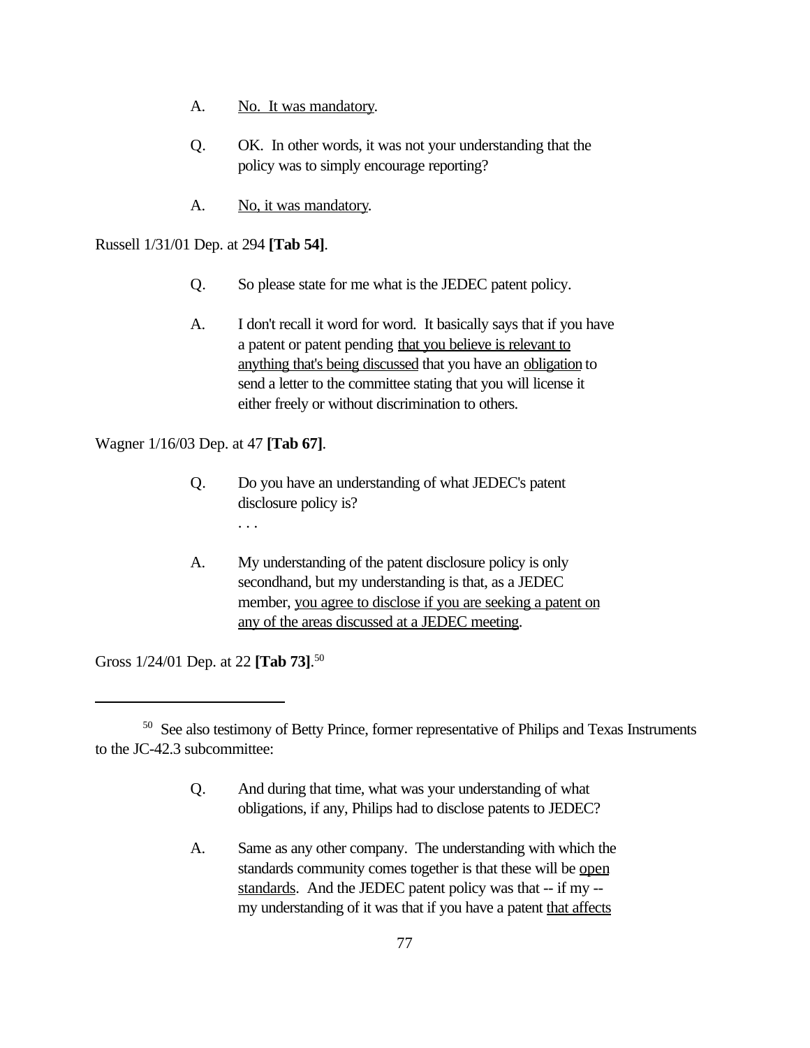> A. No. It was mandatory.
>
> Q. OK. In other words, it was not your understanding that the policy was to simply encourage reporting?
>
> A. No, it was mandatory.

Russell 1/31/01 Dep. at 294 **[Tab 54]**.

> Q. So please state for me what is the JEDEC patent policy.
>
> A. I don't recall it word for word. It basically says that if you have a patent or patent pending that you believe is relevant to anything that's being discussed that you have an obligation to send a letter to the committee stating that you will license it either freely or without discrimination to others.

Wagner 1/16/03 Dep. at 47 **[Tab 67]**.

> Q. Do you have an understanding of what JEDEC's patent disclosure policy is?
>
> . . .
>
> A. My understanding of the patent disclosure policy is only secondhand, but my understanding is that, as a JEDEC member, you agree to disclose if you are seeking a patent on any of the areas discussed at a JEDEC meeting.

Gross 1/24/01 Dep. at 22 **[Tab 73]**.[50]

---

[50] See also testimony of Betty Prince, former representative of Philips and Texas Instruments to the JC-42.3 subcommittee:

> Q. And during that time, what was your understanding of what obligations, if any, Philips had to disclose patents to JEDEC?
>
> A. Same as any other company. The understanding with which the standards community comes together is that these will be open standards. And the JEDEC patent policy was that -- if my -- my understanding of it was that if you have a patent that affects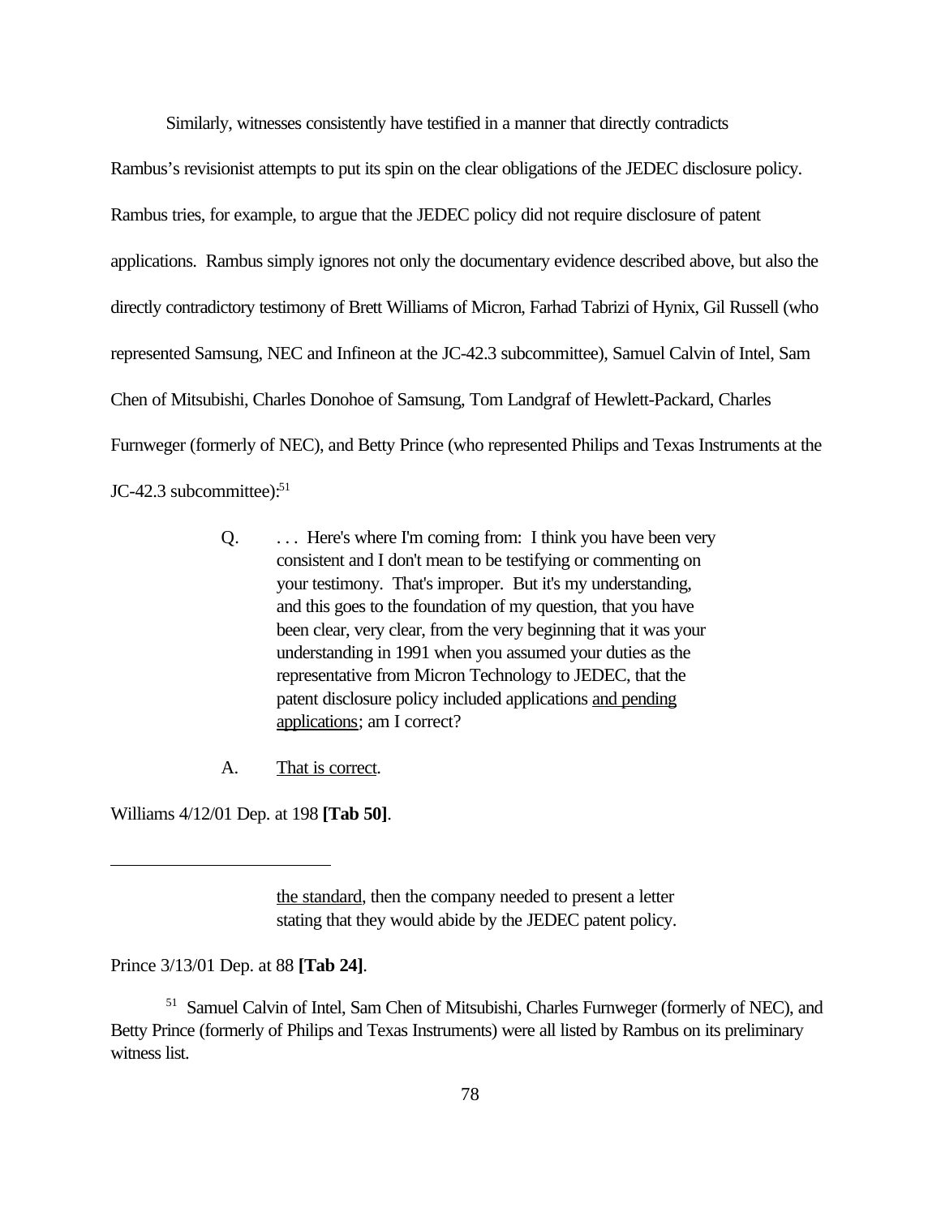Similarly, witnesses consistently have testified in a manner that directly contradicts Rambus's revisionist attempts to put its spin on the clear obligations of the JEDEC disclosure policy. Rambus tries, for example, to argue that the JEDEC policy did not require disclosure of patent applications. Rambus simply ignores not only the documentary evidence described above, but also the directly contradictory testimony of Brett Williams of Micron, Farhad Tabrizi of Hynix, Gil Russell (who represented Samsung, NEC and Infineon at the JC-42.3 subcommittee), Samuel Calvin of Intel, Sam Chen of Mitsubishi, Charles Donohoe of Samsung, Tom Landgraf of Hewlett-Packard, Charles Furnweger (formerly of NEC), and Betty Prince (who represented Philips and Texas Instruments at the JC-42.3 subcommittee):[51]

> Q. . . . Here's where I'm coming from: I think you have been very consistent and I don't mean to be testifying or commenting on your testimony. That's improper. But it's my understanding, and this goes to the foundation of my question, that you have been clear, very clear, from the very beginning that it was your understanding in 1991 when you assumed your duties as the representative from Micron Technology to JEDEC, that the patent disclosure policy included applications <u>and pending applications</u>; am I correct?
>
> A. <u>That is correct</u>.

Williams 4/12/01 Dep. at 198 **[Tab 50]**.

---

> <u>the standard</u>, then the company needed to present a letter stating that they would abide by the JEDEC patent policy.

Prince 3/13/01 Dep. at 88 **[Tab 24]**.

[51] Samuel Calvin of Intel, Sam Chen of Mitsubishi, Charles Furnweger (formerly of NEC), and Betty Prince (formerly of Philips and Texas Instruments) were all listed by Rambus on its preliminary witness list.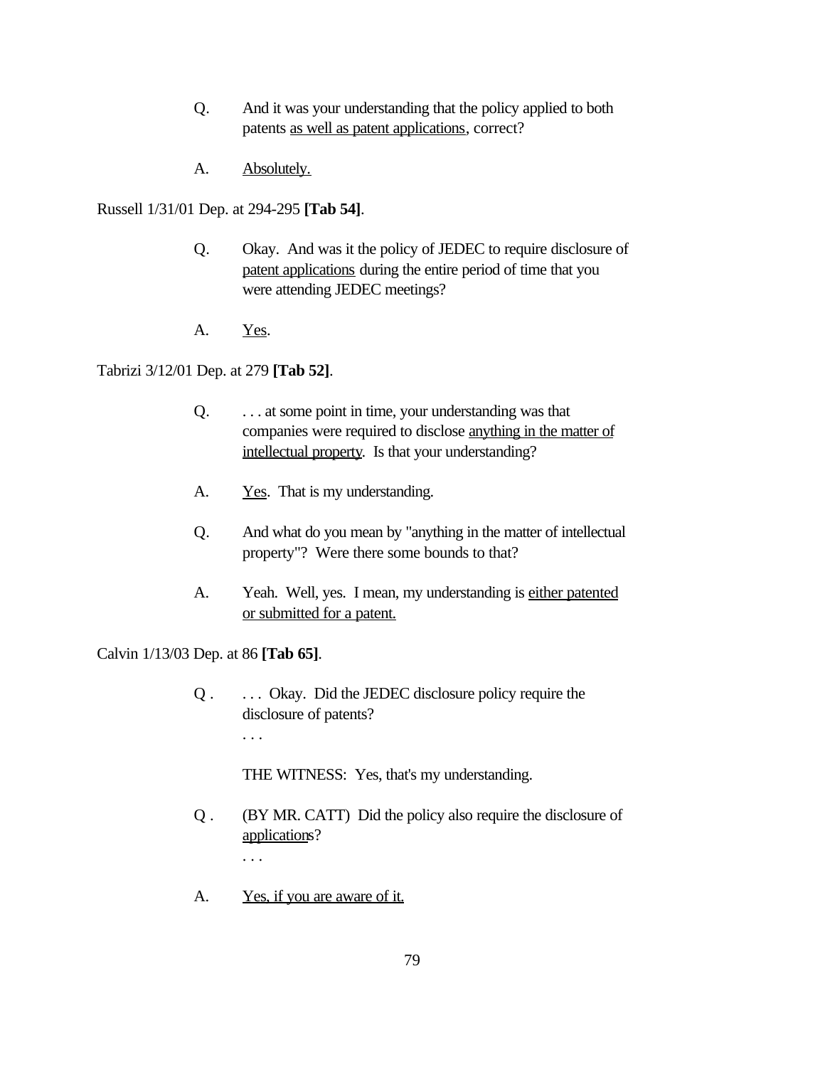Q. And it was your understanding that the policy applied to both patents <u>as well as patent applications</u>, correct?

A. <u>Absolutely.</u>

Russell 1/31/01 Dep. at 294-295 **[Tab 54]**.

Q. Okay. And was it the policy of JEDEC to require disclosure of <u>patent applications</u> during the entire period of time that you were attending JEDEC meetings?

A. <u>Yes</u>.

Tabrizi 3/12/01 Dep. at 279 **[Tab 52]**.

Q. . . . at some point in time, your understanding was that companies were required to disclose <u>anything in the matter of intellectual property</u>. Is that your understanding?

A. <u>Yes</u>. That is my understanding.

Q. And what do you mean by "anything in the matter of intellectual property"? Were there some bounds to that?

A. Yeah. Well, yes. I mean, my understanding is <u>either patented or submitted for a patent.</u>

Calvin 1/13/03 Dep. at 86 **[Tab 65]**.

Q . . . . Okay. Did the JEDEC disclosure policy require the disclosure of patents?

. . .

THE WITNESS: Yes, that's my understanding.

Q . (BY MR. CATT) Did the policy also require the disclosure of <u>applications</u>?

. . .

A. <u>Yes, if you are aware of it.</u>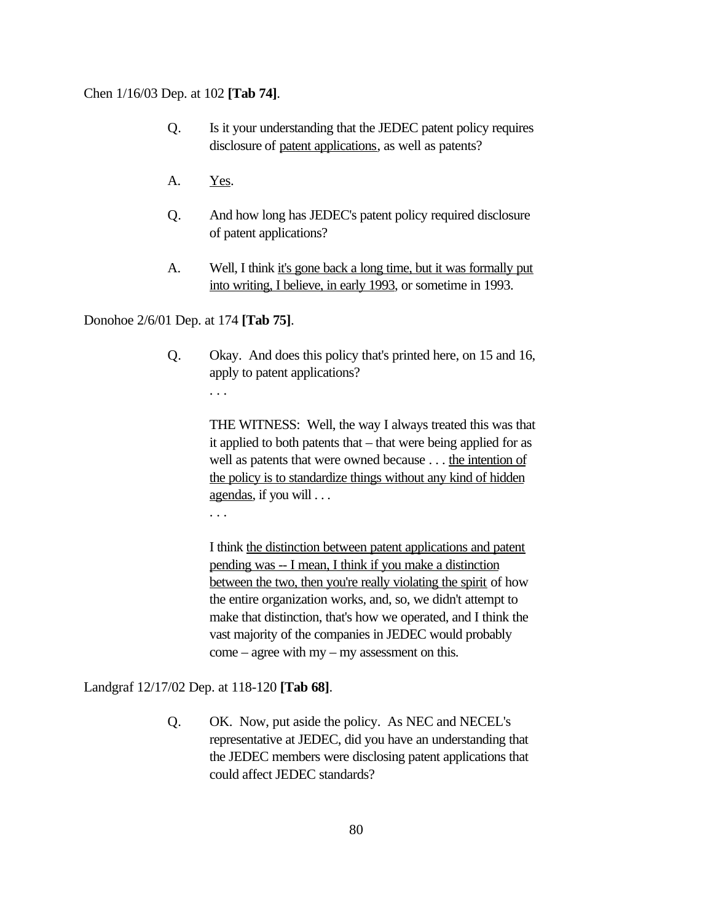Chen 1/16/03 Dep. at 102 **[Tab 74]**.

> Q. Is it your understanding that the JEDEC patent policy requires disclosure of <u>patent applications</u>, as well as patents?
>
> A. <u>Yes</u>.
>
> Q. And how long has JEDEC's patent policy required disclosure of patent applications?
>
> A. Well, I think <u>it's gone back a long time, but it was formally put into writing, I believe, in early 1993</u>, or sometime in 1993.

Donohoe 2/6/01 Dep. at 174 **[Tab 75]**.

> Q. Okay. And does this policy that's printed here, on 15 and 16, apply to patent applications?
>
> . . .
>
> THE WITNESS: Well, the way I always treated this was that it applied to both patents that – that were being applied for as well as patents that were owned because . . . <u>the intention of the policy is to standardize things without any kind of hidden agendas</u>, if you will . . .
>
> . . .
>
> I think <u>the distinction between patent applications and patent pending was -- I mean, I think if you make a distinction between the two, then you're really violating the spirit</u> of how the entire organization works, and, so, we didn't attempt to make that distinction, that's how we operated, and I think the vast majority of the companies in JEDEC would probably come – agree with my – my assessment on this.

Landgraf 12/17/02 Dep. at 118-120 **[Tab 68]**.

> Q. OK. Now, put aside the policy. As NEC and NECEL's representative at JEDEC, did you have an understanding that the JEDEC members were disclosing patent applications that could affect JEDEC standards?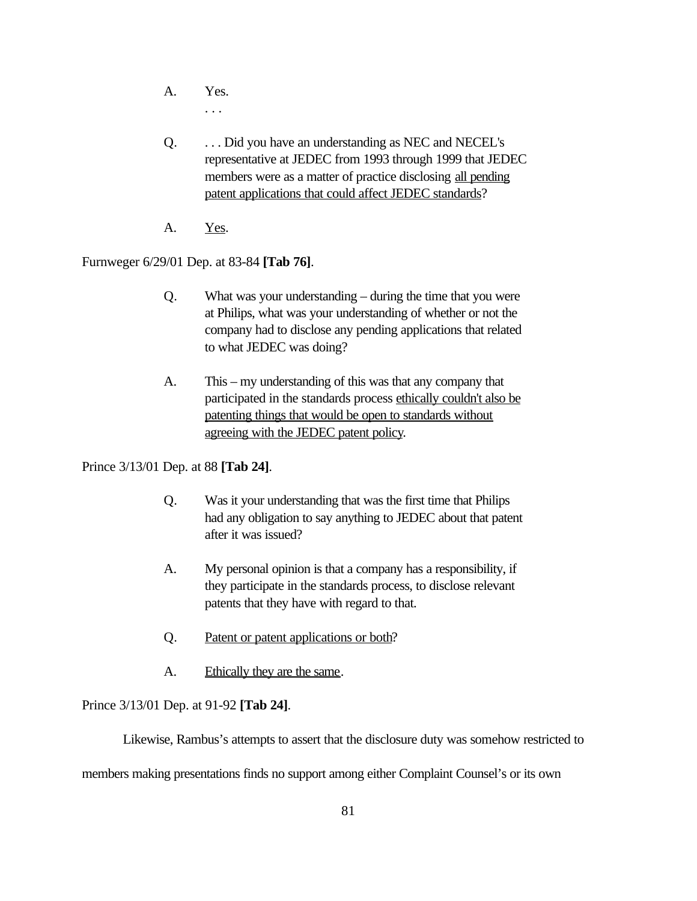> A. Yes.
>
> . . .
>
> Q. . . . Did you have an understanding as NEC and NECEL's representative at JEDEC from 1993 through 1999 that JEDEC members were as a matter of practice disclosing <u>all pending patent applications that could affect JEDEC standards</u>?
>
> A. <u>Yes</u>.

Furnweger 6/29/01 Dep. at 83-84 **[Tab 76]**.

> Q. What was your understanding – during the time that you were at Philips, what was your understanding of whether or not the company had to disclose any pending applications that related to what JEDEC was doing?
>
> A. This – my understanding of this was that any company that participated in the standards process <u>ethically couldn't also be patenting things that would be open to standards without agreeing with the JEDEC patent policy</u>.

Prince 3/13/01 Dep. at 88 **[Tab 24]**.

> Q. Was it your understanding that was the first time that Philips had any obligation to say anything to JEDEC about that patent after it was issued?
>
> A. My personal opinion is that a company has a responsibility, if they participate in the standards process, to disclose relevant patents that they have with regard to that.
>
> Q. <u>Patent or patent applications or both</u>?
>
> A. <u>Ethically they are the same</u>.

Prince 3/13/01 Dep. at 91-92 **[Tab 24]**.

Likewise, Rambus's attempts to assert that the disclosure duty was somehow restricted to members making presentations finds no support among either Complaint Counsel's or its own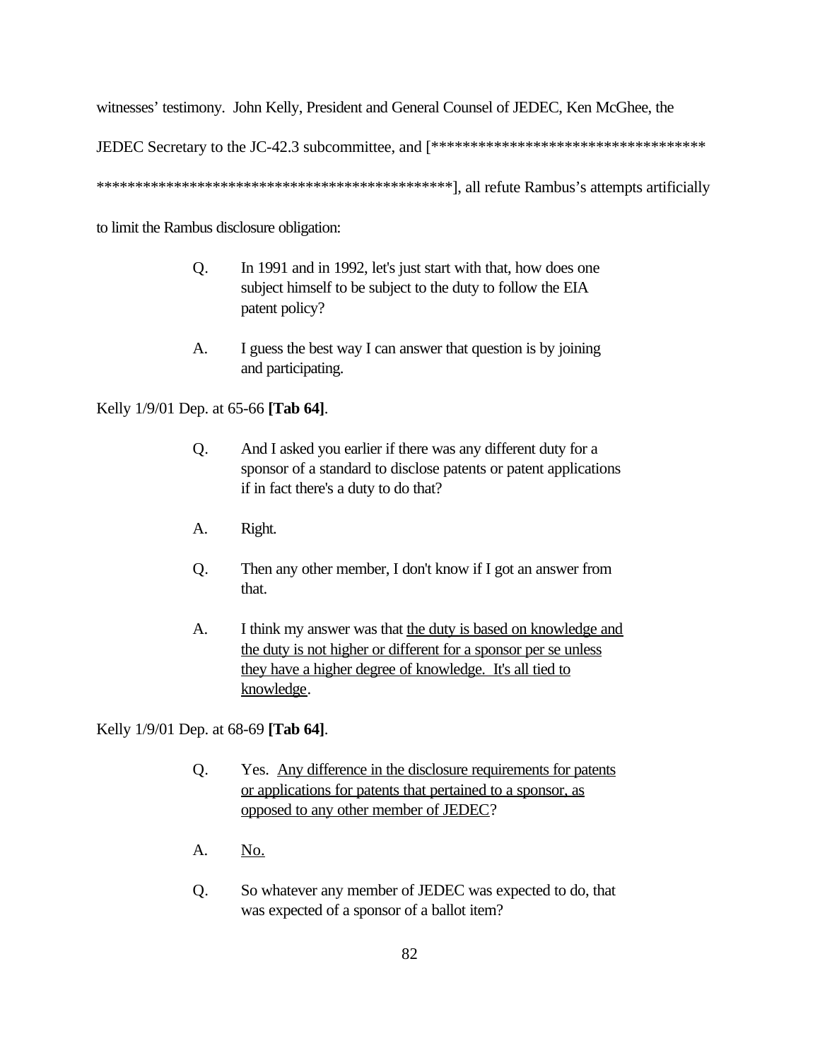witnesses' testimony. John Kelly, President and General Counsel of JEDEC, Ken McGhee, the JEDEC Secretary to the JC-42.3 subcommittee, and [************************************ ***********************************************], all refute Rambus's attempts artificially to limit the Rambus disclosure obligation:

> Q. In 1991 and in 1992, let's just start with that, how does one subject himself to be subject to the duty to follow the EIA patent policy?
>
> A. I guess the best way I can answer that question is by joining and participating.

Kelly 1/9/01 Dep. at 65-66 **[Tab 64]**.

> Q. And I asked you earlier if there was any different duty for a sponsor of a standard to disclose patents or patent applications if in fact there's a duty to do that?
>
> A. Right.
>
> Q. Then any other member, I don't know if I got an answer from that.
>
> A. I think my answer was that <u>the duty is based on knowledge and the duty is not higher or different for a sponsor per se unless they have a higher degree of knowledge. It's all tied to knowledge</u>.

Kelly 1/9/01 Dep. at 68-69 **[Tab 64]**.

> Q. Yes. <u>Any difference in the disclosure requirements for patents or applications for patents that pertained to a sponsor, as opposed to any other member of JEDEC</u>?
>
> A. <u>No.</u>
>
> Q. So whatever any member of JEDEC was expected to do, that was expected of a sponsor of a ballot item?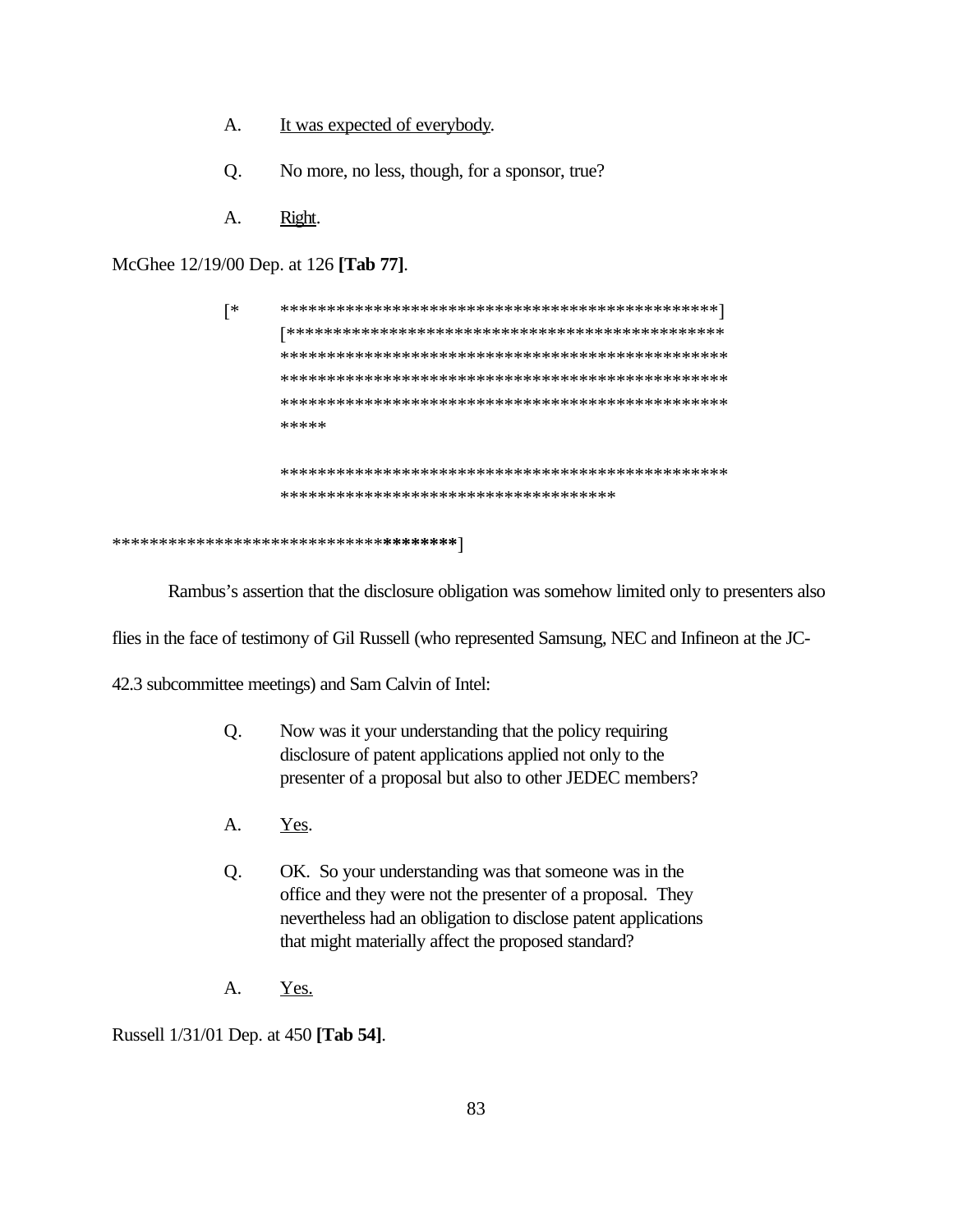A. It was expected of everybody.

Q. No more, no less, though, for a sponsor, true?

A. Right.

McGhee 12/19/00 Dep. at 126 **[Tab 77]**.

[* ************************************************]
[************************************************
*************************************************
*************************************************
*************************************************
*****

*************************************************
*************************************

*****************************************]

Rambus's assertion that the disclosure obligation was somehow limited only to presenters also flies in the face of testimony of Gil Russell (who represented Samsung, NEC and Infineon at the JC-42.3 subcommittee meetings) and Sam Calvin of Intel:

Q. Now was it your understanding that the policy requiring disclosure of patent applications applied not only to the presenter of a proposal but also to other JEDEC members?

A. Yes.

Q. OK. So your understanding was that someone was in the office and they were not the presenter of a proposal. They nevertheless had an obligation to disclose patent applications that might materially affect the proposed standard?

A. Yes.

Russell 1/31/01 Dep. at 450 **[Tab 54]**.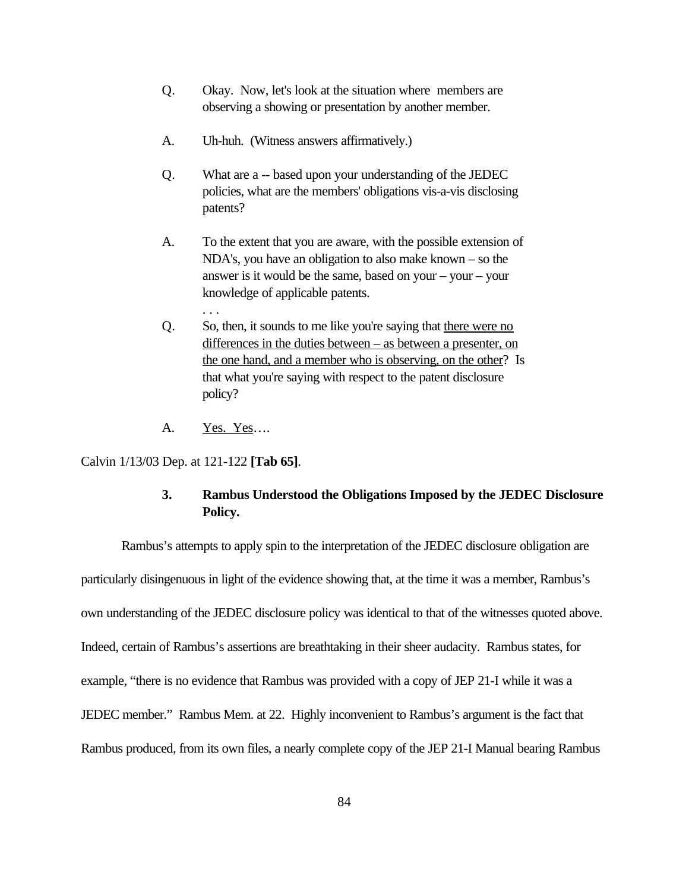Q. Okay. Now, let's look at the situation where members are observing a showing or presentation by another member.

A. Uh-huh. (Witness answers affirmatively.)

Q. What are a -- based upon your understanding of the JEDEC policies, what are the members' obligations vis-a-vis disclosing patents?

A. To the extent that you are aware, with the possible extension of NDA's, you have an obligation to also make known – so the answer is it would be the same, based on your – your – your knowledge of applicable patents.

. . .

Q. So, then, it sounds to me like you're saying that <u>there were no differences in the duties between – as between a presenter, on the one hand, and a member who is observing, on the other</u>? Is that what you're saying with respect to the patent disclosure policy?

A. <u>Yes. Yes</u>….

Calvin 1/13/03 Dep. at 121-122 **[Tab 65]**.

### 3. Rambus Understood the Obligations Imposed by the JEDEC Disclosure Policy.

Rambus's attempts to apply spin to the interpretation of the JEDEC disclosure obligation are particularly disingenuous in light of the evidence showing that, at the time it was a member, Rambus's own understanding of the JEDEC disclosure policy was identical to that of the witnesses quoted above. Indeed, certain of Rambus's assertions are breathtaking in their sheer audacity. Rambus states, for example, "there is no evidence that Rambus was provided with a copy of JEP 21-I while it was a JEDEC member." Rambus Mem. at 22. Highly inconvenient to Rambus's argument is the fact that Rambus produced, from its own files, a nearly complete copy of the JEP 21-I Manual bearing Rambus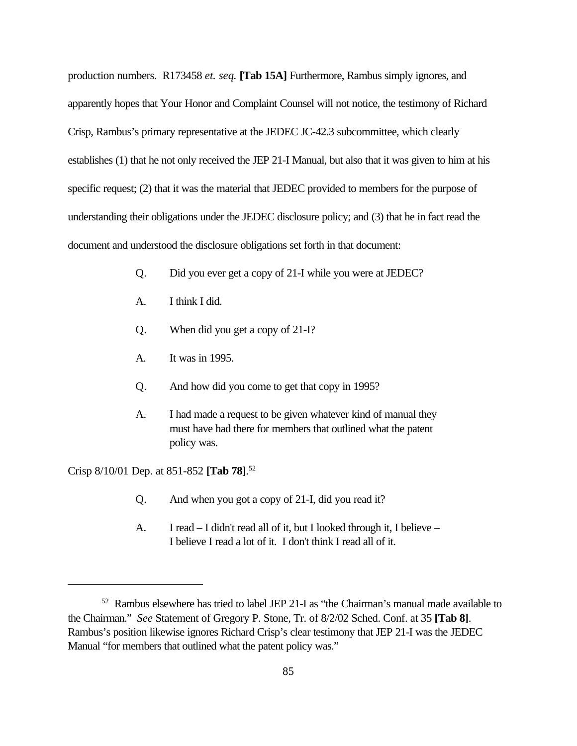production numbers. R173458 *et. seq.* **[Tab 15A]** Furthermore, Rambus simply ignores, and apparently hopes that Your Honor and Complaint Counsel will not notice, the testimony of Richard Crisp, Rambus's primary representative at the JEDEC JC-42.3 subcommittee, which clearly establishes (1) that he not only received the JEP 21-I Manual, but also that it was given to him at his specific request; (2) that it was the material that JEDEC provided to members for the purpose of understanding their obligations under the JEDEC disclosure policy; and (3) that he in fact read the document and understood the disclosure obligations set forth in that document:

> Q. Did you ever get a copy of 21-I while you were at JEDEC?
>
> A. I think I did.
>
> Q. When did you get a copy of 21-I?
>
> A. It was in 1995.
>
> Q. And how did you come to get that copy in 1995?
>
> A. I had made a request to be given whatever kind of manual they must have had there for members that outlined what the patent policy was.

Crisp 8/10/01 Dep. at 851-852 **[Tab 78]**.[52]

> Q. And when you got a copy of 21-I, did you read it?
>
> A. I read – I didn't read all of it, but I looked through it, I believe – I believe I read a lot of it. I don't think I read all of it.

---

[52] Rambus elsewhere has tried to label JEP 21-I as "the Chairman's manual made available to the Chairman." *See* Statement of Gregory P. Stone, Tr. of 8/2/02 Sched. Conf. at 35 **[Tab 8]**. Rambus's position likewise ignores Richard Crisp's clear testimony that JEP 21-I was the JEDEC Manual "for members that outlined what the patent policy was."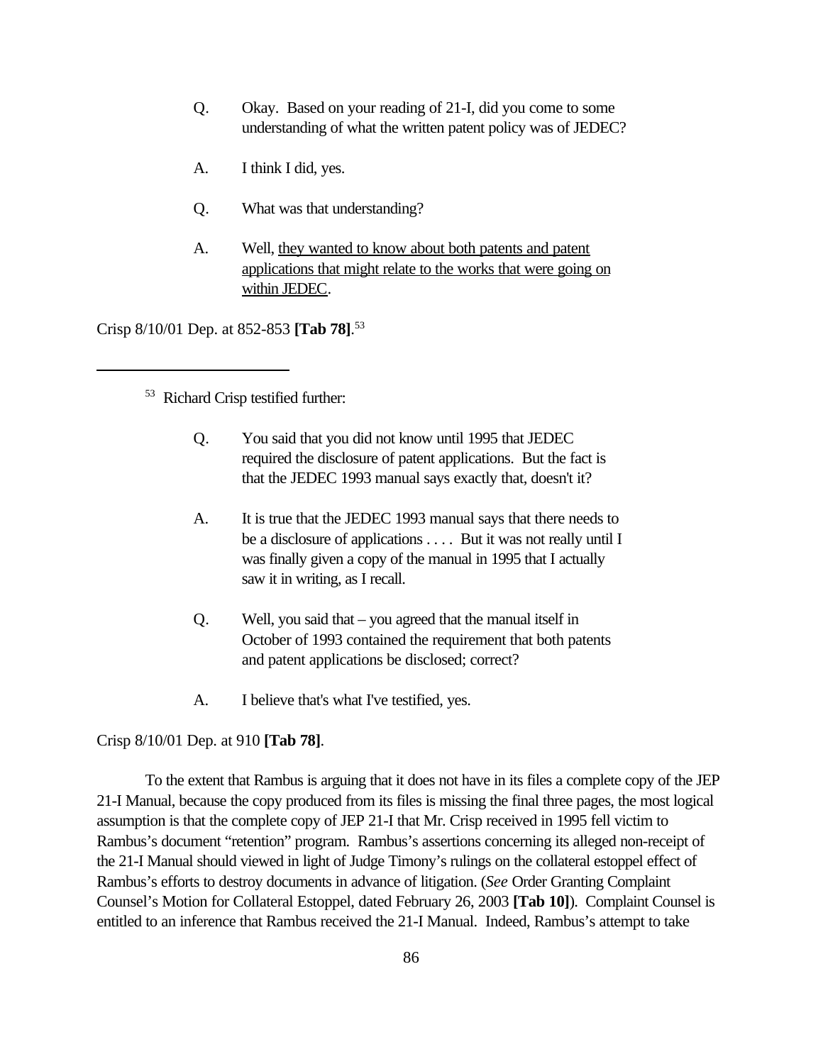Q. Okay. Based on your reading of 21-I, did you come to some understanding of what the written patent policy was of JEDEC?

A. I think I did, yes.

Q. What was that understanding?

A. Well, <u>they wanted to know about both patents and patent applications that might relate to the works that were going on within JEDEC</u>.

Crisp 8/10/01 Dep. at 852-853 **[Tab 78]**.[53]

---

[53] Richard Crisp testified further:

> Q. You said that you did not know until 1995 that JEDEC required the disclosure of patent applications. But the fact is that the JEDEC 1993 manual says exactly that, doesn't it?
>
> A. It is true that the JEDEC 1993 manual says that there needs to be a disclosure of applications . . . . But it was not really until I was finally given a copy of the manual in 1995 that I actually saw it in writing, as I recall.
>
> Q. Well, you said that – you agreed that the manual itself in October of 1993 contained the requirement that both patents and patent applications be disclosed; correct?
>
> A. I believe that's what I've testified, yes.

Crisp 8/10/01 Dep. at 910 **[Tab 78]**.

To the extent that Rambus is arguing that it does not have in its files a complete copy of the JEP 21-I Manual, because the copy produced from its files is missing the final three pages, the most logical assumption is that the complete copy of JEP 21-I that Mr. Crisp received in 1995 fell victim to Rambus's document "retention" program. Rambus's assertions concerning its alleged non-receipt of the 21-I Manual should viewed in light of Judge Timony's rulings on the collateral estoppel effect of Rambus's efforts to destroy documents in advance of litigation. (*See* Order Granting Complaint Counsel's Motion for Collateral Estoppel, dated February 26, 2003 **[Tab 10]**). Complaint Counsel is entitled to an inference that Rambus received the 21-I Manual. Indeed, Rambus's attempt to take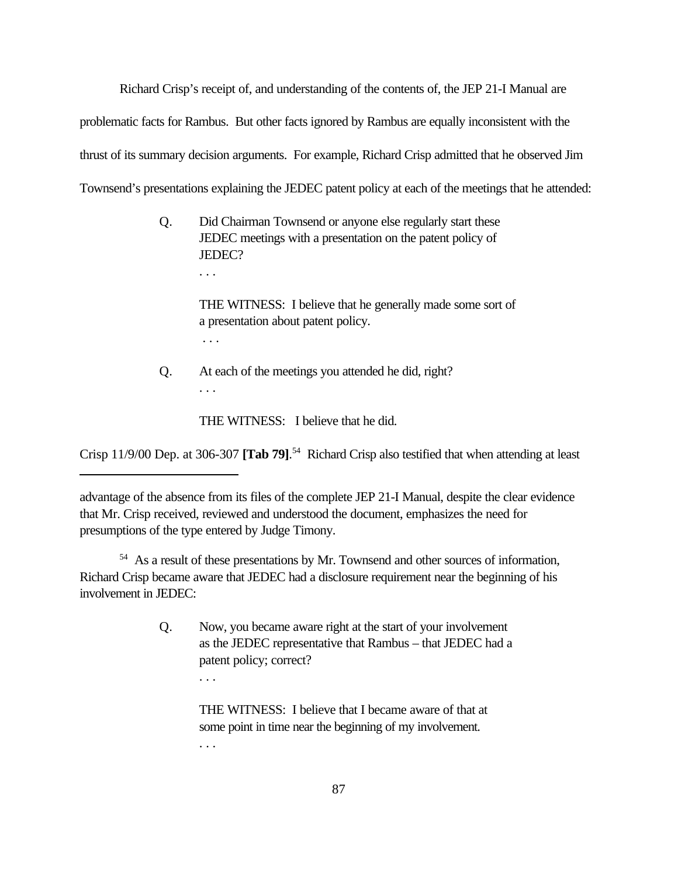Richard Crisp's receipt of, and understanding of the contents of, the JEP 21-I Manual are problematic facts for Rambus. But other facts ignored by Rambus are equally inconsistent with the thrust of its summary decision arguments. For example, Richard Crisp admitted that he observed Jim Townsend's presentations explaining the JEDEC patent policy at each of the meetings that he attended:

> Q. Did Chairman Townsend or anyone else regularly start these JEDEC meetings with a presentation on the patent policy of JEDEC?
>
> . . .
>
> THE WITNESS: I believe that he generally made some sort of a presentation about patent policy.
>
> . . .
>
> Q. At each of the meetings you attended he did, right?
>
> . . .
>
> THE WITNESS: I believe that he did.

Crisp 11/9/00 Dep. at 306-307 **[Tab 79]**.[54] Richard Crisp also testified that when attending at least

---

advantage of the absence from its files of the complete JEP 21-I Manual, despite the clear evidence that Mr. Crisp received, reviewed and understood the document, emphasizes the need for presumptions of the type entered by Judge Timony.

[54] As a result of these presentations by Mr. Townsend and other sources of information, Richard Crisp became aware that JEDEC had a disclosure requirement near the beginning of his involvement in JEDEC:

> Q. Now, you became aware right at the start of your involvement as the JEDEC representative that Rambus – that JEDEC had a patent policy; correct?
>
> . . .
>
> THE WITNESS: I believe that I became aware of that at some point in time near the beginning of my involvement.
>
> . . .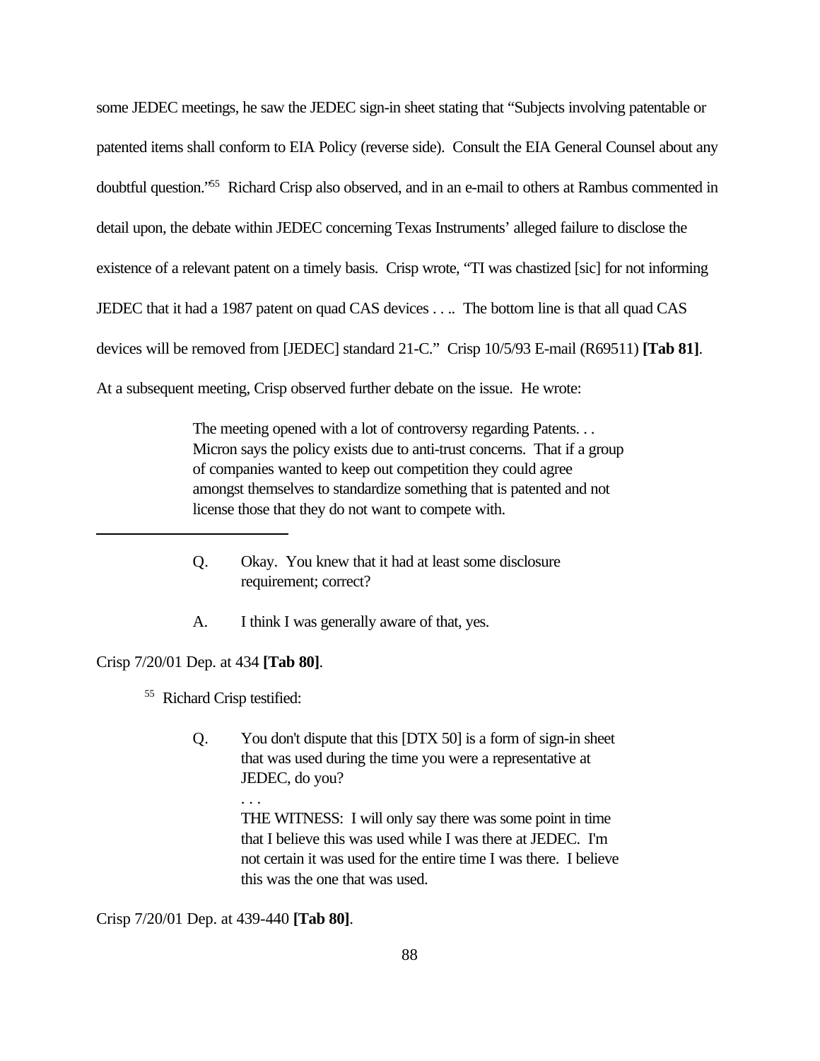some JEDEC meetings, he saw the JEDEC sign-in sheet stating that "Subjects involving patentable or patented items shall conform to EIA Policy (reverse side). Consult the EIA General Counsel about any doubtful question."[55] Richard Crisp also observed, and in an e-mail to others at Rambus commented in detail upon, the debate within JEDEC concerning Texas Instruments' alleged failure to disclose the existence of a relevant patent on a timely basis. Crisp wrote, "TI was chastized [sic] for not informing JEDEC that it had a 1987 patent on quad CAS devices . . .. The bottom line is that all quad CAS devices will be removed from [JEDEC] standard 21-C." Crisp 10/5/93 E-mail (R69511) **[Tab 81]**. At a subsequent meeting, Crisp observed further debate on the issue. He wrote:

> The meeting opened with a lot of controversy regarding Patents. . . Micron says the policy exists due to anti-trust concerns. That if a group of companies wanted to keep out competition they could agree amongst themselves to standardize something that is patented and not license those that they do not want to compete with.

---

> Q. Okay. You knew that it had at least some disclosure requirement; correct?
>
> A. I think I was generally aware of that, yes.

Crisp 7/20/01 Dep. at 434 **[Tab 80]**.

[55] Richard Crisp testified:

> Q. You don't dispute that this [DTX 50] is a form of sign-in sheet that was used during the time you were a representative at JEDEC, do you?
>
> . . .
>
> THE WITNESS: I will only say there was some point in time that I believe this was used while I was there at JEDEC. I'm not certain it was used for the entire time I was there. I believe this was the one that was used.

Crisp 7/20/01 Dep. at 439-440 **[Tab 80]**.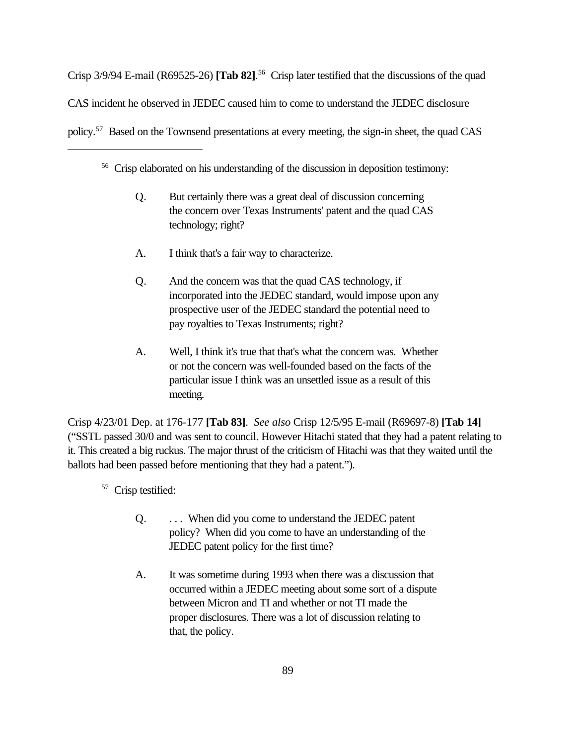Crisp 3/9/94 E-mail (R69525-26) **[Tab 82]**.[56] Crisp later testified that the discussions of the quad CAS incident he observed in JEDEC caused him to come to understand the JEDEC disclosure policy.[57] Based on the Townsend presentations at every meeting, the sign-in sheet, the quad CAS

---

[56] Crisp elaborated on his understanding of the discussion in deposition testimony:

> Q. But certainly there was a great deal of discussion concerning the concern over Texas Instruments' patent and the quad CAS technology; right?
>
> A. I think that's a fair way to characterize.
>
> Q. And the concern was that the quad CAS technology, if incorporated into the JEDEC standard, would impose upon any prospective user of the JEDEC standard the potential need to pay royalties to Texas Instruments; right?
>
> A. Well, I think it's true that that's what the concern was. Whether or not the concern was well-founded based on the facts of the particular issue I think was an unsettled issue as a result of this meeting.

Crisp 4/23/01 Dep. at 176-177 **[Tab 83]**. *See also* Crisp 12/5/95 E-mail (R69697-8) **[Tab 14]** ("SSTL passed 30/0 and was sent to council. However Hitachi stated that they had a patent relating to it. This created a big ruckus. The major thrust of the criticism of Hitachi was that they waited until the ballots had been passed before mentioning that they had a patent.").

[57] Crisp testified:

> Q. . . . When did you come to understand the JEDEC patent policy? When did you come to have an understanding of the JEDEC patent policy for the first time?
>
> A. It was sometime during 1993 when there was a discussion that occurred within a JEDEC meeting about some sort of a dispute between Micron and TI and whether or not TI made the proper disclosures. There was a lot of discussion relating to that, the policy.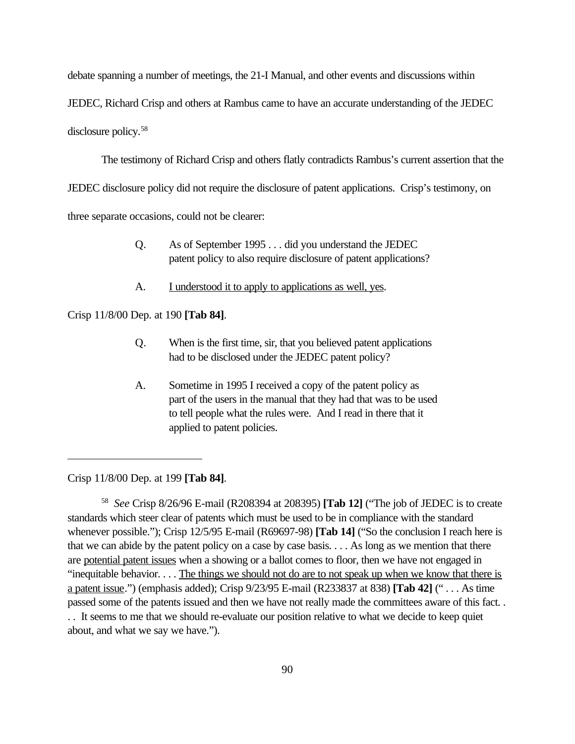debate spanning a number of meetings, the 21-I Manual, and other events and discussions within JEDEC, Richard Crisp and others at Rambus came to have an accurate understanding of the JEDEC disclosure policy.[58]

The testimony of Richard Crisp and others flatly contradicts Rambus's current assertion that the JEDEC disclosure policy did not require the disclosure of patent applications. Crisp's testimony, on three separate occasions, could not be clearer:

> Q. As of September 1995 . . . did you understand the JEDEC patent policy to also require disclosure of patent applications?
>
> A. <u>I understood it to apply to applications as well, yes</u>.

Crisp 11/8/00 Dep. at 190 **[Tab 84]**.

> Q. When is the first time, sir, that you believed patent applications had to be disclosed under the JEDEC patent policy?
>
> A. Sometime in 1995 I received a copy of the patent policy as part of the users in the manual that they had that was to be used to tell people what the rules were. And I read in there that it applied to patent policies.

Crisp 11/8/00 Dep. at 199 **[Tab 84]**.

---

[58] *See* Crisp 8/26/96 E-mail (R208394 at 208395) **[Tab 12]** ("The job of JEDEC is to create standards which steer clear of patents which must be used to be in compliance with the standard whenever possible."); Crisp 12/5/95 E-mail (R69697-98) **[Tab 14]** ("So the conclusion I reach here is that we can abide by the patent policy on a case by case basis. . . . As long as we mention that there are <u>potential patent issues</u> when a showing or a ballot comes to floor, then we have not engaged in "inequitable behavior. . . . <u>The things we should not do are to not speak up when we know that there is a patent issue</u>.") (emphasis added); Crisp 9/23/95 E-mail (R233837 at 838) **[Tab 42]** (" . . . As time passed some of the patents issued and then we have not really made the committees aware of this fact. . . . It seems to me that we should re-evaluate our position relative to what we decide to keep quiet about, and what we say we have.").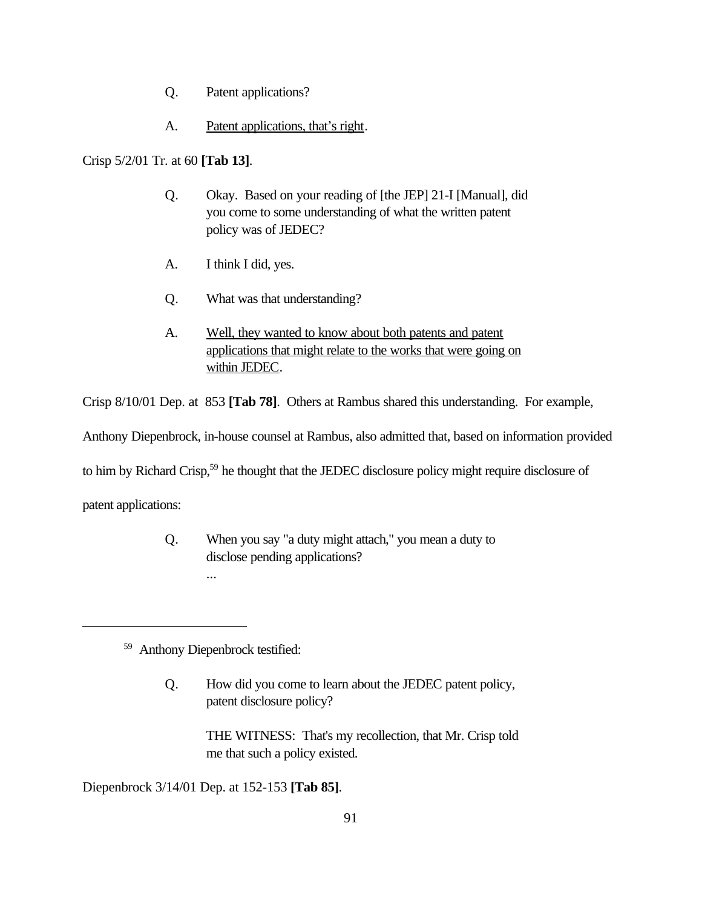> Q. Patent applications?
>
> A. <u>Patent applications, that's right</u>.

Crisp 5/2/01 Tr. at 60 **[Tab 13]**.

> Q. Okay. Based on your reading of [the JEP] 21-I [Manual], did you come to some understanding of what the written patent policy was of JEDEC?
>
> A. I think I did, yes.
>
> Q. What was that understanding?
>
> A. <u>Well, they wanted to know about both patents and patent applications that might relate to the works that were going on within JEDEC</u>.

Crisp 8/10/01 Dep. at 853 **[Tab 78]**. Others at Rambus shared this understanding. For example, Anthony Diepenbrock, in-house counsel at Rambus, also admitted that, based on information provided to him by Richard Crisp,[59] he thought that the JEDEC disclosure policy might require disclosure of patent applications:

> Q. When you say "a duty might attach," you mean a duty to disclose pending applications?
>
> ...

---

[59] Anthony Diepenbrock testified:

> Q. How did you come to learn about the JEDEC patent policy, patent disclosure policy?
>
> THE WITNESS: That's my recollection, that Mr. Crisp told me that such a policy existed.

Diepenbrock 3/14/01 Dep. at 152-153 **[Tab 85]**.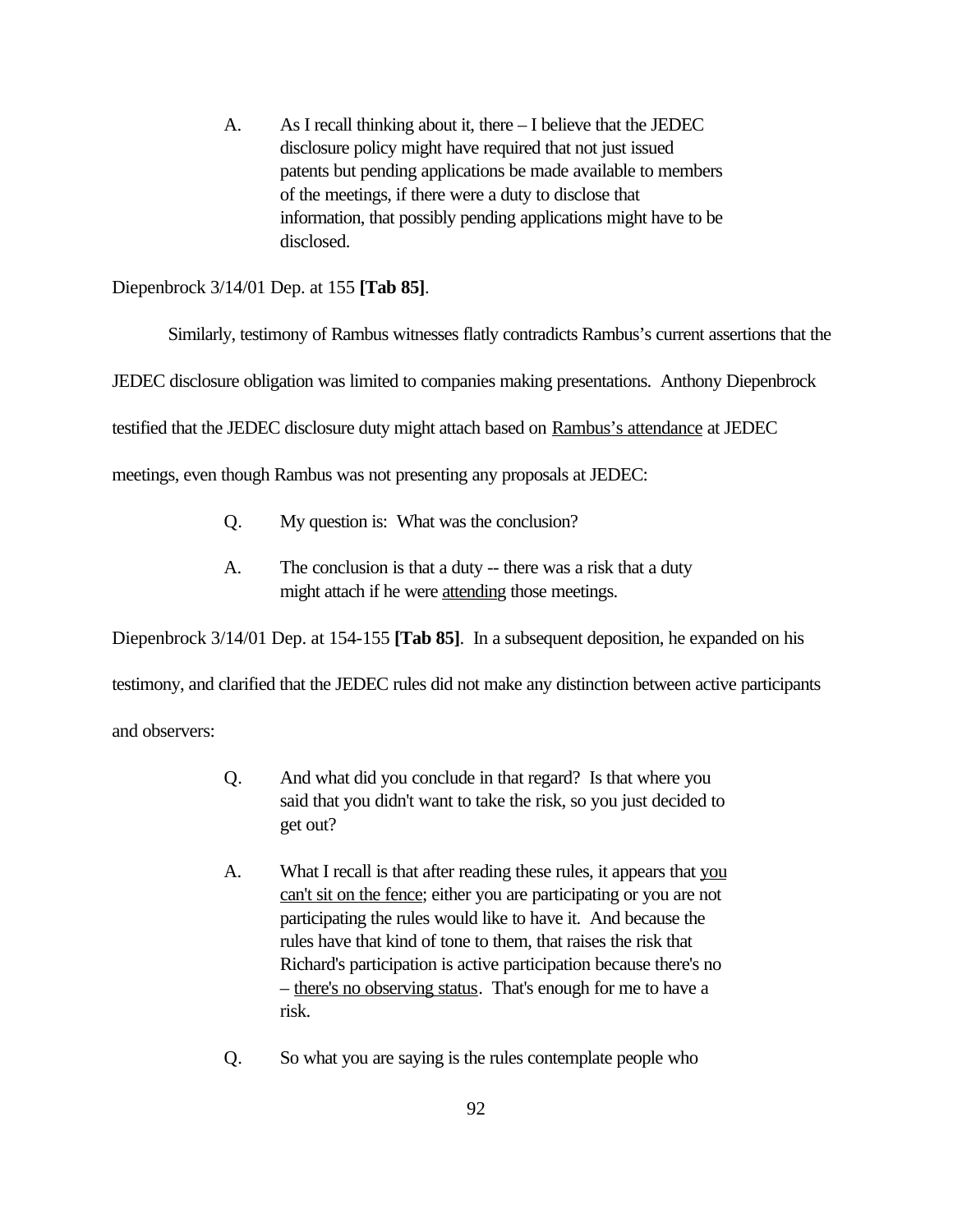A. As I recall thinking about it, there – I believe that the JEDEC disclosure policy might have required that not just issued patents but pending applications be made available to members of the meetings, if there were a duty to disclose that information, that possibly pending applications might have to be disclosed.

Diepenbrock 3/14/01 Dep. at 155 **[Tab 85]**.

Similarly, testimony of Rambus witnesses flatly contradicts Rambus's current assertions that the JEDEC disclosure obligation was limited to companies making presentations. Anthony Diepenbrock testified that the JEDEC disclosure duty might attach based on <u>Rambus's attendance</u> at JEDEC meetings, even though Rambus was not presenting any proposals at JEDEC:

> Q. My question is: What was the conclusion?
>
> A. The conclusion is that a duty -- there was a risk that a duty might attach if he were <u>attending</u> those meetings.

Diepenbrock 3/14/01 Dep. at 154-155 **[Tab 85]**. In a subsequent deposition, he expanded on his testimony, and clarified that the JEDEC rules did not make any distinction between active participants and observers:

> Q. And what did you conclude in that regard? Is that where you said that you didn't want to take the risk, so you just decided to get out?
>
> A. What I recall is that after reading these rules, it appears that <u>you can't sit on the fence</u>; either you are participating or you are not participating the rules would like to have it. And because the rules have that kind of tone to them, that raises the risk that Richard's participation is active participation because there's no – <u>there's no observing status</u>. That's enough for me to have a risk.
>
> Q. So what you are saying is the rules contemplate people who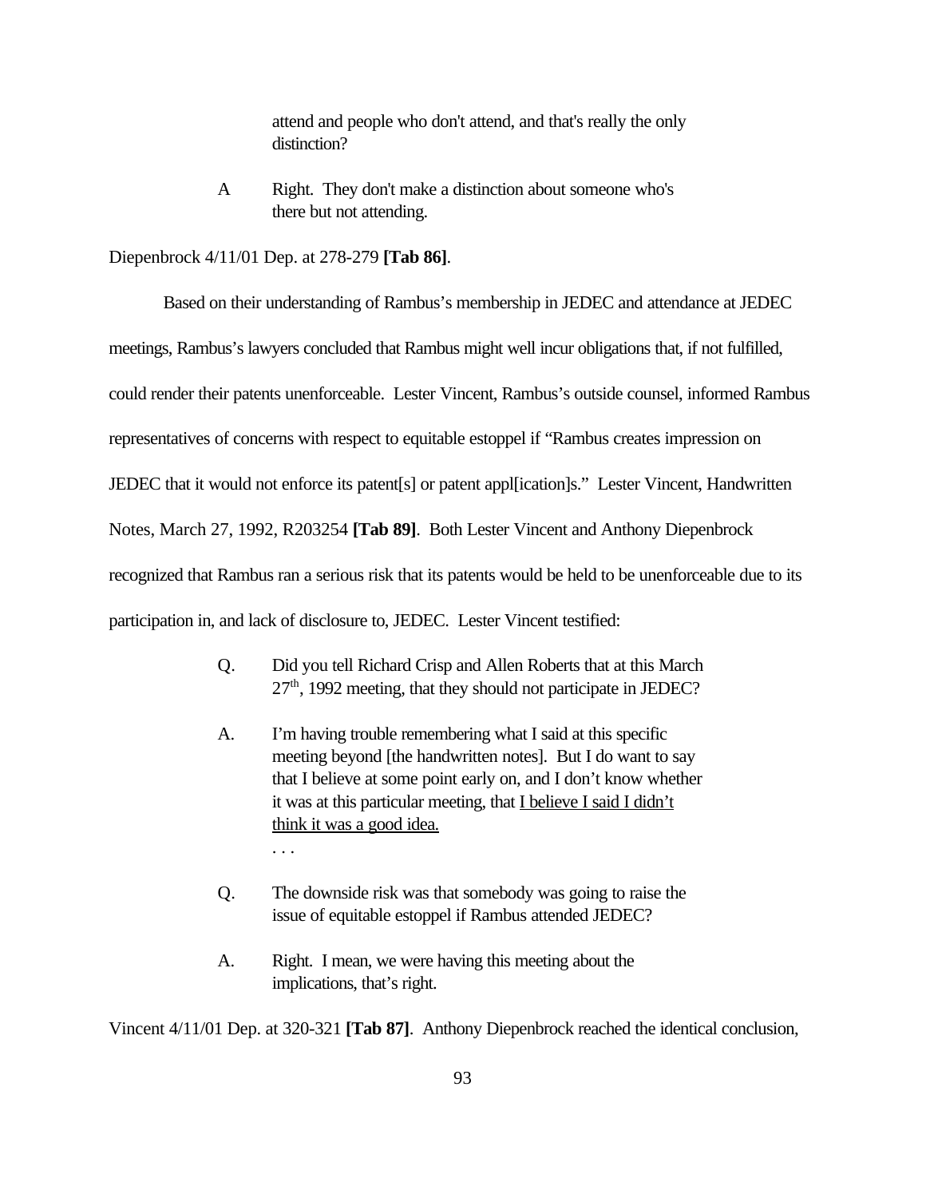> attend and people who don't attend, and that's really the only distinction?
>
> A Right. They don't make a distinction about someone who's there but not attending.

Diepenbrock 4/11/01 Dep. at 278-279 **[Tab 86]**.

Based on their understanding of Rambus's membership in JEDEC and attendance at JEDEC meetings, Rambus's lawyers concluded that Rambus might well incur obligations that, if not fulfilled, could render their patents unenforceable. Lester Vincent, Rambus's outside counsel, informed Rambus representatives of concerns with respect to equitable estoppel if "Rambus creates impression on JEDEC that it would not enforce its patent[s] or patent appl[ication]s." Lester Vincent, Handwritten Notes, March 27, 1992, R203254 **[Tab 89]**. Both Lester Vincent and Anthony Diepenbrock recognized that Rambus ran a serious risk that its patents would be held to be unenforceable due to its participation in, and lack of disclosure to, JEDEC. Lester Vincent testified:

> Q. Did you tell Richard Crisp and Allen Roberts that at this March 27th, 1992 meeting, that they should not participate in JEDEC?
>
> A. I'm having trouble remembering what I said at this specific meeting beyond [the handwritten notes]. But I do want to say that I believe at some point early on, and I don't know whether it was at this particular meeting, that <u>I believe I said I didn't think it was a good idea.</u>
>
> . . .
>
> Q. The downside risk was that somebody was going to raise the issue of equitable estoppel if Rambus attended JEDEC?
>
> A. Right. I mean, we were having this meeting about the implications, that's right.

Vincent 4/11/01 Dep. at 320-321 **[Tab 87]**. Anthony Diepenbrock reached the identical conclusion,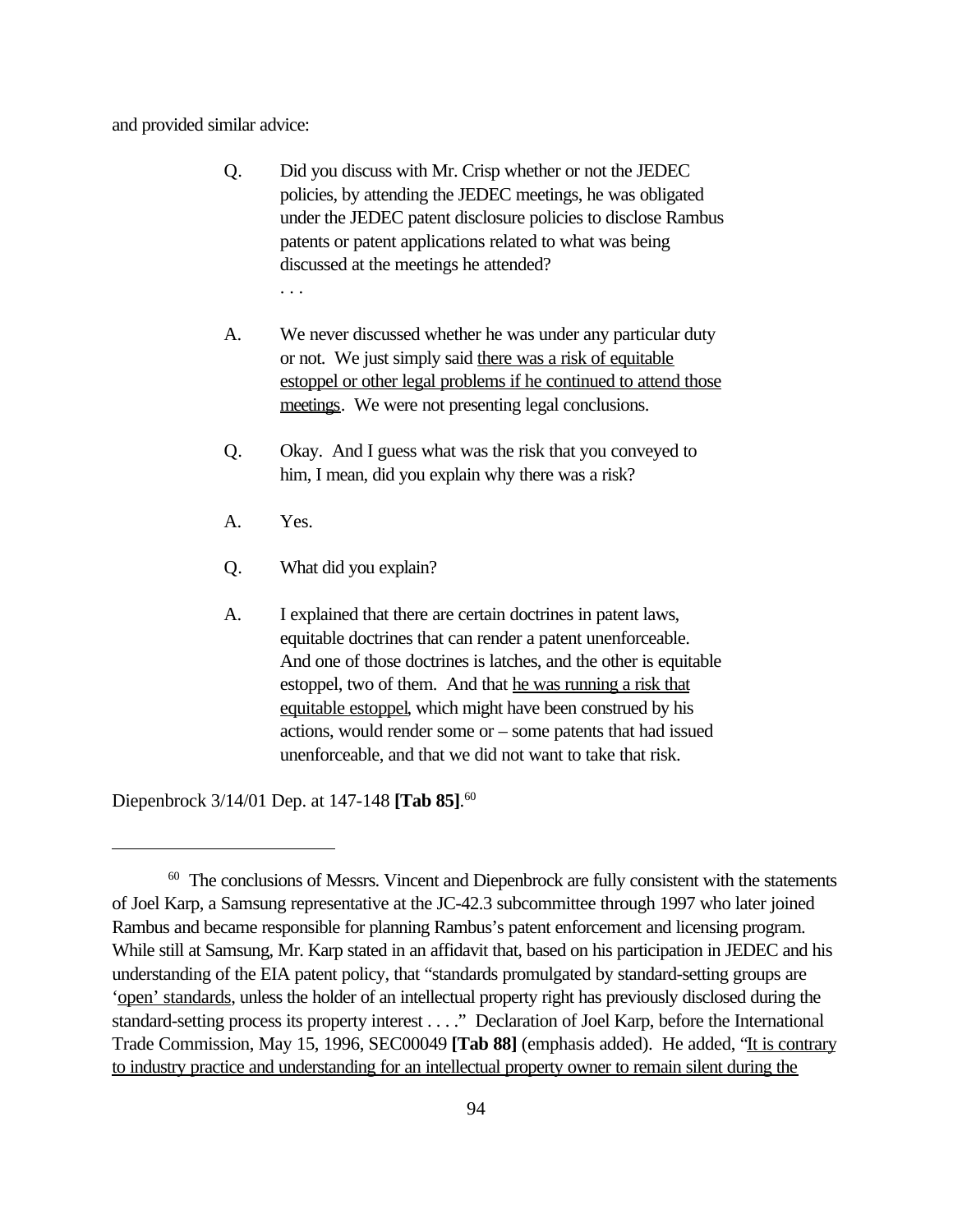and provided similar advice:

> Q. Did you discuss with Mr. Crisp whether or not the JEDEC policies, by attending the JEDEC meetings, he was obligated under the JEDEC patent disclosure policies to disclose Rambus patents or patent applications related to what was being discussed at the meetings he attended?
>
> . . .
>
> A. We never discussed whether he was under any particular duty or not. We just simply said <u>there was a risk of equitable estoppel or other legal problems if he continued to attend those meetings</u>. We were not presenting legal conclusions.
>
> Q. Okay. And I guess what was the risk that you conveyed to him, I mean, did you explain why there was a risk?
>
> A. Yes.
>
> Q. What did you explain?
>
> A. I explained that there are certain doctrines in patent laws, equitable doctrines that can render a patent unenforceable. And one of those doctrines is latches, and the other is equitable estoppel, two of them. And that <u>he was running a risk that equitable estoppel</u>, which might have been construed by his actions, would render some or – some patents that had issued unenforceable, and that we did not want to take that risk.

Diepenbrock 3/14/01 Dep. at 147-148 **[Tab 85]**.[60]

---

[60] The conclusions of Messrs. Vincent and Diepenbrock are fully consistent with the statements of Joel Karp, a Samsung representative at the JC-42.3 subcommittee through 1997 who later joined Rambus and became responsible for planning Rambus's patent enforcement and licensing program. While still at Samsung, Mr. Karp stated in an affidavit that, based on his participation in JEDEC and his understanding of the EIA patent policy, that "standards promulgated by standard-setting groups are '<u>open' standards</u>, unless the holder of an intellectual property right has previously disclosed during the standard-setting process its property interest . . . ." Declaration of Joel Karp, before the International Trade Commission, May 15, 1996, SEC00049 **[Tab 88]** (emphasis added). He added, "<u>It is contrary to industry practice and understanding for an intellectual property owner to remain silent during the</u>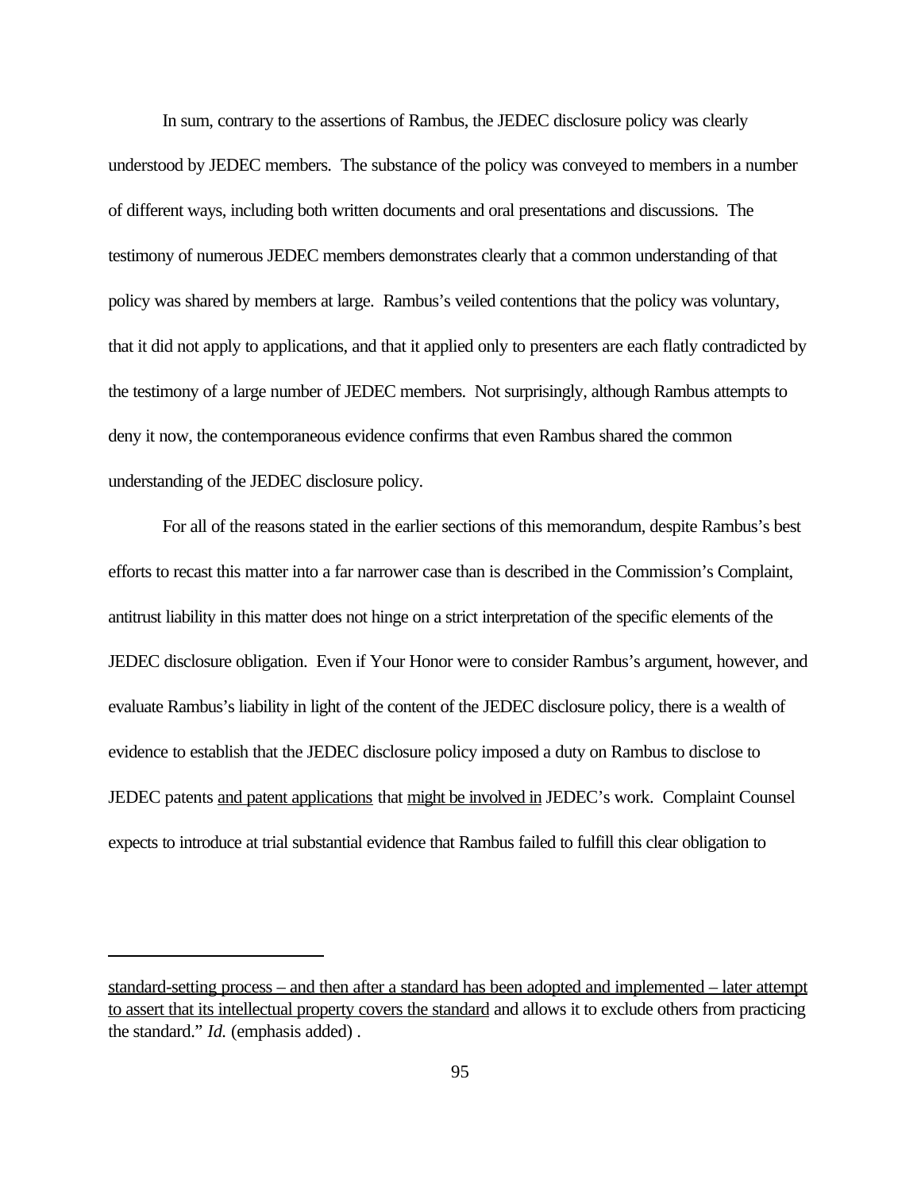In sum, contrary to the assertions of Rambus, the JEDEC disclosure policy was clearly understood by JEDEC members. The substance of the policy was conveyed to members in a number of different ways, including both written documents and oral presentations and discussions. The testimony of numerous JEDEC members demonstrates clearly that a common understanding of that policy was shared by members at large. Rambus's veiled contentions that the policy was voluntary, that it did not apply to applications, and that it applied only to presenters are each flatly contradicted by the testimony of a large number of JEDEC members. Not surprisingly, although Rambus attempts to deny it now, the contemporaneous evidence confirms that even Rambus shared the common understanding of the JEDEC disclosure policy.

For all of the reasons stated in the earlier sections of this memorandum, despite Rambus's best efforts to recast this matter into a far narrower case than is described in the Commission's Complaint, antitrust liability in this matter does not hinge on a strict interpretation of the specific elements of the JEDEC disclosure obligation. Even if Your Honor were to consider Rambus's argument, however, and evaluate Rambus's liability in light of the content of the JEDEC disclosure policy, there is a wealth of evidence to establish that the JEDEC disclosure policy imposed a duty on Rambus to disclose to JEDEC patents <u>and patent applications</u> that <u>might be involved in</u> JEDEC's work. Complaint Counsel expects to introduce at trial substantial evidence that Rambus failed to fulfill this clear obligation to

---

<u>standard-setting process – and then after a standard has been adopted and implemented – later attempt to assert that its intellectual property covers the standard</u> and allows it to exclude others from practicing the standard." *Id.* (emphasis added) .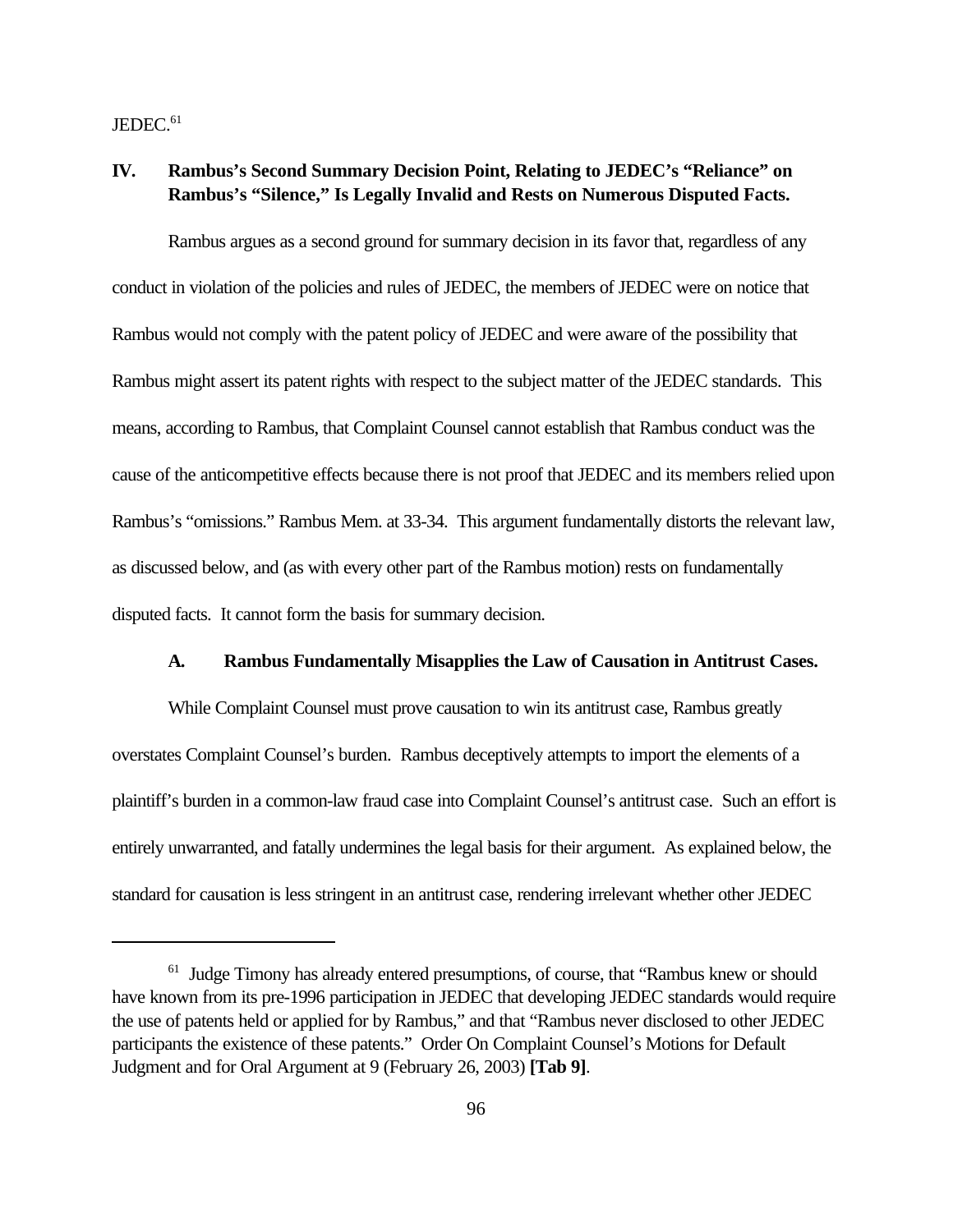JEDEC.[61]

## IV. Rambus's Second Summary Decision Point, Relating to JEDEC's "Reliance" on Rambus's "Silence," Is Legally Invalid and Rests on Numerous Disputed Facts.

Rambus argues as a second ground for summary decision in its favor that, regardless of any conduct in violation of the policies and rules of JEDEC, the members of JEDEC were on notice that Rambus would not comply with the patent policy of JEDEC and were aware of the possibility that Rambus might assert its patent rights with respect to the subject matter of the JEDEC standards. This means, according to Rambus, that Complaint Counsel cannot establish that Rambus conduct was the cause of the anticompetitive effects because there is not proof that JEDEC and its members relied upon Rambus's "omissions." Rambus Mem. at 33-34. This argument fundamentally distorts the relevant law, as discussed below, and (as with every other part of the Rambus motion) rests on fundamentally disputed facts. It cannot form the basis for summary decision.

### A. Rambus Fundamentally Misapplies the Law of Causation in Antitrust Cases.

While Complaint Counsel must prove causation to win its antitrust case, Rambus greatly overstates Complaint Counsel's burden. Rambus deceptively attempts to import the elements of a plaintiff's burden in a common-law fraud case into Complaint Counsel's antitrust case. Such an effort is entirely unwarranted, and fatally undermines the legal basis for their argument. As explained below, the standard for causation is less stringent in an antitrust case, rendering irrelevant whether other JEDEC

---

[61] Judge Timony has already entered presumptions, of course, that "Rambus knew or should have known from its pre-1996 participation in JEDEC that developing JEDEC standards would require the use of patents held or applied for by Rambus," and that "Rambus never disclosed to other JEDEC participants the existence of these patents." Order On Complaint Counsel's Motions for Default Judgment and for Oral Argument at 9 (February 26, 2003) **[Tab 9]**.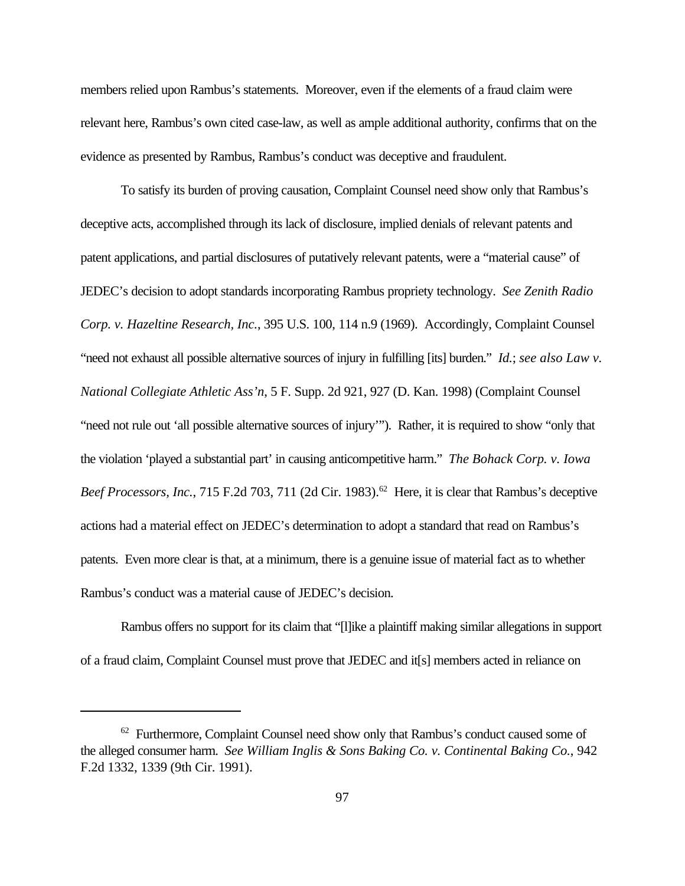members relied upon Rambus's statements. Moreover, even if the elements of a fraud claim were relevant here, Rambus's own cited case-law, as well as ample additional authority, confirms that on the evidence as presented by Rambus, Rambus's conduct was deceptive and fraudulent.

To satisfy its burden of proving causation, Complaint Counsel need show only that Rambus's deceptive acts, accomplished through its lack of disclosure, implied denials of relevant patents and patent applications, and partial disclosures of putatively relevant patents, were a "material cause" of JEDEC's decision to adopt standards incorporating Rambus propriety technology. *See Zenith Radio Corp. v. Hazeltine Research, Inc.*, 395 U.S. 100, 114 n.9 (1969). Accordingly, Complaint Counsel "need not exhaust all possible alternative sources of injury in fulfilling [its] burden." *Id.*; *see also Law v. National Collegiate Athletic Ass'n*, 5 F. Supp. 2d 921, 927 (D. Kan. 1998) (Complaint Counsel "need not rule out 'all possible alternative sources of injury'"). Rather, it is required to show "only that the violation 'played a substantial part' in causing anticompetitive harm." *The Bohack Corp. v. Iowa Beef Processors, Inc.*, 715 F.2d 703, 711 (2d Cir. 1983).[62] Here, it is clear that Rambus's deceptive actions had a material effect on JEDEC's determination to adopt a standard that read on Rambus's patents. Even more clear is that, at a minimum, there is a genuine issue of material fact as to whether Rambus's conduct was a material cause of JEDEC's decision.

Rambus offers no support for its claim that "[l]ike a plaintiff making similar allegations in support of a fraud claim, Complaint Counsel must prove that JEDEC and it[s] members acted in reliance on

---

[62] Furthermore, Complaint Counsel need show only that Rambus's conduct caused some of the alleged consumer harm. *See William Inglis & Sons Baking Co. v. Continental Baking Co.*, 942 F.2d 1332, 1339 (9th Cir. 1991).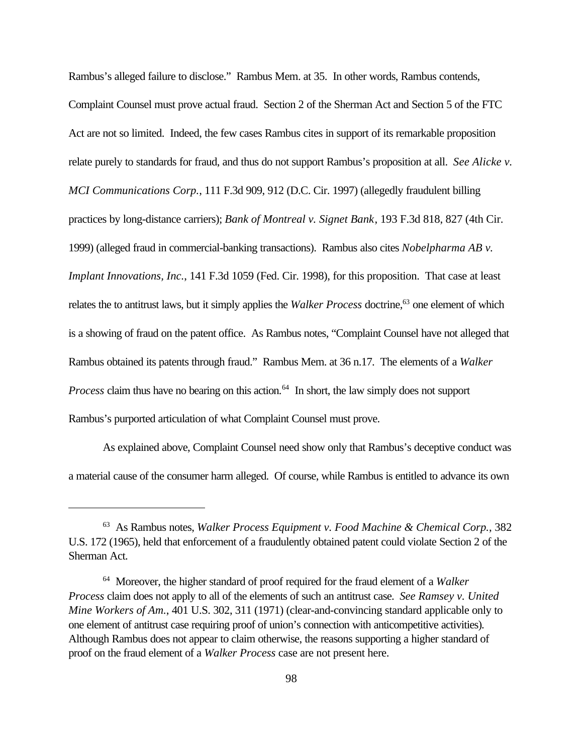Rambus's alleged failure to disclose." Rambus Mem. at 35. In other words, Rambus contends, Complaint Counsel must prove actual fraud. Section 2 of the Sherman Act and Section 5 of the FTC Act are not so limited. Indeed, the few cases Rambus cites in support of its remarkable proposition relate purely to standards for fraud, and thus do not support Rambus's proposition at all. *See Alicke v. MCI Communications Corp.*, 111 F.3d 909, 912 (D.C. Cir. 1997) (allegedly fraudulent billing practices by long-distance carriers); *Bank of Montreal v. Signet Bank*, 193 F.3d 818, 827 (4th Cir. 1999) (alleged fraud in commercial-banking transactions). Rambus also cites *Nobelpharma AB v. Implant Innovations, Inc.*, 141 F.3d 1059 (Fed. Cir. 1998), for this proposition. That case at least relates the to antitrust laws, but it simply applies the *Walker Process* doctrine,[63] one element of which is a showing of fraud on the patent office. As Rambus notes, "Complaint Counsel have not alleged that Rambus obtained its patents through fraud." Rambus Mem. at 36 n.17. The elements of a *Walker Process* claim thus have no bearing on this action.[64] In short, the law simply does not support Rambus's purported articulation of what Complaint Counsel must prove.

As explained above, Complaint Counsel need show only that Rambus's deceptive conduct was a material cause of the consumer harm alleged. Of course, while Rambus is entitled to advance its own

---

[63] As Rambus notes, *Walker Process Equipment v. Food Machine & Chemical Corp.*, 382 U.S. 172 (1965), held that enforcement of a fraudulently obtained patent could violate Section 2 of the Sherman Act.

[64] Moreover, the higher standard of proof required for the fraud element of a *Walker Process* claim does not apply to all of the elements of such an antitrust case. *See Ramsey v. United Mine Workers of Am.*, 401 U.S. 302, 311 (1971) (clear-and-convincing standard applicable only to one element of antitrust case requiring proof of union's connection with anticompetitive activities). Although Rambus does not appear to claim otherwise, the reasons supporting a higher standard of proof on the fraud element of a *Walker Process* case are not present here.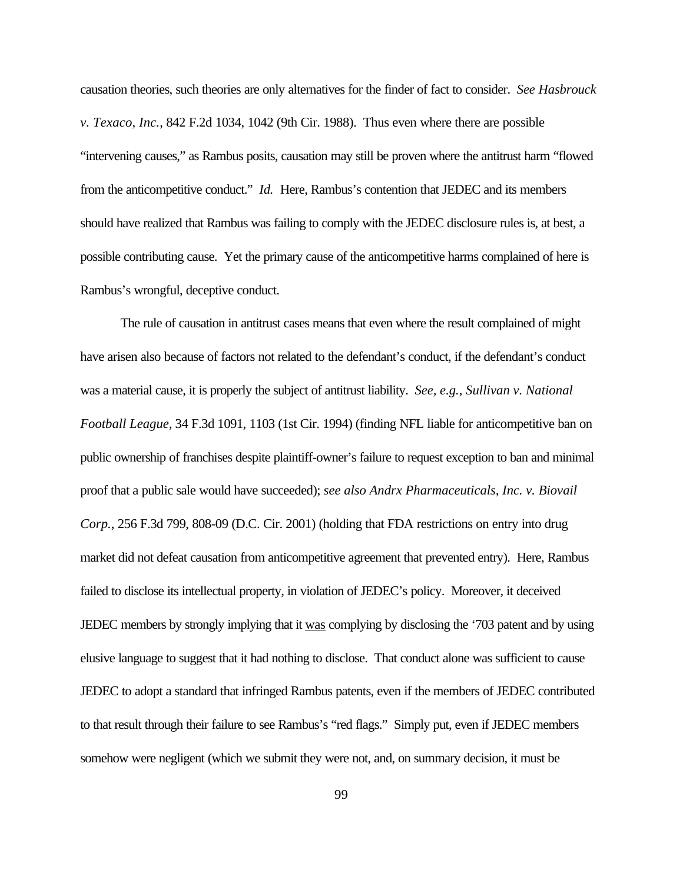causation theories, such theories are only alternatives for the finder of fact to consider. *See Hasbrouck v. Texaco, Inc.*, 842 F.2d 1034, 1042 (9th Cir. 1988). Thus even where there are possible "intervening causes," as Rambus posits, causation may still be proven where the antitrust harm "flowed from the anticompetitive conduct." *Id.* Here, Rambus's contention that JEDEC and its members should have realized that Rambus was failing to comply with the JEDEC disclosure rules is, at best, a possible contributing cause. Yet the primary cause of the anticompetitive harms complained of here is Rambus's wrongful, deceptive conduct.

The rule of causation in antitrust cases means that even where the result complained of might have arisen also because of factors not related to the defendant's conduct, if the defendant's conduct was a material cause, it is properly the subject of antitrust liability. *See, e.g.*, *Sullivan v. National Football League*, 34 F.3d 1091, 1103 (1st Cir. 1994) (finding NFL liable for anticompetitive ban on public ownership of franchises despite plaintiff-owner's failure to request exception to ban and minimal proof that a public sale would have succeeded); *see also Andrx Pharmaceuticals, Inc. v. Biovail Corp.*, 256 F.3d 799, 808-09 (D.C. Cir. 2001) (holding that FDA restrictions on entry into drug market did not defeat causation from anticompetitive agreement that prevented entry). Here, Rambus failed to disclose its intellectual property, in violation of JEDEC's policy. Moreover, it deceived JEDEC members by strongly implying that it <u>was</u> complying by disclosing the '703 patent and by using elusive language to suggest that it had nothing to disclose. That conduct alone was sufficient to cause JEDEC to adopt a standard that infringed Rambus patents, even if the members of JEDEC contributed to that result through their failure to see Rambus's "red flags." Simply put, even if JEDEC members somehow were negligent (which we submit they were not, and, on summary decision, it must be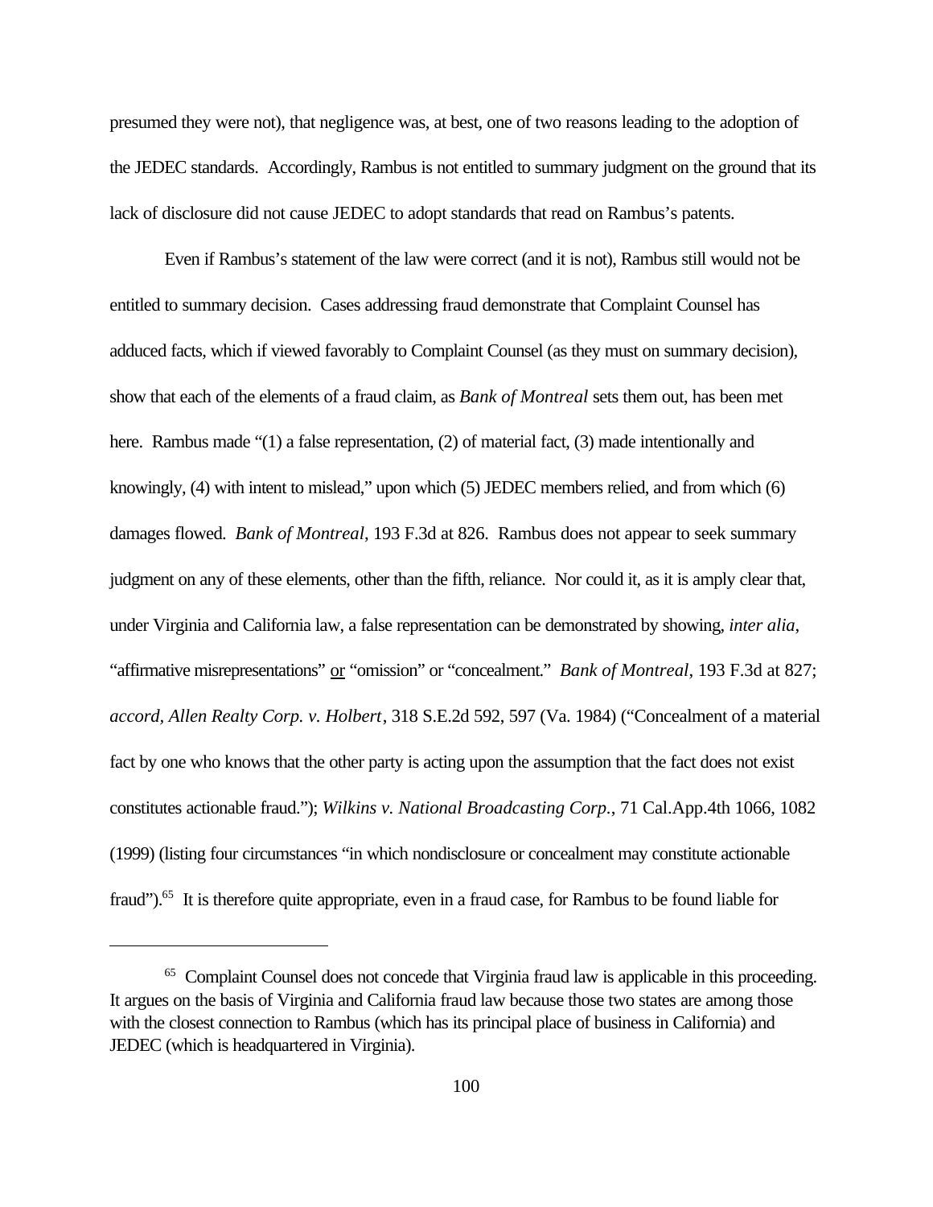presumed they were not), that negligence was, at best, one of two reasons leading to the adoption of the JEDEC standards. Accordingly, Rambus is not entitled to summary judgment on the ground that its lack of disclosure did not cause JEDEC to adopt standards that read on Rambus's patents.

Even if Rambus's statement of the law were correct (and it is not), Rambus still would not be entitled to summary decision. Cases addressing fraud demonstrate that Complaint Counsel has adduced facts, which if viewed favorably to Complaint Counsel (as they must on summary decision), show that each of the elements of a fraud claim, as *Bank of Montreal* sets them out, has been met here. Rambus made "(1) a false representation, (2) of material fact, (3) made intentionally and knowingly, (4) with intent to mislead," upon which (5) JEDEC members relied, and from which (6) damages flowed. *Bank of Montreal*, 193 F.3d at 826. Rambus does not appear to seek summary judgment on any of these elements, other than the fifth, reliance. Nor could it, as it is amply clear that, under Virginia and California law, a false representation can be demonstrated by showing, *inter alia*, "affirmative misrepresentations" <u>or</u> "omission" or "concealment." *Bank of Montreal*, 193 F.3d at 827; *accord, Allen Realty Corp. v. Holbert*, 318 S.E.2d 592, 597 (Va. 1984) ("Concealment of a material fact by one who knows that the other party is acting upon the assumption that the fact does not exist constitutes actionable fraud."); *Wilkins v. National Broadcasting Corp.*, 71 Cal.App.4th 1066, 1082 (1999) (listing four circumstances "in which nondisclosure or concealment may constitute actionable fraud").[65] It is therefore quite appropriate, even in a fraud case, for Rambus to be found liable for

---

[65] Complaint Counsel does not concede that Virginia fraud law is applicable in this proceeding. It argues on the basis of Virginia and California fraud law because those two states are among those with the closest connection to Rambus (which has its principal place of business in California) and JEDEC (which is headquartered in Virginia).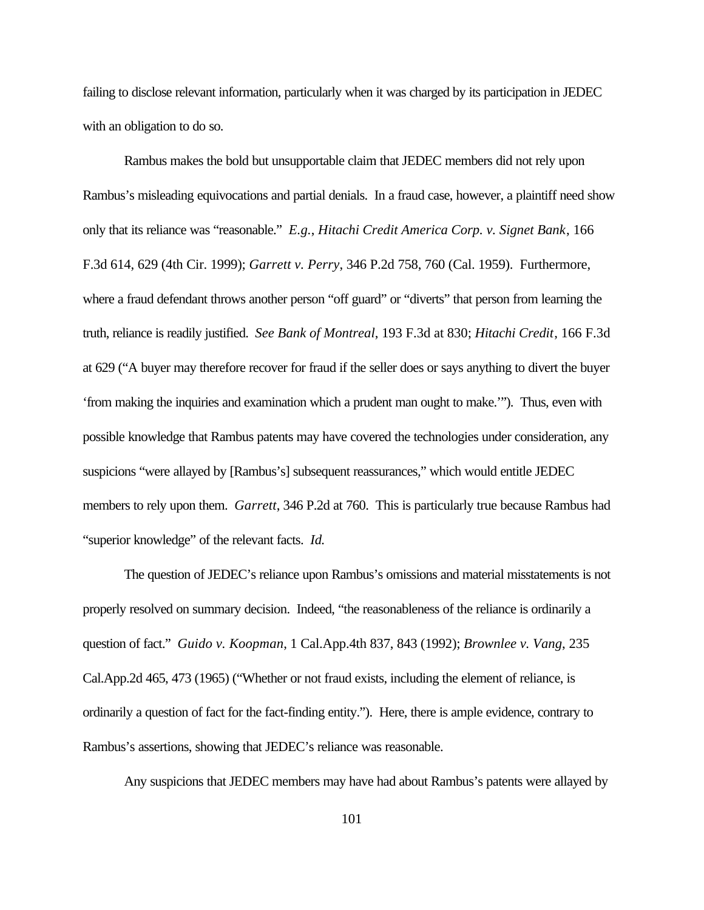failing to disclose relevant information, particularly when it was charged by its participation in JEDEC with an obligation to do so.

Rambus makes the bold but unsupportable claim that JEDEC members did not rely upon Rambus's misleading equivocations and partial denials. In a fraud case, however, a plaintiff need show only that its reliance was "reasonable." *E.g.*, *Hitachi Credit America Corp. v. Signet Bank*, 166 F.3d 614, 629 (4th Cir. 1999); *Garrett v. Perry*, 346 P.2d 758, 760 (Cal. 1959). Furthermore, where a fraud defendant throws another person "off guard" or "diverts" that person from learning the truth, reliance is readily justified. *See Bank of Montreal*, 193 F.3d at 830; *Hitachi Credit*, 166 F.3d at 629 ("A buyer may therefore recover for fraud if the seller does or says anything to divert the buyer 'from making the inquiries and examination which a prudent man ought to make.'"). Thus, even with possible knowledge that Rambus patents may have covered the technologies under consideration, any suspicions "were allayed by [Rambus's] subsequent reassurances," which would entitle JEDEC members to rely upon them. *Garrett*, 346 P.2d at 760. This is particularly true because Rambus had "superior knowledge" of the relevant facts. *Id.*

The question of JEDEC's reliance upon Rambus's omissions and material misstatements is not properly resolved on summary decision. Indeed, "the reasonableness of the reliance is ordinarily a question of fact." *Guido v. Koopman*, 1 Cal.App.4th 837, 843 (1992); *Brownlee v. Vang*, 235 Cal.App.2d 465, 473 (1965) ("Whether or not fraud exists, including the element of reliance, is ordinarily a question of fact for the fact-finding entity."). Here, there is ample evidence, contrary to Rambus's assertions, showing that JEDEC's reliance was reasonable.

Any suspicions that JEDEC members may have had about Rambus's patents were allayed by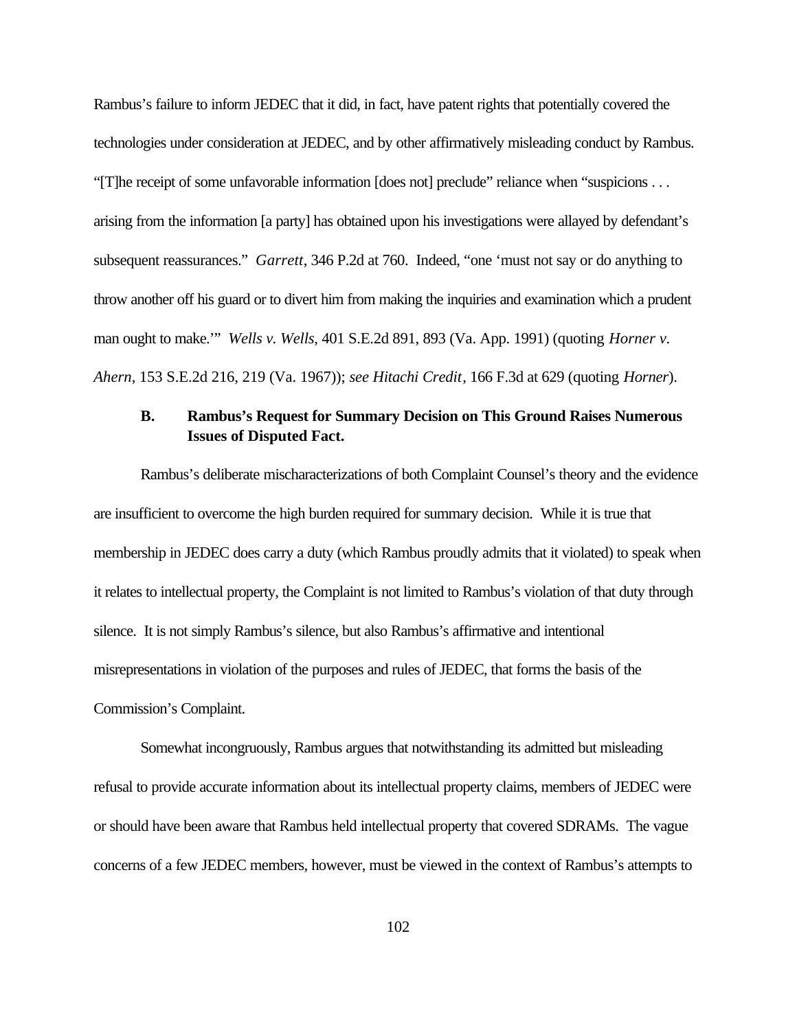Rambus's failure to inform JEDEC that it did, in fact, have patent rights that potentially covered the technologies under consideration at JEDEC, and by other affirmatively misleading conduct by Rambus. "[T]he receipt of some unfavorable information [does not] preclude" reliance when "suspicions . . . arising from the information [a party] has obtained upon his investigations were allayed by defendant's subsequent reassurances." *Garrett*, 346 P.2d at 760. Indeed, "one 'must not say or do anything to throw another off his guard or to divert him from making the inquiries and examination which a prudent man ought to make.'" *Wells v. Wells*, 401 S.E.2d 891, 893 (Va. App. 1991) (quoting *Horner v. Ahern*, 153 S.E.2d 216, 219 (Va. 1967)); *see Hitachi Credit*, 166 F.3d at 629 (quoting *Horner*).

### B. Rambus's Request for Summary Decision on This Ground Raises Numerous Issues of Disputed Fact.

Rambus's deliberate mischaracterizations of both Complaint Counsel's theory and the evidence are insufficient to overcome the high burden required for summary decision. While it is true that membership in JEDEC does carry a duty (which Rambus proudly admits that it violated) to speak when it relates to intellectual property, the Complaint is not limited to Rambus's violation of that duty through silence. It is not simply Rambus's silence, but also Rambus's affirmative and intentional misrepresentations in violation of the purposes and rules of JEDEC, that forms the basis of the Commission's Complaint.

Somewhat incongruously, Rambus argues that notwithstanding its admitted but misleading refusal to provide accurate information about its intellectual property claims, members of JEDEC were or should have been aware that Rambus held intellectual property that covered SDRAMs. The vague concerns of a few JEDEC members, however, must be viewed in the context of Rambus's attempts to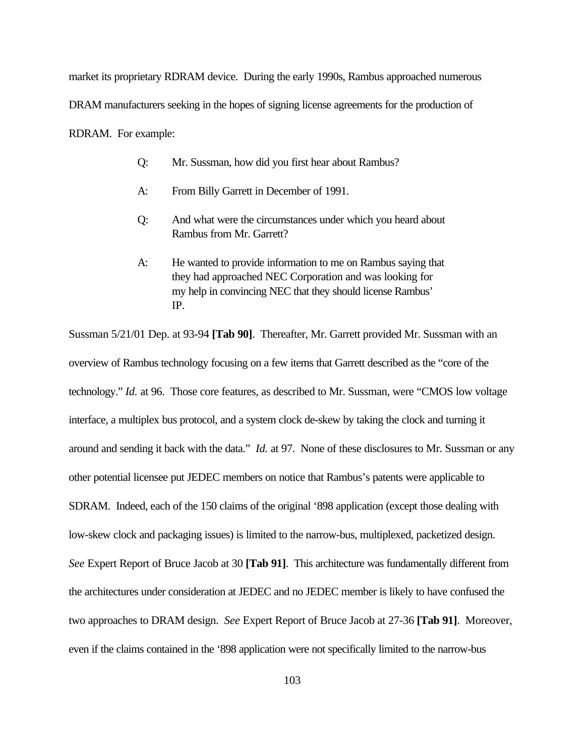market its proprietary RDRAM device. During the early 1990s, Rambus approached numerous DRAM manufacturers seeking in the hopes of signing license agreements for the production of RDRAM. For example:

> Q: Mr. Sussman, how did you first hear about Rambus?
>
> A: From Billy Garrett in December of 1991.
>
> Q: And what were the circumstances under which you heard about Rambus from Mr. Garrett?
>
> A: He wanted to provide information to me on Rambus saying that they had approached NEC Corporation and was looking for my help in convincing NEC that they should license Rambus' IP.

Sussman 5/21/01 Dep. at 93-94 **[Tab 90]**. Thereafter, Mr. Garrett provided Mr. Sussman with an overview of Rambus technology focusing on a few items that Garrett described as the "core of the technology." *Id.* at 96. Those core features, as described to Mr. Sussman, were "CMOS low voltage interface, a multiplex bus protocol, and a system clock de-skew by taking the clock and turning it around and sending it back with the data." *Id.* at 97. None of these disclosures to Mr. Sussman or any other potential licensee put JEDEC members on notice that Rambus's patents were applicable to SDRAM. Indeed, each of the 150 claims of the original '898 application (except those dealing with low-skew clock and packaging issues) is limited to the narrow-bus, multiplexed, packetized design. *See* Expert Report of Bruce Jacob at 30 **[Tab 91]**. This architecture was fundamentally different from the architectures under consideration at JEDEC and no JEDEC member is likely to have confused the two approaches to DRAM design. *See* Expert Report of Bruce Jacob at 27-36 **[Tab 91]**. Moreover, even if the claims contained in the '898 application were not specifically limited to the narrow-bus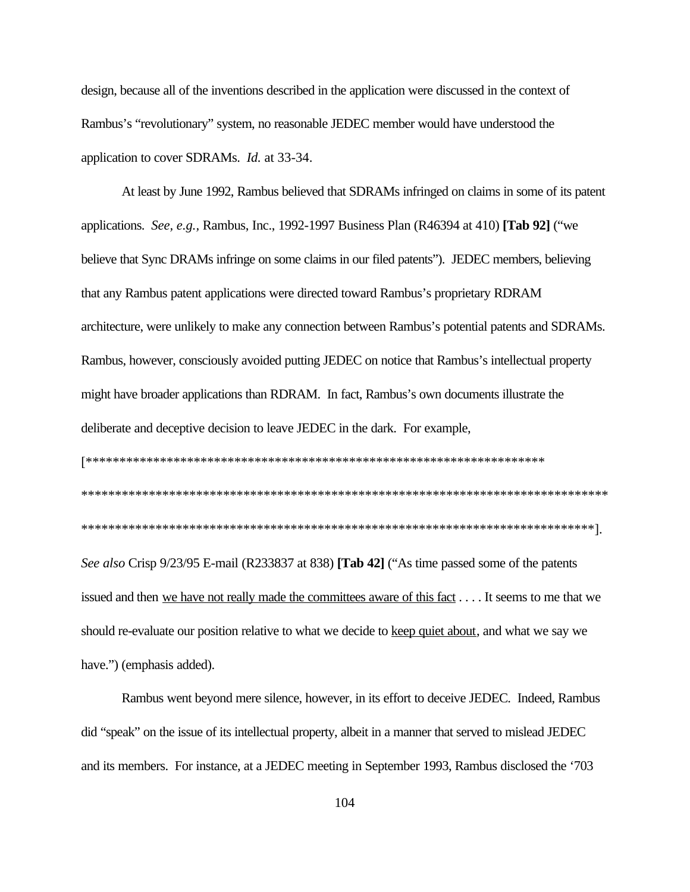design, because all of the inventions described in the application were discussed in the context of Rambus's "revolutionary" system, no reasonable JEDEC member would have understood the application to cover SDRAMs. *Id.* at 33-34.

At least by June 1992, Rambus believed that SDRAMs infringed on claims in some of its patent applications. *See, e.g.*, Rambus, Inc., 1992-1997 Business Plan (R46394 at 410) **[Tab 92]** ("we believe that Sync DRAMs infringe on some claims in our filed patents"). JEDEC members, believing that any Rambus patent applications were directed toward Rambus's proprietary RDRAM architecture, were unlikely to make any connection between Rambus's potential patents and SDRAMs. Rambus, however, consciously avoided putting JEDEC on notice that Rambus's intellectual property might have broader applications than RDRAM. In fact, Rambus's own documents illustrate the deliberate and deceptive decision to leave JEDEC in the dark. For example, [*********************************************************************
*******************************************************************************
*****************************************************************************]. *See also* Crisp 9/23/95 E-mail (R233837 at 838) **[Tab 42]** ("As time passed some of the patents issued and then <u>we have not really made the committees aware of this fact</u> . . . . It seems to me that we should re-evaluate our position relative to what we decide to <u>keep quiet about</u>, and what we say we have.") (emphasis added).

Rambus went beyond mere silence, however, in its effort to deceive JEDEC. Indeed, Rambus did "speak" on the issue of its intellectual property, albeit in a manner that served to mislead JEDEC and its members. For instance, at a JEDEC meeting in September 1993, Rambus disclosed the '703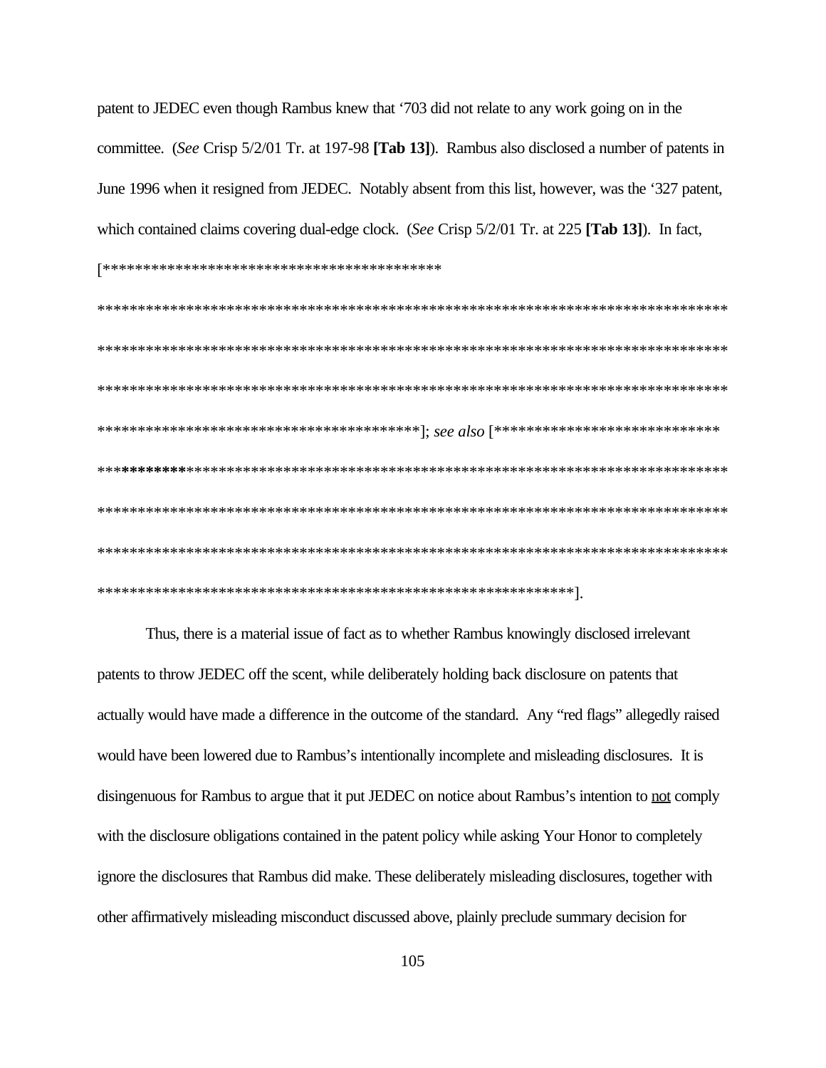patent to JEDEC even though Rambus knew that '703 did not relate to any work going on in the committee. (*See* Crisp 5/2/01 Tr. at 197-98 **[Tab 13]**). Rambus also disclosed a number of patents in June 1996 when it resigned from JEDEC. Notably absent from this list, however, was the '327 patent, which contained claims covering dual-edge clock. (*See* Crisp 5/2/01 Tr. at 225 **[Tab 13]**). In fact, [****************************************** ******************************************************************************** ******************************************************************************** ******************************************************************************** ****************************************]; *see also* [**************************** ******************************************************************************** ******************************************************************************** ******************************************************************************** ************************************************************].

Thus, there is a material issue of fact as to whether Rambus knowingly disclosed irrelevant patents to throw JEDEC off the scent, while deliberately holding back disclosure on patents that actually would have made a difference in the outcome of the standard. Any "red flags" allegedly raised would have been lowered due to Rambus's intentionally incomplete and misleading disclosures. It is disingenuous for Rambus to argue that it put JEDEC on notice about Rambus's intention to <u>not</u> comply with the disclosure obligations contained in the patent policy while asking Your Honor to completely ignore the disclosures that Rambus did make. These deliberately misleading disclosures, together with other affirmatively misleading misconduct discussed above, plainly preclude summary decision for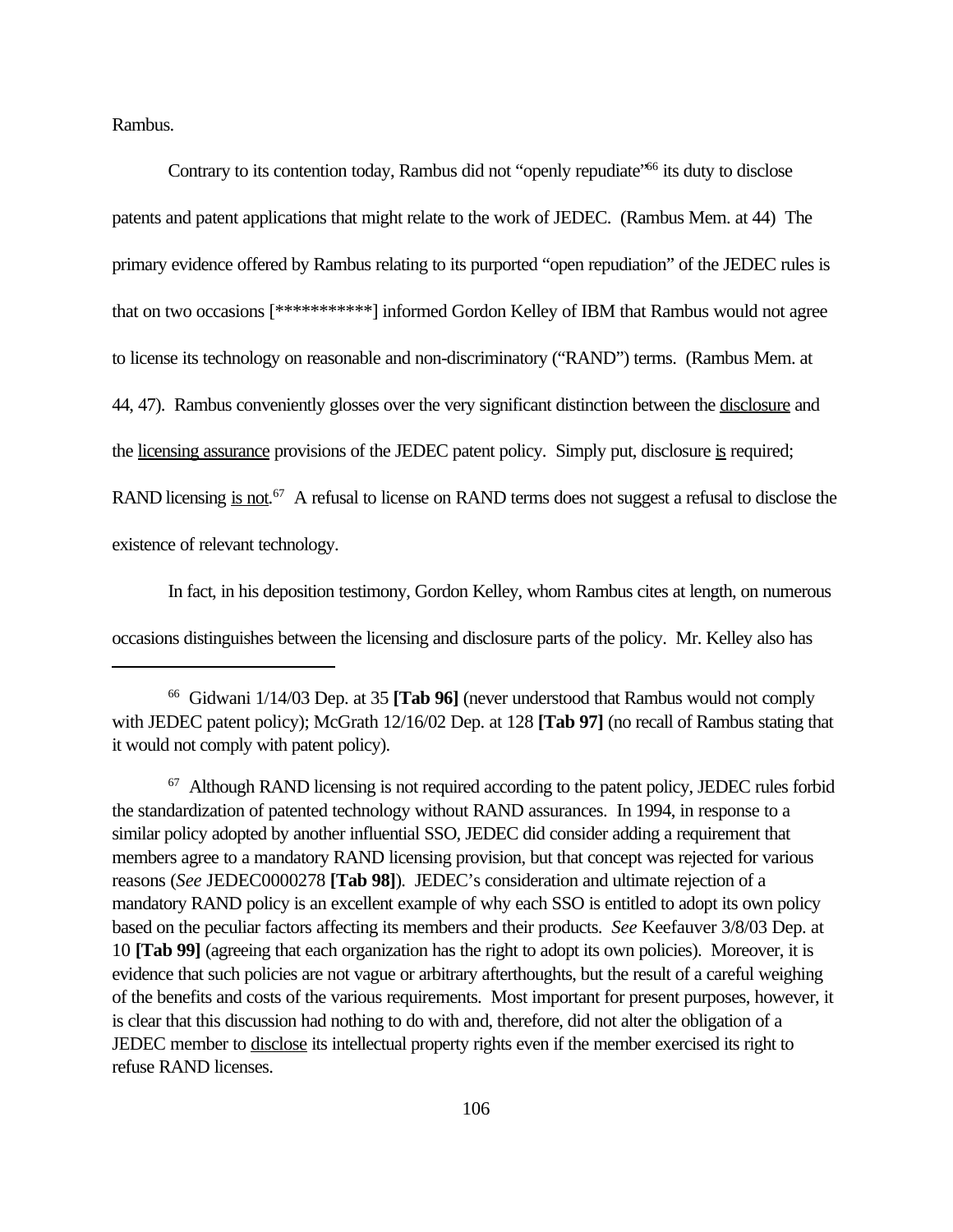Rambus.

Contrary to its contention today, Rambus did not "openly repudiate"[66] its duty to disclose patents and patent applications that might relate to the work of JEDEC. (Rambus Mem. at 44) The primary evidence offered by Rambus relating to its purported "open repudiation" of the JEDEC rules is that on two occasions [***********] informed Gordon Kelley of IBM that Rambus would not agree to license its technology on reasonable and non-discriminatory ("RAND") terms. (Rambus Mem. at 44, 47). Rambus conveniently glosses over the very significant distinction between the <u>disclosure</u> and the <u>licensing assurance</u> provisions of the JEDEC patent policy. Simply put, disclosure <u>is</u> required; RAND licensing <u>is not</u>.[67] A refusal to license on RAND terms does not suggest a refusal to disclose the existence of relevant technology.

In fact, in his deposition testimony, Gordon Kelley, whom Rambus cites at length, on numerous occasions distinguishes between the licensing and disclosure parts of the policy. Mr. Kelley also has

---

[66] Gidwani 1/14/03 Dep. at 35 **[Tab 96]** (never understood that Rambus would not comply with JEDEC patent policy); McGrath 12/16/02 Dep. at 128 **[Tab 97]** (no recall of Rambus stating that it would not comply with patent policy).

[67] Although RAND licensing is not required according to the patent policy, JEDEC rules forbid the standardization of patented technology without RAND assurances. In 1994, in response to a similar policy adopted by another influential SSO, JEDEC did consider adding a requirement that members agree to a mandatory RAND licensing provision, but that concept was rejected for various reasons (*See* JEDEC0000278 **[Tab 98]**). JEDEC's consideration and ultimate rejection of a mandatory RAND policy is an excellent example of why each SSO is entitled to adopt its own policy based on the peculiar factors affecting its members and their products. *See* Keefauver 3/8/03 Dep. at 10 **[Tab 99]** (agreeing that each organization has the right to adopt its own policies). Moreover, it is evidence that such policies are not vague or arbitrary afterthoughts, but the result of a careful weighing of the benefits and costs of the various requirements. Most important for present purposes, however, it is clear that this discussion had nothing to do with and, therefore, did not alter the obligation of a JEDEC member to <u>disclose</u> its intellectual property rights even if the member exercised its right to refuse RAND licenses.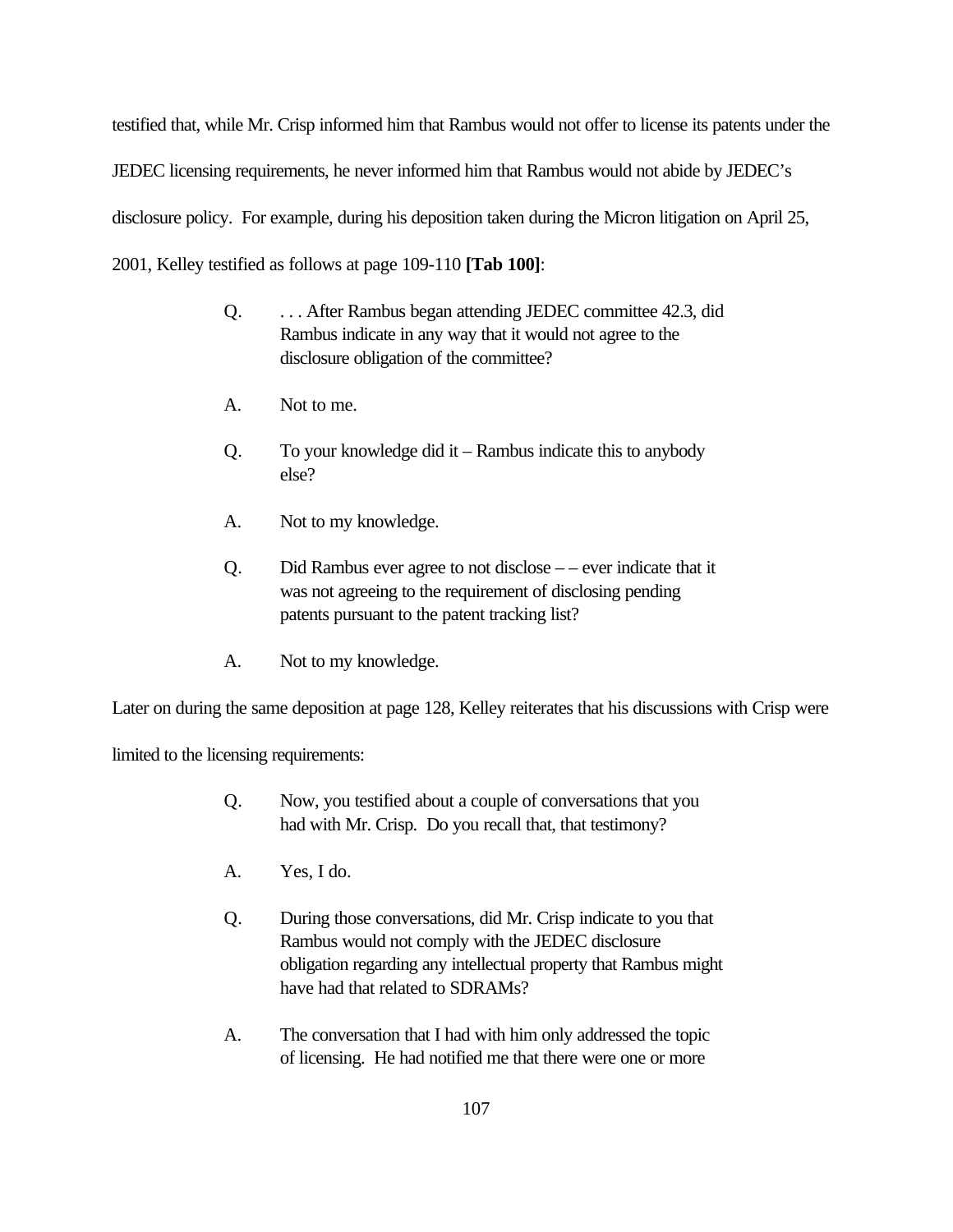testified that, while Mr. Crisp informed him that Rambus would not offer to license its patents under the JEDEC licensing requirements, he never informed him that Rambus would not abide by JEDEC's disclosure policy. For example, during his deposition taken during the Micron litigation on April 25, 2001, Kelley testified as follows at page 109-110 **[Tab 100]**:

> Q. . . . After Rambus began attending JEDEC committee 42.3, did Rambus indicate in any way that it would not agree to the disclosure obligation of the committee?
>
> A. Not to me.
>
> Q. To your knowledge did it – Rambus indicate this to anybody else?
>
> A. Not to my knowledge.
>
> Q. Did Rambus ever agree to not disclose – – ever indicate that it was not agreeing to the requirement of disclosing pending patents pursuant to the patent tracking list?
>
> A. Not to my knowledge.

Later on during the same deposition at page 128, Kelley reiterates that his discussions with Crisp were limited to the licensing requirements:

> Q. Now, you testified about a couple of conversations that you had with Mr. Crisp. Do you recall that, that testimony?
>
> A. Yes, I do.
>
> Q. During those conversations, did Mr. Crisp indicate to you that Rambus would not comply with the JEDEC disclosure obligation regarding any intellectual property that Rambus might have had that related to SDRAMs?
>
> A. The conversation that I had with him only addressed the topic of licensing. He had notified me that there were one or more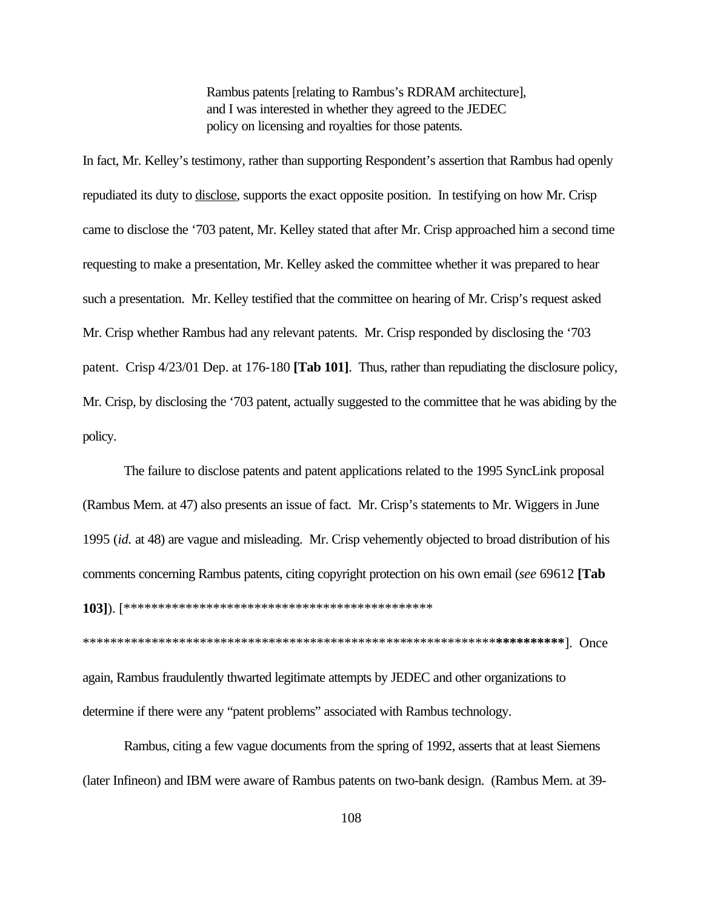> Rambus patents [relating to Rambus's RDRAM architecture], and I was interested in whether they agreed to the JEDEC policy on licensing and royalties for those patents.

In fact, Mr. Kelley's testimony, rather than supporting Respondent's assertion that Rambus had openly repudiated its duty to disclose, supports the exact opposite position. In testifying on how Mr. Crisp came to disclose the '703 patent, Mr. Kelley stated that after Mr. Crisp approached him a second time requesting to make a presentation, Mr. Kelley asked the committee whether it was prepared to hear such a presentation. Mr. Kelley testified that the committee on hearing of Mr. Crisp's request asked Mr. Crisp whether Rambus had any relevant patents. Mr. Crisp responded by disclosing the '703 patent. Crisp 4/23/01 Dep. at 176-180 **[Tab 101]**. Thus, rather than repudiating the disclosure policy, Mr. Crisp, by disclosing the '703 patent, actually suggested to the committee that he was abiding by the policy.

The failure to disclose patents and patent applications related to the 1995 SyncLink proposal (Rambus Mem. at 47) also presents an issue of fact. Mr. Crisp's statements to Mr. Wiggers in June 1995 (*id.* at 48) are vague and misleading. Mr. Crisp vehemently objected to broad distribution of his comments concerning Rambus patents, citing copyright protection on his own email (*see* 69612 **[Tab 103]**). [*********************************************
*****************************************************************************]. Once again, Rambus fraudulently thwarted legitimate attempts by JEDEC and other organizations to determine if there were any "patent problems" associated with Rambus technology.

Rambus, citing a few vague documents from the spring of 1992, asserts that at least Siemens (later Infineon) and IBM were aware of Rambus patents on two-bank design. (Rambus Mem. at 39-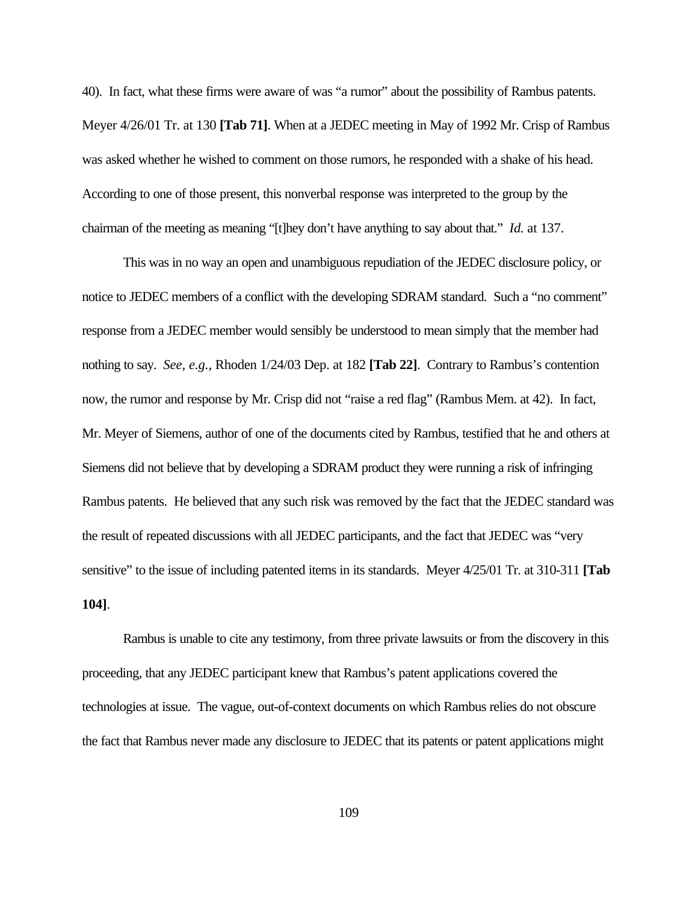40). In fact, what these firms were aware of was "a rumor" about the possibility of Rambus patents. Meyer 4/26/01 Tr. at 130 **[Tab 71]**. When at a JEDEC meeting in May of 1992 Mr. Crisp of Rambus was asked whether he wished to comment on those rumors, he responded with a shake of his head. According to one of those present, this nonverbal response was interpreted to the group by the chairman of the meeting as meaning "[t]hey don't have anything to say about that." *Id.* at 137.

This was in no way an open and unambiguous repudiation of the JEDEC disclosure policy, or notice to JEDEC members of a conflict with the developing SDRAM standard. Such a "no comment" response from a JEDEC member would sensibly be understood to mean simply that the member had nothing to say. *See, e.g.,* Rhoden 1/24/03 Dep. at 182 **[Tab 22]**. Contrary to Rambus's contention now, the rumor and response by Mr. Crisp did not "raise a red flag" (Rambus Mem. at 42). In fact, Mr. Meyer of Siemens, author of one of the documents cited by Rambus, testified that he and others at Siemens did not believe that by developing a SDRAM product they were running a risk of infringing Rambus patents. He believed that any such risk was removed by the fact that the JEDEC standard was the result of repeated discussions with all JEDEC participants, and the fact that JEDEC was "very sensitive" to the issue of including patented items in its standards. Meyer 4/25/01 Tr. at 310-311 **[Tab 104]**.

Rambus is unable to cite any testimony, from three private lawsuits or from the discovery in this proceeding, that any JEDEC participant knew that Rambus's patent applications covered the technologies at issue. The vague, out-of-context documents on which Rambus relies do not obscure the fact that Rambus never made any disclosure to JEDEC that its patents or patent applications might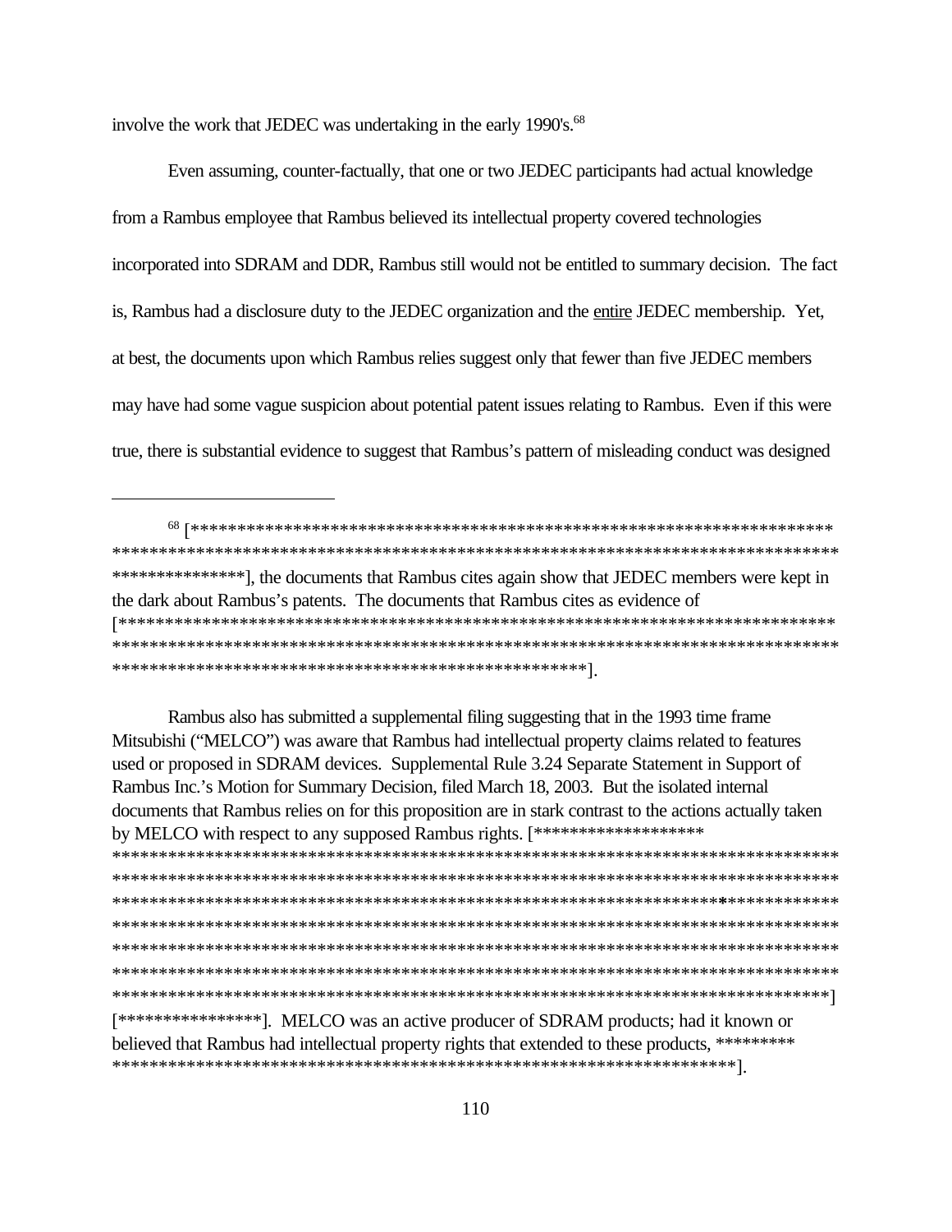involve the work that JEDEC was undertaking in the early 1990's.[68]

Even assuming, counter-factually, that one or two JEDEC participants had actual knowledge from a Rambus employee that Rambus believed its intellectual property covered technologies incorporated into SDRAM and DDR, Rambus still would not be entitled to summary decision. The fact is, Rambus had a disclosure duty to the JEDEC organization and the <u>entire</u> JEDEC membership. Yet, at best, the documents upon which Rambus relies suggest only that fewer than five JEDEC members may have had some vague suspicion about potential patent issues relating to Rambus. Even if this were true, there is substantial evidence to suggest that Rambus's pattern of misleading conduct was designed

---

[68] [*************************************************************************
*********************************************************************************
***************], the documents that Rambus cites again show that JEDEC members were kept in the dark about Rambus's patents. The documents that Rambus cites as evidence of
[*******************************************************************************
*********************************************************************************
****************************************************].

Rambus also has submitted a supplemental filing suggesting that in the 1993 time frame Mitsubishi ("MELCO") was aware that Rambus had intellectual property claims related to features used or proposed in SDRAM devices. Supplemental Rule 3.24 Separate Statement in Support of Rambus Inc.'s Motion for Summary Decision, filed March 18, 2003. But the isolated internal documents that Rambus relies on for this proposition are in stark contrast to the actions actually taken by MELCO with respect to any supposed Rambus rights. [*******************
*********************************************************************************
*********************************************************************************
*********************************************************************************
*********************************************************************************
*********************************************************************************
*********************************************************************************
********************************************************************************]
[****************]. MELCO was an active producer of SDRAM products; had it known or believed that Rambus had intellectual property rights that extended to these products, *********
*********************************************************************].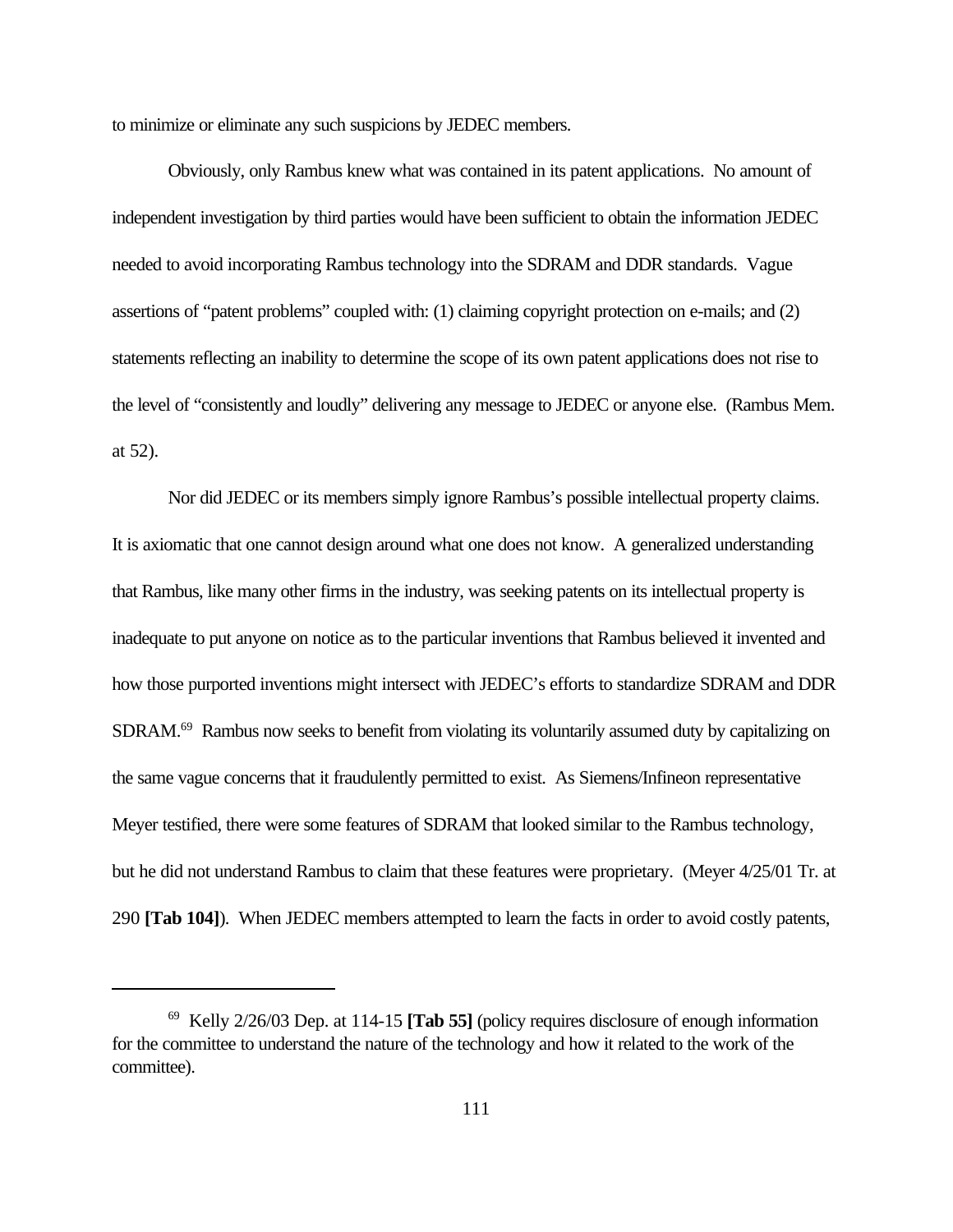to minimize or eliminate any such suspicions by JEDEC members.

Obviously, only Rambus knew what was contained in its patent applications. No amount of independent investigation by third parties would have been sufficient to obtain the information JEDEC needed to avoid incorporating Rambus technology into the SDRAM and DDR standards. Vague assertions of "patent problems" coupled with: (1) claiming copyright protection on e-mails; and (2) statements reflecting an inability to determine the scope of its own patent applications does not rise to the level of "consistently and loudly" delivering any message to JEDEC or anyone else. (Rambus Mem. at 52).

Nor did JEDEC or its members simply ignore Rambus's possible intellectual property claims. It is axiomatic that one cannot design around what one does not know. A generalized understanding that Rambus, like many other firms in the industry, was seeking patents on its intellectual property is inadequate to put anyone on notice as to the particular inventions that Rambus believed it invented and how those purported inventions might intersect with JEDEC's efforts to standardize SDRAM and DDR SDRAM.[69] Rambus now seeks to benefit from violating its voluntarily assumed duty by capitalizing on the same vague concerns that it fraudulently permitted to exist. As Siemens/Infineon representative Meyer testified, there were some features of SDRAM that looked similar to the Rambus technology, but he did not understand Rambus to claim that these features were proprietary. (Meyer 4/25/01 Tr. at 290 **[Tab 104]**). When JEDEC members attempted to learn the facts in order to avoid costly patents,

---

[69] Kelly 2/26/03 Dep. at 114-15 **[Tab 55]** (policy requires disclosure of enough information for the committee to understand the nature of the technology and how it related to the work of the committee).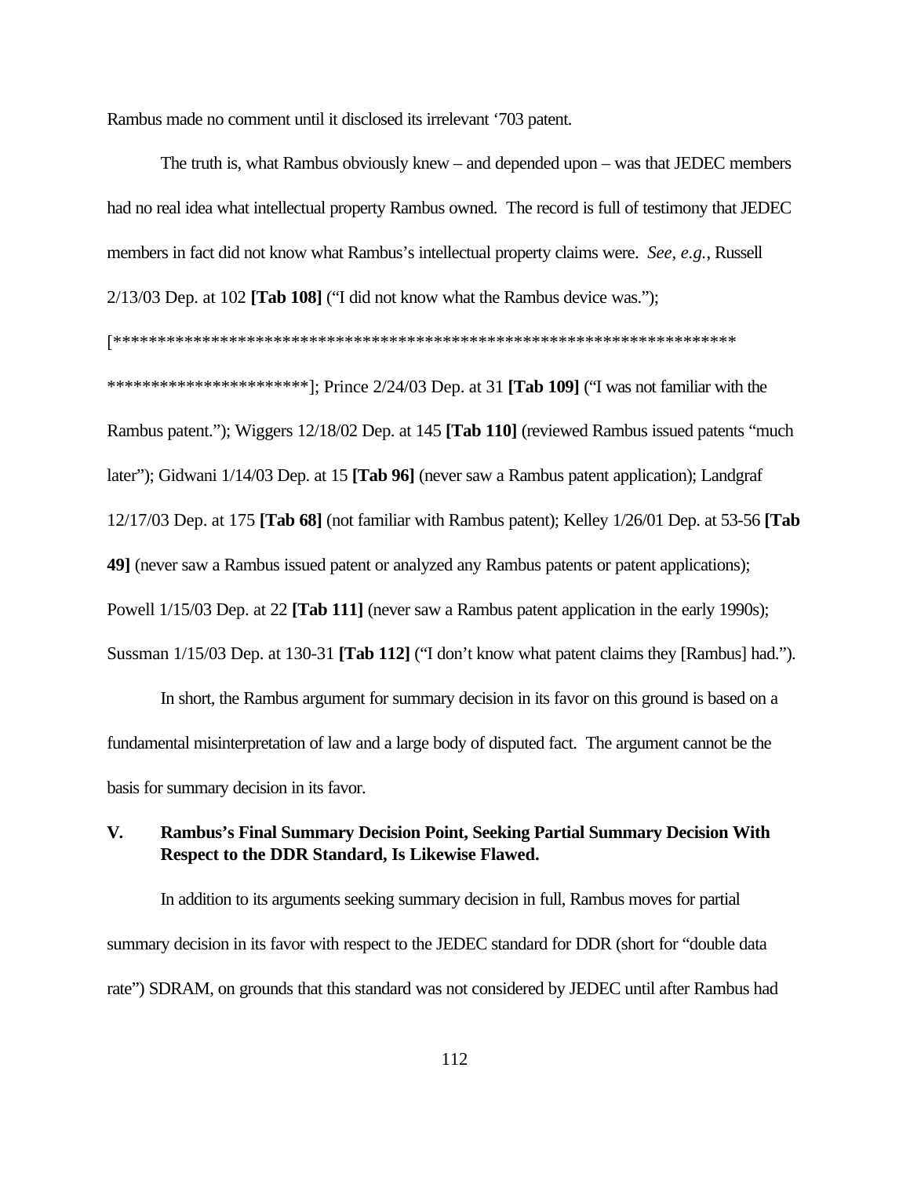Rambus made no comment until it disclosed its irrelevant '703 patent.

The truth is, what Rambus obviously knew – and depended upon – was that JEDEC members had no real idea what intellectual property Rambus owned. The record is full of testimony that JEDEC members in fact did not know what Rambus's intellectual property claims were. *See, e.g.*, Russell 2/13/03 Dep. at 102 **[Tab 108]** ("I did not know what the Rambus device was."); [************************************************************************ ************************]; Prince 2/24/03 Dep. at 31 **[Tab 109]** ("I was not familiar with the Rambus patent."); Wiggers 12/18/02 Dep. at 145 **[Tab 110]** (reviewed Rambus issued patents "much later"); Gidwani 1/14/03 Dep. at 15 **[Tab 96]** (never saw a Rambus patent application); Landgraf 12/17/03 Dep. at 175 **[Tab 68]** (not familiar with Rambus patent); Kelley 1/26/01 Dep. at 53-56 **[Tab 49]** (never saw a Rambus issued patent or analyzed any Rambus patents or patent applications); Powell 1/15/03 Dep. at 22 **[Tab 111]** (never saw a Rambus patent application in the early 1990s); Sussman 1/15/03 Dep. at 130-31 **[Tab 112]** ("I don't know what patent claims they [Rambus] had.").

In short, the Rambus argument for summary decision in its favor on this ground is based on a fundamental misinterpretation of law and a large body of disputed fact. The argument cannot be the basis for summary decision in its favor.

## V. Rambus's Final Summary Decision Point, Seeking Partial Summary Decision With Respect to the DDR Standard, Is Likewise Flawed.

In addition to its arguments seeking summary decision in full, Rambus moves for partial summary decision in its favor with respect to the JEDEC standard for DDR (short for "double data rate") SDRAM, on grounds that this standard was not considered by JEDEC until after Rambus had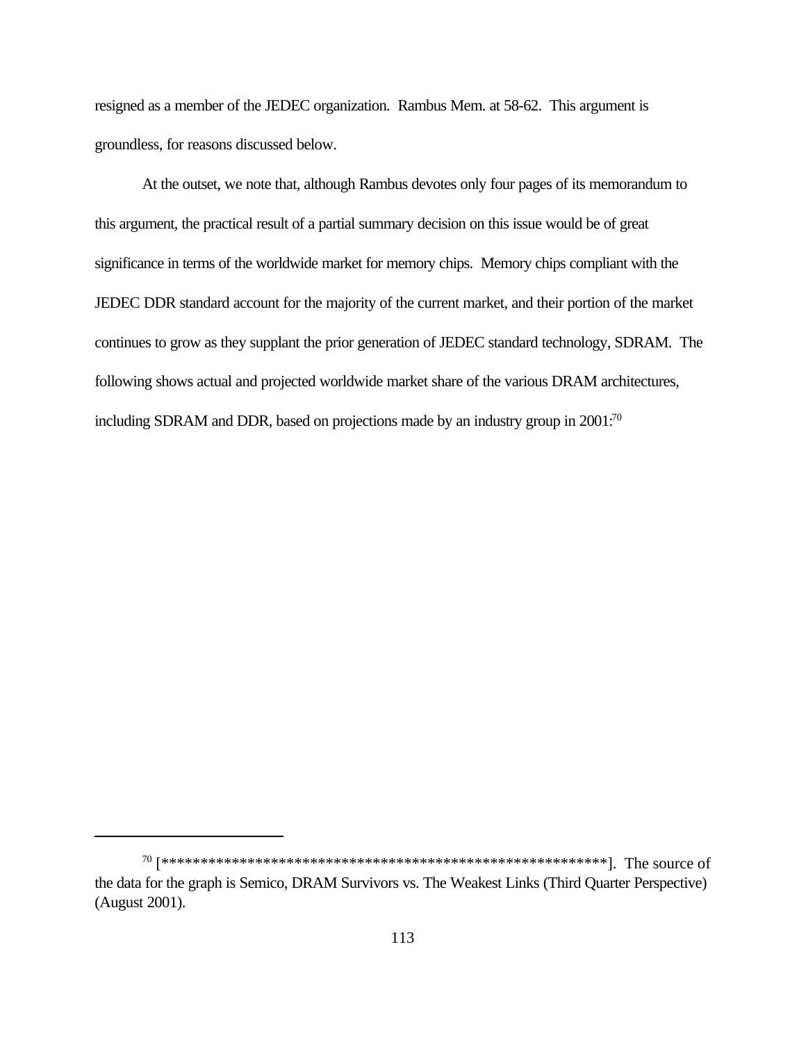resigned as a member of the JEDEC organization. Rambus Mem. at 58-62. This argument is groundless, for reasons discussed below.

At the outset, we note that, although Rambus devotes only four pages of its memorandum to this argument, the practical result of a partial summary decision on this issue would be of great significance in terms of the worldwide market for memory chips. Memory chips compliant with the JEDEC DDR standard account for the majority of the current market, and their portion of the market continues to grow as they supplant the prior generation of JEDEC standard technology, SDRAM. The following shows actual and projected worldwide market share of the various DRAM architectures, including SDRAM and DDR, based on projections made by an industry group in 2001:[70]

---

[70] [**********************************************************]. The source of the data for the graph is Semico, DRAM Survivors vs. The Weakest Links (Third Quarter Perspective) (August 2001).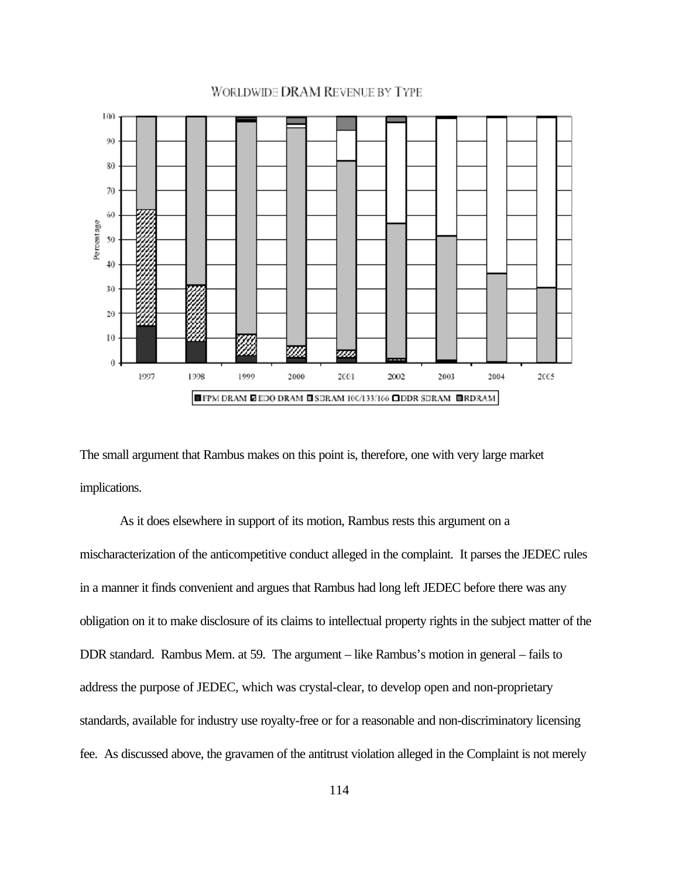WORLDWIDE DRAM REVENUE BY TYPE

The small argument that Rambus makes on this point is, therefore, one with very large market implications.

As it does elsewhere in support of its motion, Rambus rests this argument on a mischaracterization of the anticompetitive conduct alleged in the complaint. It parses the JEDEC rules in a manner it finds convenient and argues that Rambus had long left JEDEC before there was any obligation on it to make disclosure of its claims to intellectual property rights in the subject matter of the DDR standard. Rambus Mem. at 59. The argument – like Rambus's motion in general – fails to address the purpose of JEDEC, which was crystal-clear, to develop open and non-proprietary standards, available for industry use royalty-free or for a reasonable and non-discriminatory licensing fee. As discussed above, the gravamen of the antitrust violation alleged in the Complaint is not merely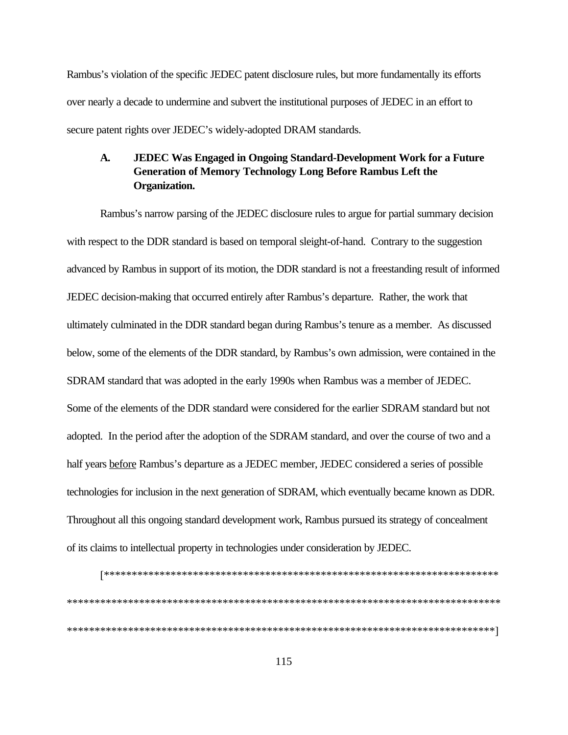Rambus's violation of the specific JEDEC patent disclosure rules, but more fundamentally its efforts over nearly a decade to undermine and subvert the institutional purposes of JEDEC in an effort to secure patent rights over JEDEC's widely-adopted DRAM standards.

### A. JEDEC Was Engaged in Ongoing Standard-Development Work for a Future Generation of Memory Technology Long Before Rambus Left the Organization.

Rambus's narrow parsing of the JEDEC disclosure rules to argue for partial summary decision with respect to the DDR standard is based on temporal sleight-of-hand. Contrary to the suggestion advanced by Rambus in support of its motion, the DDR standard is not a freestanding result of informed JEDEC decision-making that occurred entirely after Rambus's departure. Rather, the work that ultimately culminated in the DDR standard began during Rambus's tenure as a member. As discussed below, some of the elements of the DDR standard, by Rambus's own admission, were contained in the SDRAM standard that was adopted in the early 1990s when Rambus was a member of JEDEC. Some of the elements of the DDR standard were considered for the earlier SDRAM standard but not adopted. In the period after the adoption of the SDRAM standard, and over the course of two and a half years <u>before</u> Rambus's departure as a JEDEC member, JEDEC considered a series of possible technologies for inclusion in the next generation of SDRAM, which eventually became known as DDR. Throughout all this ongoing standard development work, Rambus pursued its strategy of concealment of its claims to intellectual property in technologies under consideration by JEDEC.

[*************************************************************************
*********************************************************************************
*********************************************************************************]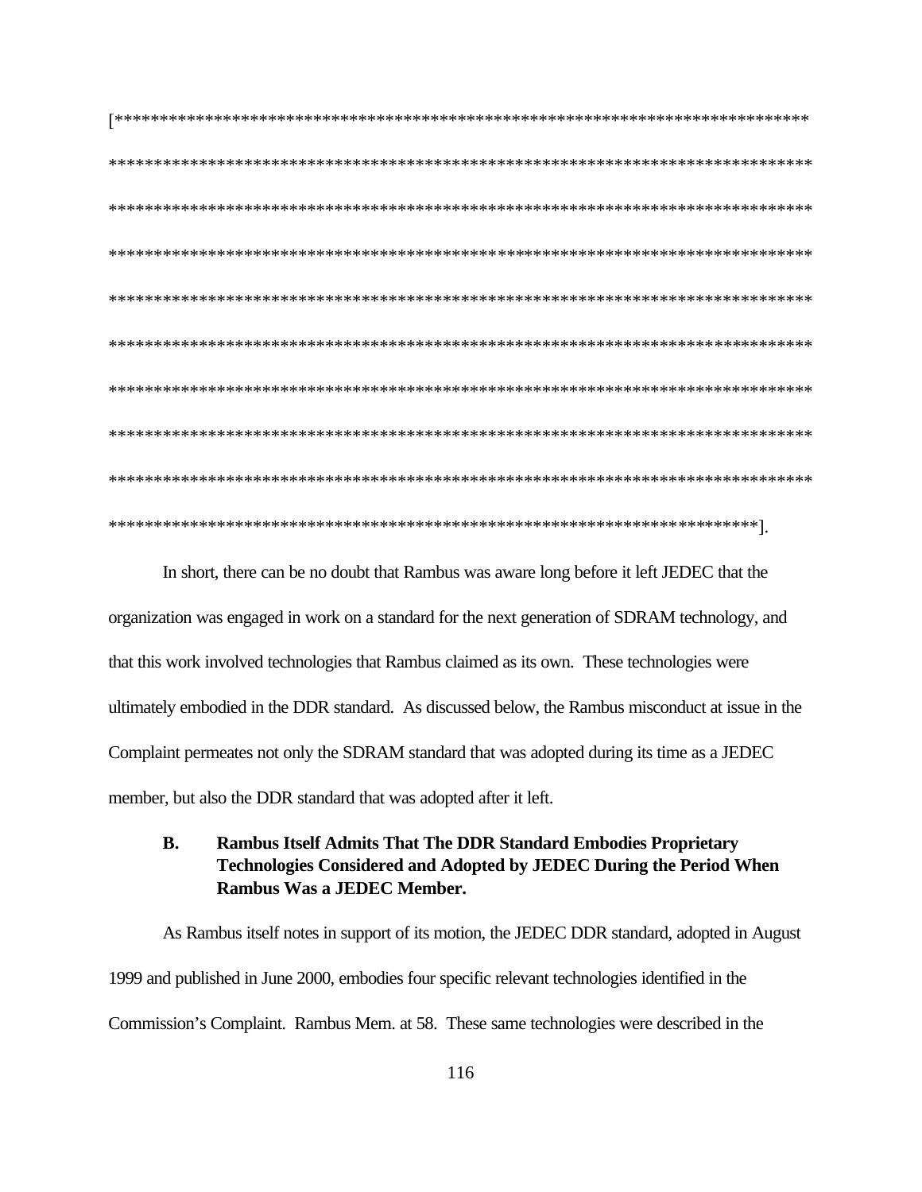[*****************************************************************************
*****************************************************************************
*****************************************************************************
*****************************************************************************
*****************************************************************************
*****************************************************************************
*****************************************************************************
*****************************************************************************
*****************************************************************************
************************************************************************].

In short, there can be no doubt that Rambus was aware long before it left JEDEC that the organization was engaged in work on a standard for the next generation of SDRAM technology, and that this work involved technologies that Rambus claimed as its own. These technologies were ultimately embodied in the DDR standard. As discussed below, the Rambus misconduct at issue in the Complaint permeates not only the SDRAM standard that was adopted during its time as a JEDEC member, but also the DDR standard that was adopted after it left.

### B. Rambus Itself Admits That The DDR Standard Embodies Proprietary Technologies Considered and Adopted by JEDEC During the Period When Rambus Was a JEDEC Member.

As Rambus itself notes in support of its motion, the JEDEC DDR standard, adopted in August 1999 and published in June 2000, embodies four specific relevant technologies identified in the Commission's Complaint. Rambus Mem. at 58. These same technologies were described in the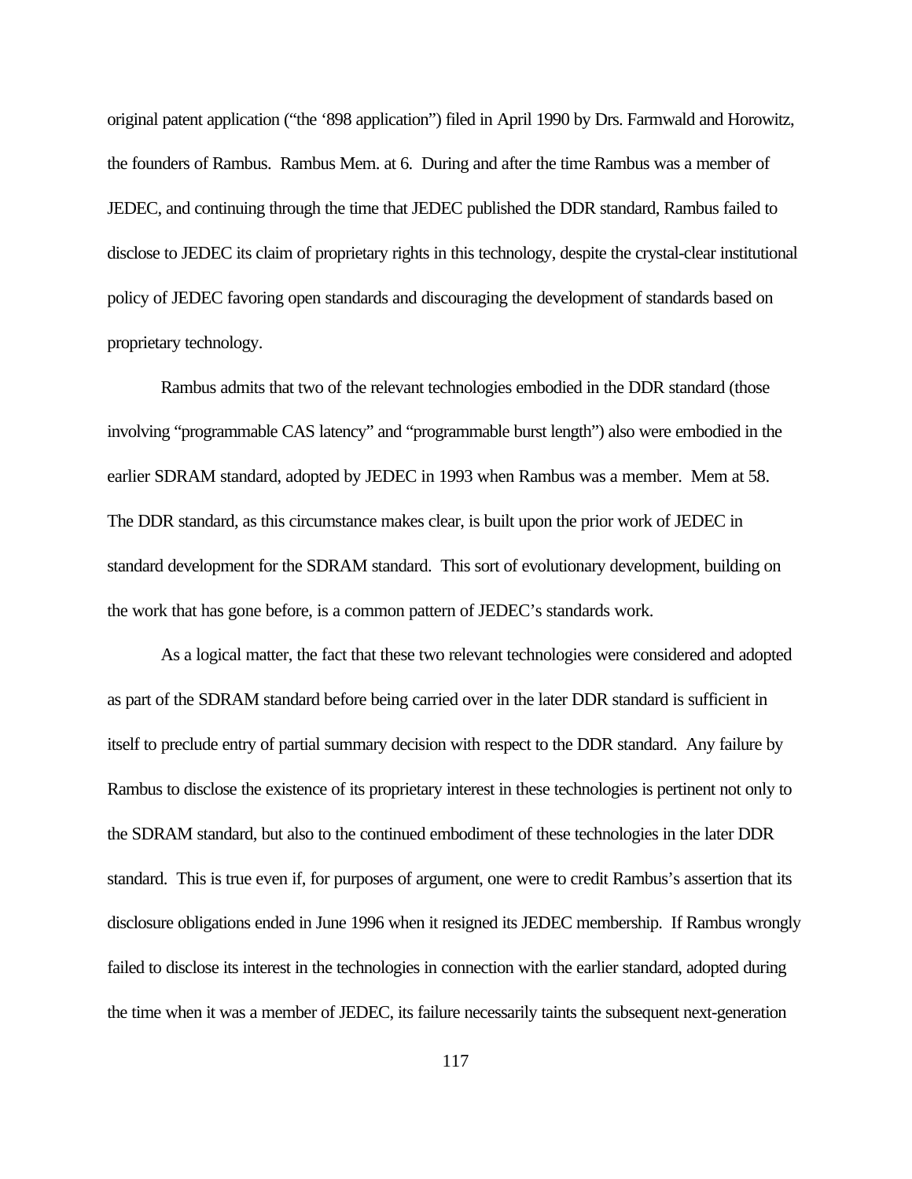original patent application ("the '898 application") filed in April 1990 by Drs. Farmwald and Horowitz, the founders of Rambus. Rambus Mem. at 6. During and after the time Rambus was a member of JEDEC, and continuing through the time that JEDEC published the DDR standard, Rambus failed to disclose to JEDEC its claim of proprietary rights in this technology, despite the crystal-clear institutional policy of JEDEC favoring open standards and discouraging the development of standards based on proprietary technology.

Rambus admits that two of the relevant technologies embodied in the DDR standard (those involving "programmable CAS latency" and "programmable burst length") also were embodied in the earlier SDRAM standard, adopted by JEDEC in 1993 when Rambus was a member. Mem at 58. The DDR standard, as this circumstance makes clear, is built upon the prior work of JEDEC in standard development for the SDRAM standard. This sort of evolutionary development, building on the work that has gone before, is a common pattern of JEDEC's standards work.

As a logical matter, the fact that these two relevant technologies were considered and adopted as part of the SDRAM standard before being carried over in the later DDR standard is sufficient in itself to preclude entry of partial summary decision with respect to the DDR standard. Any failure by Rambus to disclose the existence of its proprietary interest in these technologies is pertinent not only to the SDRAM standard, but also to the continued embodiment of these technologies in the later DDR standard. This is true even if, for purposes of argument, one were to credit Rambus's assertion that its disclosure obligations ended in June 1996 when it resigned its JEDEC membership. If Rambus wrongly failed to disclose its interest in the technologies in connection with the earlier standard, adopted during the time when it was a member of JEDEC, its failure necessarily taints the subsequent next-generation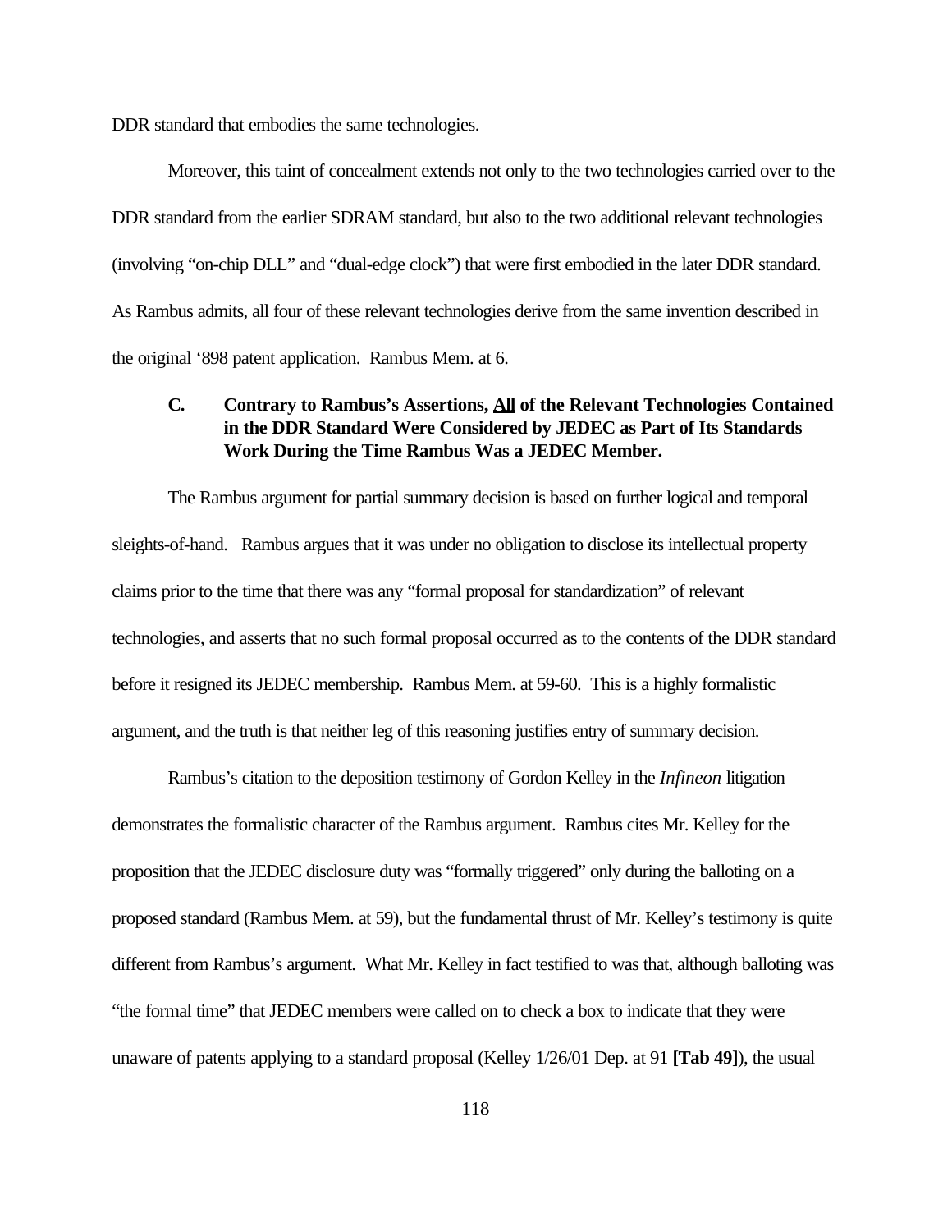DDR standard that embodies the same technologies.

Moreover, this taint of concealment extends not only to the two technologies carried over to the DDR standard from the earlier SDRAM standard, but also to the two additional relevant technologies (involving "on-chip DLL" and "dual-edge clock") that were first embodied in the later DDR standard. As Rambus admits, all four of these relevant technologies derive from the same invention described in the original '898 patent application. Rambus Mem. at 6.

### C. Contrary to Rambus's Assertions, <u>All</u> of the Relevant Technologies Contained in the DDR Standard Were Considered by JEDEC as Part of Its Standards Work During the Time Rambus Was a JEDEC Member.

The Rambus argument for partial summary decision is based on further logical and temporal sleights-of-hand. Rambus argues that it was under no obligation to disclose its intellectual property claims prior to the time that there was any "formal proposal for standardization" of relevant technologies, and asserts that no such formal proposal occurred as to the contents of the DDR standard before it resigned its JEDEC membership. Rambus Mem. at 59-60. This is a highly formalistic argument, and the truth is that neither leg of this reasoning justifies entry of summary decision.

Rambus's citation to the deposition testimony of Gordon Kelley in the *Infineon* litigation demonstrates the formalistic character of the Rambus argument. Rambus cites Mr. Kelley for the proposition that the JEDEC disclosure duty was "formally triggered" only during the balloting on a proposed standard (Rambus Mem. at 59), but the fundamental thrust of Mr. Kelley's testimony is quite different from Rambus's argument. What Mr. Kelley in fact testified to was that, although balloting was "the formal time" that JEDEC members were called on to check a box to indicate that they were unaware of patents applying to a standard proposal (Kelley 1/26/01 Dep. at 91 **[Tab 49]**), the usual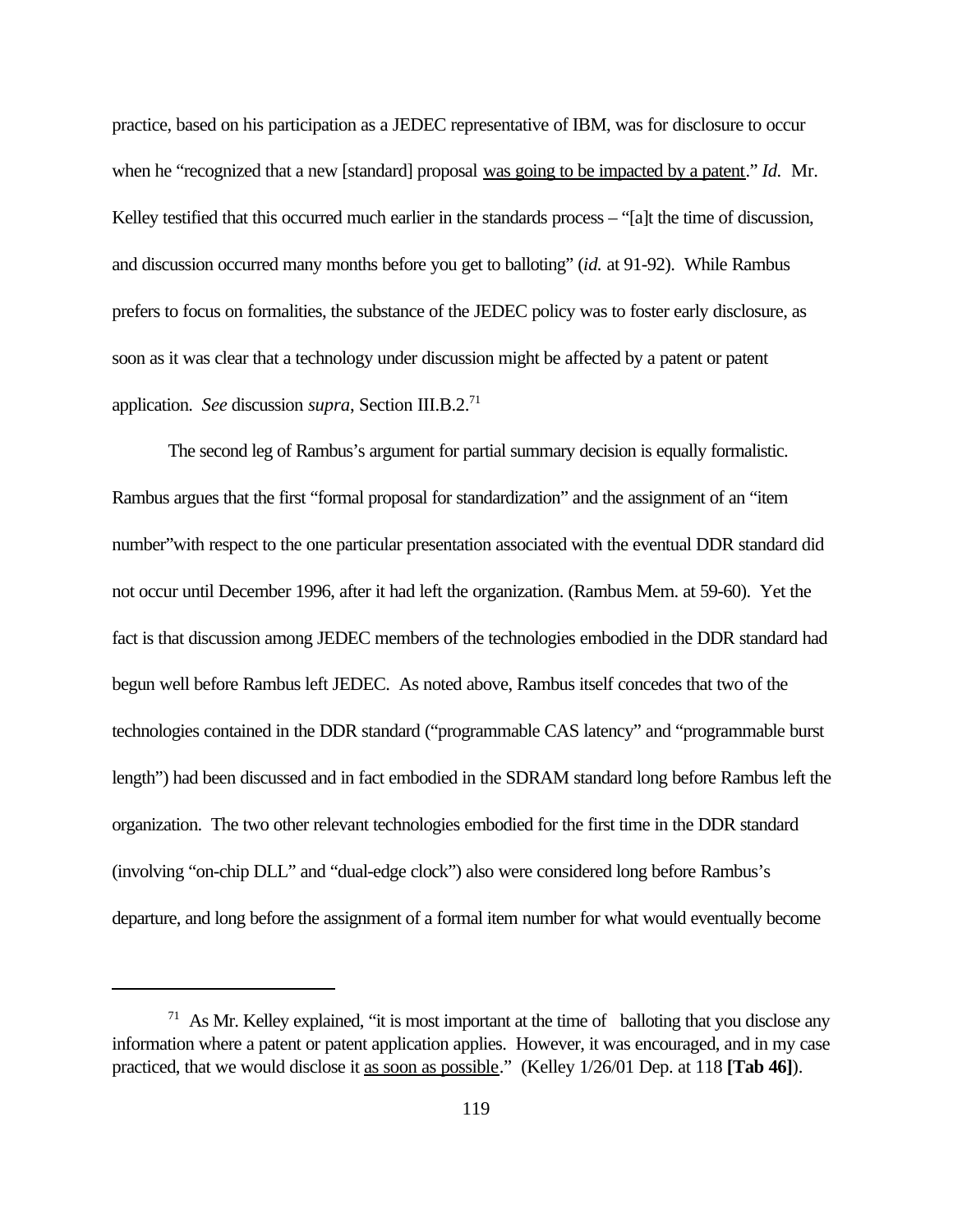practice, based on his participation as a JEDEC representative of IBM, was for disclosure to occur when he "recognized that a new [standard] proposal <u>was going to be impacted by a patent</u>." *Id.* Mr. Kelley testified that this occurred much earlier in the standards process – "[a]t the time of discussion, and discussion occurred many months before you get to balloting" (*id.* at 91-92). While Rambus prefers to focus on formalities, the substance of the JEDEC policy was to foster early disclosure, as soon as it was clear that a technology under discussion might be affected by a patent or patent application. *See* discussion *supra*, Section III.B.2.[71]

The second leg of Rambus's argument for partial summary decision is equally formalistic. Rambus argues that the first "formal proposal for standardization" and the assignment of an "item number"with respect to the one particular presentation associated with the eventual DDR standard did not occur until December 1996, after it had left the organization. (Rambus Mem. at 59-60). Yet the fact is that discussion among JEDEC members of the technologies embodied in the DDR standard had begun well before Rambus left JEDEC. As noted above, Rambus itself concedes that two of the technologies contained in the DDR standard ("programmable CAS latency" and "programmable burst length") had been discussed and in fact embodied in the SDRAM standard long before Rambus left the organization. The two other relevant technologies embodied for the first time in the DDR standard (involving "on-chip DLL" and "dual-edge clock") also were considered long before Rambus's departure, and long before the assignment of a formal item number for what would eventually become

---

[71] As Mr. Kelley explained, "it is most important at the time of balloting that you disclose any information where a patent or patent application applies. However, it was encouraged, and in my case practiced, that we would disclose it <u>as soon as possible</u>." (Kelley 1/26/01 Dep. at 118 **[Tab 46]**).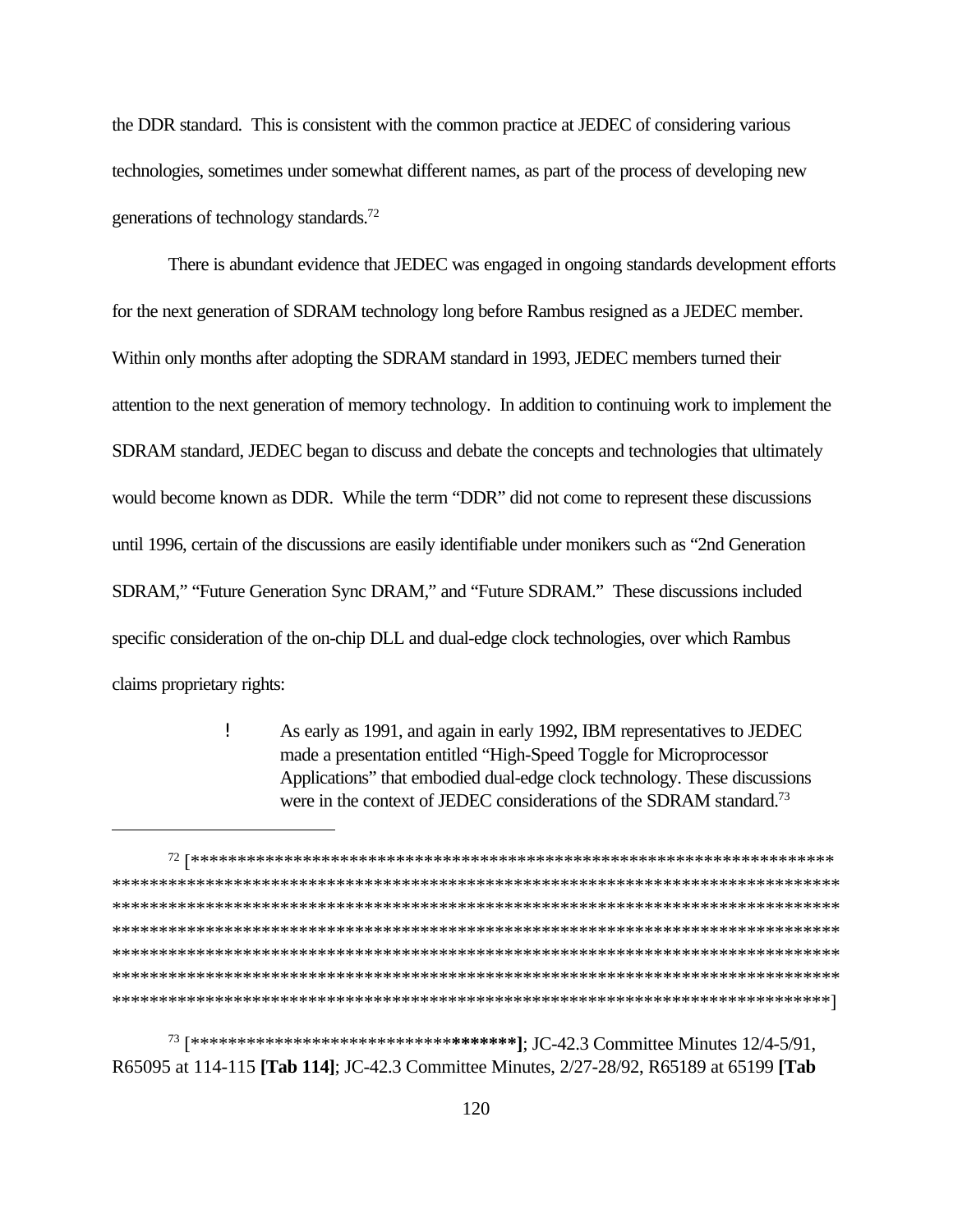the DDR standard. This is consistent with the common practice at JEDEC of considering various technologies, sometimes under somewhat different names, as part of the process of developing new generations of technology standards.[72]

There is abundant evidence that JEDEC was engaged in ongoing standards development efforts for the next generation of SDRAM technology long before Rambus resigned as a JEDEC member. Within only months after adopting the SDRAM standard in 1993, JEDEC members turned their attention to the next generation of memory technology. In addition to continuing work to implement the SDRAM standard, JEDEC began to discuss and debate the concepts and technologies that ultimately would become known as DDR. While the term "DDR" did not come to represent these discussions until 1996, certain of the discussions are easily identifiable under monikers such as "2nd Generation SDRAM," "Future Generation Sync DRAM," and "Future SDRAM." These discussions included specific consideration of the on-chip DLL and dual-edge clock technologies, over which Rambus claims proprietary rights:

- As early as 1991, and again in early 1992, IBM representatives to JEDEC made a presentation entitled "High-Speed Toggle for Microprocessor Applications" that embodied dual-edge clock technology. These discussions were in the context of JEDEC considerations of the SDRAM standard.[73]

---

[72] [*********************************************************************** ******************************************************************************** ******************************************************************************** ******************************************************************************** ******************************************************************************** ******************************************************************************** ********************************************************************************]

[73] [*************************************]; JC-42.3 Committee Minutes 12/4-5/91, R65095 at 114-115 **[Tab 114]**; JC-42.3 Committee Minutes, 2/27-28/92, R65189 at 65199 **[Tab**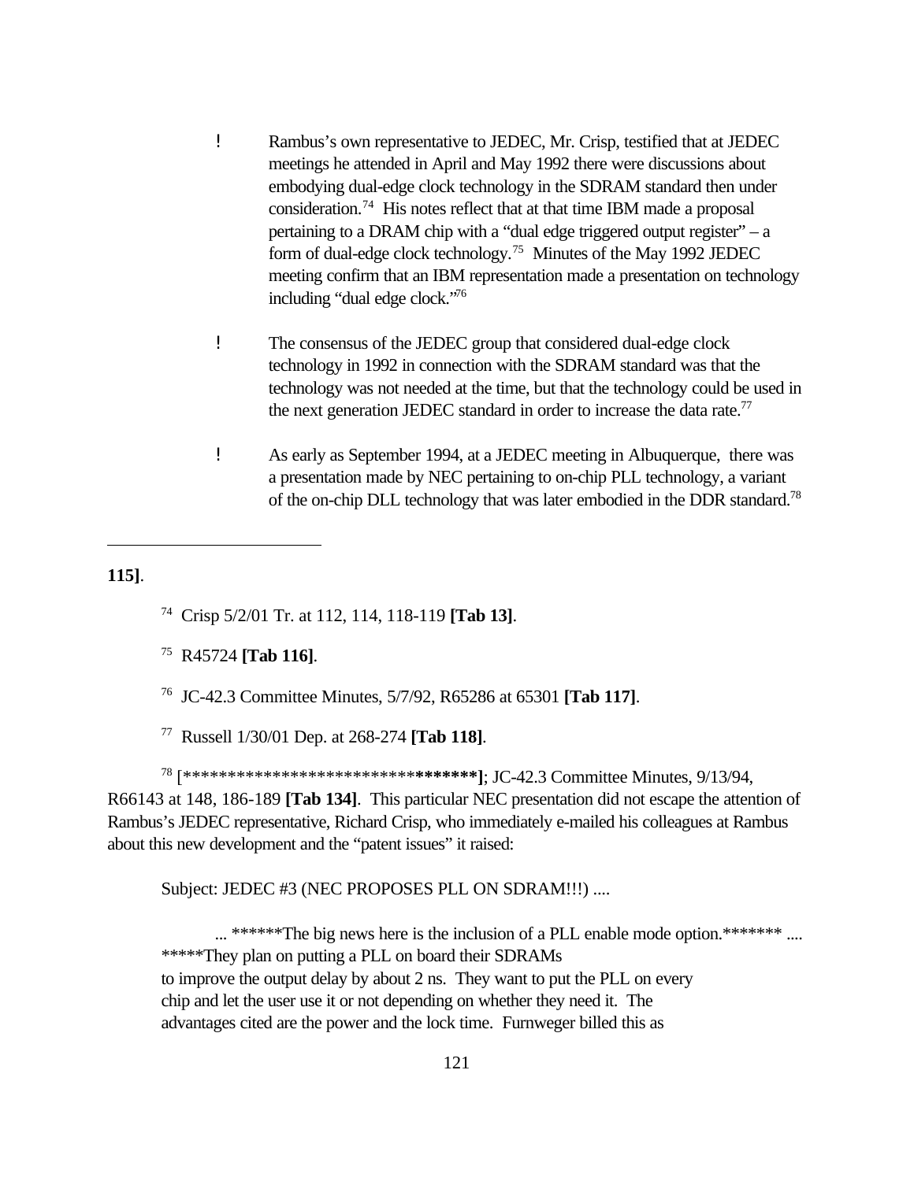- Rambus's own representative to JEDEC, Mr. Crisp, testified that at JEDEC meetings he attended in April and May 1992 there were discussions about embodying dual-edge clock technology in the SDRAM standard then under consideration.[74] His notes reflect that at that time IBM made a proposal pertaining to a DRAM chip with a "dual edge triggered output register" – a form of dual-edge clock technology.[75] Minutes of the May 1992 JEDEC meeting confirm that an IBM representation made a presentation on technology including "dual edge clock."[76]

- The consensus of the JEDEC group that considered dual-edge clock technology in 1992 in connection with the SDRAM standard was that the technology was not needed at the time, but that the technology could be used in the next generation JEDEC standard in order to increase the data rate.[77]

- As early as September 1994, at a JEDEC meeting in Albuquerque, there was a presentation made by NEC pertaining to on-chip PLL technology, a variant of the on-chip DLL technology that was later embodied in the DDR standard.[78]

---

**115]**.

[74] Crisp 5/2/01 Tr. at 112, 114, 118-119 **[Tab 13]**.

[75] R45724 **[Tab 116]**.

[76] JC-42.3 Committee Minutes, 5/7/92, R65286 at 65301 **[Tab 117]**.

[77] Russell 1/30/01 Dep. at 268-274 **[Tab 118]**.

[78] [************************************]; JC-42.3 Committee Minutes, 9/13/94, R66143 at 148, 186-189 **[Tab 134]**. This particular NEC presentation did not escape the attention of Rambus's JEDEC representative, Richard Crisp, who immediately e-mailed his colleagues at Rambus about this new development and the "patent issues" it raised:

> Subject: JEDEC #3 (NEC PROPOSES PLL ON SDRAM!!!) ....
>
> ... ******The big news here is the inclusion of a PLL enable mode option.******* .... *****They plan on putting a PLL on board their SDRAMs to improve the output delay by about 2 ns. They want to put the PLL on every chip and let the user use it or not depending on whether they need it. The advantages cited are the power and the lock time. Furnweger billed this as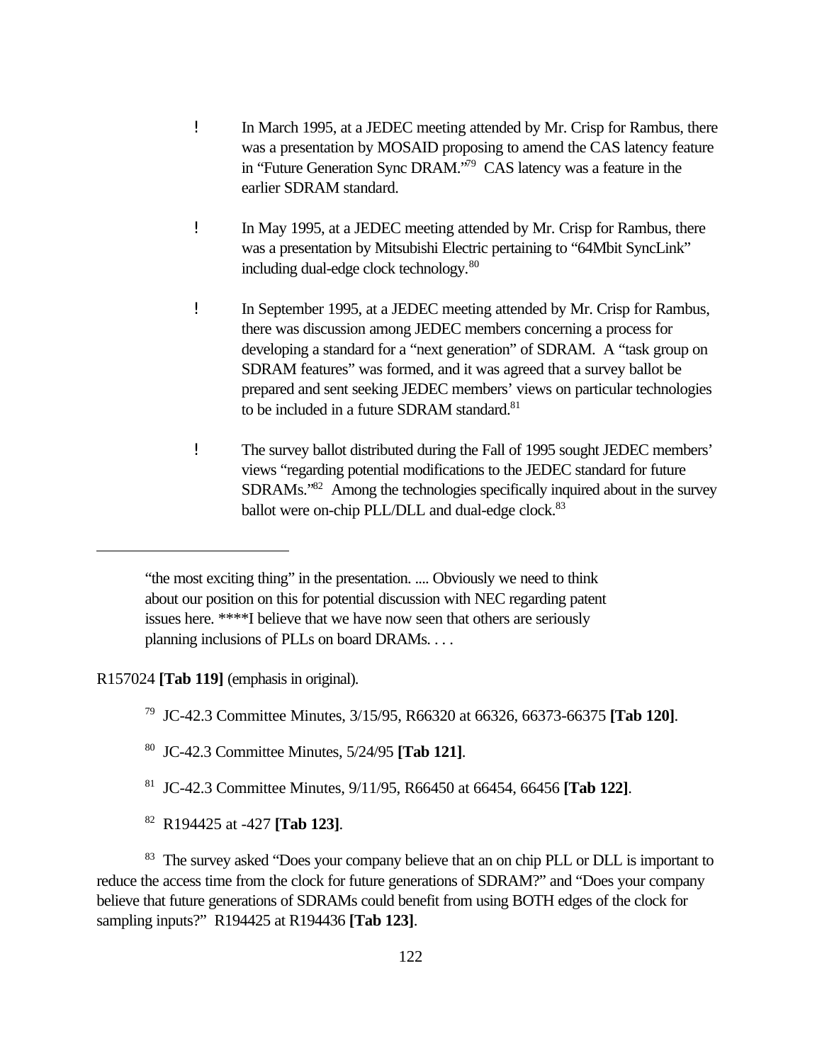- In March 1995, at a JEDEC meeting attended by Mr. Crisp for Rambus, there was a presentation by MOSAID proposing to amend the CAS latency feature in "Future Generation Sync DRAM."[79] CAS latency was a feature in the earlier SDRAM standard.

- In May 1995, at a JEDEC meeting attended by Mr. Crisp for Rambus, there was a presentation by Mitsubishi Electric pertaining to "64Mbit SyncLink" including dual-edge clock technology.[80]

- In September 1995, at a JEDEC meeting attended by Mr. Crisp for Rambus, there was discussion among JEDEC members concerning a process for developing a standard for a "next generation" of SDRAM. A "task group on SDRAM features" was formed, and it was agreed that a survey ballot be prepared and sent seeking JEDEC members' views on particular technologies to be included in a future SDRAM standard.[81]

- The survey ballot distributed during the Fall of 1995 sought JEDEC members' views "regarding potential modifications to the JEDEC standard for future SDRAMs."[82] Among the technologies specifically inquired about in the survey ballot were on-chip PLL/DLL and dual-edge clock.[83]

---

> "the most exciting thing" in the presentation. .... Obviously we need to think about our position on this for potential discussion with NEC regarding patent issues here. ****I believe that we have now seen that others are seriously planning inclusions of PLLs on board DRAMs. . . .

R157024 **[Tab 119]** (emphasis in original).

[79] JC-42.3 Committee Minutes, 3/15/95, R66320 at 66326, 66373-66375 **[Tab 120]**.

[80] JC-42.3 Committee Minutes, 5/24/95 **[Tab 121]**.

[81] JC-42.3 Committee Minutes, 9/11/95, R66450 at 66454, 66456 **[Tab 122]**.

[82] R194425 at -427 **[Tab 123]**.

[83] The survey asked "Does your company believe that an on chip PLL or DLL is important to reduce the access time from the clock for future generations of SDRAM?" and "Does your company believe that future generations of SDRAMs could benefit from using BOTH edges of the clock for sampling inputs?" R194425 at R194436 **[Tab 123]**.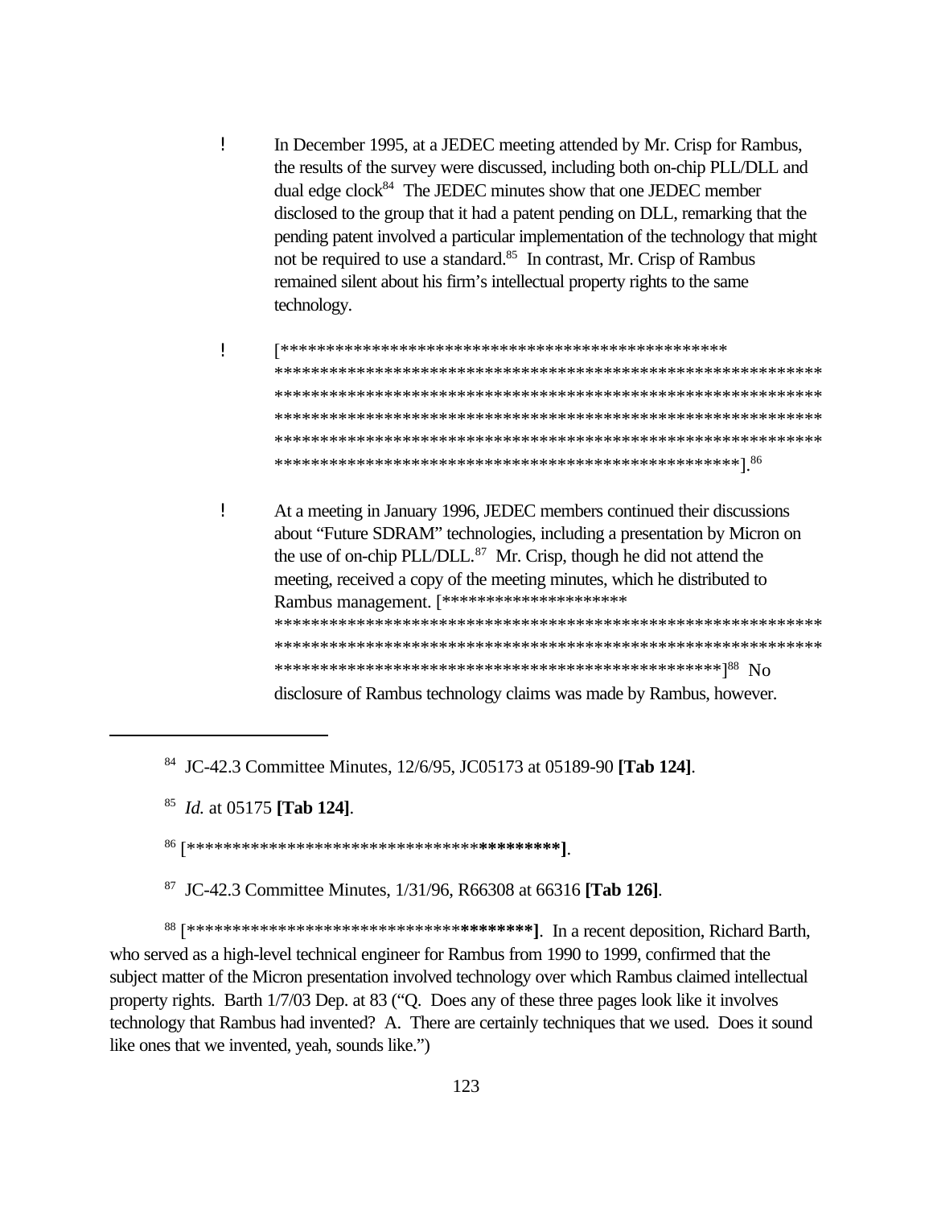- In December 1995, at a JEDEC meeting attended by Mr. Crisp for Rambus, the results of the survey were discussed, including both on-chip PLL/DLL and dual edge clock[84] The JEDEC minutes show that one JEDEC member disclosed to the group that it had a patent pending on DLL, remarking that the pending patent involved a particular implementation of the technology that might not be required to use a standard.[85] In contrast, Mr. Crisp of Rambus remained silent about his firm's intellectual property rights to the same technology.

- [***************************************************************************************************************************************************************************************************************************************************************************************************************************************].[86]

- At a meeting in January 1996, JEDEC members continued their discussions about "Future SDRAM" technologies, including a presentation by Micron on the use of on-chip PLL/DLL.[87] Mr. Crisp, though he did not attend the meeting, received a copy of the meeting minutes, which he distributed to Rambus management. [****************************************************************************************************************************************************************************][88] No disclosure of Rambus technology claims was made by Rambus, however.

---

[84] JC-42.3 Committee Minutes, 12/6/95, JC05173 at 05189-90 **[Tab 124]**.

[85] *Id.* at 05175 **[Tab 124]**.

[86] [*************************************************].

[87] JC-42.3 Committee Minutes, 1/31/96, R66308 at 66316 **[Tab 126]**.

[88] [***************************************]. In a recent deposition, Richard Barth, who served as a high-level technical engineer for Rambus from 1990 to 1999, confirmed that the subject matter of the Micron presentation involved technology over which Rambus claimed intellectual property rights. Barth 1/7/03 Dep. at 83 ("Q. Does any of these three pages look like it involves technology that Rambus had invented? A. There are certainly techniques that we used. Does it sound like ones that we invented, yeah, sounds like.")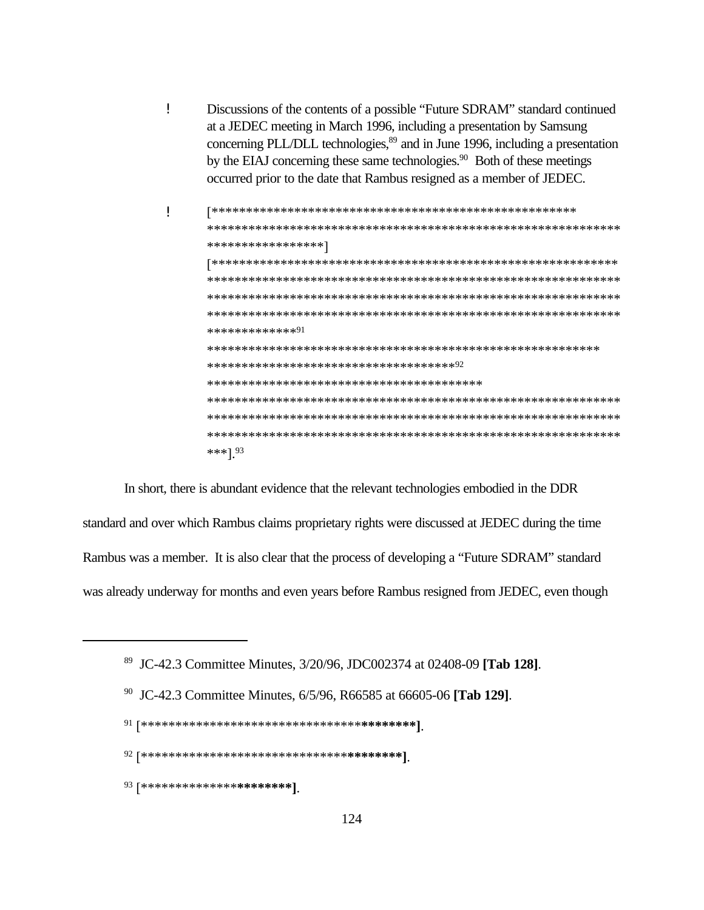- Discussions of the contents of a possible "Future SDRAM" standard continued at a JEDEC meeting in March 1996, including a presentation by Samsung concerning PLL/DLL technologies,[89] and in June 1996, including a presentation by the EIAJ concerning these same technologies.[90] Both of these meetings occurred prior to the date that Rambus resigned as a member of JEDEC.

- [*************************************************************************************************************************************]
  [**********************************************************************************************************************************************************************************************************************************************************[91] ***************************************************************************************************[92] ****************************************************************************************************************************************************************************************************************************************].[93]

In short, there is abundant evidence that the relevant technologies embodied in the DDR standard and over which Rambus claims proprietary rights were discussed at JEDEC during the time Rambus was a member. It is also clear that the process of developing a "Future SDRAM" standard was already underway for months and even years before Rambus resigned from JEDEC, even though

---

[89] JC-42.3 Committee Minutes, 3/20/96, JDC002374 at 02408-09 **[Tab 128]**.

[90] JC-42.3 Committee Minutes, 6/5/96, R66585 at 66605-06 **[Tab 129]**.

[91] [*****************************************].

[92] [****************************************].

[93] [**********************].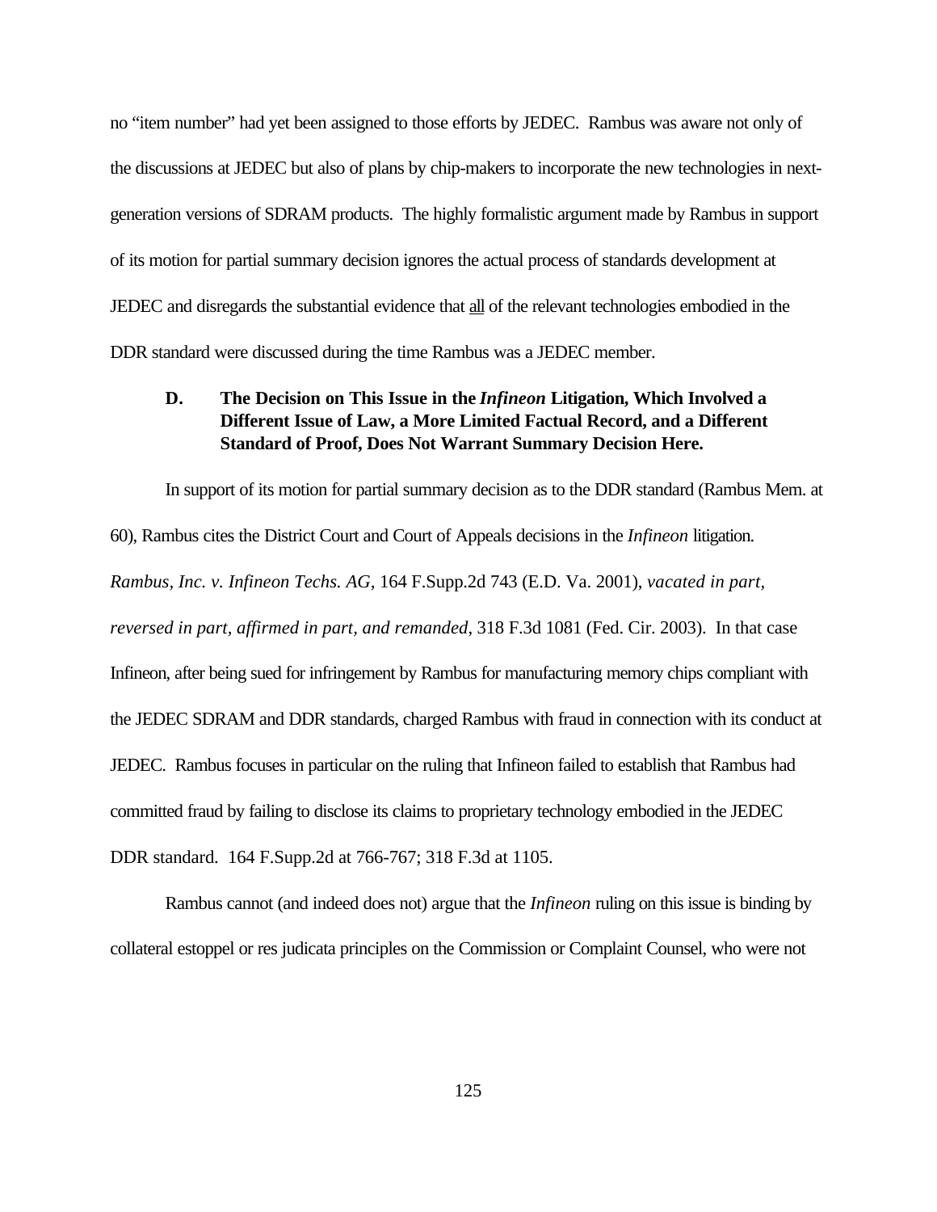no "item number" had yet been assigned to those efforts by JEDEC. Rambus was aware not only of the discussions at JEDEC but also of plans by chip-makers to incorporate the new technologies in next-generation versions of SDRAM products. The highly formalistic argument made by Rambus in support of its motion for partial summary decision ignores the actual process of standards development at JEDEC and disregards the substantial evidence that all of the relevant technologies embodied in the DDR standard were discussed during the time Rambus was a JEDEC member.

### D. The Decision on This Issue in the *Infineon* Litigation, Which Involved a Different Issue of Law, a More Limited Factual Record, and a Different Standard of Proof, Does Not Warrant Summary Decision Here.

In support of its motion for partial summary decision as to the DDR standard (Rambus Mem. at 60), Rambus cites the District Court and Court of Appeals decisions in the *Infineon* litigation. *Rambus, Inc. v. Infineon Techs. AG*, 164 F.Supp.2d 743 (E.D. Va. 2001), *vacated in part, reversed in part, affirmed in part, and remanded*, 318 F.3d 1081 (Fed. Cir. 2003). In that case Infineon, after being sued for infringement by Rambus for manufacturing memory chips compliant with the JEDEC SDRAM and DDR standards, charged Rambus with fraud in connection with its conduct at JEDEC. Rambus focuses in particular on the ruling that Infineon failed to establish that Rambus had committed fraud by failing to disclose its claims to proprietary technology embodied in the JEDEC DDR standard. 164 F.Supp.2d at 766-767; 318 F.3d at 1105.

Rambus cannot (and indeed does not) argue that the *Infineon* ruling on this issue is binding by collateral estoppel or res judicata principles on the Commission or Complaint Counsel, who were not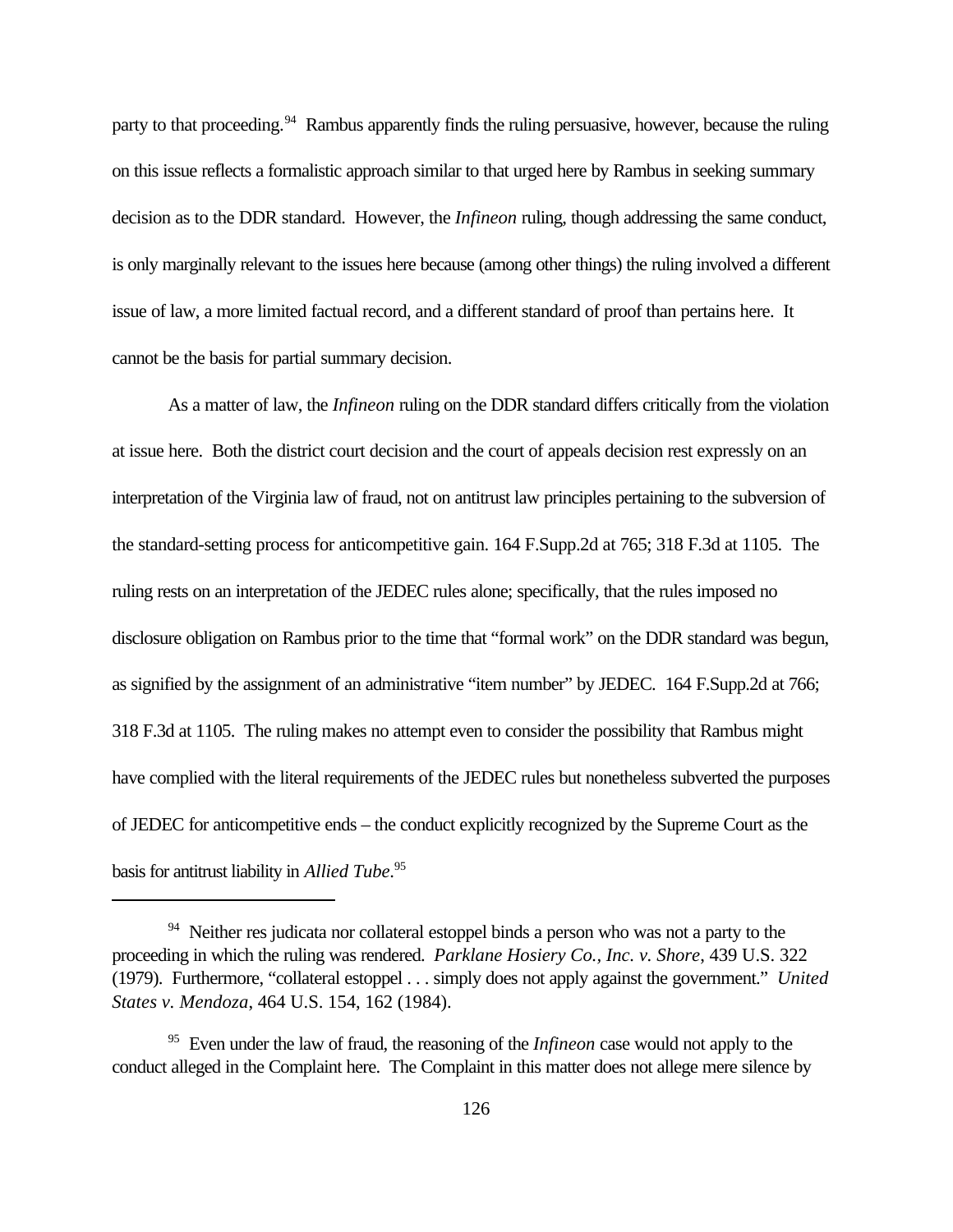party to that proceeding.[94] Rambus apparently finds the ruling persuasive, however, because the ruling on this issue reflects a formalistic approach similar to that urged here by Rambus in seeking summary decision as to the DDR standard. However, the *Infineon* ruling, though addressing the same conduct, is only marginally relevant to the issues here because (among other things) the ruling involved a different issue of law, a more limited factual record, and a different standard of proof than pertains here. It cannot be the basis for partial summary decision.

As a matter of law, the *Infineon* ruling on the DDR standard differs critically from the violation at issue here. Both the district court decision and the court of appeals decision rest expressly on an interpretation of the Virginia law of fraud, not on antitrust law principles pertaining to the subversion of the standard-setting process for anticompetitive gain. 164 F.Supp.2d at 765; 318 F.3d at 1105. The ruling rests on an interpretation of the JEDEC rules alone; specifically, that the rules imposed no disclosure obligation on Rambus prior to the time that "formal work" on the DDR standard was begun, as signified by the assignment of an administrative "item number" by JEDEC. 164 F.Supp.2d at 766; 318 F.3d at 1105. The ruling makes no attempt even to consider the possibility that Rambus might have complied with the literal requirements of the JEDEC rules but nonetheless subverted the purposes of JEDEC for anticompetitive ends – the conduct explicitly recognized by the Supreme Court as the basis for antitrust liability in *Allied Tube*.[95]

---

[94] Neither res judicata nor collateral estoppel binds a person who was not a party to the proceeding in which the ruling was rendered. *Parklane Hosiery Co., Inc. v. Shore*, 439 U.S. 322 (1979). Furthermore, "collateral estoppel . . . simply does not apply against the government." *United States v. Mendoza*, 464 U.S. 154, 162 (1984).

[95] Even under the law of fraud, the reasoning of the *Infineon* case would not apply to the conduct alleged in the Complaint here. The Complaint in this matter does not allege mere silence by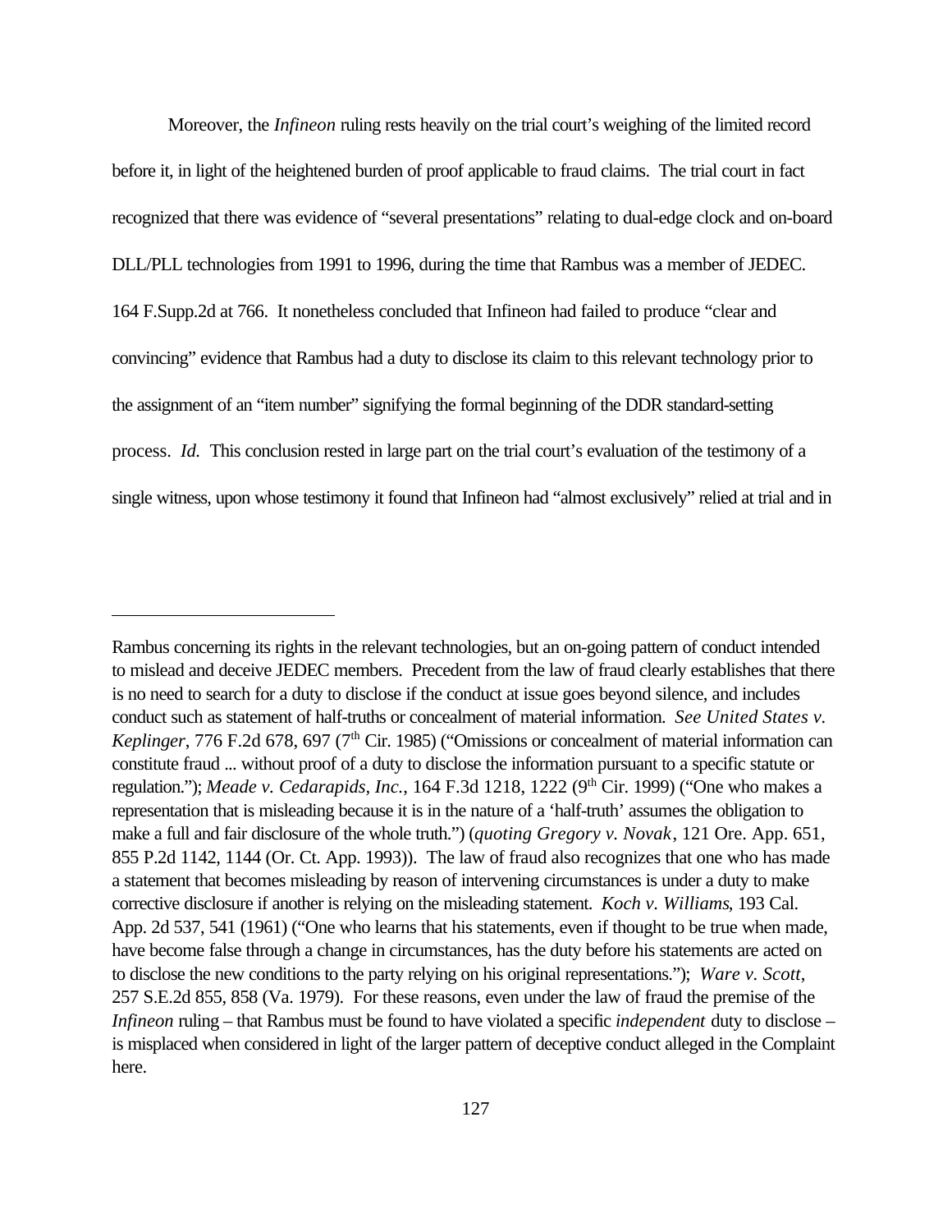Moreover, the *Infineon* ruling rests heavily on the trial court's weighing of the limited record before it, in light of the heightened burden of proof applicable to fraud claims. The trial court in fact recognized that there was evidence of "several presentations" relating to dual-edge clock and on-board DLL/PLL technologies from 1991 to 1996, during the time that Rambus was a member of JEDEC. 164 F.Supp.2d at 766. It nonetheless concluded that Infineon had failed to produce "clear and convincing" evidence that Rambus had a duty to disclose its claim to this relevant technology prior to the assignment of an "item number" signifying the formal beginning of the DDR standard-setting process. *Id.* This conclusion rested in large part on the trial court's evaluation of the testimony of a single witness, upon whose testimony it found that Infineon had "almost exclusively" relied at trial and in

---

Rambus concerning its rights in the relevant technologies, but an on-going pattern of conduct intended to mislead and deceive JEDEC members. Precedent from the law of fraud clearly establishes that there is no need to search for a duty to disclose if the conduct at issue goes beyond silence, and includes conduct such as statement of half-truths or concealment of material information. *See United States v. Keplinger*, 776 F.2d 678, 697 (7th Cir. 1985) ("Omissions or concealment of material information can constitute fraud ... without proof of a duty to disclose the information pursuant to a specific statute or regulation."); *Meade v. Cedarapids, Inc.*, 164 F.3d 1218, 1222 (9th Cir. 1999) ("One who makes a representation that is misleading because it is in the nature of a 'half-truth' assumes the obligation to make a full and fair disclosure of the whole truth.") (*quoting Gregory v. Novak*, 121 Ore. App. 651, 855 P.2d 1142, 1144 (Or. Ct. App. 1993)). The law of fraud also recognizes that one who has made a statement that becomes misleading by reason of intervening circumstances is under a duty to make corrective disclosure if another is relying on the misleading statement. *Koch v. Williams*, 193 Cal. App. 2d 537, 541 (1961) ("One who learns that his statements, even if thought to be true when made, have become false through a change in circumstances, has the duty before his statements are acted on to disclose the new conditions to the party relying on his original representations."); *Ware v. Scott*, 257 S.E.2d 855, 858 (Va. 1979). For these reasons, even under the law of fraud the premise of the *Infineon* ruling – that Rambus must be found to have violated a specific *independent* duty to disclose – is misplaced when considered in light of the larger pattern of deceptive conduct alleged in the Complaint here.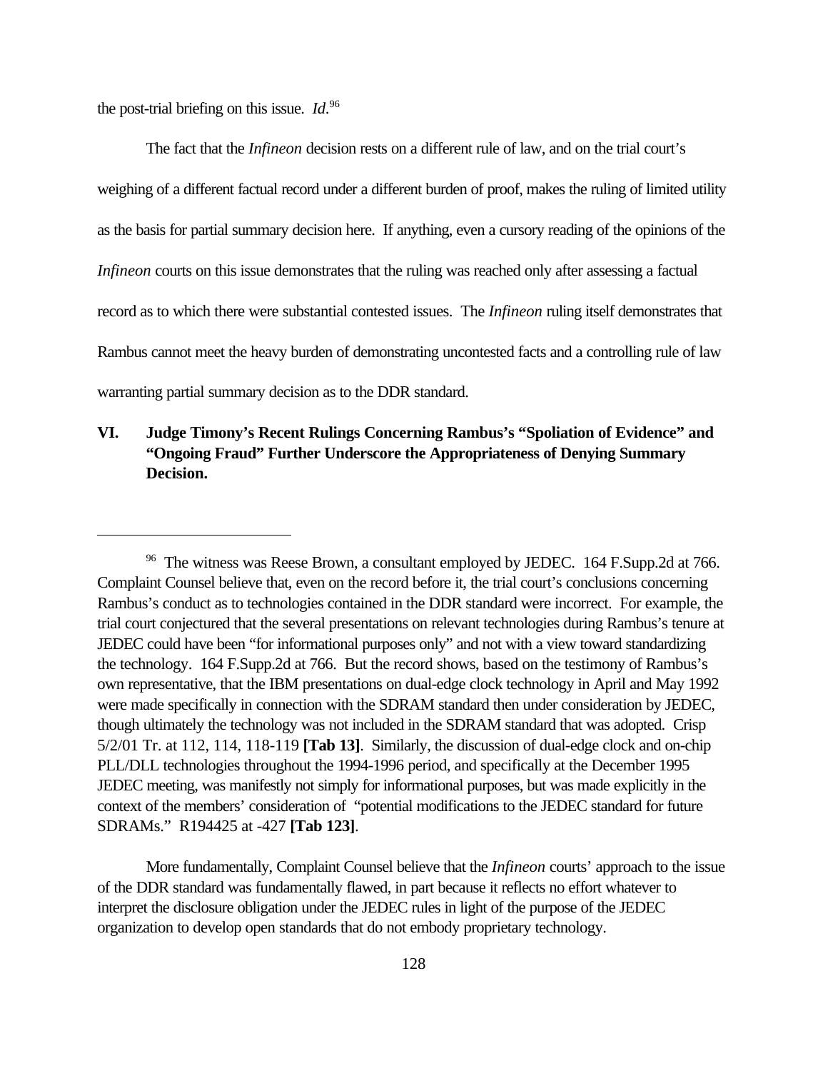the post-trial briefing on this issue. *Id*.[96]

The fact that the *Infineon* decision rests on a different rule of law, and on the trial court's weighing of a different factual record under a different burden of proof, makes the ruling of limited utility as the basis for partial summary decision here. If anything, even a cursory reading of the opinions of the *Infineon* courts on this issue demonstrates that the ruling was reached only after assessing a factual record as to which there were substantial contested issues. The *Infineon* ruling itself demonstrates that Rambus cannot meet the heavy burden of demonstrating uncontested facts and a controlling rule of law warranting partial summary decision as to the DDR standard.

## VI. Judge Timony's Recent Rulings Concerning Rambus's "Spoliation of Evidence" and "Ongoing Fraud" Further Underscore the Appropriateness of Denying Summary Decision.

---

[96] The witness was Reese Brown, a consultant employed by JEDEC. 164 F.Supp.2d at 766. Complaint Counsel believe that, even on the record before it, the trial court's conclusions concerning Rambus's conduct as to technologies contained in the DDR standard were incorrect. For example, the trial court conjectured that the several presentations on relevant technologies during Rambus's tenure at JEDEC could have been "for informational purposes only" and not with a view toward standardizing the technology. 164 F.Supp.2d at 766. But the record shows, based on the testimony of Rambus's own representative, that the IBM presentations on dual-edge clock technology in April and May 1992 were made specifically in connection with the SDRAM standard then under consideration by JEDEC, though ultimately the technology was not included in the SDRAM standard that was adopted. Crisp 5/2/01 Tr. at 112, 114, 118-119 **[Tab 13]**. Similarly, the discussion of dual-edge clock and on-chip PLL/DLL technologies throughout the 1994-1996 period, and specifically at the December 1995 JEDEC meeting, was manifestly not simply for informational purposes, but was made explicitly in the context of the members' consideration of "potential modifications to the JEDEC standard for future SDRAMs." R194425 at -427 **[Tab 123]**.

More fundamentally, Complaint Counsel believe that the *Infineon* courts' approach to the issue of the DDR standard was fundamentally flawed, in part because it reflects no effort whatever to interpret the disclosure obligation under the JEDEC rules in light of the purpose of the JEDEC organization to develop open standards that do not embody proprietary technology.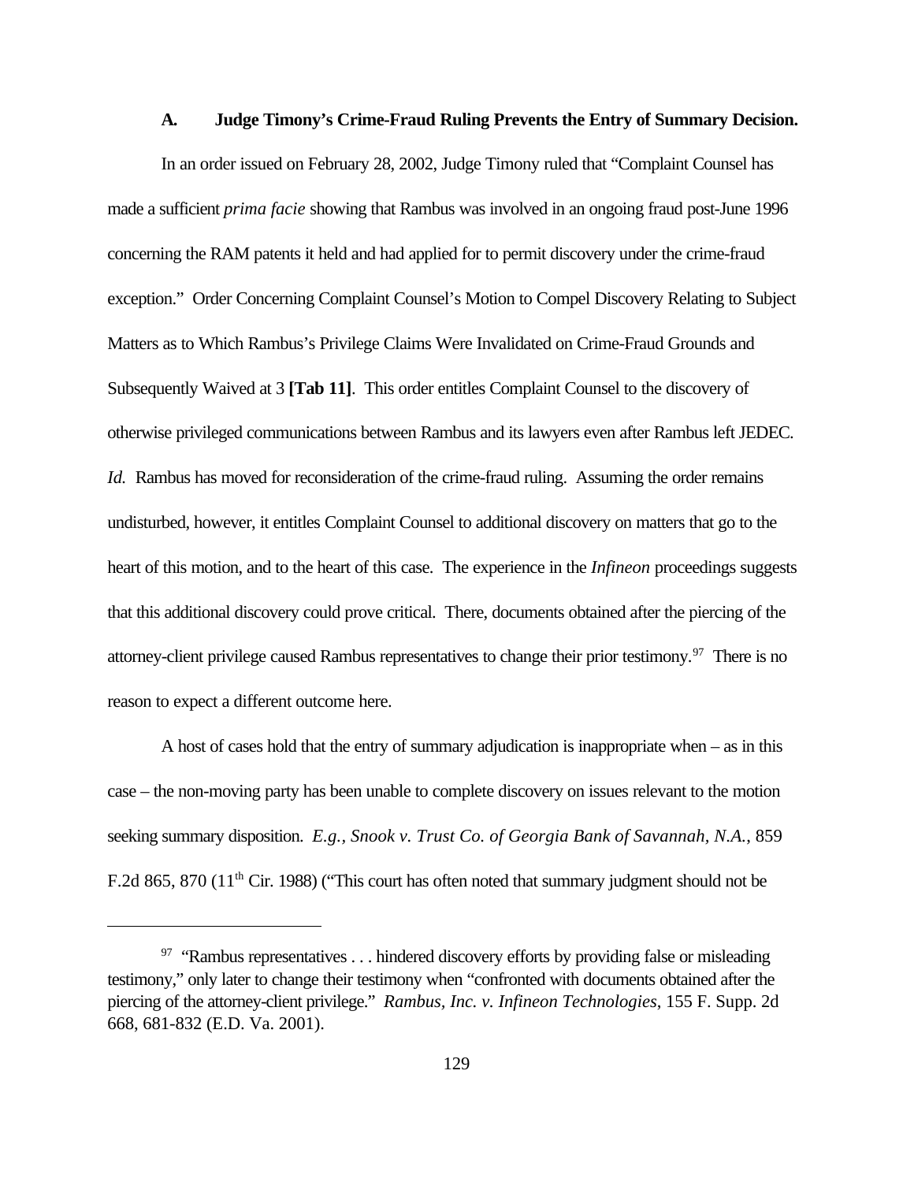### A. Judge Timony's Crime-Fraud Ruling Prevents the Entry of Summary Decision.

In an order issued on February 28, 2002, Judge Timony ruled that "Complaint Counsel has made a sufficient *prima facie* showing that Rambus was involved in an ongoing fraud post-June 1996 concerning the RAM patents it held and had applied for to permit discovery under the crime-fraud exception." Order Concerning Complaint Counsel's Motion to Compel Discovery Relating to Subject Matters as to Which Rambus's Privilege Claims Were Invalidated on Crime-Fraud Grounds and Subsequently Waived at 3 **[Tab 11]**. This order entitles Complaint Counsel to the discovery of otherwise privileged communications between Rambus and its lawyers even after Rambus left JEDEC. *Id.* Rambus has moved for reconsideration of the crime-fraud ruling. Assuming the order remains undisturbed, however, it entitles Complaint Counsel to additional discovery on matters that go to the heart of this motion, and to the heart of this case. The experience in the *Infineon* proceedings suggests that this additional discovery could prove critical. There, documents obtained after the piercing of the attorney-client privilege caused Rambus representatives to change their prior testimony.[97] There is no reason to expect a different outcome here.

A host of cases hold that the entry of summary adjudication is inappropriate when – as in this case – the non-moving party has been unable to complete discovery on issues relevant to the motion seeking summary disposition. *E.g., Snook v. Trust Co. of Georgia Bank of Savannah, N.A.*, 859 F.2d 865, 870 (11th Cir. 1988) ("This court has often noted that summary judgment should not be

---

[97] "Rambus representatives . . . hindered discovery efforts by providing false or misleading testimony," only later to change their testimony when "confronted with documents obtained after the piercing of the attorney-client privilege." *Rambus, Inc. v. Infineon Technologies*, 155 F. Supp. 2d 668, 681-832 (E.D. Va. 2001).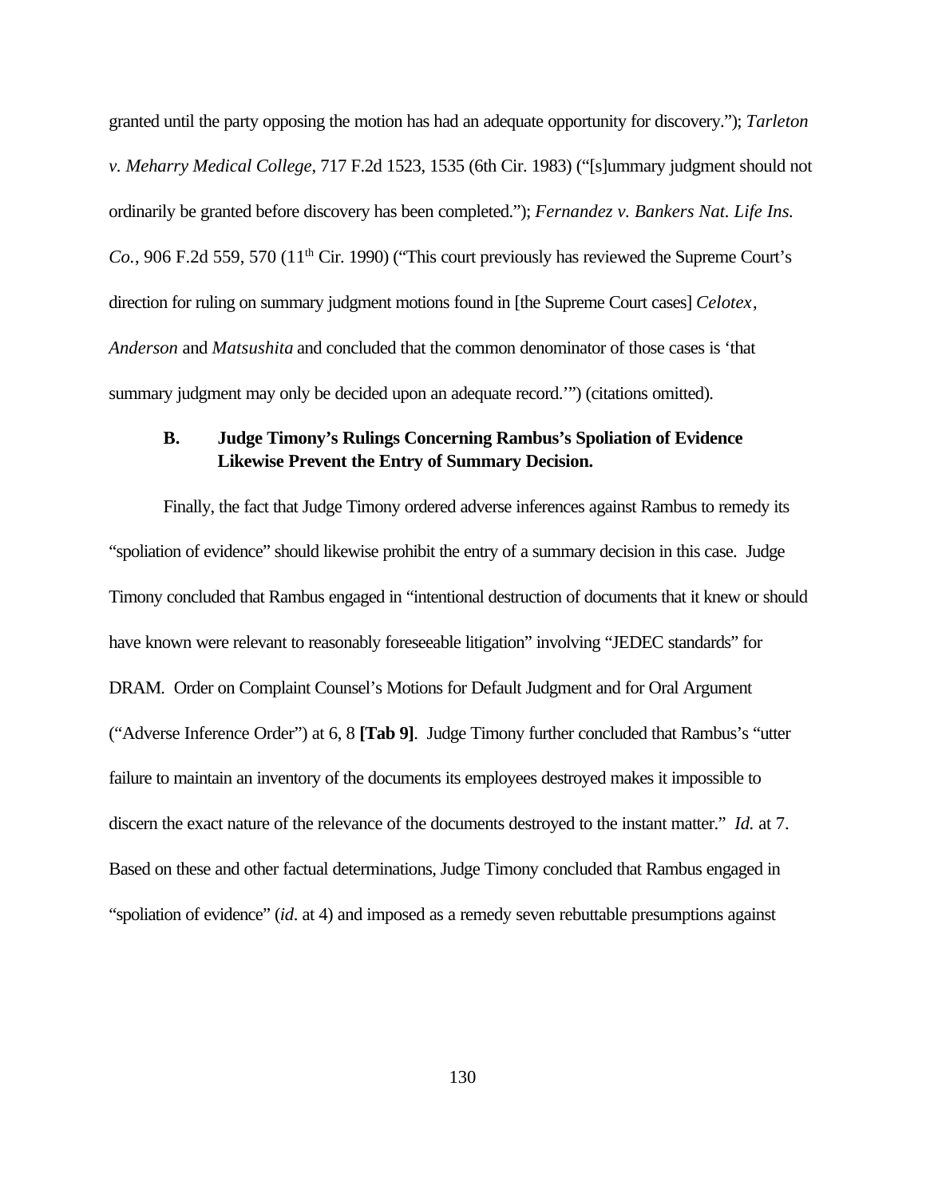granted until the party opposing the motion has had an adequate opportunity for discovery."); *Tarleton v. Meharry Medical College*, 717 F.2d 1523, 1535 (6th Cir. 1983) ("[s]ummary judgment should not ordinarily be granted before discovery has been completed."); *Fernandez v. Bankers Nat. Life Ins. Co.*, 906 F.2d 559, 570 (11th Cir. 1990) ("This court previously has reviewed the Supreme Court's direction for ruling on summary judgment motions found in [the Supreme Court cases] *Celotex*, *Anderson* and *Matsushita* and concluded that the common denominator of those cases is 'that summary judgment may only be decided upon an adequate record.'") (citations omitted).

### B. Judge Timony's Rulings Concerning Rambus's Spoliation of Evidence Likewise Prevent the Entry of Summary Decision.

Finally, the fact that Judge Timony ordered adverse inferences against Rambus to remedy its "spoliation of evidence" should likewise prohibit the entry of a summary decision in this case. Judge Timony concluded that Rambus engaged in "intentional destruction of documents that it knew or should have known were relevant to reasonably foreseeable litigation" involving "JEDEC standards" for DRAM. Order on Complaint Counsel's Motions for Default Judgment and for Oral Argument ("Adverse Inference Order") at 6, 8 **[Tab 9]**. Judge Timony further concluded that Rambus's "utter failure to maintain an inventory of the documents its employees destroyed makes it impossible to discern the exact nature of the relevance of the documents destroyed to the instant matter." *Id.* at 7. Based on these and other factual determinations, Judge Timony concluded that Rambus engaged in "spoliation of evidence" (*id*. at 4) and imposed as a remedy seven rebuttable presumptions against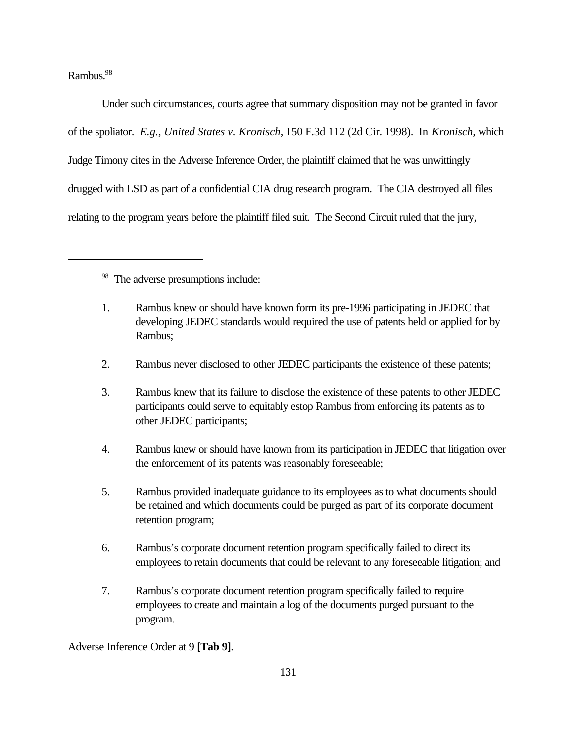Rambus.[98]

Under such circumstances, courts agree that summary disposition may not be granted in favor of the spoliator. *E.g.*, *United States v. Kronisch*, 150 F.3d 112 (2d Cir. 1998). In *Kronisch*, which Judge Timony cites in the Adverse Inference Order, the plaintiff claimed that he was unwittingly drugged with LSD as part of a confidential CIA drug research program. The CIA destroyed all files relating to the program years before the plaintiff filed suit. The Second Circuit ruled that the jury,

---

[98] The adverse presumptions include:

1. Rambus knew or should have known form its pre-1996 participating in JEDEC that developing JEDEC standards would required the use of patents held or applied for by Rambus;

2. Rambus never disclosed to other JEDEC participants the existence of these patents;

3. Rambus knew that its failure to disclose the existence of these patents to other JEDEC participants could serve to equitably estop Rambus from enforcing its patents as to other JEDEC participants;

4. Rambus knew or should have known from its participation in JEDEC that litigation over the enforcement of its patents was reasonably foreseeable;

5. Rambus provided inadequate guidance to its employees as to what documents should be retained and which documents could be purged as part of its corporate document retention program;

6. Rambus's corporate document retention program specifically failed to direct its employees to retain documents that could be relevant to any foreseeable litigation; and

7. Rambus's corporate document retention program specifically failed to require employees to create and maintain a log of the documents purged pursuant to the program.

Adverse Inference Order at 9 **[Tab 9]**.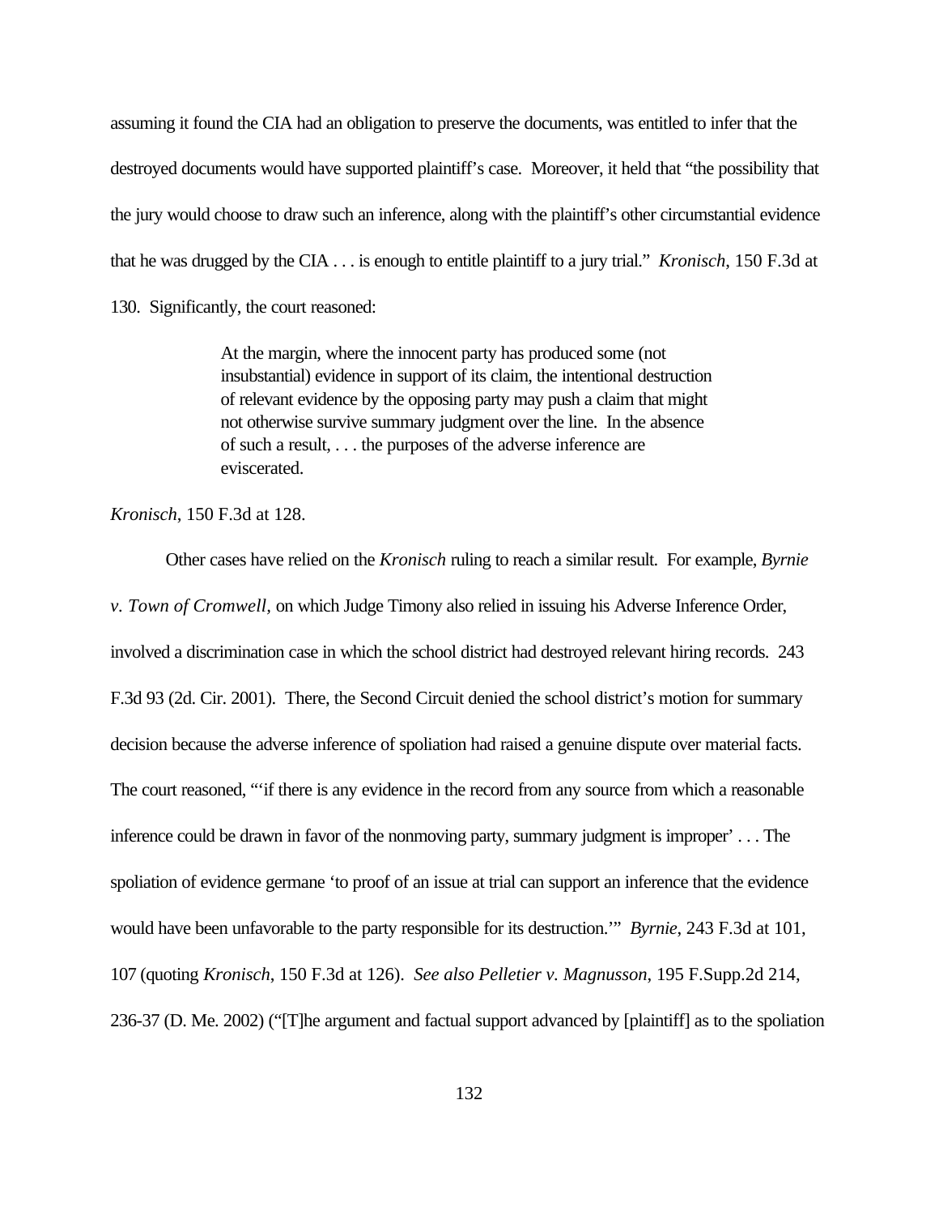assuming it found the CIA had an obligation to preserve the documents, was entitled to infer that the destroyed documents would have supported plaintiff's case. Moreover, it held that "the possibility that the jury would choose to draw such an inference, along with the plaintiff's other circumstantial evidence that he was drugged by the CIA . . . is enough to entitle plaintiff to a jury trial." *Kronisch*, 150 F.3d at 130. Significantly, the court reasoned:

> At the margin, where the innocent party has produced some (not insubstantial) evidence in support of its claim, the intentional destruction of relevant evidence by the opposing party may push a claim that might not otherwise survive summary judgment over the line. In the absence of such a result, . . . the purposes of the adverse inference are eviscerated.

*Kronisch*, 150 F.3d at 128.

Other cases have relied on the *Kronisch* ruling to reach a similar result. For example, *Byrnie v. Town of Cromwell,* on which Judge Timony also relied in issuing his Adverse Inference Order, involved a discrimination case in which the school district had destroyed relevant hiring records. 243 F.3d 93 (2d. Cir. 2001). There, the Second Circuit denied the school district's motion for summary decision because the adverse inference of spoliation had raised a genuine dispute over material facts. The court reasoned, "'if there is any evidence in the record from any source from which a reasonable inference could be drawn in favor of the nonmoving party, summary judgment is improper' . . . The spoliation of evidence germane 'to proof of an issue at trial can support an inference that the evidence would have been unfavorable to the party responsible for its destruction.'" *Byrnie*, 243 F.3d at 101, 107 (quoting *Kronisch*, 150 F.3d at 126). *See also Pelletier v. Magnusson*, 195 F.Supp.2d 214, 236-37 (D. Me. 2002) ("[T]he argument and factual support advanced by [plaintiff] as to the spoliation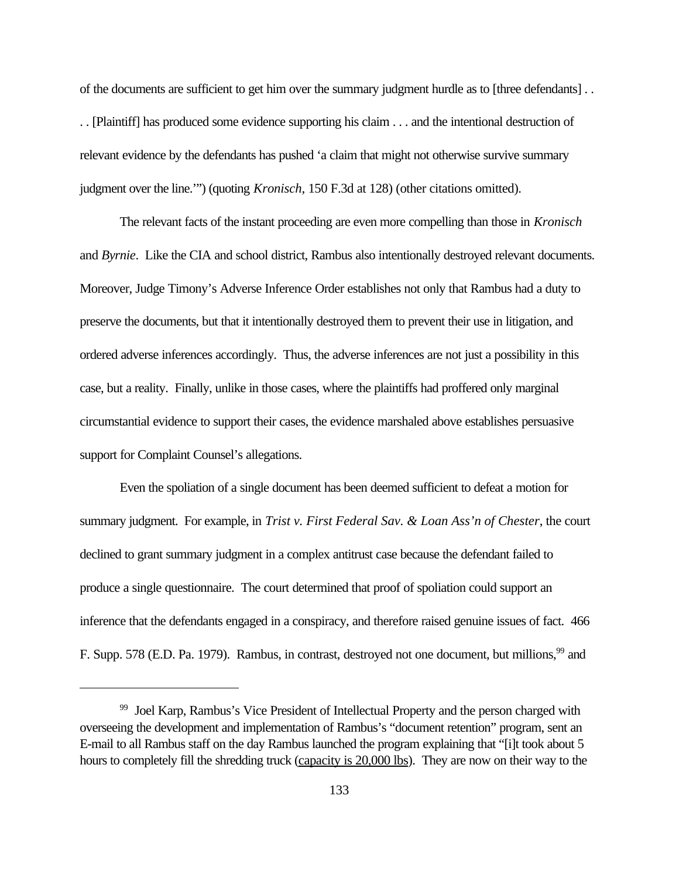of the documents are sufficient to get him over the summary judgment hurdle as to [three defendants] . . . . [Plaintiff] has produced some evidence supporting his claim . . . and the intentional destruction of relevant evidence by the defendants has pushed 'a claim that might not otherwise survive summary judgment over the line.'") (quoting *Kronisch*, 150 F.3d at 128) (other citations omitted).

The relevant facts of the instant proceeding are even more compelling than those in *Kronisch* and *Byrnie*. Like the CIA and school district, Rambus also intentionally destroyed relevant documents. Moreover, Judge Timony's Adverse Inference Order establishes not only that Rambus had a duty to preserve the documents, but that it intentionally destroyed them to prevent their use in litigation, and ordered adverse inferences accordingly. Thus, the adverse inferences are not just a possibility in this case, but a reality. Finally, unlike in those cases, where the plaintiffs had proffered only marginal circumstantial evidence to support their cases, the evidence marshaled above establishes persuasive support for Complaint Counsel's allegations.

Even the spoliation of a single document has been deemed sufficient to defeat a motion for summary judgment. For example, in *Trist v. First Federal Sav. & Loan Ass'n of Chester*, the court declined to grant summary judgment in a complex antitrust case because the defendant failed to produce a single questionnaire. The court determined that proof of spoliation could support an inference that the defendants engaged in a conspiracy, and therefore raised genuine issues of fact. 466 F. Supp. 578 (E.D. Pa. 1979). Rambus, in contrast, destroyed not one document, but millions,[99] and

---

[99] Joel Karp, Rambus's Vice President of Intellectual Property and the person charged with overseeing the development and implementation of Rambus's "document retention" program, sent an E-mail to all Rambus staff on the day Rambus launched the program explaining that "[i]t took about 5 hours to completely fill the shredding truck (<u>capacity is 20,000 lbs</u>). They are now on their way to the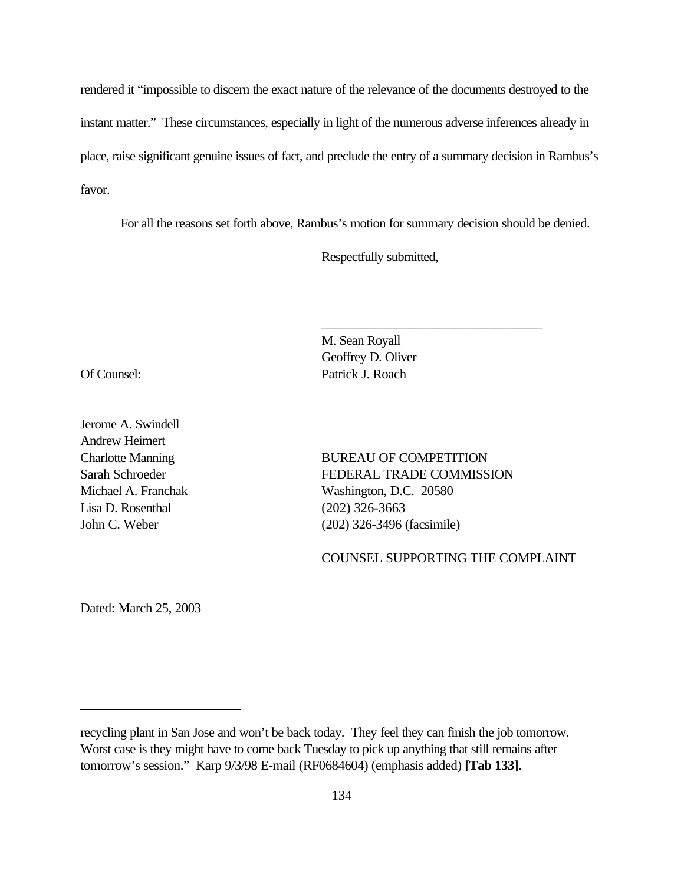rendered it "impossible to discern the exact nature of the relevance of the documents destroyed to the instant matter." These circumstances, especially in light of the numerous adverse inferences already in place, raise significant genuine issues of fact, and preclude the entry of a summary decision in Rambus's favor.

For all the reasons set forth above, Rambus's motion for summary decision should be denied.

Respectfully submitted,

\_\_\_\_\_\_\_\_\_\_\_\_\_\_\_\_\_\_\_\_\_\_\_\_\_\_\_\_\_\_\_\_\_\_

M. Sean Royall
Geoffrey D. Oliver
Patrick J. Roach

BUREAU OF COMPETITION
FEDERAL TRADE COMMISSION
Washington, D.C. 20580
(202) 326-3663
(202) 326-3496 (facsimile)

COUNSEL SUPPORTING THE COMPLAINT

Of Counsel:

Jerome A. Swindell
Andrew Heimert
Charlotte Manning
Sarah Schroeder
Michael A. Franchak
Lisa D. Rosenthal
John C. Weber

Dated: March 25, 2003

---

recycling plant in San Jose and won't be back today. They feel they can finish the job tomorrow. Worst case is they might have to come back Tuesday to pick up anything that still remains after tomorrow's session." Karp 9/3/98 E-mail (RF0684604) (emphasis added) **[Tab 133]**.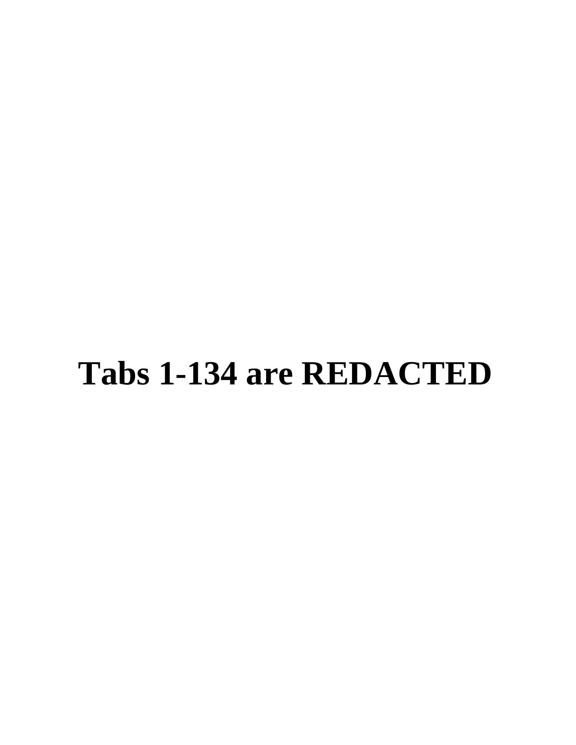# Tabs 1-134 are REDACTED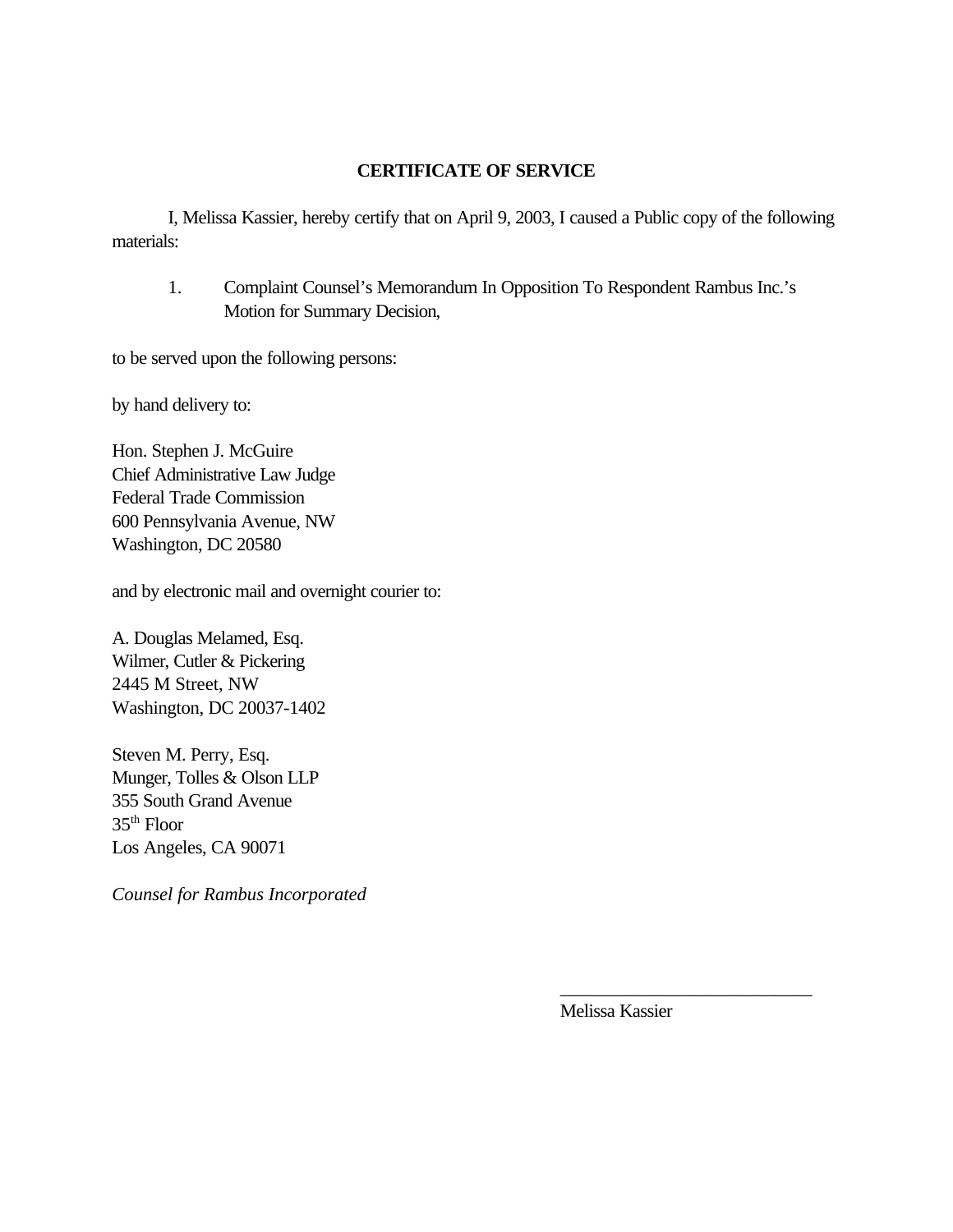**CERTIFICATE OF SERVICE**

I, Melissa Kassier, hereby certify that on April 9, 2003, I caused a Public copy of the following materials:

1. Complaint Counsel's Memorandum In Opposition To Respondent Rambus Inc.'s Motion for Summary Decision,

to be served upon the following persons:

by hand delivery to:

Hon. Stephen J. McGuire
Chief Administrative Law Judge
Federal Trade Commission
600 Pennsylvania Avenue, NW
Washington, DC 20580

and by electronic mail and overnight courier to:

A. Douglas Melamed, Esq.
Wilmer, Cutler & Pickering
2445 M Street, NW
Washington, DC 20037-1402

Steven M. Perry, Esq.
Munger, Tolles & Olson LLP
355 South Grand Avenue
35th Floor
Los Angeles, CA 90071

*Counsel for Rambus Incorporated*

\_\_\_\_\_\_\_\_\_\_\_\_\_\_\_\_\_\_\_\_\_\_\_\_\_\_\_\_
Melissa Kassier